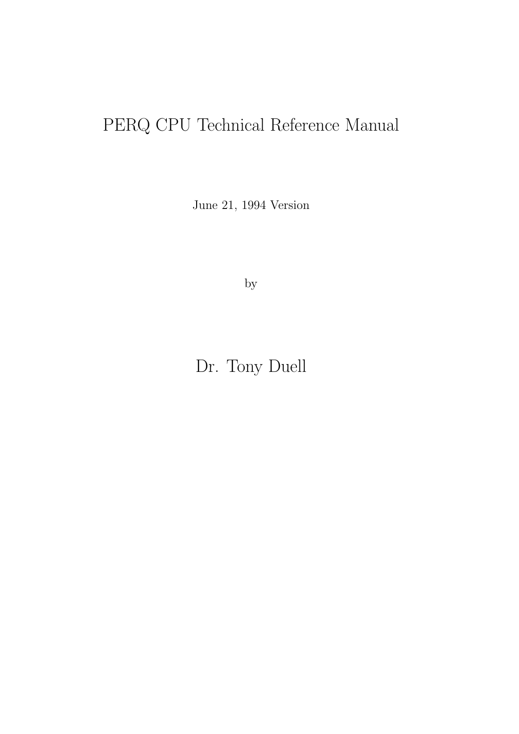# PERQ CPU Technical Reference Manual

June 21, 1994 Version

by

Dr. Tony Duell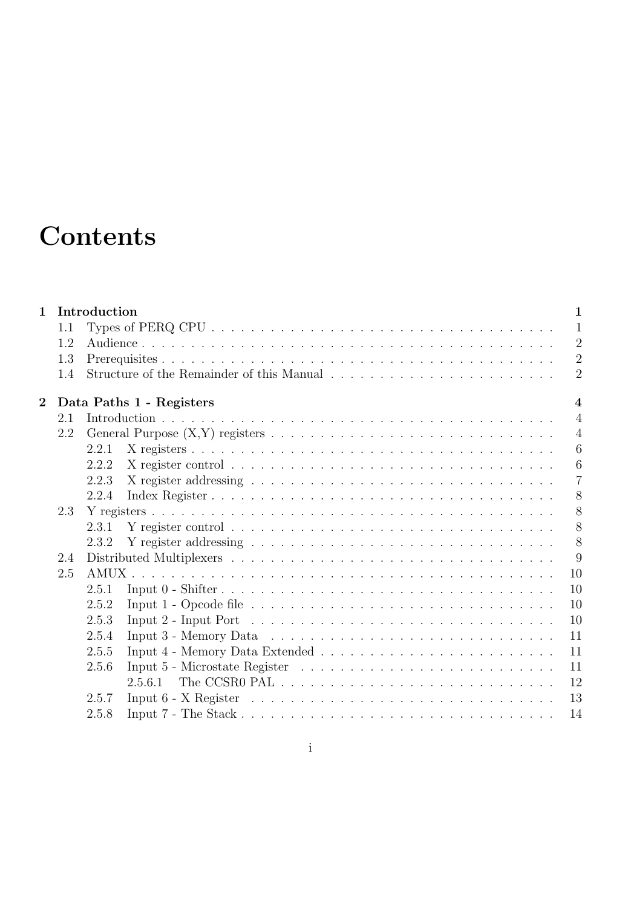# Contents

**1 Introduction** **1**
- 1.1 Types of PERQ CPU . . . . . . . . . . . . . . . . . . . . . . . . . . . . . . . . . . . . 1
- 1.2 Audience . . . . . . . . . . . . . . . . . . . . . . . . . . . . . . . . . . . . . . . . . 2
- 1.3 Prerequisites . . . . . . . . . . . . . . . . . . . . . . . . . . . . . . . . . . . . . . . 2
- 1.4 Structure of the Remainder of this Manual . . . . . . . . . . . . . . . . . . . . . . 2

**2 Data Paths 1 - Registers** **4**
- 2.1 Introduction . . . . . . . . . . . . . . . . . . . . . . . . . . . . . . . . . . . . . . . 4
- 2.2 General Purpose (X,Y) registers . . . . . . . . . . . . . . . . . . . . . . . . . . . . 4
  - 2.2.1 X registers . . . . . . . . . . . . . . . . . . . . . . . . . . . . . . . . . . . . 6
  - 2.2.2 X register control . . . . . . . . . . . . . . . . . . . . . . . . . . . . . . . . 6
  - 2.2.3 X register addressing . . . . . . . . . . . . . . . . . . . . . . . . . . . . . . 7
  - 2.2.4 Index Register . . . . . . . . . . . . . . . . . . . . . . . . . . . . . . . . . . 8
- 2.3 Y registers . . . . . . . . . . . . . . . . . . . . . . . . . . . . . . . . . . . . . . . 8
  - 2.3.1 Y register control . . . . . . . . . . . . . . . . . . . . . . . . . . . . . . . . 8
  - 2.3.2 Y register addressing . . . . . . . . . . . . . . . . . . . . . . . . . . . . . . 8
- 2.4 Distributed Multiplexers . . . . . . . . . . . . . . . . . . . . . . . . . . . . . . . . 9
- 2.5 AMUX . . . . . . . . . . . . . . . . . . . . . . . . . . . . . . . . . . . . . . . . . . 10
  - 2.5.1 Input 0 - Shifter . . . . . . . . . . . . . . . . . . . . . . . . . . . . . . . . . 10
  - 2.5.2 Input 1 - Opcode file . . . . . . . . . . . . . . . . . . . . . . . . . . . . . . 10
  - 2.5.3 Input 2 - Input Port . . . . . . . . . . . . . . . . . . . . . . . . . . . . . . 10
  - 2.5.4 Input 3 - Memory Data . . . . . . . . . . . . . . . . . . . . . . . . . . . . . 11
  - 2.5.5 Input 4 - Memory Data Extended . . . . . . . . . . . . . . . . . . . . . . . . 11
  - 2.5.6 Input 5 - Microstate Register . . . . . . . . . . . . . . . . . . . . . . . . . 11
    - 2.5.6.1 The CCSR0 PAL . . . . . . . . . . . . . . . . . . . . . . . . . . . . 12
  - 2.5.7 Input 6 - X Register . . . . . . . . . . . . . . . . . . . . . . . . . . . . . . 13
  - 2.5.8 Input 7 - The Stack . . . . . . . . . . . . . . . . . . . . . . . . . . . . . . . 14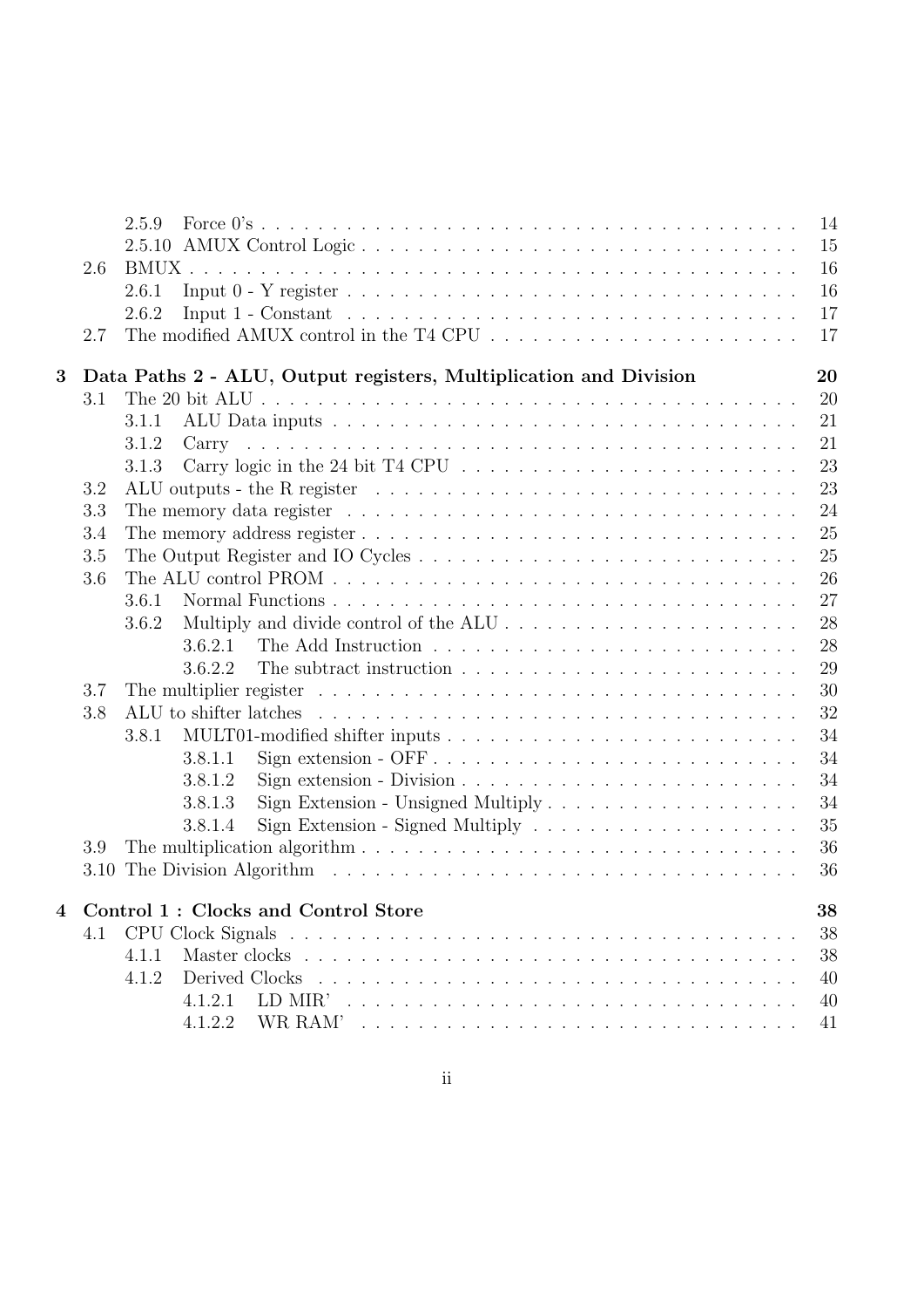- 2.5.9 Force 0's . . . 14
- 2.5.10 AMUX Control Logic . . . 15
- 2.6 BMUX . . . 16
  - 2.6.1 Input 0 - Y register . . . 16
  - 2.6.2 Input 1 - Constant . . . 17
- 2.7 The modified AMUX control in the T4 CPU . . . 17

**3 Data Paths 2 - ALU, Output registers, Multiplication and Division** **20**

- 3.1 The 20 bit ALU . . . 20
  - 3.1.1 ALU Data inputs . . . 21
  - 3.1.2 Carry . . . 21
  - 3.1.3 Carry logic in the 24 bit T4 CPU . . . 23
- 3.2 ALU outputs - the R register . . . 23
- 3.3 The memory data register . . . 24
- 3.4 The memory address register . . . 25
- 3.5 The Output Register and IO Cycles . . . 25
- 3.6 The ALU control PROM . . . 26
  - 3.6.1 Normal Functions . . . 27
  - 3.6.2 Multiply and divide control of the ALU . . . 28
    - 3.6.2.1 The Add Instruction . . . 28
    - 3.6.2.2 The subtract instruction . . . 29
- 3.7 The multiplier register . . . 30
- 3.8 ALU to shifter latches . . . 32
  - 3.8.1 MULT01-modified shifter inputs . . . 34
    - 3.8.1.1 Sign extension - OFF . . . 34
    - 3.8.1.2 Sign extension - Division . . . 34
    - 3.8.1.3 Sign Extension - Unsigned Multiply . . . 34
    - 3.8.1.4 Sign Extension - Signed Multiply . . . 35
- 3.9 The multiplication algorithm . . . 36
- 3.10 The Division Algorithm . . . 36

**4 Control 1 : Clocks and Control Store** **38**

- 4.1 CPU Clock Signals . . . 38
  - 4.1.1 Master clocks . . . 38
  - 4.1.2 Derived Clocks . . . 40
    - 4.1.2.1 LD MIR' . . . 40
    - 4.1.2.2 WR RAM' . . . 41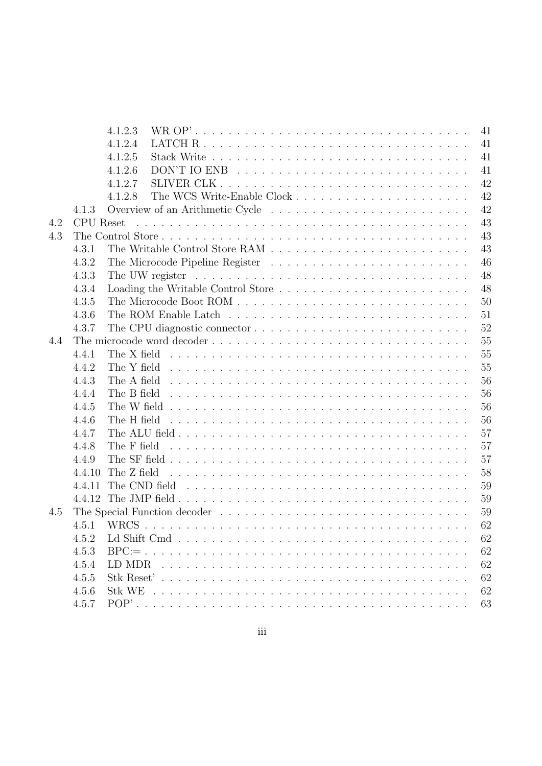- 4.1.2.3 WR OP' . . . 41
- 4.1.2.4 LATCH R . . . 41
- 4.1.2.5 Stack Write . . . 41
- 4.1.2.6 DON'T IO ENB . . . 41
- 4.1.2.7 SLIVER CLK . . . 42
- 4.1.2.8 The WCS Write-Enable Clock . . . 42
- 4.1.3 Overview of an Arithmetic Cycle . . . 42
- 4.2 CPU Reset . . . 43
- 4.3 The Control Store . . . 43
  - 4.3.1 The Writable Control Store RAM . . . 43
  - 4.3.2 The Microcode Pipeline Register . . . 46
  - 4.3.3 The UW register . . . 48
  - 4.3.4 Loading the Writable Control Store . . . 48
  - 4.3.5 The Microcode Boot ROM . . . 50
  - 4.3.6 The ROM Enable Latch . . . 51
  - 4.3.7 The CPU diagnostic connector . . . 52
- 4.4 The microcode word decoder . . . 55
  - 4.4.1 The X field . . . 55
  - 4.4.2 The Y field . . . 55
  - 4.4.3 The A field . . . 56
  - 4.4.4 The B field . . . 56
  - 4.4.5 The W field . . . 56
  - 4.4.6 The H field . . . 56
  - 4.4.7 The ALU field . . . 57
  - 4.4.8 The F field . . . 57
  - 4.4.9 The SF field . . . 57
  - 4.4.10 The Z field . . . 58
  - 4.4.11 The CND field . . . 59
  - 4.4.12 The JMP field . . . 59
- 4.5 The Special Function decoder . . . 59
  - 4.5.1 WRCS . . . 62
  - 4.5.2 Ld Shift Cmd . . . 62
  - 4.5.3 BPC:= . . . 62
  - 4.5.4 LD MDR . . . 62
  - 4.5.5 Stk Reset' . . . 62
  - 4.5.6 Stk WE . . . 62
  - 4.5.7 POP' . . . 63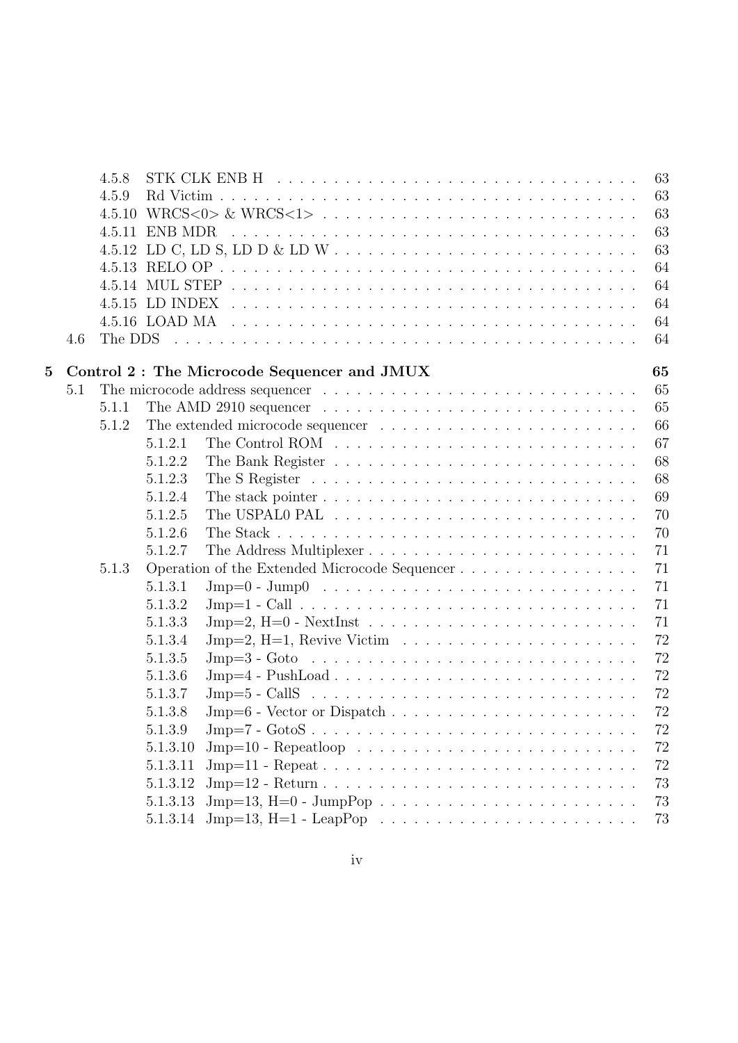- 4.5.8 STK CLK ENB H . . . 63
- 4.5.9 Rd Victim . . . 63
- 4.5.10 WRCS<0> & WRCS<1> . . . 63
- 4.5.11 ENB MDR . . . 63
- 4.5.12 LD C, LD S, LD D & LD W . . . 63
- 4.5.13 RELO OP . . . 64
- 4.5.14 MUL STEP . . . 64
- 4.5.15 LD INDEX . . . 64
- 4.5.16 LOAD MA . . . 64
- 4.6 The DDS . . . 64

**5 Control 2 : The Microcode Sequencer and JMUX** **65**

- 5.1 The microcode address sequencer . . . 65
  - 5.1.1 The AMD 2910 sequencer . . . 65
  - 5.1.2 The extended microcode sequencer . . . 66
    - 5.1.2.1 The Control ROM . . . 67
    - 5.1.2.2 The Bank Register . . . 68
    - 5.1.2.3 The S Register . . . 68
    - 5.1.2.4 The stack pointer . . . 69
    - 5.1.2.5 The USPAL0 PAL . . . 70
    - 5.1.2.6 The Stack . . . 70
    - 5.1.2.7 The Address Multiplexer . . . 71
  - 5.1.3 Operation of the Extended Microcode Sequencer . . . 71
    - 5.1.3.1 Jmp=0 - Jump0 . . . 71
    - 5.1.3.2 Jmp=1 - Call . . . 71
    - 5.1.3.3 Jmp=2, H=0 - NextInst . . . 71
    - 5.1.3.4 Jmp=2, H=1, Revive Victim . . . 72
    - 5.1.3.5 Jmp=3 - Goto . . . 72
    - 5.1.3.6 Jmp=4 - PushLoad . . . 72
    - 5.1.3.7 Jmp=5 - CallS . . . 72
    - 5.1.3.8 Jmp=6 - Vector or Dispatch . . . 72
    - 5.1.3.9 Jmp=7 - GotoS . . . 72
    - 5.1.3.10 Jmp=10 - Repeatloop . . . 72
    - 5.1.3.11 Jmp=11 - Repeat . . . 72
    - 5.1.3.12 Jmp=12 - Return . . . 73
    - 5.1.3.13 Jmp=13, H=0 - JumpPop . . . 73
    - 5.1.3.14 Jmp=13, H=1 - LeapPop . . . 73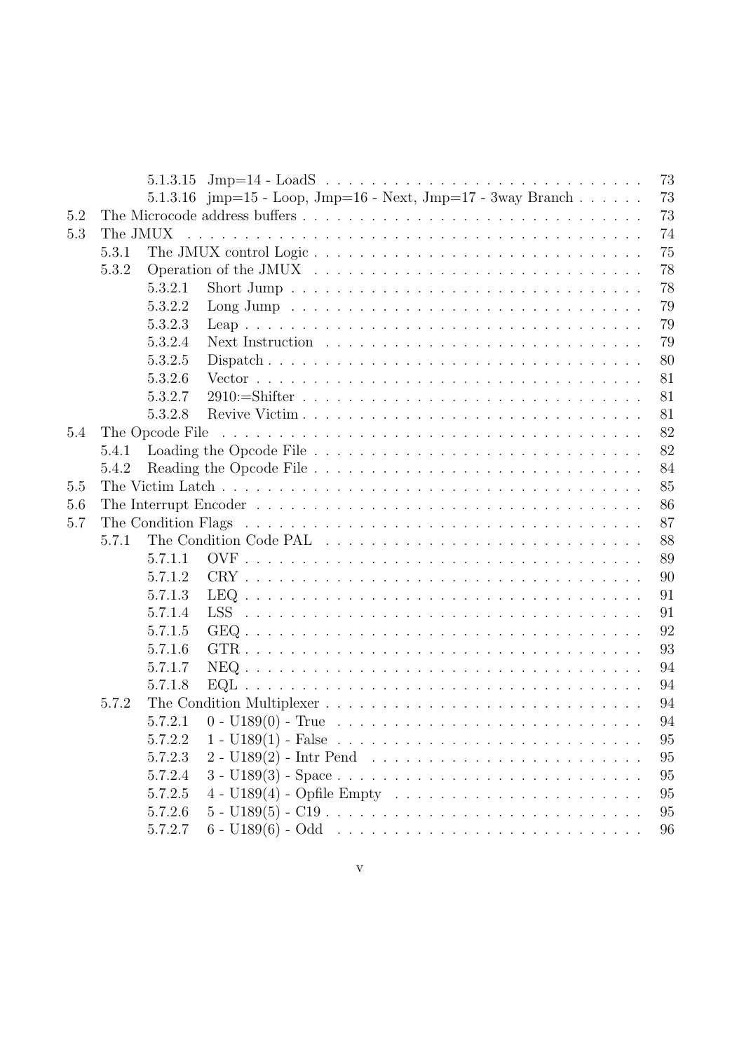5.1.3.15 Jmp=14 - LoadS . . . . . . . . . . . . . . . . . . . . . . . . . . . 73
5.1.3.16 jmp=15 - Loop, Jmp=16 - Next, Jmp=17 - 3way Branch . . . . . . 73
5.2 The Microcode address buffers . . . . . . . . . . . . . . . . . . . . . . . . . . . . . 73
5.3 The JMUX . . . . . . . . . . . . . . . . . . . . . . . . . . . . . . . . . . . . 74
5.3.1 The JMUX control Logic . . . . . . . . . . . . . . . . . . . . . . . . . . . . 75
5.3.2 Operation of the JMUX . . . . . . . . . . . . . . . . . . . . . . . . . . . . 78
5.3.2.1 Short Jump . . . . . . . . . . . . . . . . . . . . . . . . . . . . . . 78
5.3.2.2 Long Jump . . . . . . . . . . . . . . . . . . . . . . . . . . . . . . 79
5.3.2.3 Leap . . . . . . . . . . . . . . . . . . . . . . . . . . . . . . . . . 79
5.3.2.4 Next Instruction . . . . . . . . . . . . . . . . . . . . . . . . . . . 79
5.3.2.5 Dispatch . . . . . . . . . . . . . . . . . . . . . . . . . . . . . . . 80
5.3.2.6 Vector . . . . . . . . . . . . . . . . . . . . . . . . . . . . . . . . 81
5.3.2.7 2910:=Shifter . . . . . . . . . . . . . . . . . . . . . . . . . . . . . 81
5.3.2.8 Revive Victim . . . . . . . . . . . . . . . . . . . . . . . . . . . . . 81
5.4 The Opcode File . . . . . . . . . . . . . . . . . . . . . . . . . . . . . . . . . 82
5.4.1 Loading the Opcode File . . . . . . . . . . . . . . . . . . . . . . . . . . . 82
5.4.2 Reading the Opcode File . . . . . . . . . . . . . . . . . . . . . . . . . . . 84
5.5 The Victim Latch . . . . . . . . . . . . . . . . . . . . . . . . . . . . . . . . . 85
5.6 The Interrupt Encoder . . . . . . . . . . . . . . . . . . . . . . . . . . . . . . 86
5.7 The Condition Flags . . . . . . . . . . . . . . . . . . . . . . . . . . . . . . . 87
5.7.1 The Condition Code PAL . . . . . . . . . . . . . . . . . . . . . . . . . . . 88
5.7.1.1 OVF . . . . . . . . . . . . . . . . . . . . . . . . . . . . . . . . . . 89
5.7.1.2 CRY . . . . . . . . . . . . . . . . . . . . . . . . . . . . . . . . . . 90
5.7.1.3 LEQ . . . . . . . . . . . . . . . . . . . . . . . . . . . . . . . . . . 91
5.7.1.4 LSS . . . . . . . . . . . . . . . . . . . . . . . . . . . . . . . . . . 91
5.7.1.5 GEQ . . . . . . . . . . . . . . . . . . . . . . . . . . . . . . . . . . 92
5.7.1.6 GTR . . . . . . . . . . . . . . . . . . . . . . . . . . . . . . . . . . 93
5.7.1.7 NEQ . . . . . . . . . . . . . . . . . . . . . . . . . . . . . . . . . . 94
5.7.1.8 EQL . . . . . . . . . . . . . . . . . . . . . . . . . . . . . . . . . . 94
5.7.2 The Condition Multiplexer . . . . . . . . . . . . . . . . . . . . . . . . . . . 94
5.7.2.1 0 - U189(0) - True . . . . . . . . . . . . . . . . . . . . . . . . . . 94
5.7.2.2 1 - U189(1) - False . . . . . . . . . . . . . . . . . . . . . . . . . . 95
5.7.2.3 2 - U189(2) - Intr Pend . . . . . . . . . . . . . . . . . . . . . . . . 95
5.7.2.4 3 - U189(3) - Space . . . . . . . . . . . . . . . . . . . . . . . . . . 95
5.7.2.5 4 - U189(4) - Opfile Empty . . . . . . . . . . . . . . . . . . . . . . 95
5.7.2.6 5 - U189(5) - C19 . . . . . . . . . . . . . . . . . . . . . . . . . . . 95
5.7.2.7 6 - U189(6) - Odd . . . . . . . . . . . . . . . . . . . . . . . . . . . 96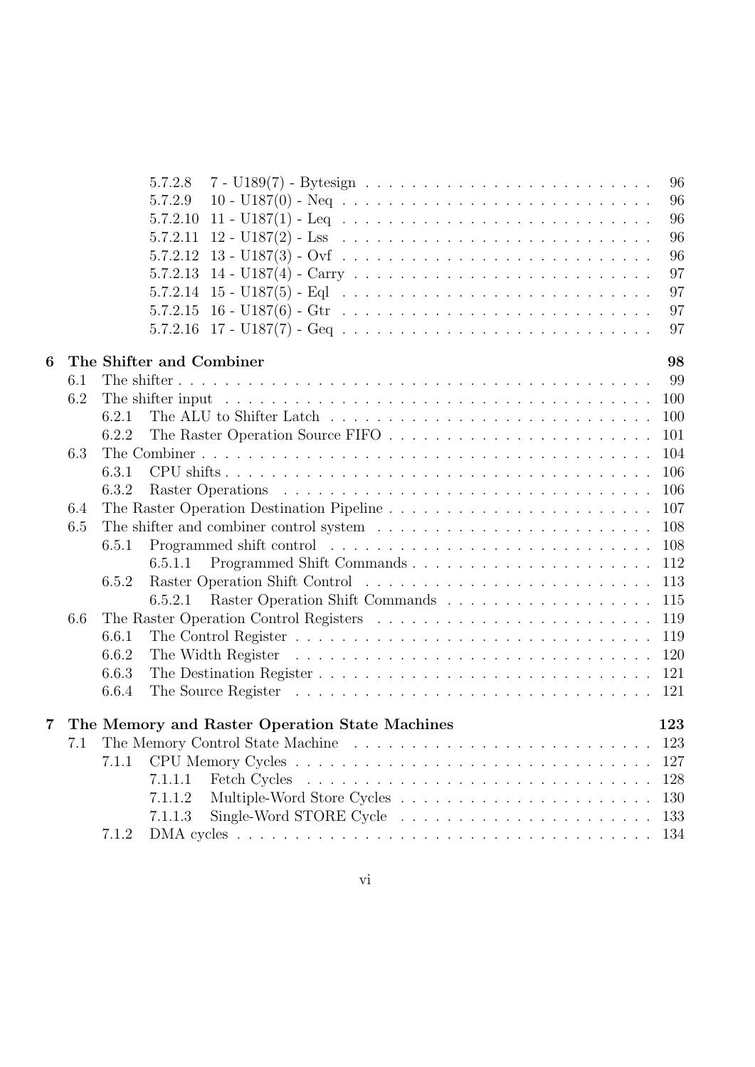5.7.2.8 7 - U189(7) - Bytesign . . . . . . . . . . . . . . . . . . . . . . . . 96
5.7.2.9 10 - U187(0) - Neq . . . . . . . . . . . . . . . . . . . . . . . . . . 96
5.7.2.10 11 - U187(1) - Leq . . . . . . . . . . . . . . . . . . . . . . . . . . 96
5.7.2.11 12 - U187(2) - Lss . . . . . . . . . . . . . . . . . . . . . . . . . . 96
5.7.2.12 13 - U187(3) - Ovf . . . . . . . . . . . . . . . . . . . . . . . . . . 96
5.7.2.13 14 - U187(4) - Carry . . . . . . . . . . . . . . . . . . . . . . . . . 97
5.7.2.14 15 - U187(5) - Eql . . . . . . . . . . . . . . . . . . . . . . . . . . 97
5.7.2.15 16 - U187(6) - Gtr . . . . . . . . . . . . . . . . . . . . . . . . . . 97
5.7.2.16 17 - U187(7) - Geq . . . . . . . . . . . . . . . . . . . . . . . . . . 97

**6 The Shifter and Combiner** **98**

6.1 The shifter . . . . . . . . . . . . . . . . . . . . . . . . . . . . . . . . . . . . 99
6.2 The shifter input . . . . . . . . . . . . . . . . . . . . . . . . . . . . . . . . 100
6.2.1 The ALU to Shifter Latch . . . . . . . . . . . . . . . . . . . . . . . . . . 100
6.2.2 The Raster Operation Source FIFO . . . . . . . . . . . . . . . . . . . . . 101
6.3 The Combiner . . . . . . . . . . . . . . . . . . . . . . . . . . . . . . . . . . 104
6.3.1 CPU shifts . . . . . . . . . . . . . . . . . . . . . . . . . . . . . . . . . . 106
6.3.2 Raster Operations . . . . . . . . . . . . . . . . . . . . . . . . . . . . . . 106
6.4 The Raster Operation Destination Pipeline . . . . . . . . . . . . . . . . . . . 107
6.5 The shifter and combiner control system . . . . . . . . . . . . . . . . . . . . 108
6.5.1 Programmed shift control . . . . . . . . . . . . . . . . . . . . . . . . . . 108
6.5.1.1 Programmed Shift Commands . . . . . . . . . . . . . . . . . . . . . . 112
6.5.2 Raster Operation Shift Control . . . . . . . . . . . . . . . . . . . . . . . 113
6.5.2.1 Raster Operation Shift Commands . . . . . . . . . . . . . . . . . . . 115
6.6 The Raster Operation Control Registers . . . . . . . . . . . . . . . . . . . . 119
6.6.1 The Control Register . . . . . . . . . . . . . . . . . . . . . . . . . . . . . 119
6.6.2 The Width Register . . . . . . . . . . . . . . . . . . . . . . . . . . . . . . 120
6.6.3 The Destination Register . . . . . . . . . . . . . . . . . . . . . . . . . . . 121
6.6.4 The Source Register . . . . . . . . . . . . . . . . . . . . . . . . . . . . . . 121

**7 The Memory and Raster Operation State Machines** **123**

7.1 The Memory Control State Machine . . . . . . . . . . . . . . . . . . . . . . 123
7.1.1 CPU Memory Cycles . . . . . . . . . . . . . . . . . . . . . . . . . . . . . 127
7.1.1.1 Fetch Cycles . . . . . . . . . . . . . . . . . . . . . . . . . . . . . . . 128
7.1.1.2 Multiple-Word Store Cycles . . . . . . . . . . . . . . . . . . . . . . . 130
7.1.1.3 Single-Word STORE Cycle . . . . . . . . . . . . . . . . . . . . . . . 133
7.1.2 DMA cycles . . . . . . . . . . . . . . . . . . . . . . . . . . . . . . . . . . 134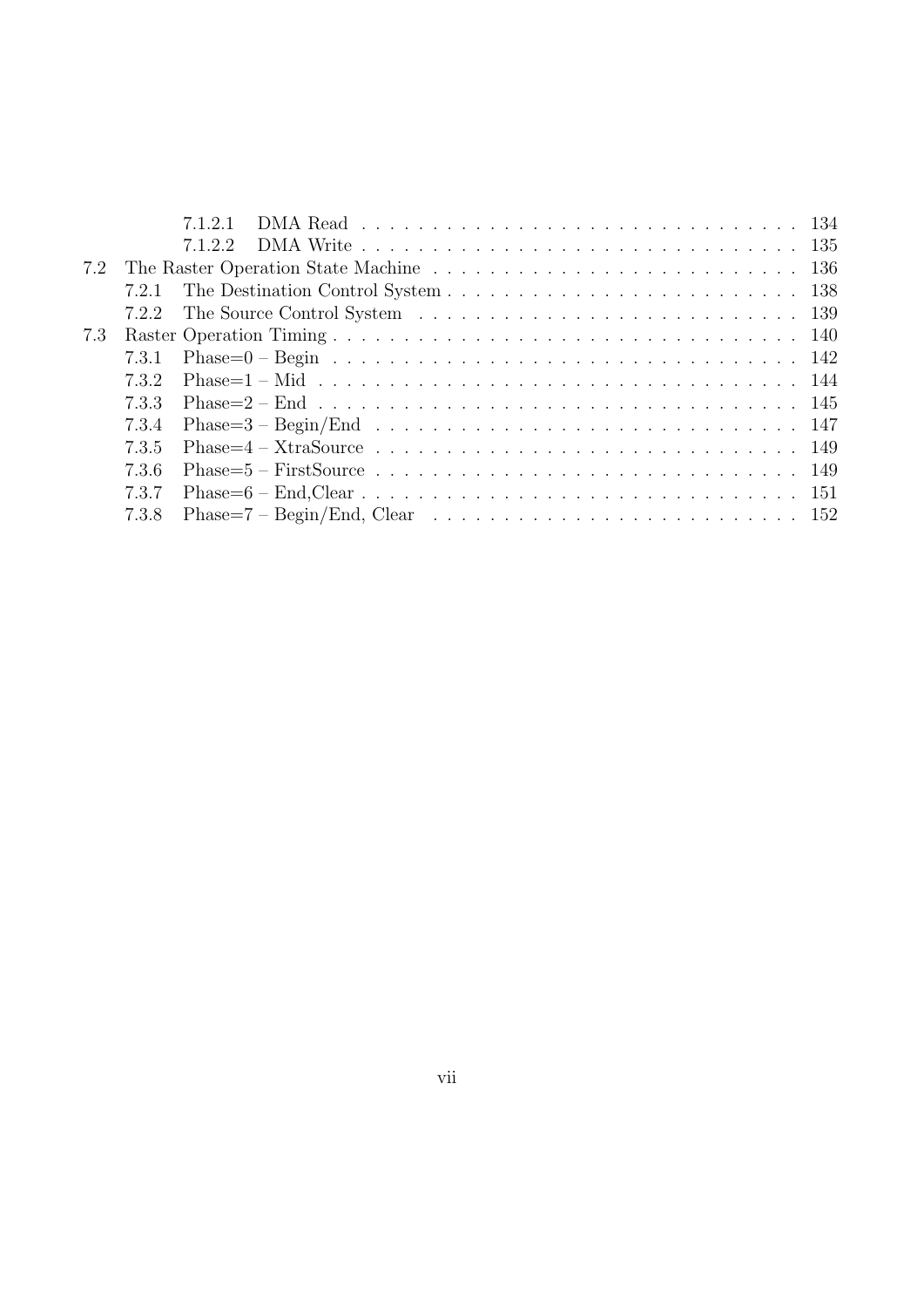- 7.1.2.1 DMA Read . . . . . . . . . . . . . . . . . . . . . . . . . . . . . . . . 134
- 7.1.2.2 DMA Write . . . . . . . . . . . . . . . . . . . . . . . . . . . . . . . . 135

7.2 The Raster Operation State Machine . . . . . . . . . . . . . . . . . . . . . . . . . . . 136

- 7.2.1 The Destination Control System . . . . . . . . . . . . . . . . . . . . . . . . . 138
- 7.2.2 The Source Control System . . . . . . . . . . . . . . . . . . . . . . . . . . . 139

7.3 Raster Operation Timing . . . . . . . . . . . . . . . . . . . . . . . . . . . . . . . . . 140

- 7.3.1 Phase=0 – Begin . . . . . . . . . . . . . . . . . . . . . . . . . . . . . . . . . 142
- 7.3.2 Phase=1 – Mid . . . . . . . . . . . . . . . . . . . . . . . . . . . . . . . . . . 144
- 7.3.3 Phase=2 – End . . . . . . . . . . . . . . . . . . . . . . . . . . . . . . . . . . 145
- 7.3.4 Phase=3 – Begin/End . . . . . . . . . . . . . . . . . . . . . . . . . . . . . . 147
- 7.3.5 Phase=4 – XtraSource . . . . . . . . . . . . . . . . . . . . . . . . . . . . . . 149
- 7.3.6 Phase=5 – FirstSource . . . . . . . . . . . . . . . . . . . . . . . . . . . . . . 149
- 7.3.7 Phase=6 – End,Clear . . . . . . . . . . . . . . . . . . . . . . . . . . . . . . . 151
- 7.3.8 Phase=7 – Begin/End, Clear . . . . . . . . . . . . . . . . . . . . . . . . . . 152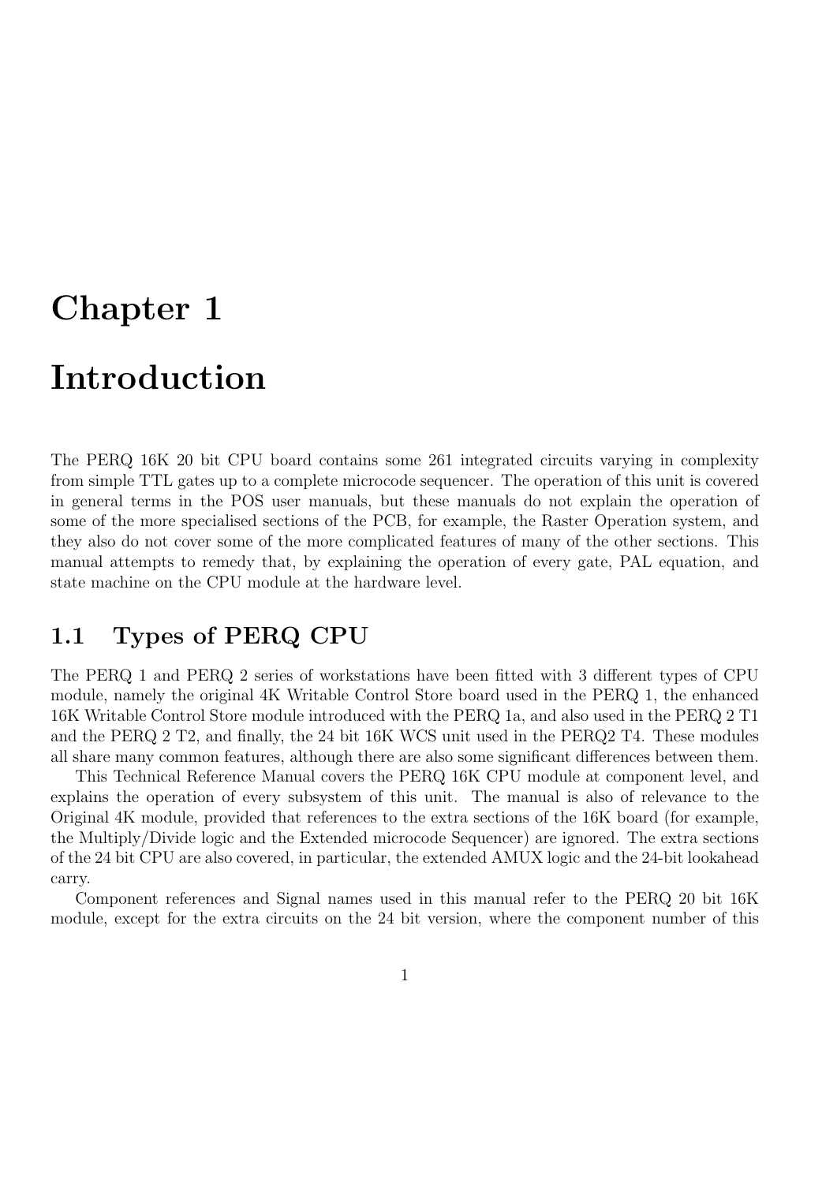# Chapter 1

# Introduction

The PERQ 16K 20 bit CPU board contains some 261 integrated circuits varying in complexity from simple TTL gates up to a complete microcode sequencer. The operation of this unit is covered in general terms in the POS user manuals, but these manuals do not explain the operation of some of the more specialised sections of the PCB, for example, the Raster Operation system, and they also do not cover some of the more complicated features of many of the other sections. This manual attempts to remedy that, by explaining the operation of every gate, PAL equation, and state machine on the CPU module at the hardware level.

## 1.1 Types of PERQ CPU

The PERQ 1 and PERQ 2 series of workstations have been fitted with 3 different types of CPU module, namely the original 4K Writable Control Store board used in the PERQ 1, the enhanced 16K Writable Control Store module introduced with the PERQ 1a, and also used in the PERQ 2 T1 and the PERQ 2 T2, and finally, the 24 bit 16K WCS unit used in the PERQ2 T4. These modules all share many common features, although there are also some significant differences between them.

This Technical Reference Manual covers the PERQ 16K CPU module at component level, and explains the operation of every subsystem of this unit. The manual is also of relevance to the Original 4K module, provided that references to the extra sections of the 16K board (for example, the Multiply/Divide logic and the Extended microcode Sequencer) are ignored. The extra sections of the 24 bit CPU are also covered, in particular, the extended AMUX logic and the 24-bit lookahead carry.

Component references and Signal names used in this manual refer to the PERQ 20 bit 16K module, except for the extra circuits on the 24 bit version, where the component number of this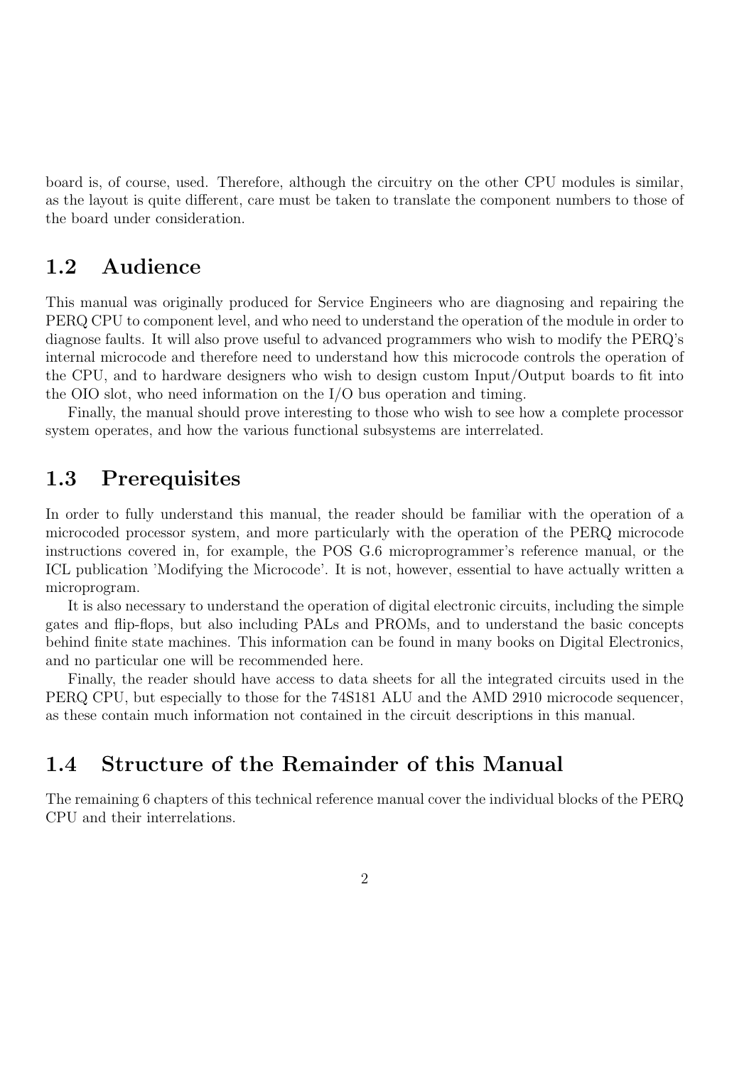board is, of course, used. Therefore, although the circuitry on the other CPU modules is similar, as the layout is quite different, care must be taken to translate the component numbers to those of the board under consideration.

## 1.2 Audience

This manual was originally produced for Service Engineers who are diagnosing and repairing the PERQ CPU to component level, and who need to understand the operation of the module in order to diagnose faults. It will also prove useful to advanced programmers who wish to modify the PERQ's internal microcode and therefore need to understand how this microcode controls the operation of the CPU, and to hardware designers who wish to design custom Input/Output boards to fit into the OIO slot, who need information on the I/O bus operation and timing.

Finally, the manual should prove interesting to those who wish to see how a complete processor system operates, and how the various functional subsystems are interrelated.

## 1.3 Prerequisites

In order to fully understand this manual, the reader should be familiar with the operation of a microcoded processor system, and more particularly with the operation of the PERQ microcode instructions covered in, for example, the POS G.6 microprogrammer's reference manual, or the ICL publication 'Modifying the Microcode'. It is not, however, essential to have actually written a microprogram.

It is also necessary to understand the operation of digital electronic circuits, including the simple gates and flip-flops, but also including PALs and PROMs, and to understand the basic concepts behind finite state machines. This information can be found in many books on Digital Electronics, and no particular one will be recommended here.

Finally, the reader should have access to data sheets for all the integrated circuits used in the PERQ CPU, but especially to those for the 74S181 ALU and the AMD 2910 microcode sequencer, as these contain much information not contained in the circuit descriptions in this manual.

## 1.4 Structure of the Remainder of this Manual

The remaining 6 chapters of this technical reference manual cover the individual blocks of the PERQ CPU and their interrelations.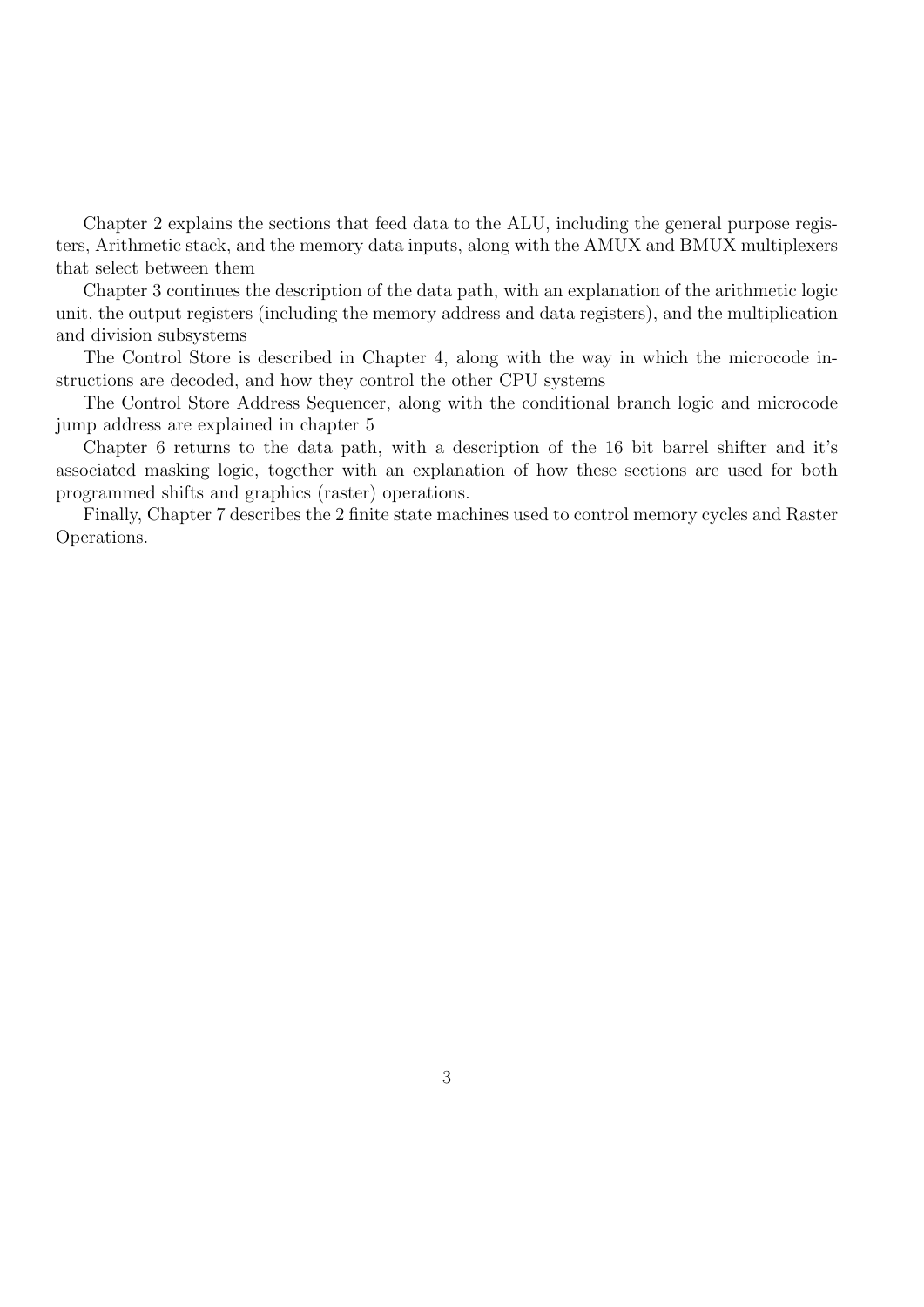Chapter 2 explains the sections that feed data to the ALU, including the general purpose registers, Arithmetic stack, and the memory data inputs, along with the AMUX and BMUX multiplexers that select between them

Chapter 3 continues the description of the data path, with an explanation of the arithmetic logic unit, the output registers (including the memory address and data registers), and the multiplication and division subsystems

The Control Store is described in Chapter 4, along with the way in which the microcode instructions are decoded, and how they control the other CPU systems

The Control Store Address Sequencer, along with the conditional branch logic and microcode jump address are explained in chapter 5

Chapter 6 returns to the data path, with a description of the 16 bit barrel shifter and it's associated masking logic, together with an explanation of how these sections are used for both programmed shifts and graphics (raster) operations.

Finally, Chapter 7 describes the 2 finite state machines used to control memory cycles and Raster Operations.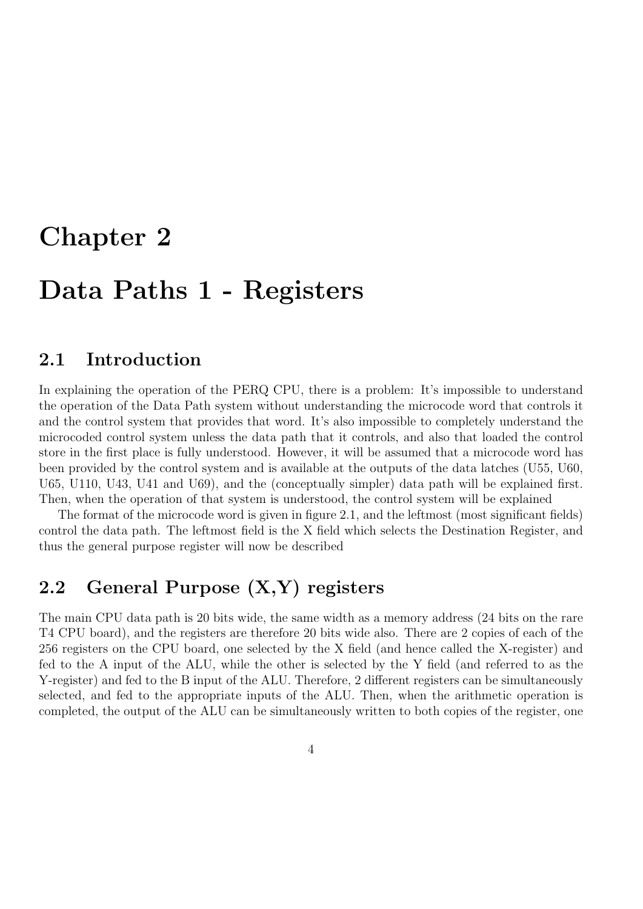# Chapter 2

# Data Paths 1 - Registers

## 2.1 Introduction

In explaining the operation of the PERQ CPU, there is a problem: It's impossible to understand the operation of the Data Path system without understanding the microcode word that controls it and the control system that provides that word. It's also impossible to completely understand the microcoded control system unless the data path that it controls, and also that loaded the control store in the first place is fully understood. However, it will be assumed that a microcode word has been provided by the control system and is available at the outputs of the data latches (U55, U60, U65, U110, U43, U41 and U69), and the (conceptually simpler) data path will be explained first. Then, when the operation of that system is understood, the control system will be explained

The format of the microcode word is given in figure 2.1, and the leftmost (most significant fields) control the data path. The leftmost field is the X field which selects the Destination Register, and thus the general purpose register will now be described

## 2.2 General Purpose (X,Y) registers

The main CPU data path is 20 bits wide, the same width as a memory address (24 bits on the rare T4 CPU board), and the registers are therefore 20 bits wide also. There are 2 copies of each of the 256 registers on the CPU board, one selected by the X field (and hence called the X-register) and fed to the A input of the ALU, while the other is selected by the Y field (and referred to as the Y-register) and fed to the B input of the ALU. Therefore, 2 different registers can be simultaneously selected, and fed to the appropriate inputs of the ALU. Then, when the arithmetic operation is completed, the output of the ALU can be simultaneously written to both copies of the register, one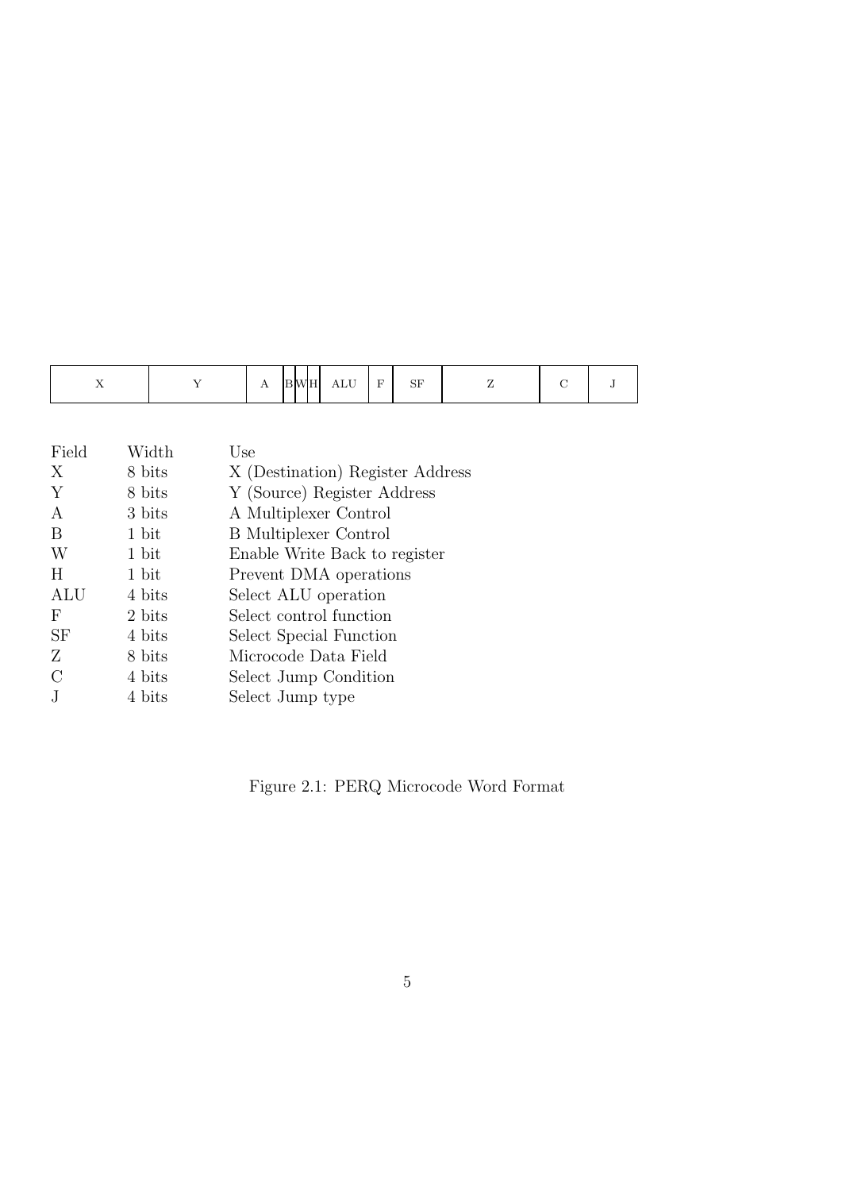| X | Y | A | B | W | H | ALU | F | SF | Z | C | J |
|---|---|---|---|---|---|---|---|---|---|---|---|

| Field | Width | Use |
|---|---|---|
| X | 8 bits | X (Destination) Register Address |
| Y | 8 bits | Y (Source) Register Address |
| A | 3 bits | A Multiplexer Control |
| B | 1 bit | B Multiplexer Control |
| W | 1 bit | Enable Write Back to register |
| H | 1 bit | Prevent DMA operations |
| ALU | 4 bits | Select ALU operation |
| F | 2 bits | Select control function |
| SF | 4 bits | Select Special Function |
| Z | 8 bits | Microcode Data Field |
| C | 4 bits | Select Jump Condition |
| J | 4 bits | Select Jump type |

Figure 2.1: PERQ Microcode Word Format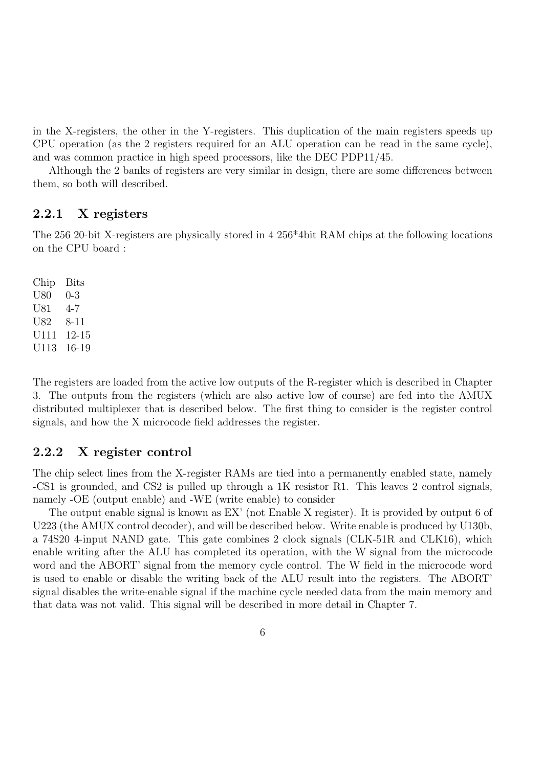in the X-registers, the other in the Y-registers. This duplication of the main registers speeds up CPU operation (as the 2 registers required for an ALU operation can be read in the same cycle), and was common practice in high speed processors, like the DEC PDP11/45.

Although the 2 banks of registers are very similar in design, there are some differences between them, so both will described.

### 2.2.1 X registers

The 256 20-bit X-registers are physically stored in 4 256*4bit RAM chips at the following locations on the CPU board :

| Chip | Bits |
|---|---|
| U80 | 0-3 |
| U81 | 4-7 |
| U82 | 8-11 |
| U111 | 12-15 |
| U113 | 16-19 |

The registers are loaded from the active low outputs of the R-register which is described in Chapter 3. The outputs from the registers (which are also active low of course) are fed into the AMUX distributed multiplexer that is described below. The first thing to consider is the register control signals, and how the X microcode field addresses the register.

### 2.2.2 X register control

The chip select lines from the X-register RAMs are tied into a permanently enabled state, namely -CS1 is grounded, and CS2 is pulled up through a 1K resistor R1. This leaves 2 control signals, namely -OE (output enable) and -WE (write enable) to consider

The output enable signal is known as EX' (not Enable X register). It is provided by output 6 of U223 (the AMUX control decoder), and will be described below. Write enable is produced by U130b, a 74S20 4-input NAND gate. This gate combines 2 clock signals (CLK-51R and CLK16), which enable writing after the ALU has completed its operation, with the W signal from the microcode word and the ABORT' signal from the memory cycle control. The W field in the microcode word is used to enable or disable the writing back of the ALU result into the registers. The ABORT' signal disables the write-enable signal if the machine cycle needed data from the main memory and that data was not valid. This signal will be described in more detail in Chapter 7.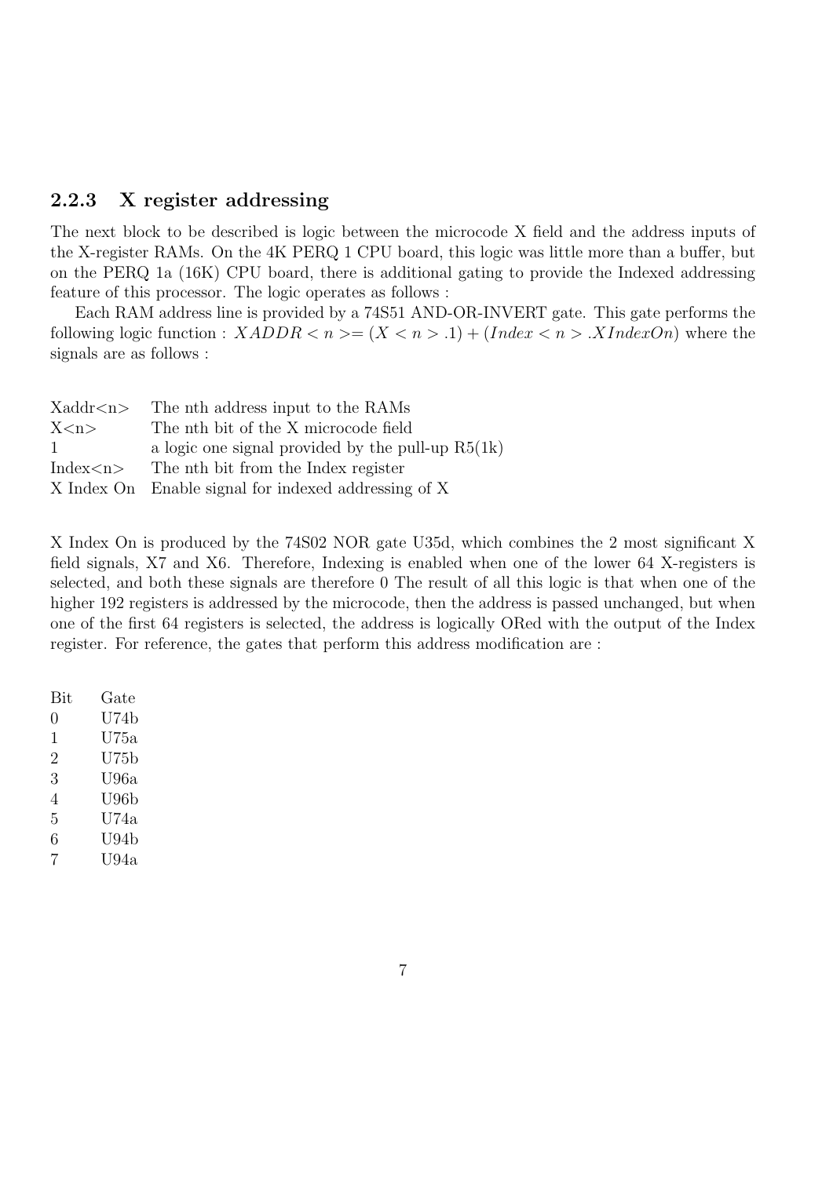### 2.2.3 X register addressing

The next block to be described is logic between the microcode X field and the address inputs of the X-register RAMs. On the 4K PERQ 1 CPU board, this logic was little more than a buffer, but on the PERQ 1a (16K) CPU board, there is additional gating to provide the Indexed addressing feature of this processor. The logic operates as follows :

Each RAM address line is provided by a 74S51 AND-OR-INVERT gate. This gate performs the following logic function : $XADDR < n >= (X < n > .1) + (Index < n > .XIndexOn)$ where the signals are as follows :

| | |
|---|---|
| Xaddr<n> | The nth address input to the RAMs |
| X<n> | The nth bit of the X microcode field |
| 1 | a logic one signal provided by the pull-up R5(1k) |
| Index<n> | The nth bit from the Index register |
| X Index On | Enable signal for indexed addressing of X |

X Index On is produced by the 74S02 NOR gate U35d, which combines the 2 most significant X field signals, X7 and X6. Therefore, Indexing is enabled when one of the lower 64 X-registers is selected, and both these signals are therefore 0 The result of all this logic is that when one of the higher 192 registers is addressed by the microcode, then the address is passed unchanged, but when one of the first 64 registers is selected, the address is logically ORed with the output of the Index register. For reference, the gates that perform this address modification are :

| Bit | Gate |
|---|---|
| 0 | U74b |
| 1 | U75a |
| 2 | U75b |
| 3 | U96a |
| 4 | U96b |
| 5 | U74a |
| 6 | U94b |
| 7 | U94a |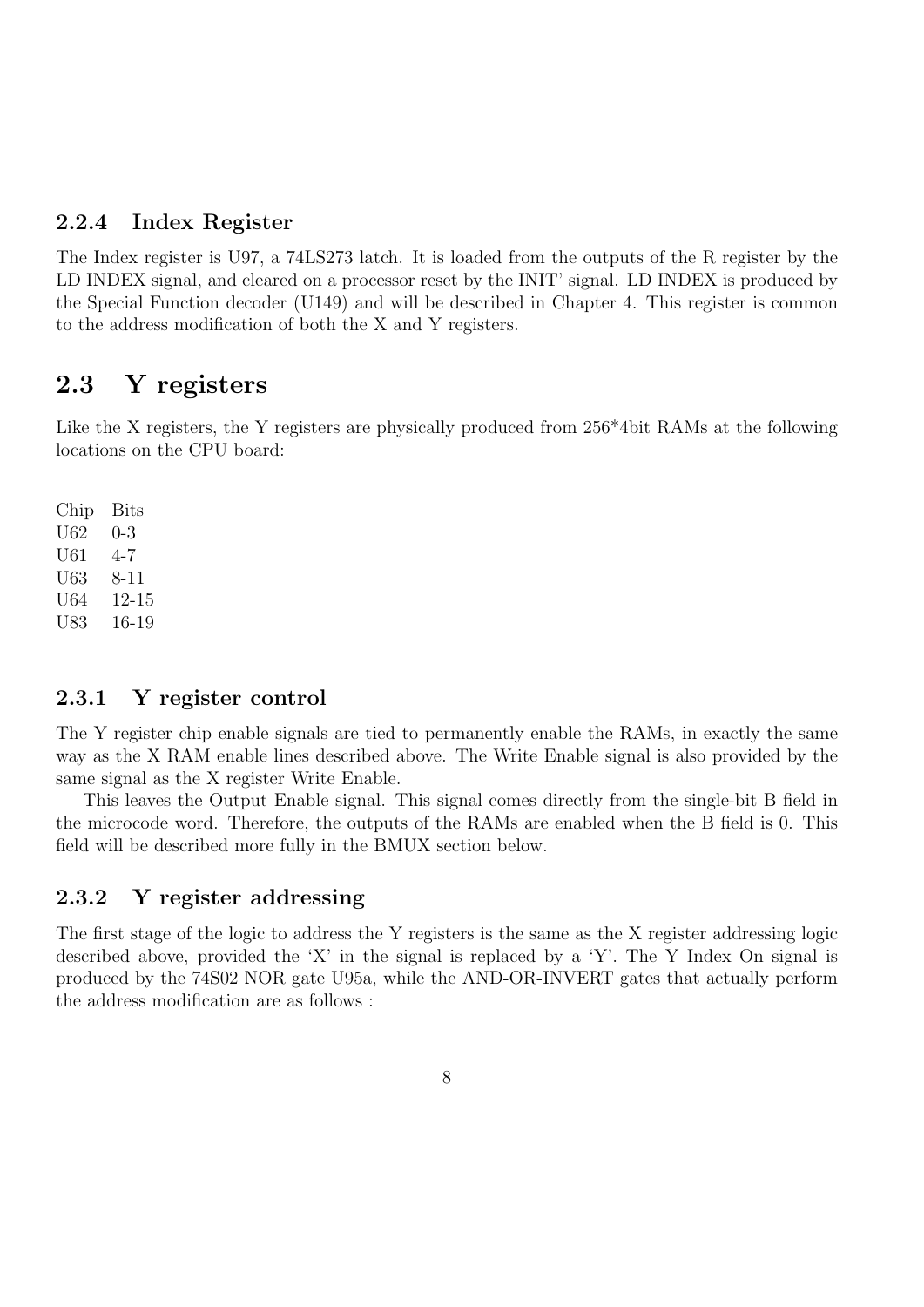### 2.2.4 Index Register

The Index register is U97, a 74LS273 latch. It is loaded from the outputs of the R register by the LD INDEX signal, and cleared on a processor reset by the INIT' signal. LD INDEX is produced by the Special Function decoder (U149) and will be described in Chapter 4. This register is common to the address modification of both the X and Y registers.

## 2.3 Y registers

Like the X registers, the Y registers are physically produced from 256*4bit RAMs at the following locations on the CPU board:

| Chip | Bits |
|---|---|
| U62 | 0-3 |
| U61 | 4-7 |
| U63 | 8-11 |
| U64 | 12-15 |
| U83 | 16-19 |

### 2.3.1 Y register control

The Y register chip enable signals are tied to permanently enable the RAMs, in exactly the same way as the X RAM enable lines described above. The Write Enable signal is also provided by the same signal as the X register Write Enable.

This leaves the Output Enable signal. This signal comes directly from the single-bit B field in the microcode word. Therefore, the outputs of the RAMs are enabled when the B field is 0. This field will be described more fully in the BMUX section below.

### 2.3.2 Y register addressing

The first stage of the logic to address the Y registers is the same as the X register addressing logic described above, provided the 'X' in the signal is replaced by a 'Y'. The Y Index On signal is produced by the 74S02 NOR gate U95a, while the AND-OR-INVERT gates that actually perform the address modification are as follows :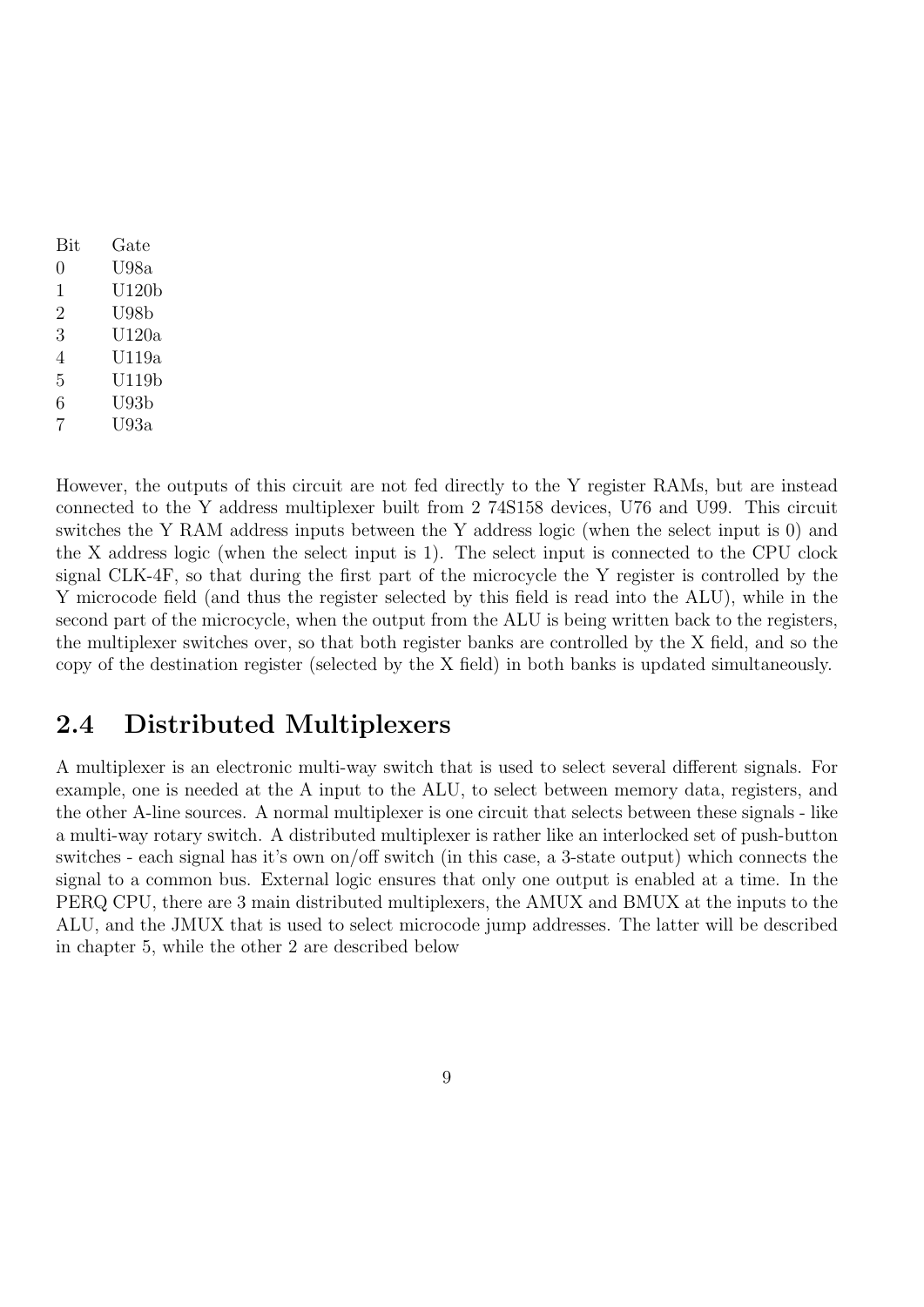| Bit | Gate |
|---|---|
| 0 | U98a |
| 1 | U120b |
| 2 | U98b |
| 3 | U120a |
| 4 | U119a |
| 5 | U119b |
| 6 | U93b |
| 7 | U93a |

However, the outputs of this circuit are not fed directly to the Y register RAMs, but are instead connected to the Y address multiplexer built from 2 74S158 devices, U76 and U99. This circuit switches the Y RAM address inputs between the Y address logic (when the select input is 0) and the X address logic (when the select input is 1). The select input is connected to the CPU clock signal CLK-4F, so that during the first part of the microcycle the Y register is controlled by the Y microcode field (and thus the register selected by this field is read into the ALU), while in the second part of the microcycle, when the output from the ALU is being written back to the registers, the multiplexer switches over, so that both register banks are controlled by the X field, and so the copy of the destination register (selected by the X field) in both banks is updated simultaneously.

## 2.4 Distributed Multiplexers

A multiplexer is an electronic multi-way switch that is used to select several different signals. For example, one is needed at the A input to the ALU, to select between memory data, registers, and the other A-line sources. A normal multiplexer is one circuit that selects between these signals - like a multi-way rotary switch. A distributed multiplexer is rather like an interlocked set of push-button switches - each signal has it's own on/off switch (in this case, a 3-state output) which connects the signal to a common bus. External logic ensures that only one output is enabled at a time. In the PERQ CPU, there are 3 main distributed multiplexers, the AMUX and BMUX at the inputs to the ALU, and the JMUX that is used to select microcode jump addresses. The latter will be described in chapter 5, while the other 2 are described below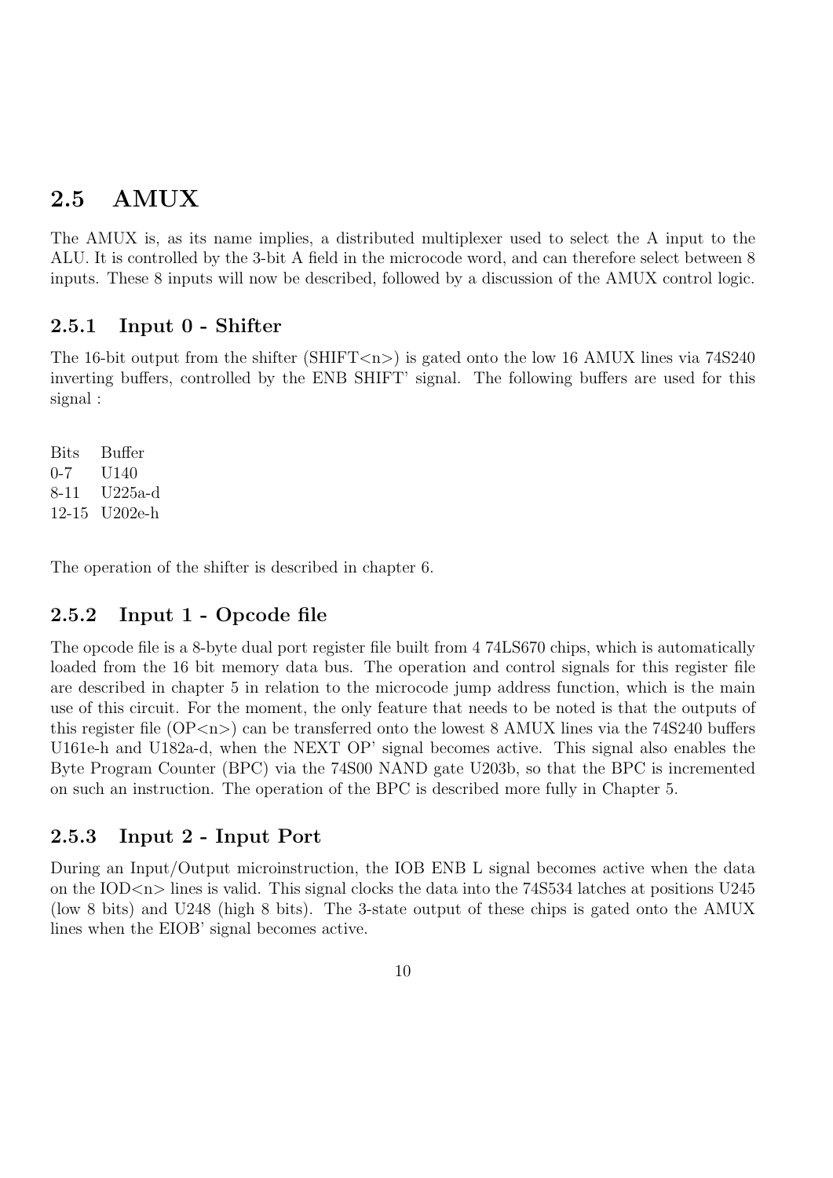## 2.5 AMUX

The AMUX is, as its name implies, a distributed multiplexer used to select the A input to the ALU. It is controlled by the 3-bit A field in the microcode word, and can therefore select between 8 inputs. These 8 inputs will now be described, followed by a discussion of the AMUX control logic.

### 2.5.1 Input 0 - Shifter

The 16-bit output from the shifter (SHIFT<n>) is gated onto the low 16 AMUX lines via 74S240 inverting buffers, controlled by the ENB SHIFT' signal. The following buffers are used for this signal :

| Bits | Buffer |
|---|---|
| 0-7 | U140 |
| 8-11 | U225a-d |
| 12-15 | U202e-h |

The operation of the shifter is described in chapter 6.

### 2.5.2 Input 1 - Opcode file

The opcode file is a 8-byte dual port register file built from 4 74LS670 chips, which is automatically loaded from the 16 bit memory data bus. The operation and control signals for this register file are described in chapter 5 in relation to the microcode jump address function, which is the main use of this circuit. For the moment, the only feature that needs to be noted is that the outputs of this register file (OP<n>) can be transferred onto the lowest 8 AMUX lines via the 74S240 buffers U161e-h and U182a-d, when the NEXT OP' signal becomes active. This signal also enables the Byte Program Counter (BPC) via the 74S00 NAND gate U203b, so that the BPC is incremented on such an instruction. The operation of the BPC is described more fully in Chapter 5.

### 2.5.3 Input 2 - Input Port

During an Input/Output microinstruction, the IOB ENB L signal becomes active when the data on the IOD<n> lines is valid. This signal clocks the data into the 74S534 latches at positions U245 (low 8 bits) and U248 (high 8 bits). The 3-state output of these chips is gated onto the AMUX lines when the EIOB' signal becomes active.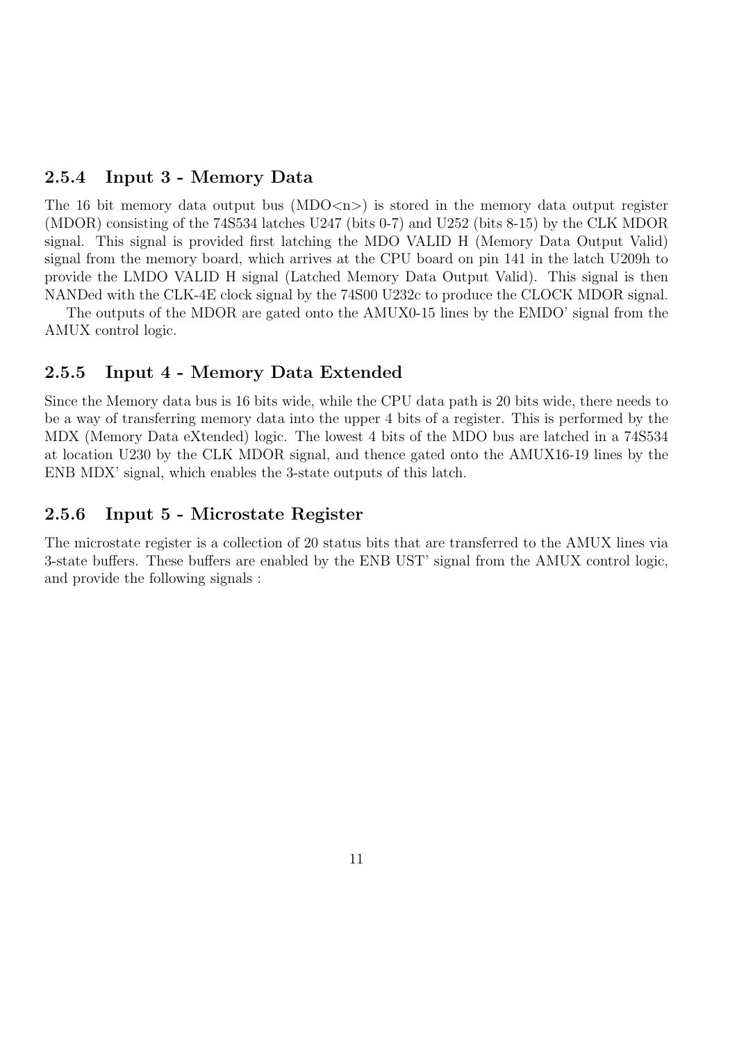### 2.5.4 Input 3 - Memory Data

The 16 bit memory data output bus (MDO<n>) is stored in the memory data output register (MDOR) consisting of the 74S534 latches U247 (bits 0-7) and U252 (bits 8-15) by the CLK MDOR signal. This signal is provided first latching the MDO VALID H (Memory Data Output Valid) signal from the memory board, which arrives at the CPU board on pin 141 in the latch U209h to provide the LMDO VALID H signal (Latched Memory Data Output Valid). This signal is then NANDed with the CLK-4E clock signal by the 74S00 U232c to produce the CLOCK MDOR signal.

The outputs of the MDOR are gated onto the AMUX0-15 lines by the EMDO' signal from the AMUX control logic.

### 2.5.5 Input 4 - Memory Data Extended

Since the Memory data bus is 16 bits wide, while the CPU data path is 20 bits wide, there needs to be a way of transferring memory data into the upper 4 bits of a register. This is performed by the MDX (Memory Data eXtended) logic. The lowest 4 bits of the MDO bus are latched in a 74S534 at location U230 by the CLK MDOR signal, and thence gated onto the AMUX16-19 lines by the ENB MDX' signal, which enables the 3-state outputs of this latch.

### 2.5.6 Input 5 - Microstate Register

The microstate register is a collection of 20 status bits that are transferred to the AMUX lines via 3-state buffers. These buffers are enabled by the ENB UST' signal from the AMUX control logic, and provide the following signals :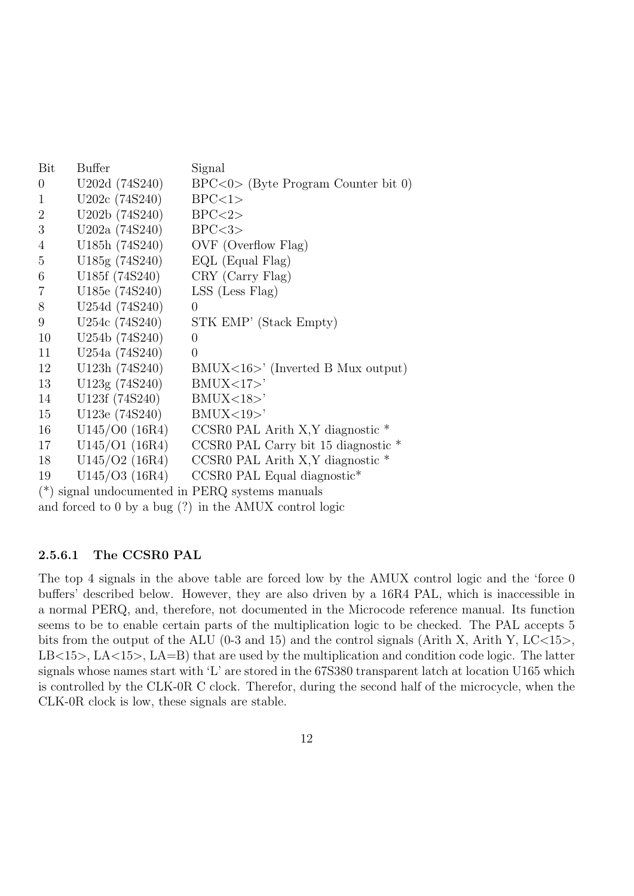| Bit | Buffer | Signal |
|---|---|---|
| 0 | U202d (74S240) | BPC<0> (Byte Program Counter bit 0) |
| 1 | U202c (74S240) | BPC<1> |
| 2 | U202b (74S240) | BPC<2> |
| 3 | U202a (74S240) | BPC<3> |
| 4 | U185h (74S240) | OVF (Overflow Flag) |
| 5 | U185g (74S240) | EQL (Equal Flag) |
| 6 | U185f (74S240) | CRY (Carry Flag) |
| 7 | U185e (74S240) | LSS (Less Flag) |
| 8 | U254d (74S240) | 0 |
| 9 | U254c (74S240) | STK EMP' (Stack Empty) |
| 10 | U254b (74S240) | 0 |
| 11 | U254a (74S240) | 0 |
| 12 | U123h (74S240) | BMUX<16>' (Inverted B Mux output) |
| 13 | U123g (74S240) | BMUX<17>' |
| 14 | U123f (74S240) | BMUX<18>' |
| 15 | U123e (74S240) | BMUX<19>' |
| 16 | U145/O0 (16R4) | CCSR0 PAL Arith X,Y diagnostic * |
| 17 | U145/O1 (16R4) | CCSR0 PAL Carry bit 15 diagnostic * |
| 18 | U145/O2 (16R4) | CCSR0 PAL Arith X,Y diagnostic * |
| 19 | U145/O3 (16R4) | CCSR0 PAL Equal diagnostic* |

(*) signal undocumented in PERQ systems manuals
and forced to 0 by a bug (?) in the AMUX control logic

#### 2.5.6.1 The CCSR0 PAL

The top 4 signals in the above table are forced low by the AMUX control logic and the 'force 0 buffers' described below. However, they are also driven by a 16R4 PAL, which is inaccessible in a normal PERQ, and, therefore, not documented in the Microcode reference manual. Its function seems to be to enable certain parts of the multiplication logic to be checked. The PAL accepts 5 bits from the output of the ALU (0-3 and 15) and the control signals (Arith X, Arith Y, LC<15>, LB<15>, LA<15>, LA=B) that are used by the multiplication and condition code logic. The latter signals whose names start with 'L' are stored in the 67S380 transparent latch at location U165 which is controlled by the CLK-0R C clock. Therefor, during the second half of the microcycle, when the CLK-0R clock is low, these signals are stable.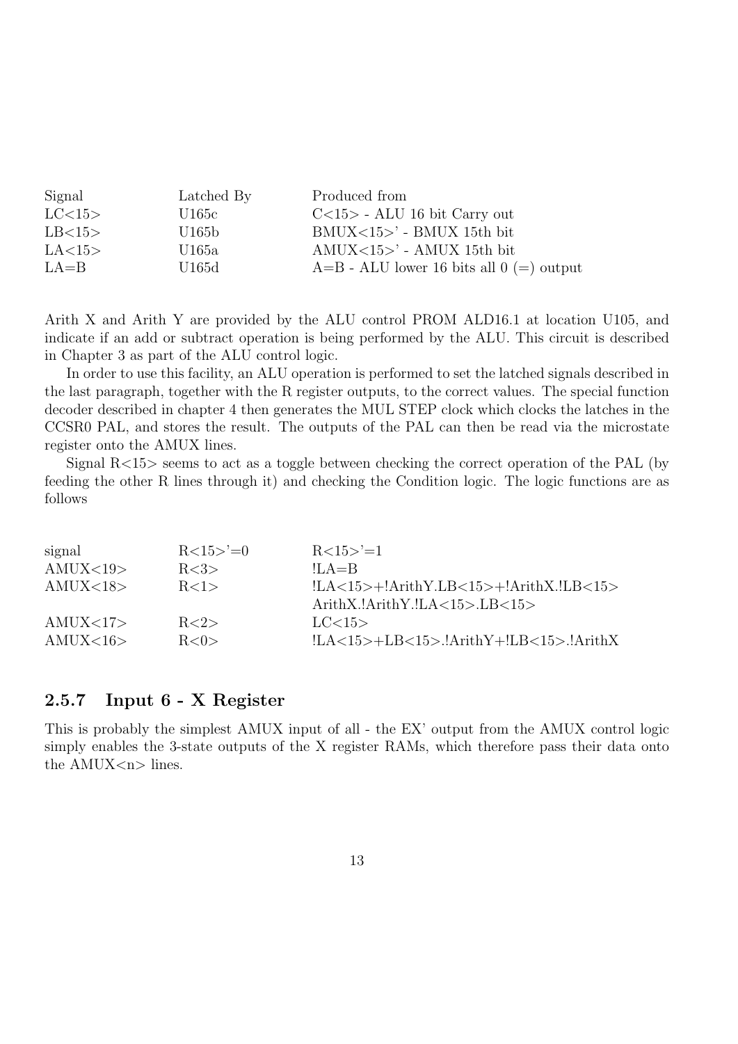| Signal | Latched By | Produced from |
| --- | --- | --- |
| LC<15> | U165c | C<15> - ALU 16 bit Carry out |
| LB<15> | U165b | BMUX<15>' - BMUX 15th bit |
| LA<15> | U165a | AMUX<15>' - AMUX 15th bit |
| LA=B | U165d | A=B - ALU lower 16 bits all 0 (=) output |

Arith X and Arith Y are provided by the ALU control PROM ALD16.1 at location U105, and indicate if an add or subtract operation is being performed by the ALU. This circuit is described in Chapter 3 as part of the ALU control logic.

In order to use this facility, an ALU operation is performed to set the latched signals described in the last paragraph, together with the R register outputs, to the correct values. The special function decoder described in chapter 4 then generates the MUL STEP clock which clocks the latches in the CCSR0 PAL, and stores the result. The outputs of the PAL can then be read via the microstate register onto the AMUX lines.

Signal R<15> seems to act as a toggle between checking the correct operation of the PAL (by feeding the other R lines through it) and checking the Condition logic. The logic functions are as follows

| signal | R<15>'=0 | R<15>'=1 |
| --- | --- | --- |
| AMUX<19> | R<3> | !LA=B |
| AMUX<18> | R<1> | !LA<15>+!ArithY.LB<15>+!ArithX.!LB<15> |
| | | ArithX.!ArithY.!LA<15>.LB<15> |
| AMUX<17> | R<2> | LC<15> |
| AMUX<16> | R<0> | !LA<15>+LB<15>.!ArithY+!LB<15>.!ArithX |

### 2.5.7 Input 6 - X Register

This is probably the simplest AMUX input of all - the EX' output from the AMUX control logic simply enables the 3-state outputs of the X register RAMs, which therefore pass their data onto the AMUX<n> lines.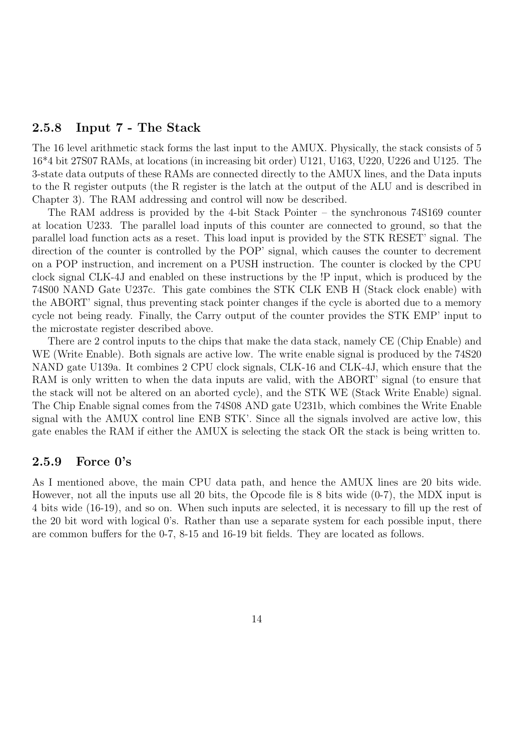### 2.5.8 Input 7 - The Stack

The 16 level arithmetic stack forms the last input to the AMUX. Physically, the stack consists of 5 16*4 bit 27S07 RAMs, at locations (in increasing bit order) U121, U163, U220, U226 and U125. The 3-state data outputs of these RAMs are connected directly to the AMUX lines, and the Data inputs to the R register outputs (the R register is the latch at the output of the ALU and is described in Chapter 3). The RAM addressing and control will now be described.

The RAM address is provided by the 4-bit Stack Pointer – the synchronous 74S169 counter at location U233. The parallel load inputs of this counter are connected to ground, so that the parallel load function acts as a reset. This load input is provided by the STK RESET' signal. The direction of the counter is controlled by the POP' signal, which causes the counter to decrement on a POP instruction, and increment on a PUSH instruction. The counter is clocked by the CPU clock signal CLK-4J and enabled on these instructions by the !P input, which is produced by the 74S00 NAND Gate U237c. This gate combines the STK CLK ENB H (Stack clock enable) with the ABORT' signal, thus preventing stack pointer changes if the cycle is aborted due to a memory cycle not being ready. Finally, the Carry output of the counter provides the STK EMP' input to the microstate register described above.

There are 2 control inputs to the chips that make the data stack, namely CE (Chip Enable) and WE (Write Enable). Both signals are active low. The write enable signal is produced by the 74S20 NAND gate U139a. It combines 2 CPU clock signals, CLK-16 and CLK-4J, which ensure that the RAM is only written to when the data inputs are valid, with the ABORT' signal (to ensure that the stack will not be altered on an aborted cycle), and the STK WE (Stack Write Enable) signal. The Chip Enable signal comes from the 74S08 AND gate U231b, which combines the Write Enable signal with the AMUX control line ENB STK'. Since all the signals involved are active low, this gate enables the RAM if either the AMUX is selecting the stack OR the stack is being written to.

### 2.5.9 Force 0's

As I mentioned above, the main CPU data path, and hence the AMUX lines are 20 bits wide. However, not all the inputs use all 20 bits, the Opcode file is 8 bits wide (0-7), the MDX input is 4 bits wide (16-19), and so on. When such inputs are selected, it is necessary to fill up the rest of the 20 bit word with logical 0's. Rather than use a separate system for each possible input, there are common buffers for the 0-7, 8-15 and 16-19 bit fields. They are located as follows.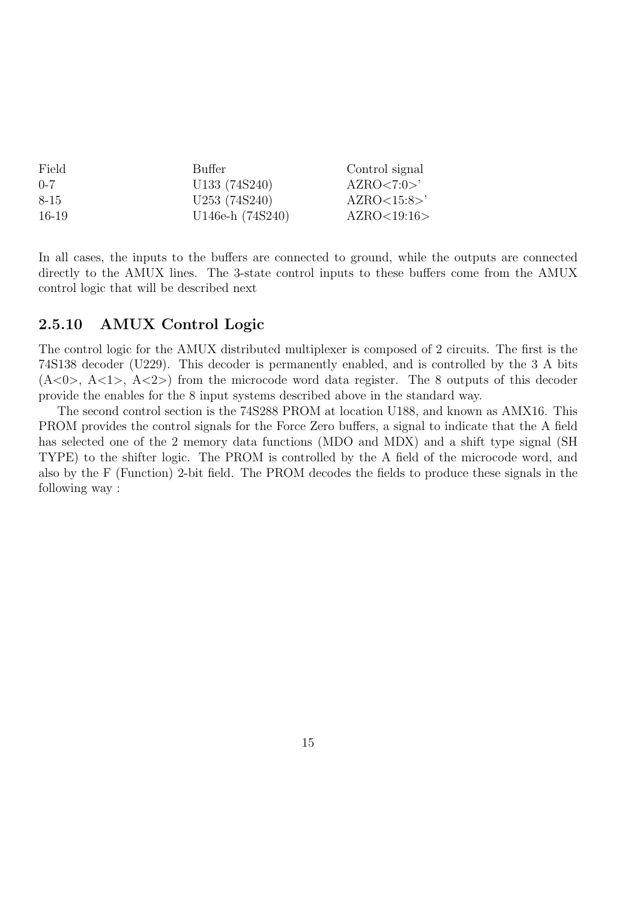| Field | Buffer | Control signal |
| --- | --- | --- |
| 0-7 | U133 (74S240) | AZRO<7:0>' |
| 8-15 | U253 (74S240) | AZRO<15:8>' |
| 16-19 | U146e-h (74S240) | AZRO<19:16> |

In all cases, the inputs to the buffers are connected to ground, while the outputs are connected directly to the AMUX lines. The 3-state control inputs to these buffers come from the AMUX control logic that will be described next

### 2.5.10 AMUX Control Logic

The control logic for the AMUX distributed multiplexer is composed of 2 circuits. The first is the 74S138 decoder (U229). This decoder is permanently enabled, and is controlled by the 3 A bits (A<0>, A<1>, A<2>) from the microcode word data register. The 8 outputs of this decoder provide the enables for the 8 input systems described above in the standard way.

The second control section is the 74S288 PROM at location U188, and known as AMX16. This PROM provides the control signals for the Force Zero buffers, a signal to indicate that the A field has selected one of the 2 memory data functions (MDO and MDX) and a shift type signal (SH TYPE) to the shifter logic. The PROM is controlled by the A field of the microcode word, and also by the F (Function) 2-bit field. The PROM decodes the fields to produce these signals in the following way :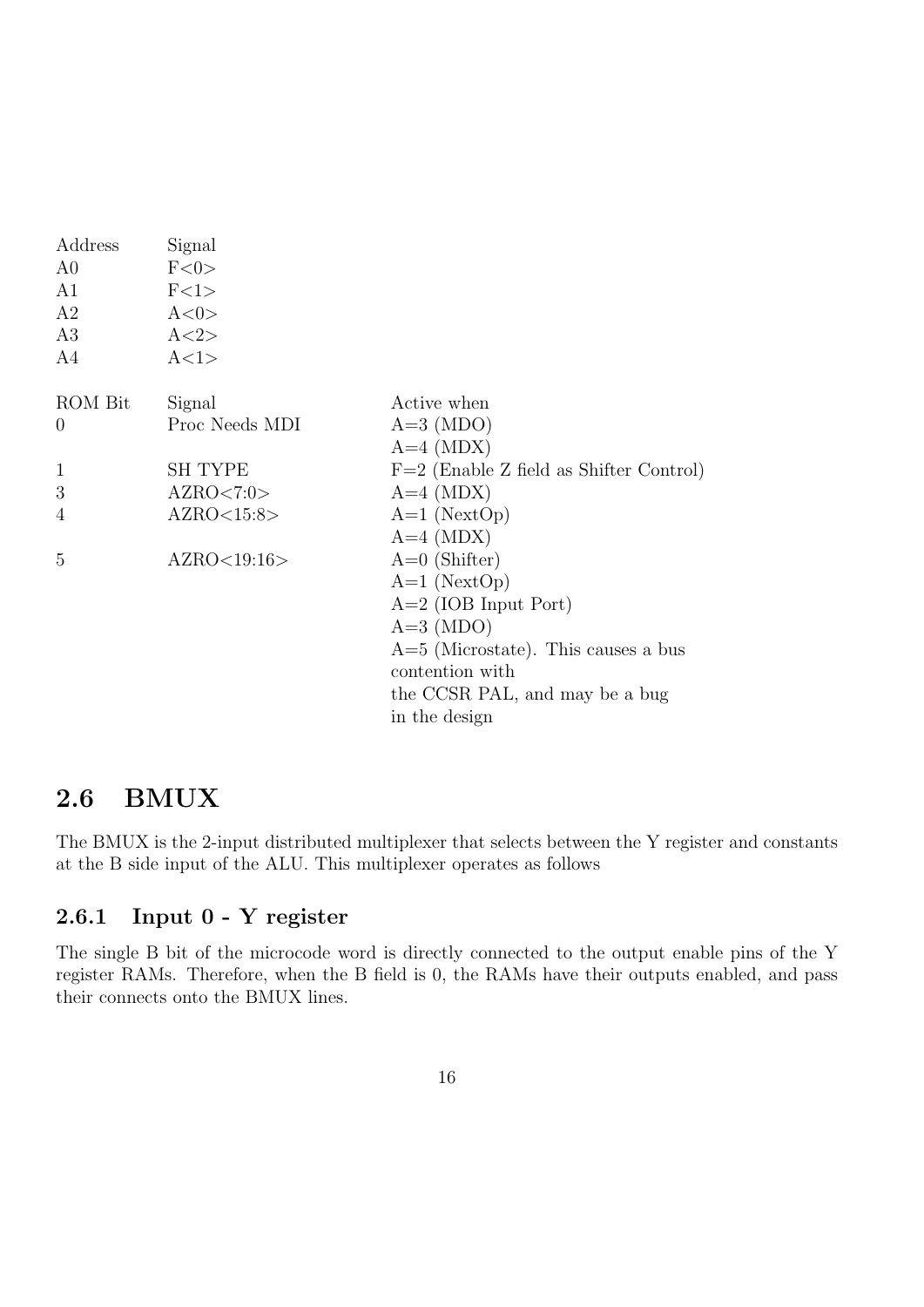| Address | Signal |
|---|---|
| A0 | F<0> |
| A1 | F<1> |
| A2 | A<0> |
| A3 | A<2> |
| A4 | A<1> |

| ROM Bit | Signal | Active when |
|---|---|---|
| 0 | Proc Needs MDI | A=3 (MDO) |
| | | A=4 (MDX) |
| 1 | SH TYPE | F=2 (Enable Z field as Shifter Control) |
| 3 | AZRO<7:0> | A=4 (MDX) |
| 4 | AZRO<15:8> | A=1 (NextOp) |
| | | A=4 (MDX) |
| 5 | AZRO<19:16> | A=0 (Shifter) |
| | | A=1 (NextOp) |
| | | A=2 (IOB Input Port) |
| | | A=3 (MDO) |
| | | A=5 (Microstate). This causes a bus contention with the CCSR PAL, and may be a bug in the design |

## 2.6 BMUX

The BMUX is the 2-input distributed multiplexer that selects between the Y register and constants at the B side input of the ALU. This multiplexer operates as follows

### 2.6.1 Input 0 - Y register

The single B bit of the microcode word is directly connected to the output enable pins of the Y register RAMs. Therefore, when the B field is 0, the RAMs have their outputs enabled, and pass their connects onto the BMUX lines.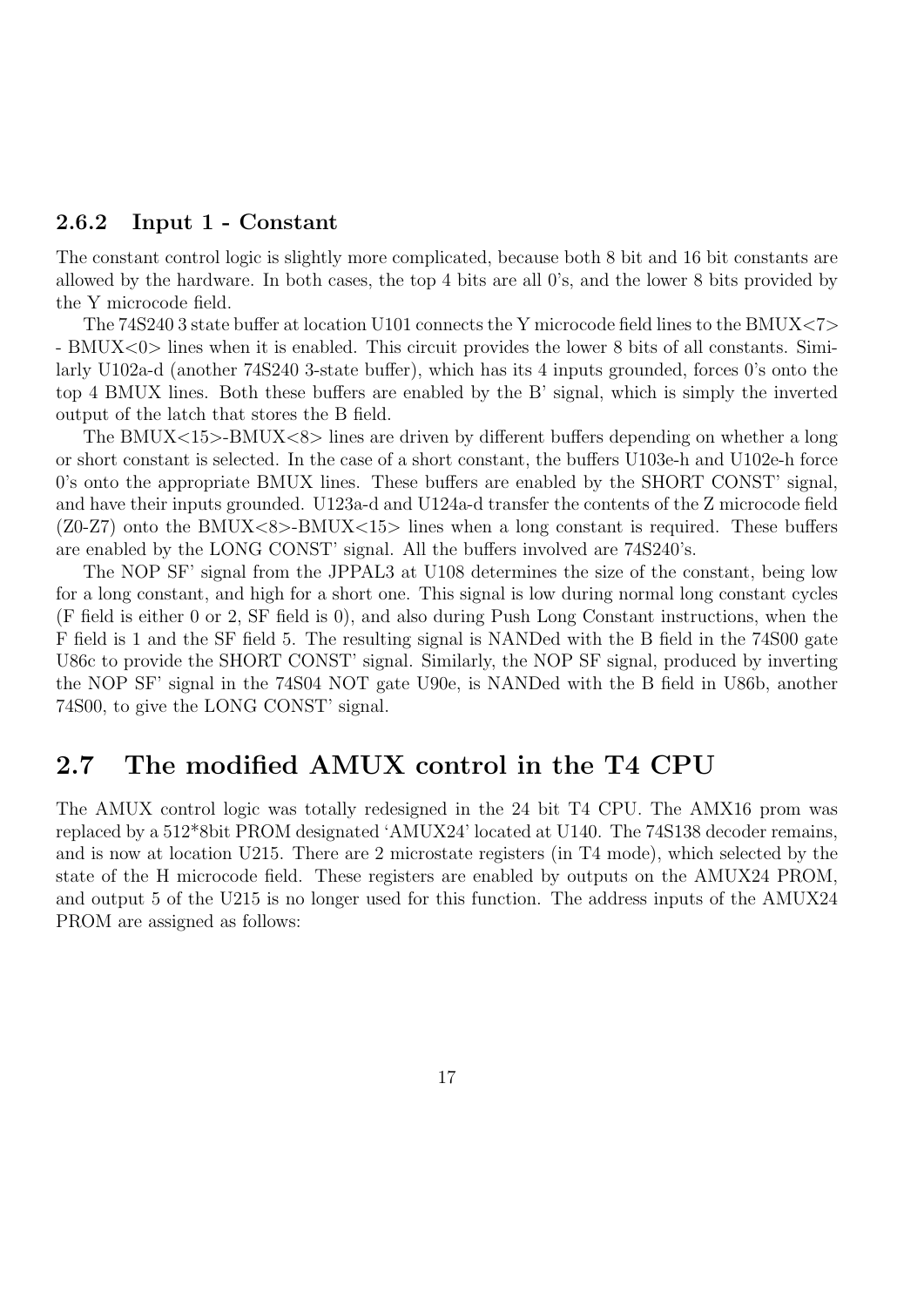### 2.6.2 Input 1 - Constant

The constant control logic is slightly more complicated, because both 8 bit and 16 bit constants are allowed by the hardware. In both cases, the top 4 bits are all 0's, and the lower 8 bits provided by the Y microcode field.

The 74S240 3 state buffer at location U101 connects the Y microcode field lines to the BMUX<7> - BMUX<0> lines when it is enabled. This circuit provides the lower 8 bits of all constants. Similarly U102a-d (another 74S240 3-state buffer), which has its 4 inputs grounded, forces 0's onto the top 4 BMUX lines. Both these buffers are enabled by the B' signal, which is simply the inverted output of the latch that stores the B field.

The BMUX<15>-BMUX<8> lines are driven by different buffers depending on whether a long or short constant is selected. In the case of a short constant, the buffers U103e-h and U102e-h force 0's onto the appropriate BMUX lines. These buffers are enabled by the SHORT CONST' signal, and have their inputs grounded. U123a-d and U124a-d transfer the contents of the Z microcode field (Z0-Z7) onto the BMUX<8>-BMUX<15> lines when a long constant is required. These buffers are enabled by the LONG CONST' signal. All the buffers involved are 74S240's.

The NOP SF' signal from the JPPAL3 at U108 determines the size of the constant, being low for a long constant, and high for a short one. This signal is low during normal long constant cycles (F field is either 0 or 2, SF field is 0), and also during Push Long Constant instructions, when the F field is 1 and the SF field 5. The resulting signal is NANDed with the B field in the 74S00 gate U86c to provide the SHORT CONST' signal. Similarly, the NOP SF signal, produced by inverting the NOP SF' signal in the 74S04 NOT gate U90e, is NANDed with the B field in U86b, another 74S00, to give the LONG CONST' signal.

## 2.7 The modified AMUX control in the T4 CPU

The AMUX control logic was totally redesigned in the 24 bit T4 CPU. The AMX16 prom was replaced by a 512*8bit PROM designated 'AMUX24' located at U140. The 74S138 decoder remains, and is now at location U215. There are 2 microstate registers (in T4 mode), which selected by the state of the H microcode field. These registers are enabled by outputs on the AMUX24 PROM, and output 5 of the U215 is no longer used for this function. The address inputs of the AMUX24 PROM are assigned as follows: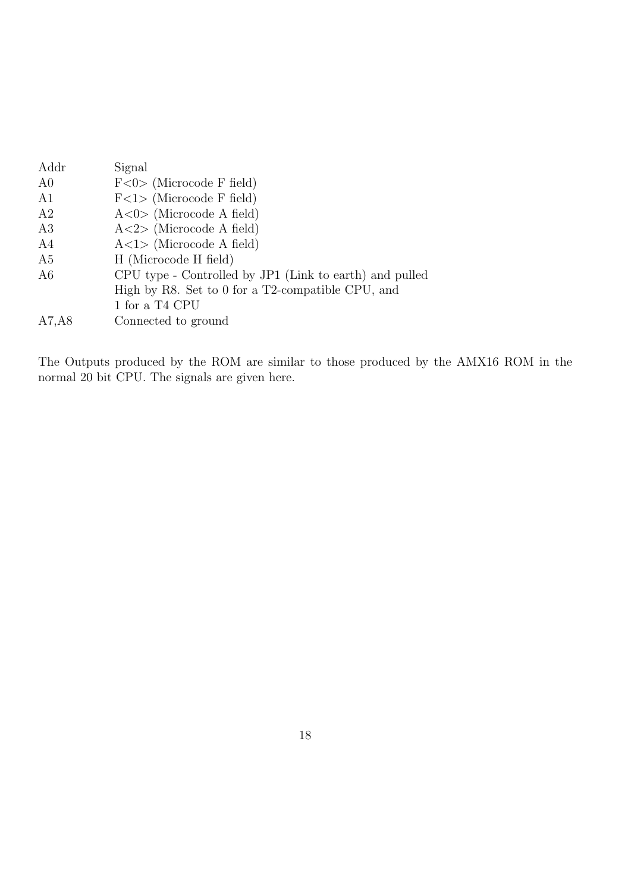| Addr | Signal |
|---|---|
| A0 | F<0> (Microcode F field) |
| A1 | F<1> (Microcode F field) |
| A2 | A<0> (Microcode A field) |
| A3 | A<2> (Microcode A field) |
| A4 | A<1> (Microcode A field) |
| A5 | H (Microcode H field) |
| A6 | CPU type - Controlled by JP1 (Link to earth) and pulled High by R8. Set to 0 for a T2-compatible CPU, and 1 for a T4 CPU |
| A7,A8 | Connected to ground |

The Outputs produced by the ROM are similar to those produced by the AMX16 ROM in the normal 20 bit CPU. The signals are given here.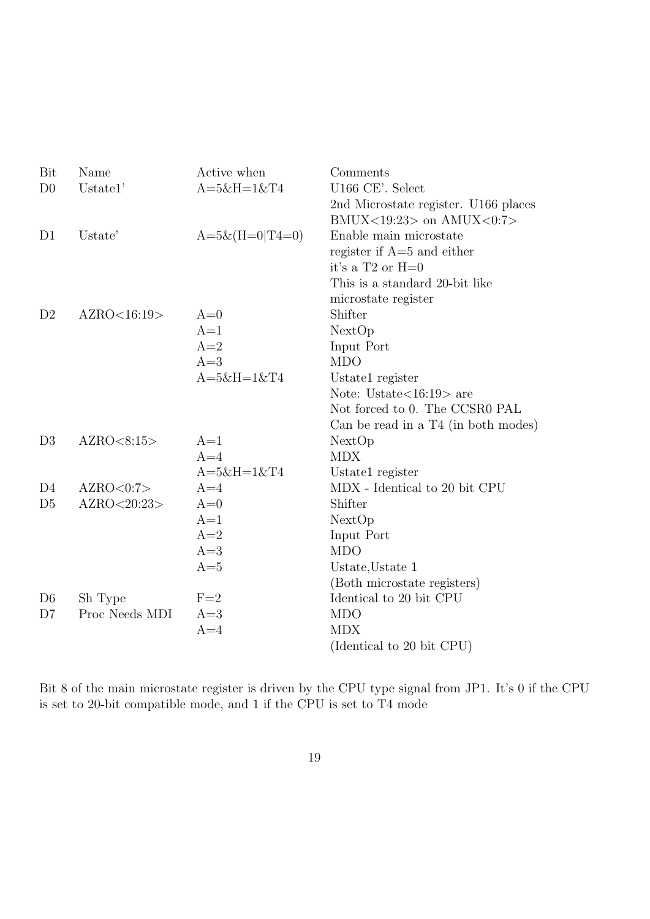| Bit | Name | Active when | Comments |
|---|---|---|---|
| D0 | Ustate1' | A=5&H=1&T4 | U166 CE'. Select 2nd Microstate register. U166 places BMUX<19:23> on AMUX<0:7> |
| D1 | Ustate' | A=5&(H=0\|T4=0) | Enable main microstate register if A=5 and either it's a T2 or H=0 This is a standard 20-bit like microstate register |
| D2 | AZRO<16:19> | A=0 | Shifter |
| | | A=1 | NextOp |
| | | A=2 | Input Port |
| | | A=3 | MDO |
| | | A=5&H=1&T4 | Ustate1 register Note: Ustate<16:19> are Not forced to 0. The CCSR0 PAL Can be read in a T4 (in both modes) |
| D3 | AZRO<8:15> | A=1 | NextOp |
| | | A=4 | MDX |
| | | A=5&H=1&T4 | Ustate1 register |
| D4 | AZRO<0:7> | A=4 | MDX - Identical to 20 bit CPU |
| D5 | AZRO<20:23> | A=0 | Shifter |
| | | A=1 | NextOp |
| | | A=2 | Input Port |
| | | A=3 | MDO |
| | | A=5 | Ustate,Ustate 1 (Both microstate registers) |
| D6 | Sh Type | F=2 | Identical to 20 bit CPU |
| D7 | Proc Needs MDI | A=3 | MDO |
| | | A=4 | MDX (Identical to 20 bit CPU) |

Bit 8 of the main microstate register is driven by the CPU type signal from JP1. It's 0 if the CPU is set to 20-bit compatible mode, and 1 if the CPU is set to T4 mode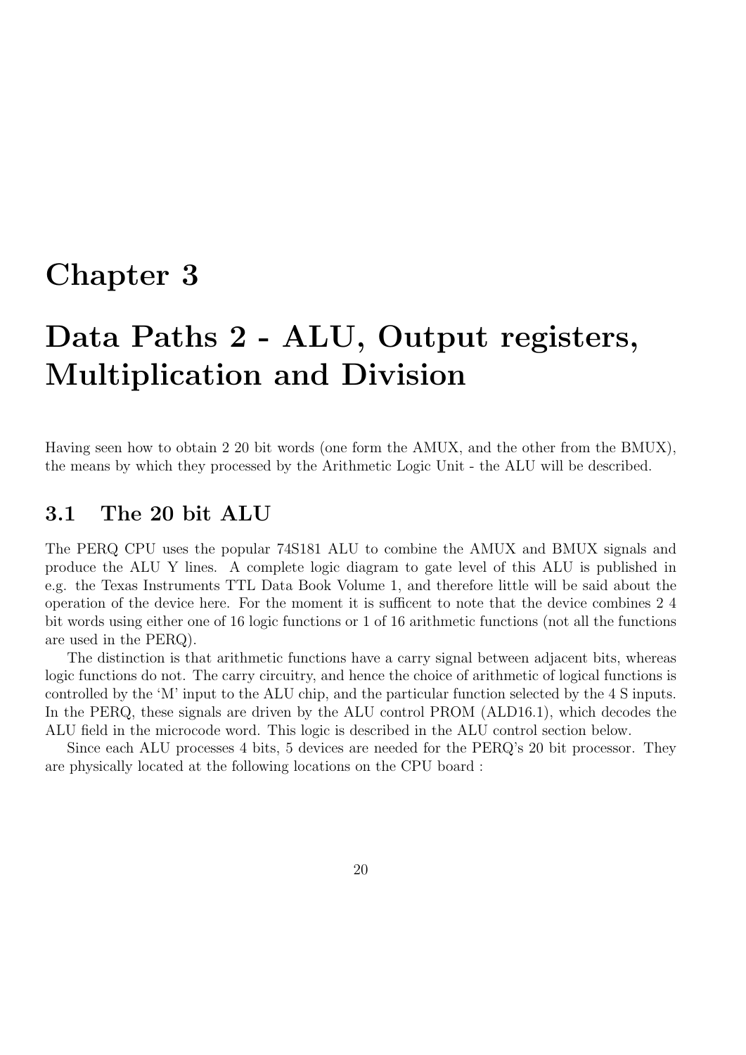# Chapter 3

# Data Paths 2 - ALU, Output registers, Multiplication and Division

Having seen how to obtain 2 20 bit words (one form the AMUX, and the other from the BMUX), the means by which they processed by the Arithmetic Logic Unit - the ALU will be described.

## 3.1 The 20 bit ALU

The PERQ CPU uses the popular 74S181 ALU to combine the AMUX and BMUX signals and produce the ALU Y lines. A complete logic diagram to gate level of this ALU is published in e.g. the Texas Instruments TTL Data Book Volume 1, and therefore little will be said about the operation of the device here. For the moment it is sufficent to note that the device combines 2 4 bit words using either one of 16 logic functions or 1 of 16 arithmetic functions (not all the functions are used in the PERQ).

The distinction is that arithmetic functions have a carry signal between adjacent bits, whereas logic functions do not. The carry circuitry, and hence the choice of arithmetic of logical functions is controlled by the 'M' input to the ALU chip, and the particular function selected by the 4 S inputs. In the PERQ, these signals are driven by the ALU control PROM (ALD16.1), which decodes the ALU field in the microcode word. This logic is described in the ALU control section below.

Since each ALU processes 4 bits, 5 devices are needed for the PERQ's 20 bit processor. They are physically located at the following locations on the CPU board :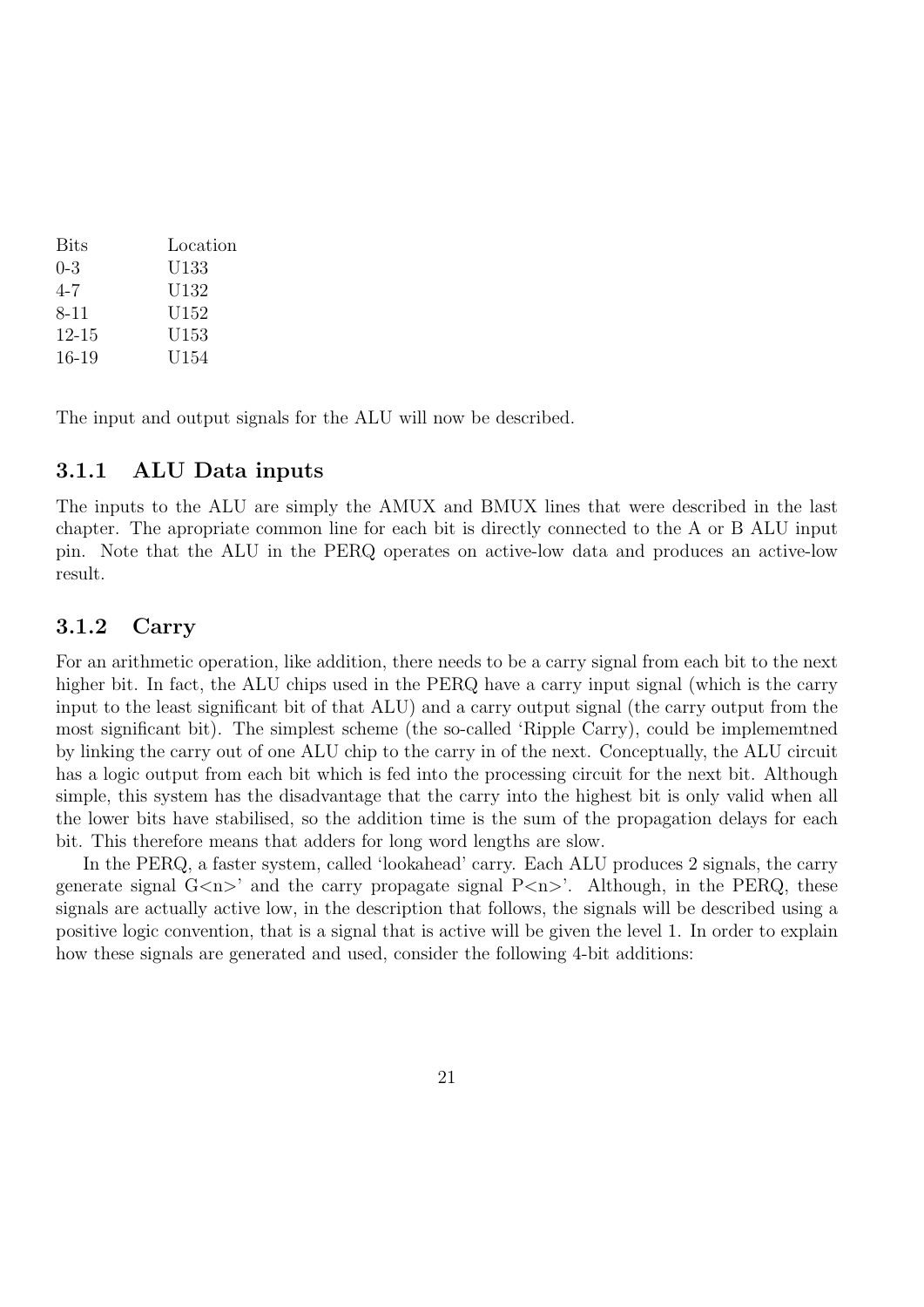| Bits | Location |
|---|---|
| 0-3 | U133 |
| 4-7 | U132 |
| 8-11 | U152 |
| 12-15 | U153 |
| 16-19 | U154 |

The input and output signals for the ALU will now be described.

### 3.1.1 ALU Data inputs

The inputs to the ALU are simply the AMUX and BMUX lines that were described in the last chapter. The apropriate common line for each bit is directly connected to the A or B ALU input pin. Note that the ALU in the PERQ operates on active-low data and produces an active-low result.

### 3.1.2 Carry

For an arithmetic operation, like addition, there needs to be a carry signal from each bit to the next higher bit. In fact, the ALU chips used in the PERQ have a carry input signal (which is the carry input to the least significant bit of that ALU) and a carry output signal (the carry output from the most significant bit). The simplest scheme (the so-called 'Ripple Carry), could be implememtned by linking the carry out of one ALU chip to the carry in of the next. Conceptually, the ALU circuit has a logic output from each bit which is fed into the processing circuit for the next bit. Although simple, this system has the disadvantage that the carry into the highest bit is only valid when all the lower bits have stabilised, so the addition time is the sum of the propagation delays for each bit. This therefore means that adders for long word lengths are slow.

In the PERQ, a faster system, called 'lookahead' carry. Each ALU produces 2 signals, the carry generate signal G<n>' and the carry propagate signal P<n>'. Although, in the PERQ, these signals are actually active low, in the description that follows, the signals will be described using a positive logic convention, that is a signal that is active will be given the level 1. In order to explain how these signals are generated and used, consider the following 4-bit additions: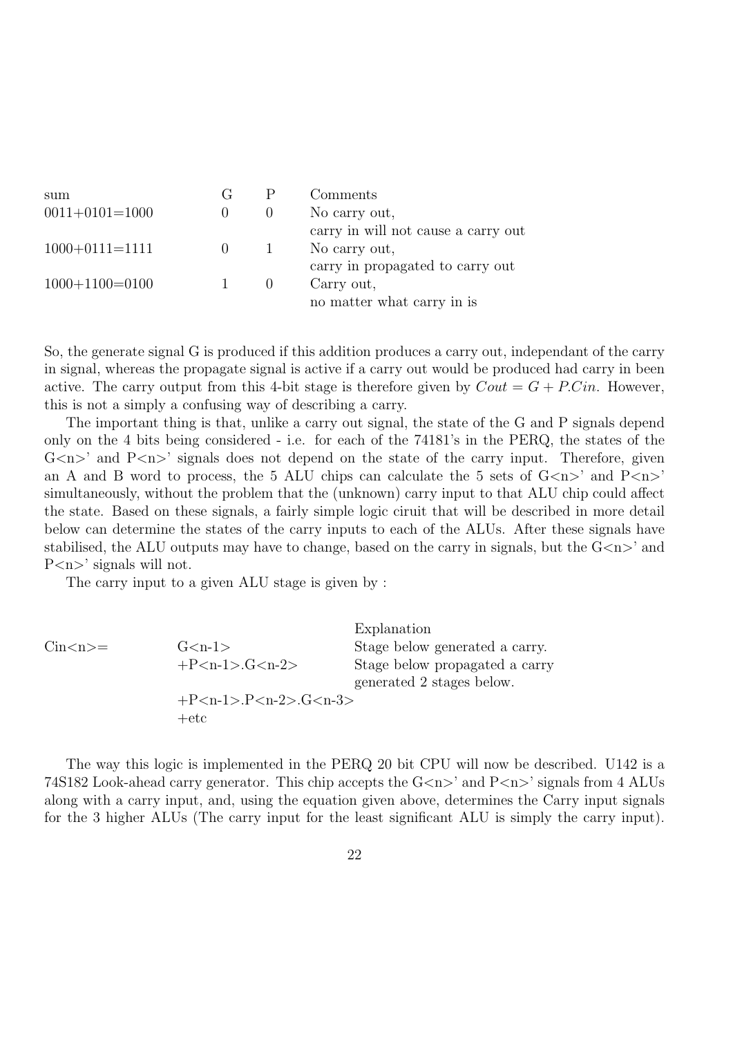| sum | G | P | Comments |
|---|---|---|---|
| 0011+0101=1000 | 0 | 0 | No carry out, carry in will not cause a carry out |
| 1000+0111=1111 | 0 | 1 | No carry out, carry in propagated to carry out |
| 1000+1100=0100 | 1 | 0 | Carry out, no matter what carry in is |

So, the generate signal G is produced if this addition produces a carry out, independant of the carry in signal, whereas the propagate signal is active if a carry out would be produced had carry in been active. The carry output from this 4-bit stage is therefore given by $Cout = G + P.Cin$. However, this is not a simply a confusing way of describing a carry.

The important thing is that, unlike a carry out signal, the state of the G and P signals depend only on the 4 bits being considered - i.e. for each of the 74181's in the PERQ, the states of the G<n>' and P<n>' signals does not depend on the state of the carry input. Therefore, given an A and B word to process, the 5 ALU chips can calculate the 5 sets of G<n>' and P<n>' simultaneously, without the problem that the (unknown) carry input to that ALU chip could affect the state. Based on these signals, a fairly simple logic ciruit that will be described in more detail below can determine the states of the carry inputs to each of the ALUs. After these signals have stabilised, the ALU outputs may have to change, based on the carry in signals, but the G<n>' and P<n>' signals will not.

The carry input to a given ALU stage is given by :

| | | Explanation |
|---|---|---|
| Cin<n>= | G<n-1> | Stage below generated a carry. |
| | +P<n-1>.G<n-2> | Stage below propagated a carry generated 2 stages below. |
| | +P<n-1>.P<n-2>.G<n-3> | |
| | +etc | |

The way this logic is implemented in the PERQ 20 bit CPU will now be described. U142 is a 74S182 Look-ahead carry generator. This chip accepts the G<n>' and P<n>' signals from 4 ALUs along with a carry input, and, using the equation given above, determines the Carry input signals for the 3 higher ALUs (The carry input for the least significant ALU is simply the carry input).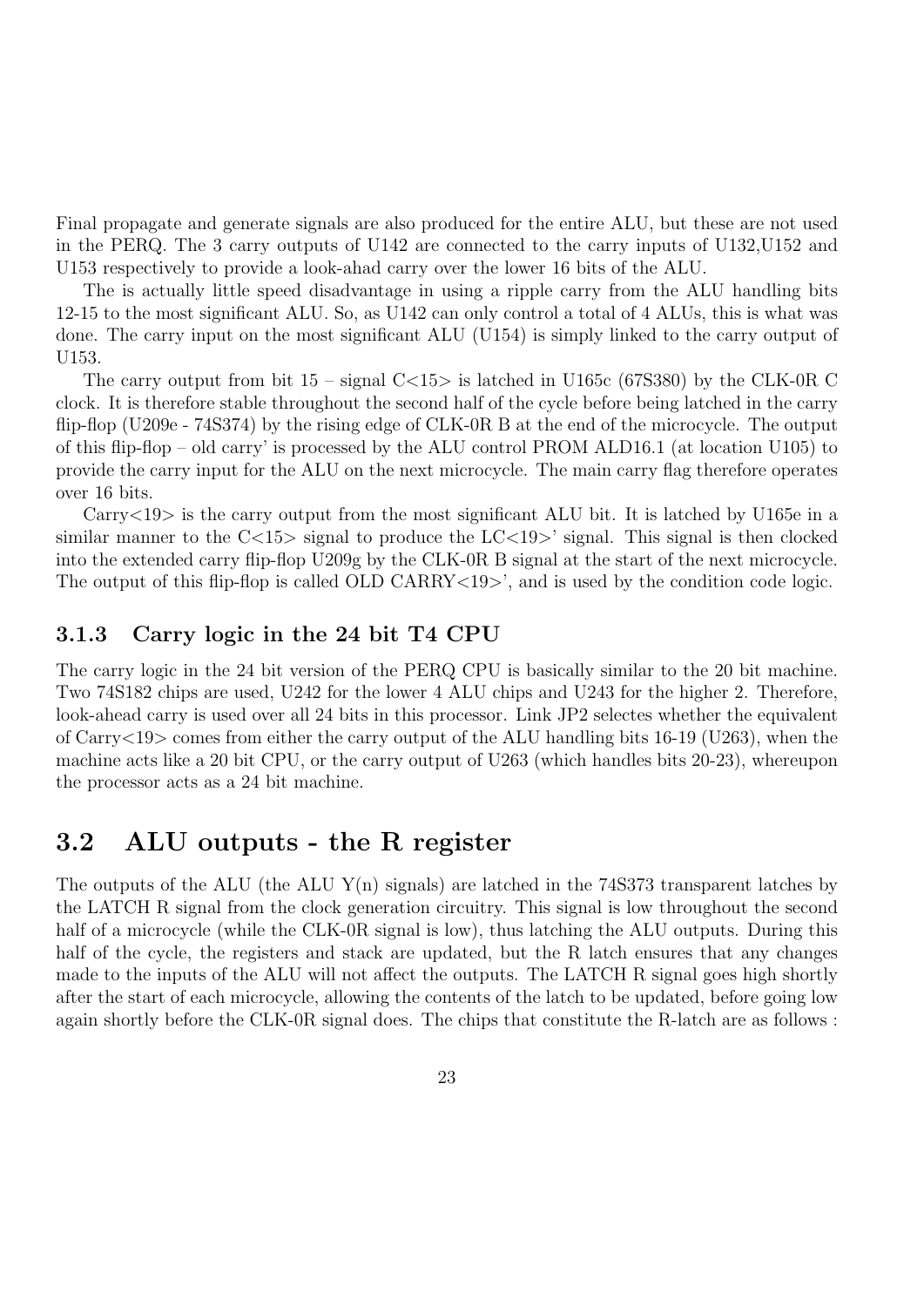Final propagate and generate signals are also produced for the entire ALU, but these are not used in the PERQ. The 3 carry outputs of U142 are connected to the carry inputs of U132,U152 and U153 respectively to provide a look-ahad carry over the lower 16 bits of the ALU.

The is actually little speed disadvantage in using a ripple carry from the ALU handling bits 12-15 to the most significant ALU. So, as U142 can only control a total of 4 ALUs, this is what was done. The carry input on the most significant ALU (U154) is simply linked to the carry output of U153.

The carry output from bit 15 – signal C<15> is latched in U165c (67S380) by the CLK-0R C clock. It is therefore stable throughout the second half of the cycle before being latched in the carry flip-flop (U209e - 74S374) by the rising edge of CLK-0R B at the end of the microcycle. The output of this flip-flop – old carry' is processed by the ALU control PROM ALD16.1 (at location U105) to provide the carry input for the ALU on the next microcycle. The main carry flag therefore operates over 16 bits.

Carry<19> is the carry output from the most significant ALU bit. It is latched by U165e in a similar manner to the C<15> signal to produce the LC<19>' signal. This signal is then clocked into the extended carry flip-flop U209g by the CLK-0R B signal at the start of the next microcycle. The output of this flip-flop is called OLD CARRY<19>', and is used by the condition code logic.

### 3.1.3 Carry logic in the 24 bit T4 CPU

The carry logic in the 24 bit version of the PERQ CPU is basically similar to the 20 bit machine. Two 74S182 chips are used, U242 for the lower 4 ALU chips and U243 for the higher 2. Therefore, look-ahead carry is used over all 24 bits in this processor. Link JP2 selectes whether the equivalent of Carry<19> comes from either the carry output of the ALU handling bits 16-19 (U263), when the machine acts like a 20 bit CPU, or the carry output of U263 (which handles bits 20-23), whereupon the processor acts as a 24 bit machine.

## 3.2 ALU outputs - the R register

The outputs of the ALU (the ALU Y(n) signals) are latched in the 74S373 transparent latches by the LATCH R signal from the clock generation circuitry. This signal is low throughout the second half of a microcycle (while the CLK-0R signal is low), thus latching the ALU outputs. During this half of the cycle, the registers and stack are updated, but the R latch ensures that any changes made to the inputs of the ALU will not affect the outputs. The LATCH R signal goes high shortly after the start of each microcycle, allowing the contents of the latch to be updated, before going low again shortly before the CLK-0R signal does. The chips that constitute the R-latch are as follows :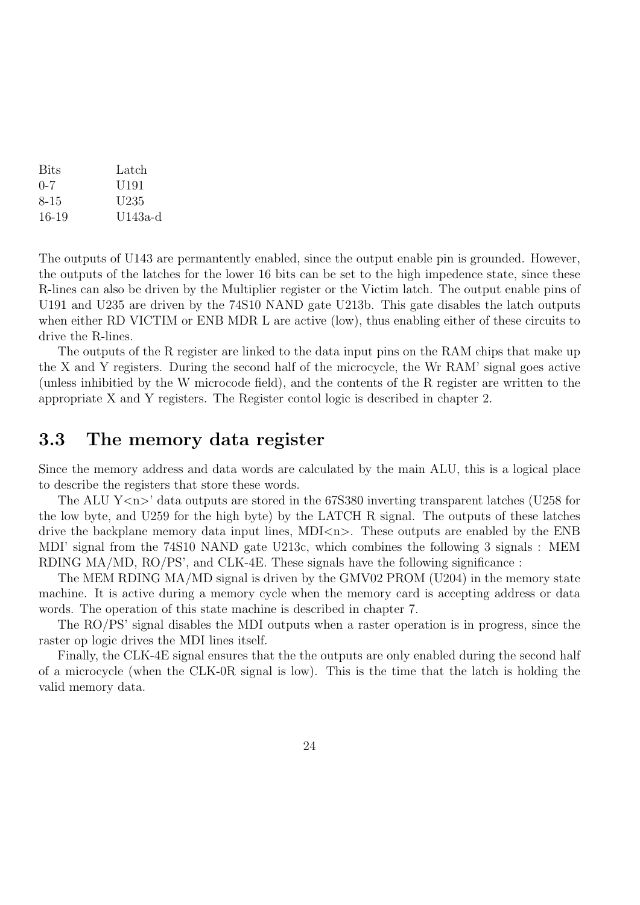| Bits | Latch |
|---|---|
| 0-7 | U191 |
| 8-15 | U235 |
| 16-19 | U143a-d |

The outputs of U143 are permantently enabled, since the output enable pin is grounded. However, the outputs of the latches for the lower 16 bits can be set to the high impedence state, since these R-lines can also be driven by the Multiplier register or the Victim latch. The output enable pins of U191 and U235 are driven by the 74S10 NAND gate U213b. This gate disables the latch outputs when either RD VICTIM or ENB MDR L are active (low), thus enabling either of these circuits to drive the R-lines.

The outputs of the R register are linked to the data input pins on the RAM chips that make up the X and Y registers. During the second half of the microcycle, the Wr RAM' signal goes active (unless inhibitied by the W microcode field), and the contents of the R register are written to the appropriate X and Y registers. The Register contol logic is described in chapter 2.

## 3.3 The memory data register

Since the memory address and data words are calculated by the main ALU, this is a logical place to describe the registers that store these words.

The ALU Y<n>' data outputs are stored in the 67S380 inverting transparent latches (U258 for the low byte, and U259 for the high byte) by the LATCH R signal. The outputs of these latches drive the backplane memory data input lines, MDI<n>. These outputs are enabled by the ENB MDI' signal from the 74S10 NAND gate U213c, which combines the following 3 signals : MEM RDING MA/MD, RO/PS', and CLK-4E. These signals have the following significance :

The MEM RDING MA/MD signal is driven by the GMV02 PROM (U204) in the memory state machine. It is active during a memory cycle when the memory card is accepting address or data words. The operation of this state machine is described in chapter 7.

The RO/PS' signal disables the MDI outputs when a raster operation is in progress, since the raster op logic drives the MDI lines itself.

Finally, the CLK-4E signal ensures that the the outputs are only enabled during the second half of a microcycle (when the CLK-0R signal is low). This is the time that the latch is holding the valid memory data.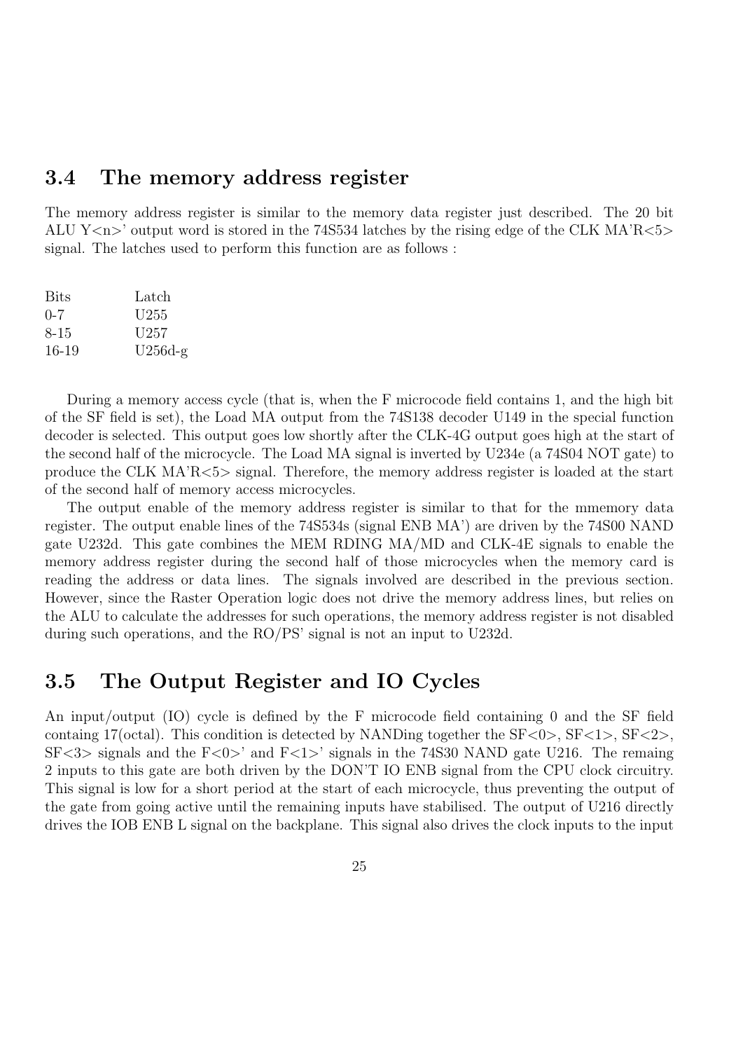## 3.4 The memory address register

The memory address register is similar to the memory data register just described. The 20 bit ALU Y<n>' output word is stored in the 74S534 latches by the rising edge of the CLK MA'R<5> signal. The latches used to perform this function are as follows :

| Bits | Latch |
|---|---|
| 0-7 | U255 |
| 8-15 | U257 |
| 16-19 | U256d-g |

During a memory access cycle (that is, when the F microcode field contains 1, and the high bit of the SF field is set), the Load MA output from the 74S138 decoder U149 in the special function decoder is selected. This output goes low shortly after the CLK-4G output goes high at the start of the second half of the microcycle. The Load MA signal is inverted by U234e (a 74S04 NOT gate) to produce the CLK MA'R<5> signal. Therefore, the memory address register is loaded at the start of the second half of memory access microcycles.

The output enable of the memory address register is similar to that for the mmemory data register. The output enable lines of the 74S534s (signal ENB MA') are driven by the 74S00 NAND gate U232d. This gate combines the MEM RDING MA/MD and CLK-4E signals to enable the memory address register during the second half of those microcycles when the memory card is reading the address or data lines. The signals involved are described in the previous section. However, since the Raster Operation logic does not drive the memory address lines, but relies on the ALU to calculate the addresses for such operations, the memory address register is not disabled during such operations, and the RO/PS' signal is not an input to U232d.

## 3.5 The Output Register and IO Cycles

An input/output (IO) cycle is defined by the F microcode field containing 0 and the SF field containg 17(octal). This condition is detected by NANDing together the SF<0>, SF<1>, SF<2>, SF<3> signals and the F<0>' and F<1>' signals in the 74S30 NAND gate U216. The remaing 2 inputs to this gate are both driven by the DON'T IO ENB signal from the CPU clock circuitry. This signal is low for a short period at the start of each microcycle, thus preventing the output of the gate from going active until the remaining inputs have stabilised. The output of U216 directly drives the IOB ENB L signal on the backplane. This signal also drives the clock inputs to the input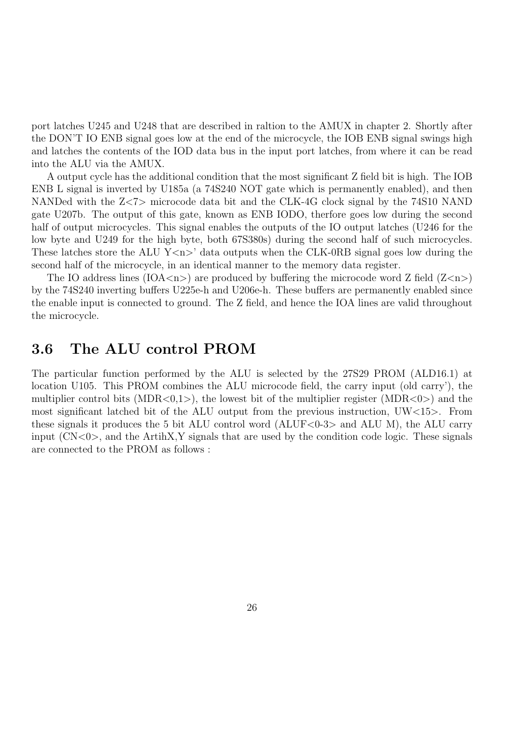port latches U245 and U248 that are described in raltion to the AMUX in chapter 2. Shortly after the DON'T IO ENB signal goes low at the end of the microcycle, the IOB ENB signal swings high and latches the contents of the IOD data bus in the input port latches, from where it can be read into the ALU via the AMUX.

A output cycle has the additional condition that the most significant Z field bit is high. The IOB ENB L signal is inverted by U185a (a 74S240 NOT gate which is permanently enabled), and then NANDed with the Z<7> microcode data bit and the CLK-4G clock signal by the 74S10 NAND gate U207b. The output of this gate, known as ENB IODO, therfore goes low during the second half of output microcycles. This signal enables the outputs of the IO output latches (U246 for the low byte and U249 for the high byte, both 67S380s) during the second half of such microcycles. These latches store the ALU Y<n>' data outputs when the CLK-0RB signal goes low during the second half of the microcycle, in an identical manner to the memory data register.

The IO address lines (IOA<n>) are produced by buffering the microcode word Z field (Z<n>) by the 74S240 inverting buffers U225e-h and U206e-h. These buffers are permanently enabled since the enable input is connected to ground. The Z field, and hence the IOA lines are valid throughout the microcycle.

## 3.6 The ALU control PROM

The particular function performed by the ALU is selected by the 27S29 PROM (ALD16.1) at location U105. This PROM combines the ALU microcode field, the carry input (old carry'), the multiplier control bits (MDR<0,1>), the lowest bit of the multiplier register (MDR<0>) and the most significant latched bit of the ALU output from the previous instruction, UW<15>. From these signals it produces the 5 bit ALU control word (ALUF<0-3> and ALU M), the ALU carry input (CN<0>, and the ArtihX,Y signals that are used by the condition code logic. These signals are connected to the PROM as follows :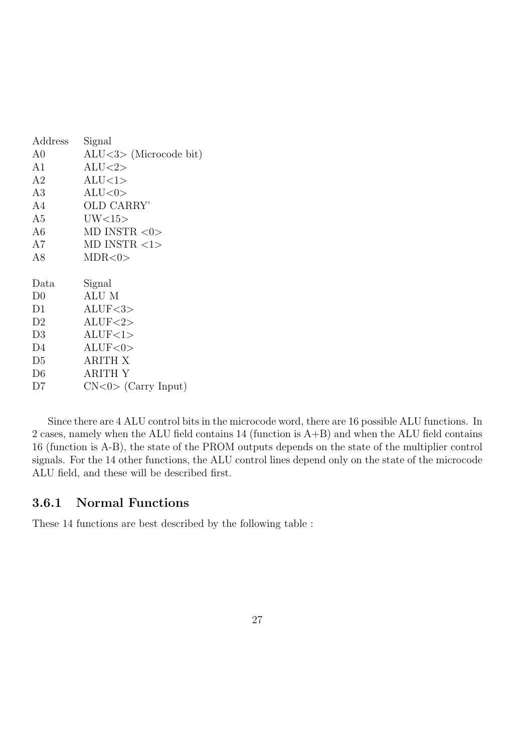| Address | Signal |
|---|---|
| A0 | ALU<3> (Microcode bit) |
| A1 | ALU<2> |
| A2 | ALU<1> |
| A3 | ALU<0> |
| A4 | OLD CARRY' |
| A5 | UW<15> |
| A6 | MD INSTR <0> |
| A7 | MD INSTR <1> |
| A8 | MDR<0> |

| Data | Signal |
|---|---|
| D0 | ALU M |
| D1 | ALUF<3> |
| D2 | ALUF<2> |
| D3 | ALUF<1> |
| D4 | ALUF<0> |
| D5 | ARITH X |
| D6 | ARITH Y |
| D7 | CN<0> (Carry Input) |

Since there are 4 ALU control bits in the microcode word, there are 16 possible ALU functions. In 2 cases, namely when the ALU field contains 14 (function is A+B) and when the ALU field contains 16 (function is A-B), the state of the PROM outputs depends on the state of the multiplier control signals. For the 14 other functions, the ALU control lines depend only on the state of the microcode ALU field, and these will be described first.

### 3.6.1 Normal Functions

These 14 functions are best described by the following table :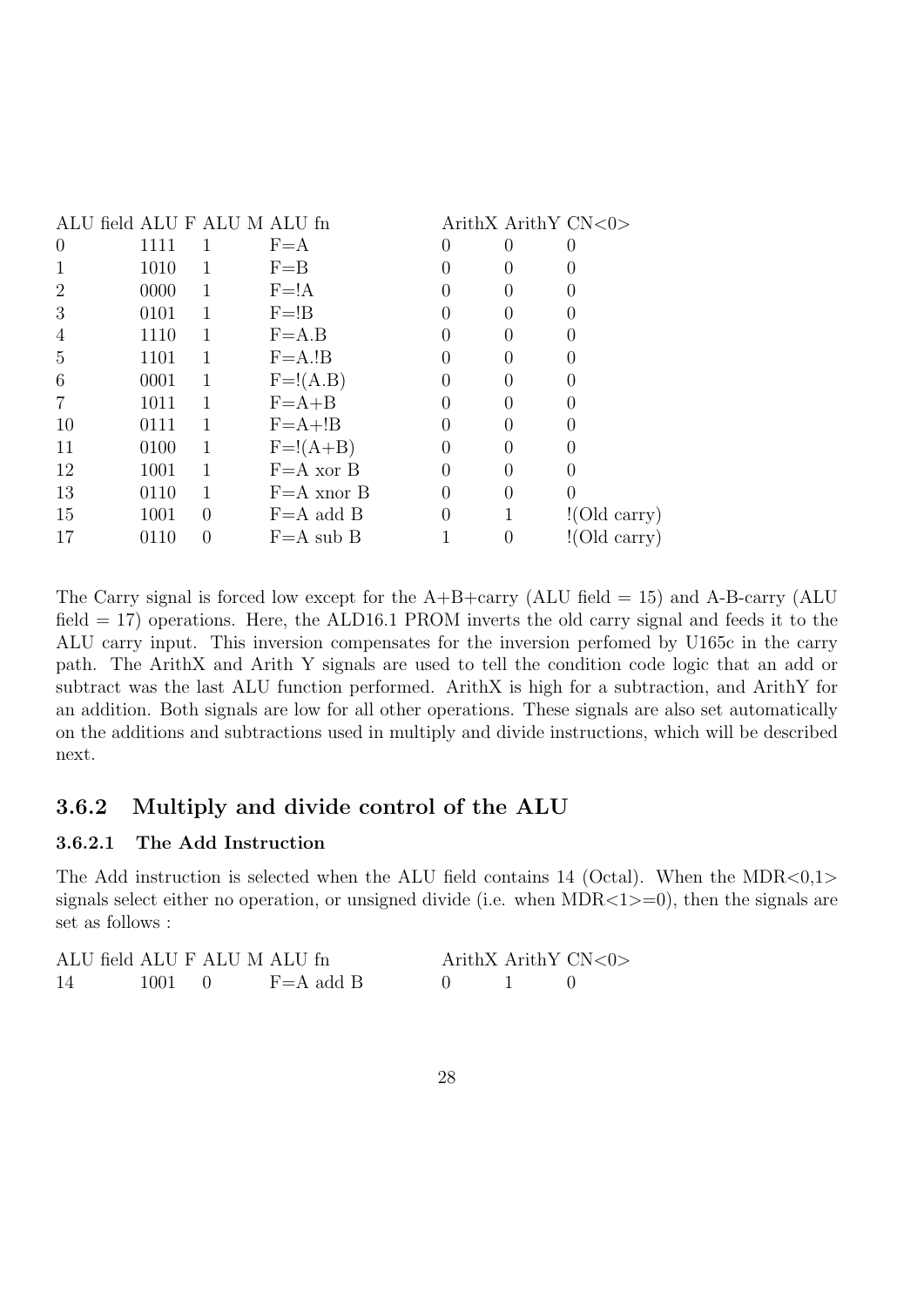| ALU field | ALU F | ALU M | ALU fn | ArithX | ArithY | CN<0> |
|---|---|---|---|---|---|---|
| 0 | 1111 | 1 | F=A | 0 | 0 | 0 |
| 1 | 1010 | 1 | F=B | 0 | 0 | 0 |
| 2 | 0000 | 1 | F=!A | 0 | 0 | 0 |
| 3 | 0101 | 1 | F=!B | 0 | 0 | 0 |
| 4 | 1110 | 1 | F=A.B | 0 | 0 | 0 |
| 5 | 1101 | 1 | F=A.!B | 0 | 0 | 0 |
| 6 | 0001 | 1 | F=!(A.B) | 0 | 0 | 0 |
| 7 | 1011 | 1 | F=A+B | 0 | 0 | 0 |
| 10 | 0111 | 1 | F=A+!B | 0 | 0 | 0 |
| 11 | 0100 | 1 | F=!(A+B) | 0 | 0 | 0 |
| 12 | 1001 | 1 | F=A xor B | 0 | 0 | 0 |
| 13 | 0110 | 1 | F=A xnor B | 0 | 0 | 0 |
| 15 | 1001 | 0 | F=A add B | 0 | 1 | !(Old carry) |
| 17 | 0110 | 0 | F=A sub B | 1 | 0 | !(Old carry) |

The Carry signal is forced low except for the A+B+carry (ALU field = 15) and A-B-carry (ALU field = 17) operations. Here, the ALD16.1 PROM inverts the old carry signal and feeds it to the ALU carry input. This inversion compensates for the inversion perfomed by U165c in the carry path. The ArithX and Arith Y signals are used to tell the condition code logic that an add or subtract was the last ALU function performed. ArithX is high for a subtraction, and ArithY for an addition. Both signals are low for all other operations. These signals are also set automatically on the additions and subtractions used in multiply and divide instructions, which will be described next.

### 3.6.2 Multiply and divide control of the ALU

#### 3.6.2.1 The Add Instruction

The Add instruction is selected when the ALU field contains 14 (Octal). When the MDR<0,1> signals select either no operation, or unsigned divide (i.e. when MDR<1>=0), then the signals are set as follows :

| ALU field | ALU F | ALU M | ALU fn | ArithX | ArithY | CN<0> |
|---|---|---|---|---|---|---|
| 14 | 1001 | 0 | F=A add B | 0 | 1 | 0 |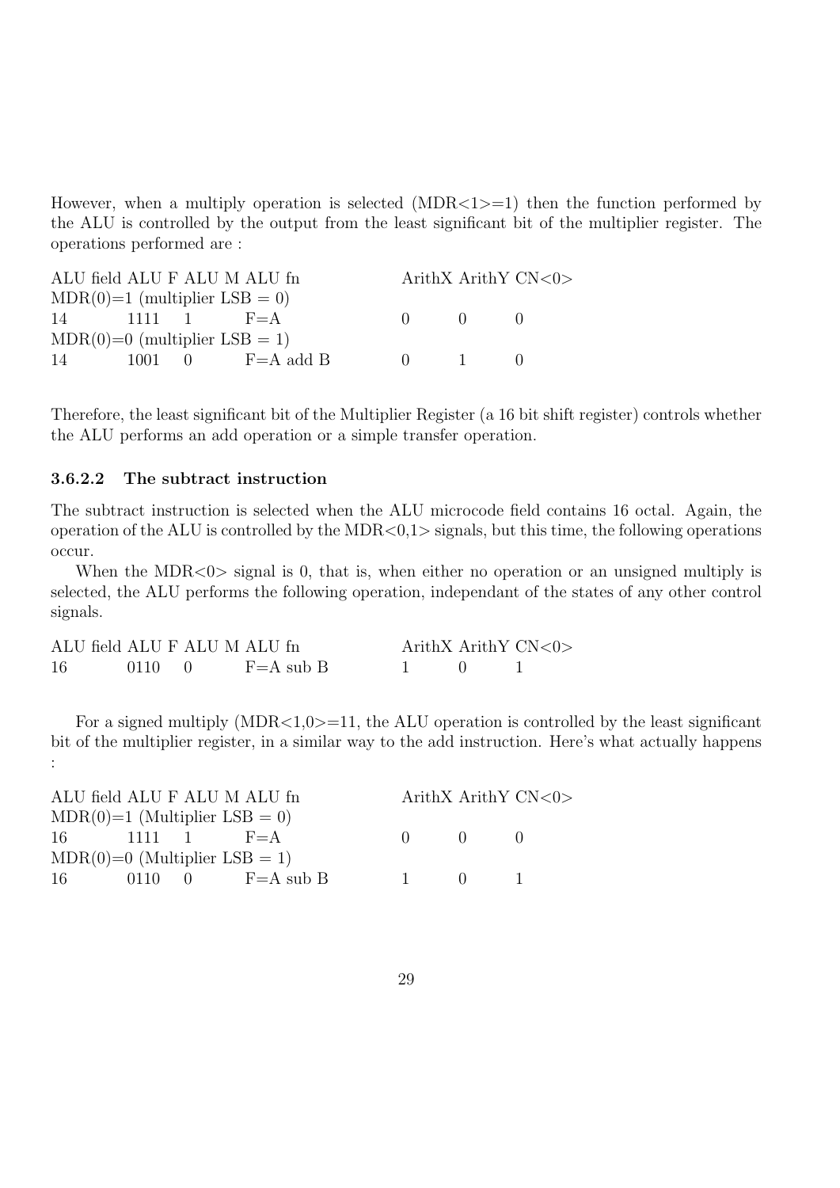However, when a multiply operation is selected (MDR<1>=1) then the function performed by the ALU is controlled by the output from the least significant bit of the multiplier register. The operations performed are :

| ALU field | ALU F | ALU M | ALU fn | ArithX | ArithY | CN<0> |
|---|---|---|---|---|---|---|
| MDR(0)=1 (multiplier LSB = 0) | | | | | | |
| 14 | 1111 | 1 | F=A | 0 | 0 | 0 |
| MDR(0)=0 (multiplier LSB = 1) | | | | | | |
| 14 | 1001 | 0 | F=A add B | 0 | 1 | 0 |

Therefore, the least significant bit of the Multiplier Register (a 16 bit shift register) controls whether the ALU performs an add operation or a simple transfer operation.

### 3.6.2.2 The subtract instruction

The subtract instruction is selected when the ALU microcode field contains 16 octal. Again, the operation of the ALU is controlled by the MDR<0,1> signals, but this time, the following operations occur.

When the MDR<0> signal is 0, that is, when either no operation or an unsigned multiply is selected, the ALU performs the following operation, independant of the states of any other control signals.

| ALU field | ALU F | ALU M | ALU fn | ArithX | ArithY | CN<0> |
|---|---|---|---|---|---|---|
| 16 | 0110 | 0 | F=A sub B | 1 | 0 | 1 |

For a signed multiply (MDR<1,0>=11, the ALU operation is controlled by the least significant bit of the multiplier register, in a similar way to the add instruction. Here's what actually happens :

| ALU field | ALU F | ALU M | ALU fn | ArithX | ArithY | CN<0> |
|---|---|---|---|---|---|---|
| MDR(0)=1 (Multiplier LSB = 0) | | | | | | |
| 16 | 1111 | 1 | F=A | 0 | 0 | 0 |
| MDR(0)=0 (Multiplier LSB = 1) | | | | | | |
| 16 | 0110 | 0 | F=A sub B | 1 | 0 | 1 |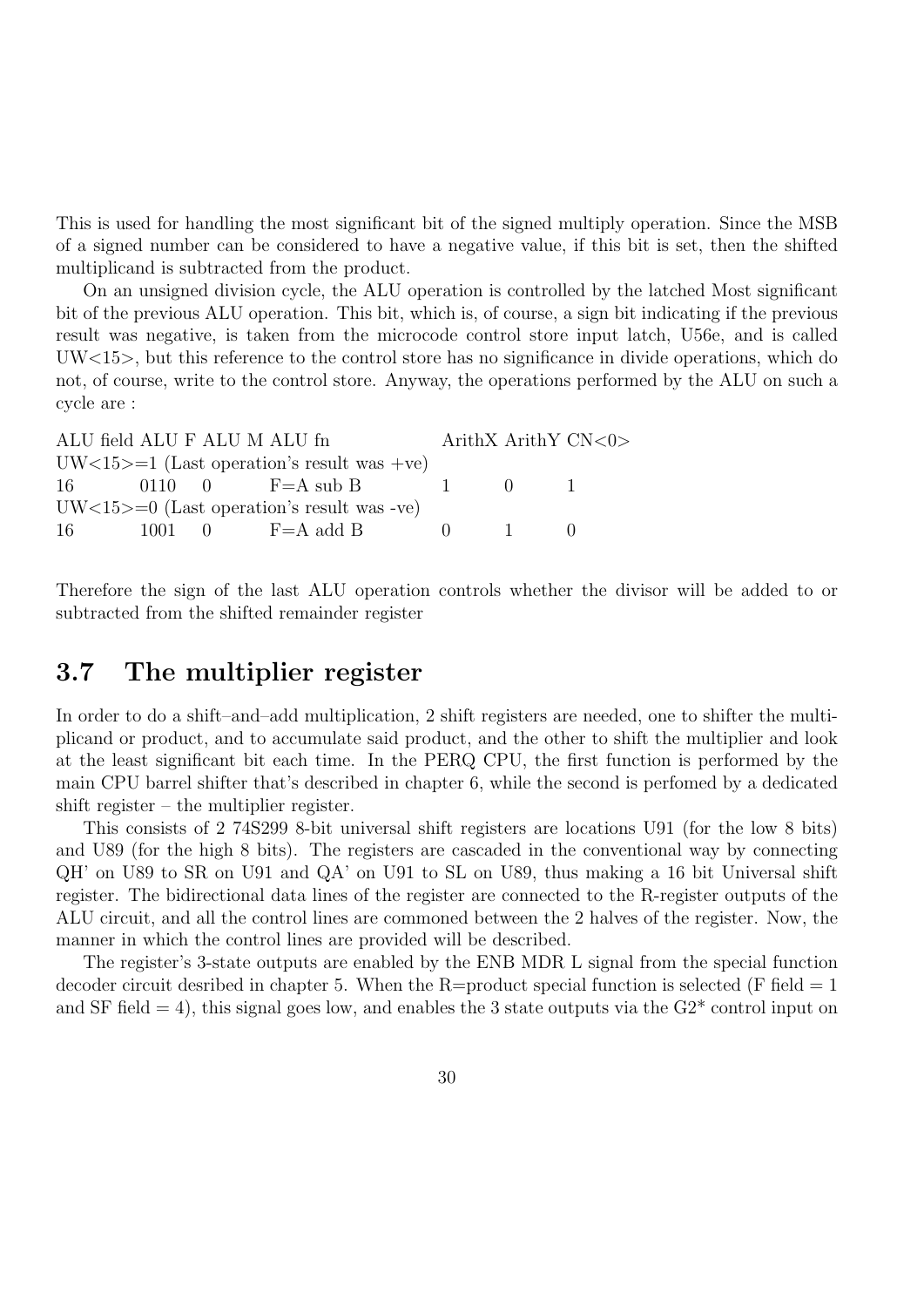This is used for handling the most significant bit of the signed multiply operation. Since the MSB of a signed number can be considered to have a negative value, if this bit is set, then the shifted multiplicand is subtracted from the product.

On an unsigned division cycle, the ALU operation is controlled by the latched Most significant bit of the previous ALU operation. This bit, which is, of course, a sign bit indicating if the previous result was negative, is taken from the microcode control store input latch, U56e, and is called UW<15>, but this reference to the control store has no significance in divide operations, which do not, of course, write to the control store. Anyway, the operations performed by the ALU on such a cycle are :

| ALU field | ALU F | ALU M | ALU fn | ArithX | ArithY | CN<0> |
|---|---|---|---|---|---|---|
| UW<15>=1 (Last operation's result was +ve) | | | | | | |
| 16 | 0110 | 0 | F=A sub B | 1 | 0 | 1 |
| UW<15>=0 (Last operation's result was -ve) | | | | | | |
| 16 | 1001 | 0 | F=A add B | 0 | 1 | 0 |

Therefore the sign of the last ALU operation controls whether the divisor will be added to or subtracted from the shifted remainder register

## 3.7 The multiplier register

In order to do a shift–and–add multiplication, 2 shift registers are needed, one to shifter the multiplicand or product, and to accumulate said product, and the other to shift the multiplier and look at the least significant bit each time. In the PERQ CPU, the first function is performed by the main CPU barrel shifter that's described in chapter 6, while the second is perfomed by a dedicated shift register – the multiplier register.

This consists of 2 74S299 8-bit universal shift registers are locations U91 (for the low 8 bits) and U89 (for the high 8 bits). The registers are cascaded in the conventional way by connecting QH' on U89 to SR on U91 and QA' on U91 to SL on U89, thus making a 16 bit Universal shift register. The bidirectional data lines of the register are connected to the R-register outputs of the ALU circuit, and all the control lines are commoned between the 2 halves of the register. Now, the manner in which the control lines are provided will be described.

The register's 3-state outputs are enabled by the ENB MDR L signal from the special function decoder circuit desribed in chapter 5. When the R=product special function is selected (F field = 1 and SF field = 4), this signal goes low, and enables the 3 state outputs via the G2* control input on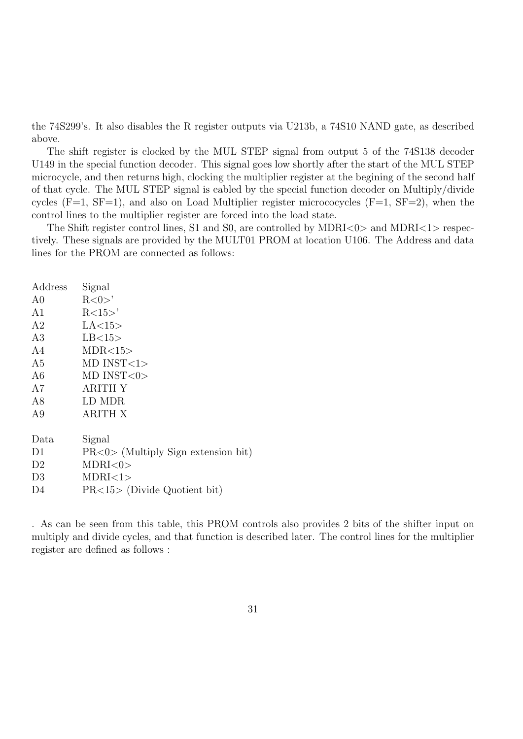the 74S299's. It also disables the R register outputs via U213b, a 74S10 NAND gate, as described above.

The shift register is clocked by the MUL STEP signal from output 5 of the 74S138 decoder U149 in the special function decoder. This signal goes low shortly after the start of the MUL STEP microcycle, and then returns high, clocking the multiplier register at the begining of the second half of that cycle. The MUL STEP signal is eabled by the special function decoder on Multiply/divide cycles (F=1, SF=1), and also on Load Multiplier register micrococycles (F=1, SF=2), when the control lines to the multiplier register are forced into the load state.

The Shift register control lines, S1 and S0, are controlled by MDRI<0> and MDRI<1> respectively. These signals are provided by the MULT01 PROM at location U106. The Address and data lines for the PROM are connected as follows:

| Address | Signal |
|---|---|
| A0 | R<0>' |
| A1 | R<15>' |
| A2 | LA<15> |
| A3 | LB<15> |
| A4 | MDR<15> |
| A5 | MD INST<1> |
| A6 | MD INST<0> |
| A7 | ARITH Y |
| A8 | LD MDR |
| A9 | ARITH X |

| Data | Signal |
|---|---|
| D1 | PR<0> (Multiply Sign extension bit) |
| D2 | MDRI<0> |
| D3 | MDRI<1> |
| D4 | PR<15> (Divide Quotient bit) |

. As can be seen from this table, this PROM controls also provides 2 bits of the shifter input on multiply and divide cycles, and that function is described later. The control lines for the multiplier register are defined as follows :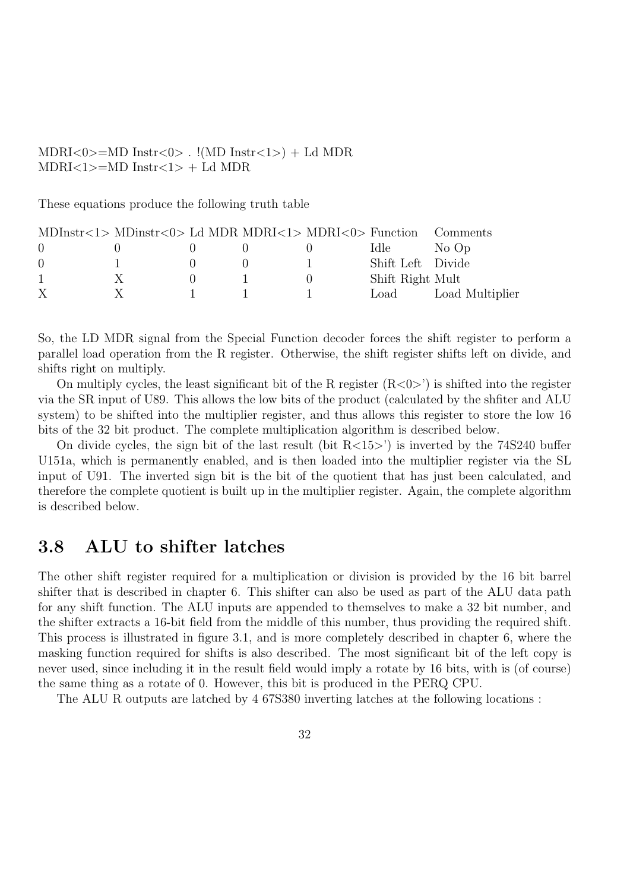MDRI<0>=MD Instr<0> . !(MD Instr<1>) + Ld MDR
MDRI<1>=MD Instr<1> + Ld MDR

These equations produce the following truth table

| MDInstr<1> | MDinstr<0> | Ld MDR | MDRI<1> | MDRI<0> | Function | Comments |
|---|---|---|---|---|---|---|
| 0 | 0 | 0 | 0 | 0 | Idle | No Op |
| 0 | 1 | 0 | 0 | 1 | Shift Left | Divide |
| 1 | X | 0 | 1 | 0 | Shift Right | Mult |
| X | X | 1 | 1 | 1 | Load | Load Multiplier |

So, the LD MDR signal from the Special Function decoder forces the shift register to perform a parallel load operation from the R register. Otherwise, the shift register shifts left on divide, and shifts right on multiply.

On multiply cycles, the least significant bit of the R register (R<0>') is shifted into the register via the SR input of U89. This allows the low bits of the product (calculated by the shfiter and ALU system) to be shifted into the multiplier register, and thus allows this register to store the low 16 bits of the 32 bit product. The complete multiplication algorithm is described below.

On divide cycles, the sign bit of the last result (bit R<15>') is inverted by the 74S240 buffer U151a, which is permanently enabled, and is then loaded into the multiplier register via the SL input of U91. The inverted sign bit is the bit of the quotient that has just been calculated, and therefore the complete quotient is built up in the multiplier register. Again, the complete algorithm is described below.

## 3.8 ALU to shifter latches

The other shift register required for a multiplication or division is provided by the 16 bit barrel shifter that is described in chapter 6. This shifter can also be used as part of the ALU data path for any shift function. The ALU inputs are appended to themselves to make a 32 bit number, and the shifter extracts a 16-bit field from the middle of this number, thus providing the required shift. This process is illustrated in figure 3.1, and is more completely described in chapter 6, where the masking function required for shifts is also described. The most significant bit of the left copy is never used, since including it in the result field would imply a rotate by 16 bits, with is (of course) the same thing as a rotate of 0. However, this bit is produced in the PERQ CPU.

The ALU R outputs are latched by 4 67S380 inverting latches at the following locations :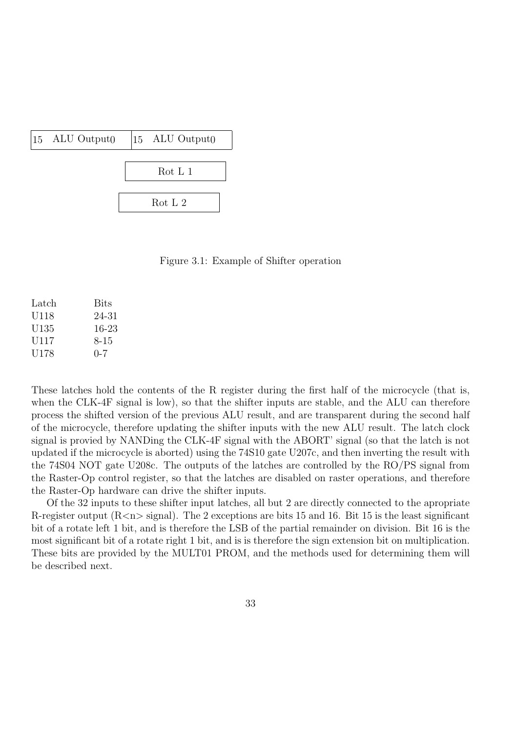15 ALU Output 0 | 15 ALU Output 0

Rot L 1

Rot L 2

Figure 3.1: Example of Shifter operation

| Latch | Bits |
|---|---|
| U118 | 24-31 |
| U135 | 16-23 |
| U117 | 8-15 |
| U178 | 0-7 |

These latches hold the contents of the R register during the first half of the microcycle (that is, when the CLK-4F signal is low), so that the shifter inputs are stable, and the ALU can therefore process the shifted version of the previous ALU result, and are transparent during the second half of the microcycle, therefore updating the shifter inputs with the new ALU result. The latch clock signal is provied by NANDing the CLK-4F signal with the ABORT' signal (so that the latch is not updated if the microcycle is aborted) using the 74S10 gate U207c, and then inverting the result with the 74S04 NOT gate U208c. The outputs of the latches are controlled by the RO/PS signal from the Raster-Op control register, so that the latches are disabled on raster operations, and therefore the Raster-Op hardware can drive the shifter inputs.

Of the 32 inputs to these shifter input latches, all but 2 are directly connected to the apropriate R-register output (R<n> signal). The 2 exceptions are bits 15 and 16. Bit 15 is the least significant bit of a rotate left 1 bit, and is therefore the LSB of the partial remainder on division. Bit 16 is the most significant bit of a rotate right 1 bit, and is is therefore the sign extension bit on multiplication. These bits are provided by the MULT01 PROM, and the methods used for determining them will be described next.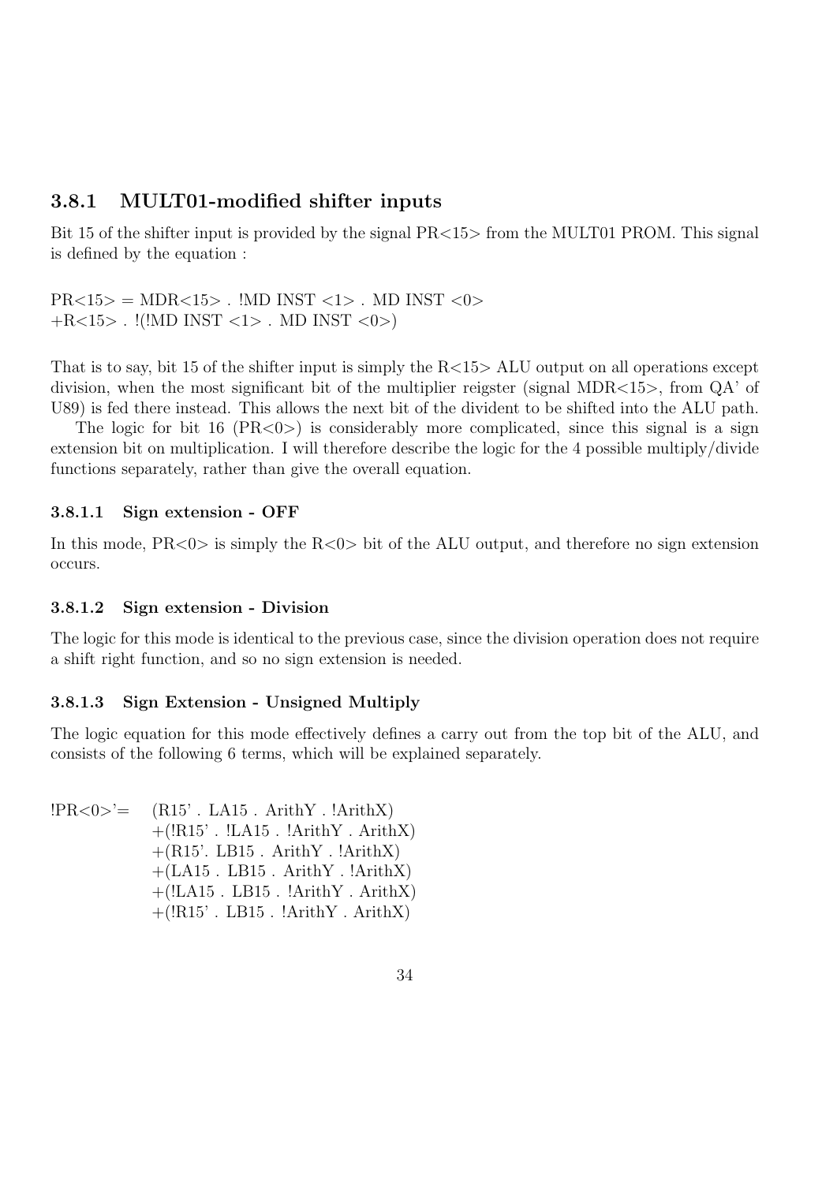### 3.8.1 MULT01-modified shifter inputs

Bit 15 of the shifter input is provided by the signal PR<15> from the MULT01 PROM. This signal is defined by the equation :

PR<15> = MDR<15> . !MD INST <1> . MD INST <0>
+R<15> . !(!MD INST <1> . MD INST <0>)

That is to say, bit 15 of the shifter input is simply the R<15> ALU output on all operations except division, when the most significant bit of the multiplier reigster (signal MDR<15>, from QA' of U89) is fed there instead. This allows the next bit of the divident to be shifted into the ALU path.

The logic for bit 16 (PR<0>) is considerably more complicated, since this signal is a sign extension bit on multiplication. I will therefore describe the logic for the 4 possible multiply/divide functions separately, rather than give the overall equation.

#### 3.8.1.1 Sign extension - OFF

In this mode, PR<0> is simply the R<0> bit of the ALU output, and therefore no sign extension occurs.

#### 3.8.1.2 Sign extension - Division

The logic for this mode is identical to the previous case, since the division operation does not require a shift right function, and so no sign extension is needed.

#### 3.8.1.3 Sign Extension - Unsigned Multiply

The logic equation for this mode effectively defines a carry out from the top bit of the ALU, and consists of the following 6 terms, which will be explained separately.

```
!PR<0>'=   (R15' . LA15 . ArithY . !ArithX)
           +(!R15' . !LA15 . !ArithY . ArithX)
           +(R15'. LB15 . ArithY . !ArithX)
           +(LA15 . LB15 . ArithY . !ArithX)
           +(!LA15 . LB15 . !ArithY . ArithX)
           +(!R15' . LB15 . !ArithY . ArithX)
```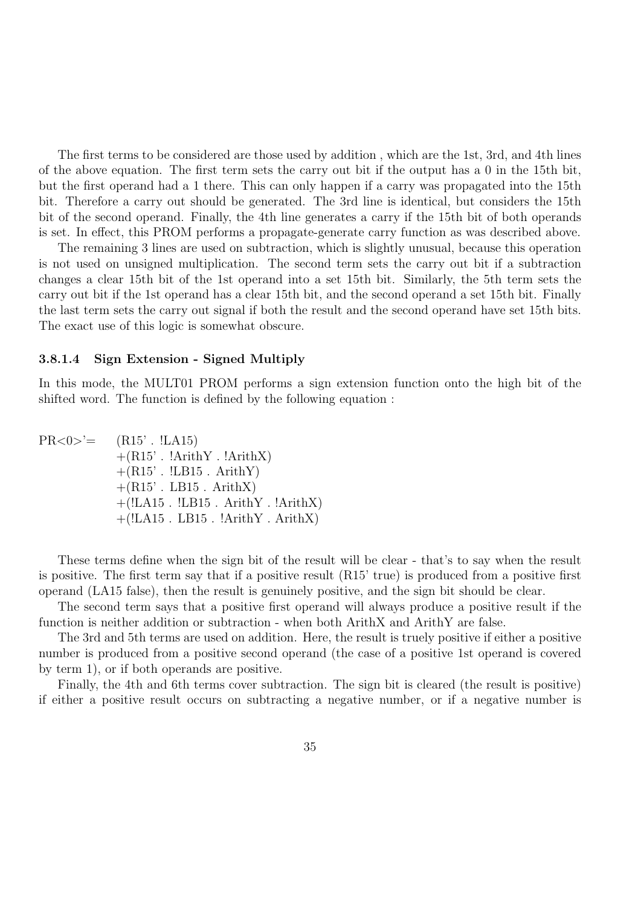The first terms to be considered are those used by addition , which are the 1st, 3rd, and 4th lines of the above equation. The first term sets the carry out bit if the output has a 0 in the 15th bit, but the first operand had a 1 there. This can only happen if a carry was propagated into the 15th bit. Therefore a carry out should be generated. The 3rd line is identical, but considers the 15th bit of the second operand. Finally, the 4th line generates a carry if the 15th bit of both operands is set. In effect, this PROM performs a propagate-generate carry function as was described above.

The remaining 3 lines are used on subtraction, which is slightly unusual, because this operation is not used on unsigned multiplication. The second term sets the carry out bit if a subtraction changes a clear 15th bit of the 1st operand into a set 15th bit. Similarly, the 5th term sets the carry out bit if the 1st operand has a clear 15th bit, and the second operand a set 15th bit. Finally the last term sets the carry out signal if both the result and the second operand have set 15th bits. The exact use of this logic is somewhat obscure.

#### 3.8.1.4 Sign Extension - Signed Multiply

In this mode, the MULT01 PROM performs a sign extension function onto the high bit of the shifted word. The function is defined by the following equation :

```
PR<0>'=   (R15' . !LA15)
          +(R15' . !ArithY . !ArithX)
          +(R15' . !LB15 . ArithY)
          +(R15' . LB15 . ArithX)
          +(!LA15 . !LB15 . ArithY . !ArithX)
          +(!LA15 . LB15 . !ArithY . ArithX)
```

These terms define when the sign bit of the result will be clear - that's to say when the result is positive. The first term say that if a positive result (R15' true) is produced from a positive first operand (LA15 false), then the result is genuinely positive, and the sign bit should be clear.

The second term says that a positive first operand will always produce a positive result if the function is neither addition or subtraction - when both ArithX and ArithY are false.

The 3rd and 5th terms are used on addition. Here, the result is truely positive if either a positive number is produced from a positive second operand (the case of a positive 1st operand is covered by term 1), or if both operands are positive.

Finally, the 4th and 6th terms cover subtraction. The sign bit is cleared (the result is positive) if either a positive result occurs on subtracting a negative number, or if a negative number is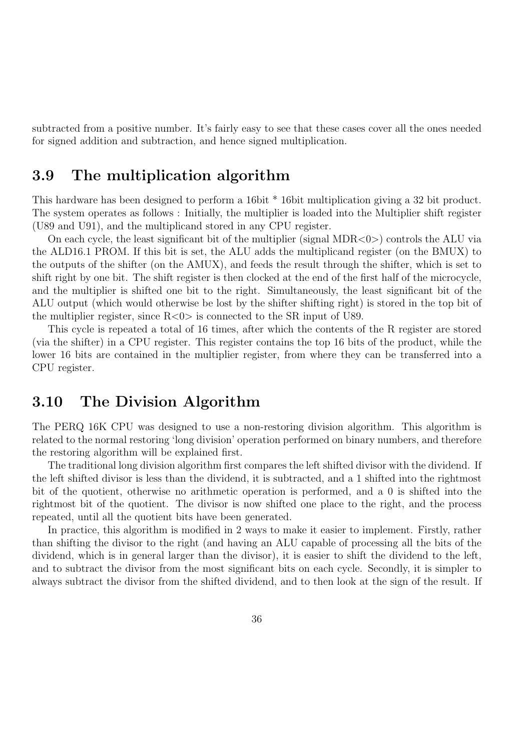subtracted from a positive number. It's fairly easy to see that these cases cover all the ones needed for signed addition and subtraction, and hence signed multiplication.

## 3.9 The multiplication algorithm

This hardware has been designed to perform a 16bit * 16bit multiplication giving a 32 bit product. The system operates as follows : Initially, the multiplier is loaded into the Multiplier shift register (U89 and U91), and the multiplicand stored in any CPU register.

On each cycle, the least significant bit of the multiplier (signal MDR<0>) controls the ALU via the ALD16.1 PROM. If this bit is set, the ALU adds the multiplicand register (on the BMUX) to the outputs of the shifter (on the AMUX), and feeds the result through the shifter, which is set to shift right by one bit. The shift register is then clocked at the end of the first half of the microcycle, and the multiplier is shifted one bit to the right. Simultaneously, the least significant bit of the ALU output (which would otherwise be lost by the shifter shifting right) is stored in the top bit of the multiplier register, since R<0> is connected to the SR input of U89.

This cycle is repeated a total of 16 times, after which the contents of the R register are stored (via the shifter) in a CPU register. This register contains the top 16 bits of the product, while the lower 16 bits are contained in the multiplier register, from where they can be transferred into a CPU register.

## 3.10 The Division Algorithm

The PERQ 16K CPU was designed to use a non-restoring division algorithm. This algorithm is related to the normal restoring 'long division' operation performed on binary numbers, and therefore the restoring algorithm will be explained first.

The traditional long division algorithm first compares the left shifted divisor with the dividend. If the left shifted divisor is less than the dividend, it is subtracted, and a 1 shifted into the rightmost bit of the quotient, otherwise no arithmetic operation is performed, and a 0 is shifted into the rightmost bit of the quotient. The divisor is now shifted one place to the right, and the process repeated, until all the quotient bits have been generated.

In practice, this algorithm is modified in 2 ways to make it easier to implement. Firstly, rather than shifting the divisor to the right (and having an ALU capable of processing all the bits of the dividend, which is in general larger than the divisor), it is easier to shift the dividend to the left, and to subtract the divisor from the most significant bits on each cycle. Secondly, it is simpler to always subtract the divisor from the shifted dividend, and to then look at the sign of the result. If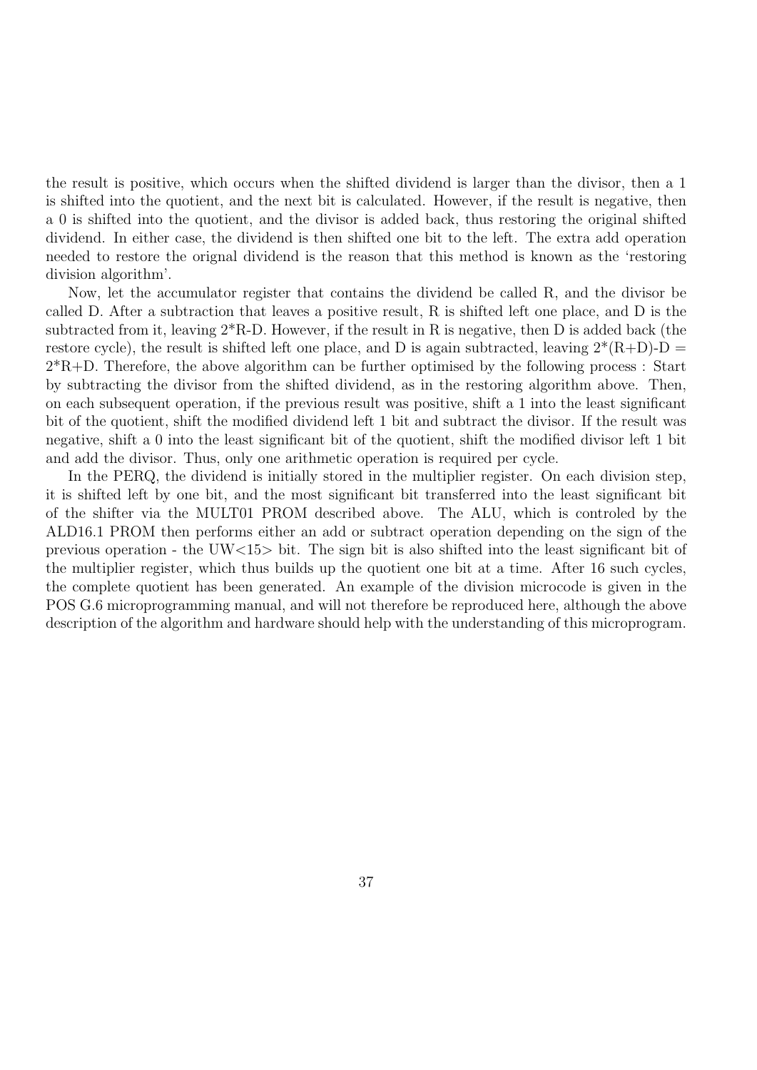the result is positive, which occurs when the shifted dividend is larger than the divisor, then a 1 is shifted into the quotient, and the next bit is calculated. However, if the result is negative, then a 0 is shifted into the quotient, and the divisor is added back, thus restoring the original shifted dividend. In either case, the dividend is then shifted one bit to the left. The extra add operation needed to restore the orignal dividend is the reason that this method is known as the 'restoring division algorithm'.

Now, let the accumulator register that contains the dividend be called R, and the divisor be called D. After a subtraction that leaves a positive result, R is shifted left one place, and D is the subtracted from it, leaving $2*R-D$. However, if the result in R is negative, then D is added back (the restore cycle), the result is shifted left one place, and D is again subtracted, leaving $2*(R+D)-D = 2*R+D$. Therefore, the above algorithm can be further optimised by the following process : Start by subtracting the divisor from the shifted dividend, as in the restoring algorithm above. Then, on each subsequent operation, if the previous result was positive, shift a 1 into the least significant bit of the quotient, shift the modified dividend left 1 bit and subtract the divisor. If the result was negative, shift a 0 into the least significant bit of the quotient, shift the modified divisor left 1 bit and add the divisor. Thus, only one arithmetic operation is required per cycle.

In the PERQ, the dividend is initially stored in the multiplier register. On each division step, it is shifted left by one bit, and the most significant bit transferred into the least significant bit of the shifter via the MULT01 PROM described above. The ALU, which is controled by the ALD16.1 PROM then performs either an add or subtract operation depending on the sign of the previous operation - the UW<15> bit. The sign bit is also shifted into the least significant bit of the multiplier register, which thus builds up the quotient one bit at a time. After 16 such cycles, the complete quotient has been generated. An example of the division microcode is given in the POS G.6 microprogramming manual, and will not therefore be reproduced here, although the above description of the algorithm and hardware should help with the understanding of this microprogram.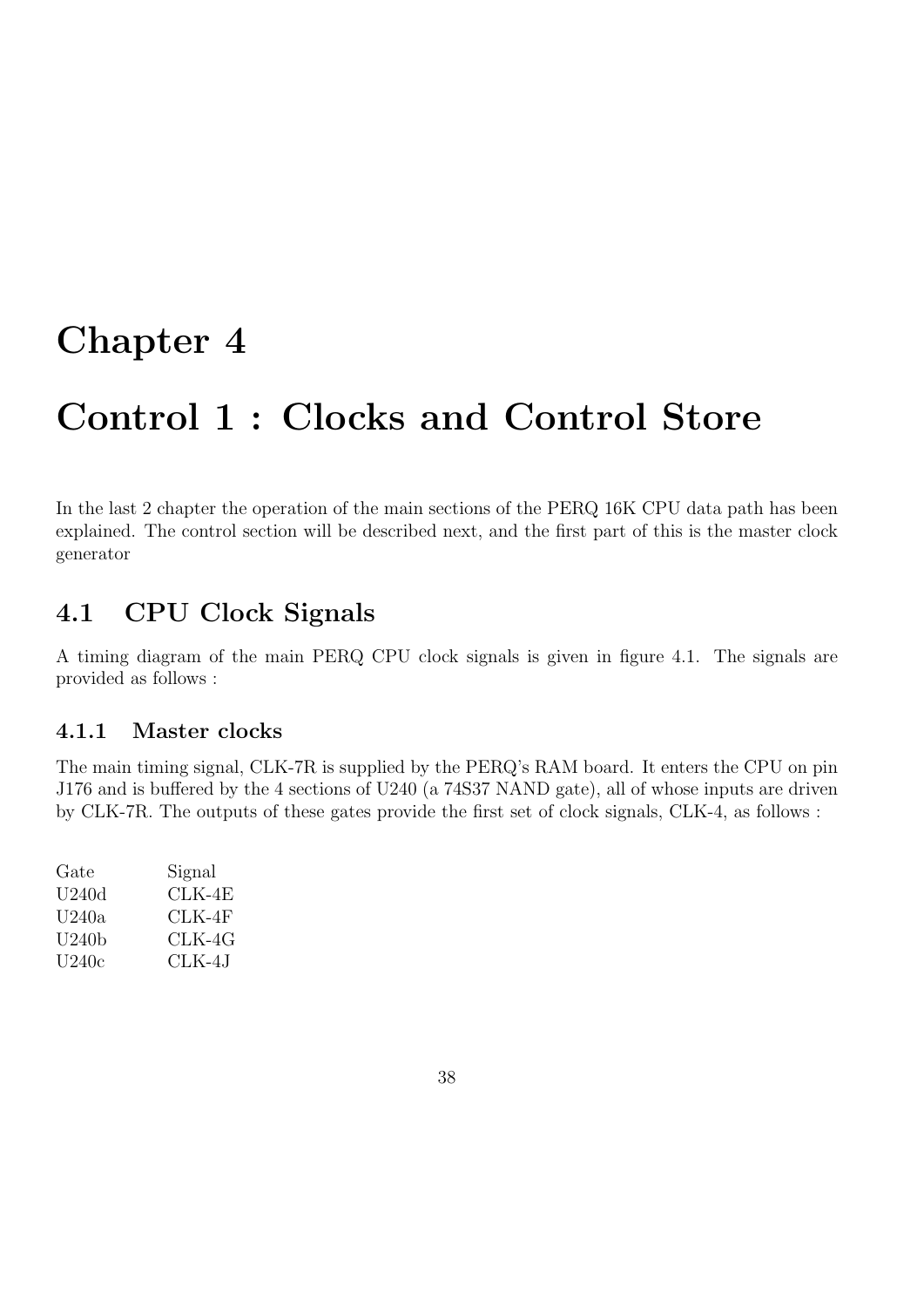# Chapter 4

# Control 1 : Clocks and Control Store

In the last 2 chapter the operation of the main sections of the PERQ 16K CPU data path has been explained. The control section will be described next, and the first part of this is the master clock generator

## 4.1 CPU Clock Signals

A timing diagram of the main PERQ CPU clock signals is given in figure 4.1. The signals are provided as follows :

### 4.1.1 Master clocks

The main timing signal, CLK-7R is supplied by the PERQ's RAM board. It enters the CPU on pin J176 and is buffered by the 4 sections of U240 (a 74S37 NAND gate), all of whose inputs are driven by CLK-7R. The outputs of these gates provide the first set of clock signals, CLK-4, as follows :

| Gate | Signal |
|---|---|
| U240d | CLK-4E |
| U240a | CLK-4F |
| U240b | CLK-4G |
| U240c | CLK-4J |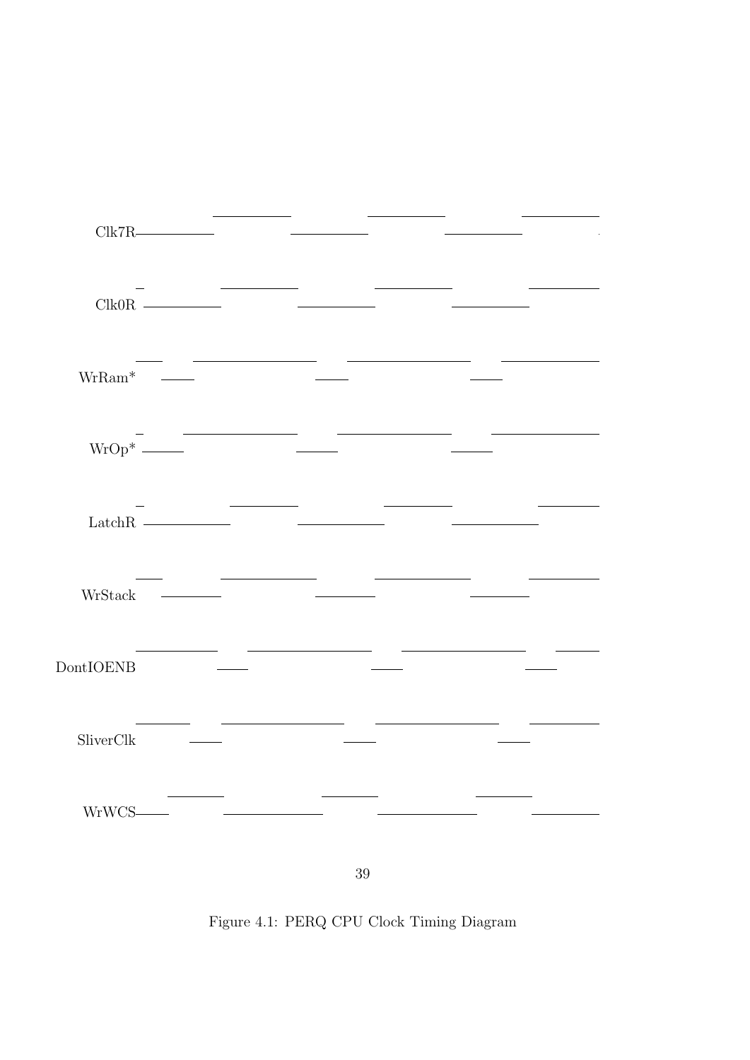Clk7R

Clk0R

WrRam*

WrOp*

LatchR

WrStack

DontIOENB

SliverClk

WrWCS

Figure 4.1: PERQ CPU Clock Timing Diagram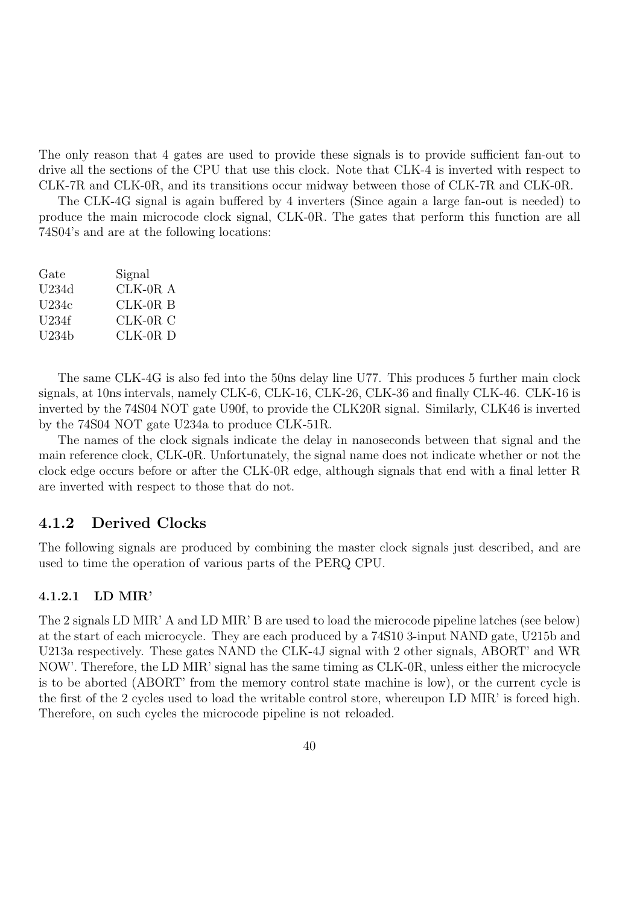The only reason that 4 gates are used to provide these signals is to provide sufficient fan-out to drive all the sections of the CPU that use this clock. Note that CLK-4 is inverted with respect to CLK-7R and CLK-0R, and its transitions occur midway between those of CLK-7R and CLK-0R.

The CLK-4G signal is again buffered by 4 inverters (Since again a large fan-out is needed) to produce the main microcode clock signal, CLK-0R. The gates that perform this function are all 74S04's and are at the following locations:

| Gate | Signal |
|---|---|
| U234d | CLK-0R A |
| U234c | CLK-0R B |
| U234f | CLK-0R C |
| U234b | CLK-0R D |

The same CLK-4G is also fed into the 50ns delay line U77. This produces 5 further main clock signals, at 10ns intervals, namely CLK-6, CLK-16, CLK-26, CLK-36 and finally CLK-46. CLK-16 is inverted by the 74S04 NOT gate U90f, to provide the CLK20R signal. Similarly, CLK46 is inverted by the 74S04 NOT gate U234a to produce CLK-51R.

The names of the clock signals indicate the delay in nanoseconds between that signal and the main reference clock, CLK-0R. Unfortunately, the signal name does not indicate whether or not the clock edge occurs before or after the CLK-0R edge, although signals that end with a final letter R are inverted with respect to those that do not.

### 4.1.2 Derived Clocks

The following signals are produced by combining the master clock signals just described, and are used to time the operation of various parts of the PERQ CPU.

#### 4.1.2.1 LD MIR'

The 2 signals LD MIR' A and LD MIR' B are used to load the microcode pipeline latches (see below) at the start of each microcycle. They are each produced by a 74S10 3-input NAND gate, U215b and U213a respectively. These gates NAND the CLK-4J signal with 2 other signals, ABORT' and WR NOW'. Therefore, the LD MIR' signal has the same timing as CLK-0R, unless either the microcycle is to be aborted (ABORT' from the memory control state machine is low), or the current cycle is the first of the 2 cycles used to load the writable control store, whereupon LD MIR' is forced high. Therefore, on such cycles the microcode pipeline is not reloaded.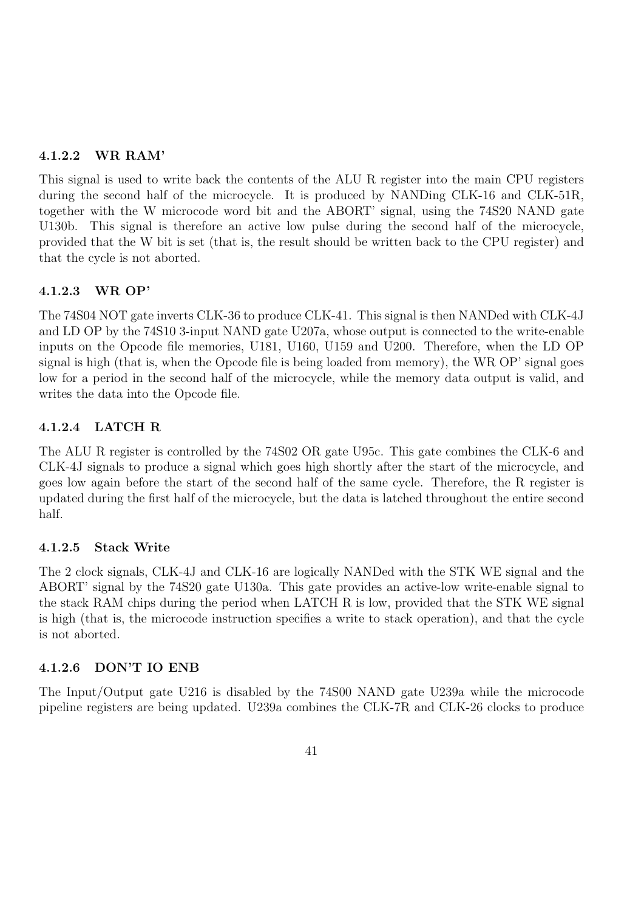#### 4.1.2.2 WR RAM'

This signal is used to write back the contents of the ALU R register into the main CPU registers during the second half of the microcycle. It is produced by NANDing CLK-16 and CLK-51R, together with the W microcode word bit and the ABORT' signal, using the 74S20 NAND gate U130b. This signal is therefore an active low pulse during the second half of the microcycle, provided that the W bit is set (that is, the result should be written back to the CPU register) and that the cycle is not aborted.

#### 4.1.2.3 WR OP'

The 74S04 NOT gate inverts CLK-36 to produce CLK-41. This signal is then NANDed with CLK-4J and LD OP by the 74S10 3-input NAND gate U207a, whose output is connected to the write-enable inputs on the Opcode file memories, U181, U160, U159 and U200. Therefore, when the LD OP signal is high (that is, when the Opcode file is being loaded from memory), the WR OP' signal goes low for a period in the second half of the microcycle, while the memory data output is valid, and writes the data into the Opcode file.

#### 4.1.2.4 LATCH R

The ALU R register is controlled by the 74S02 OR gate U95c. This gate combines the CLK-6 and CLK-4J signals to produce a signal which goes high shortly after the start of the microcycle, and goes low again before the start of the second half of the same cycle. Therefore, the R register is updated during the first half of the microcycle, but the data is latched throughout the entire second half.

#### 4.1.2.5 Stack Write

The 2 clock signals, CLK-4J and CLK-16 are logically NANDed with the STK WE signal and the ABORT' signal by the 74S20 gate U130a. This gate provides an active-low write-enable signal to the stack RAM chips during the period when LATCH R is low, provided that the STK WE signal is high (that is, the microcode instruction specifies a write to stack operation), and that the cycle is not aborted.

#### 4.1.2.6 DON'T IO ENB

The Input/Output gate U216 is disabled by the 74S00 NAND gate U239a while the microcode pipeline registers are being updated. U239a combines the CLK-7R and CLK-26 clocks to produce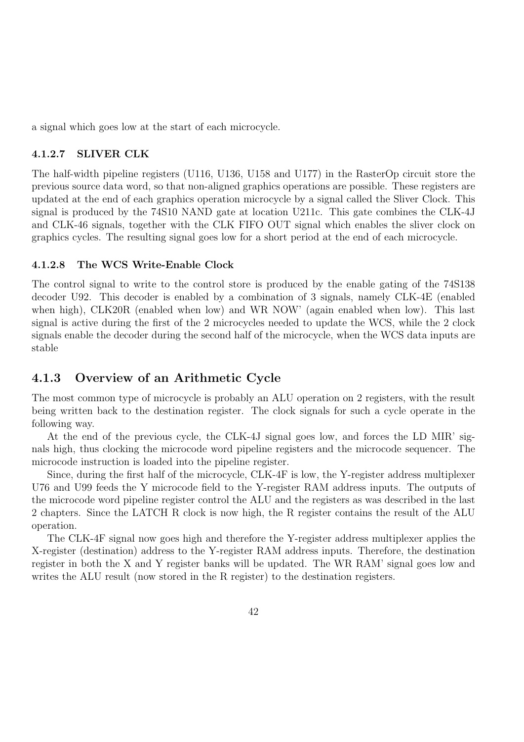a signal which goes low at the start of each microcycle.

#### 4.1.2.7 SLIVER CLK

The half-width pipeline registers (U116, U136, U158 and U177) in the RasterOp circuit store the previous source data word, so that non-aligned graphics operations are possible. These registers are updated at the end of each graphics operation microcycle by a signal called the Sliver Clock. This signal is produced by the 74S10 NAND gate at location U211c. This gate combines the CLK-4J and CLK-46 signals, together with the CLK FIFO OUT signal which enables the sliver clock on graphics cycles. The resulting signal goes low for a short period at the end of each microcycle.

#### 4.1.2.8 The WCS Write-Enable Clock

The control signal to write to the control store is produced by the enable gating of the 74S138 decoder U92. This decoder is enabled by a combination of 3 signals, namely CLK-4E (enabled when high), CLK20R (enabled when low) and WR NOW' (again enabled when low). This last signal is active during the first of the 2 microcycles needed to update the WCS, while the 2 clock signals enable the decoder during the second half of the microcycle, when the WCS data inputs are stable

### 4.1.3 Overview of an Arithmetic Cycle

The most common type of microcycle is probably an ALU operation on 2 registers, with the result being written back to the destination register. The clock signals for such a cycle operate in the following way.

At the end of the previous cycle, the CLK-4J signal goes low, and forces the LD MIR' signals high, thus clocking the microcode word pipeline registers and the microcode sequencer. The microcode instruction is loaded into the pipeline register.

Since, during the first half of the microcycle, CLK-4F is low, the Y-register address multiplexer U76 and U99 feeds the Y microcode field to the Y-register RAM address inputs. The outputs of the microcode word pipeline register control the ALU and the registers as was described in the last 2 chapters. Since the LATCH R clock is now high, the R register contains the result of the ALU operation.

The CLK-4F signal now goes high and therefore the Y-register address multiplexer applies the X-register (destination) address to the Y-register RAM address inputs. Therefore, the destination register in both the X and Y register banks will be updated. The WR RAM' signal goes low and writes the ALU result (now stored in the R register) to the destination registers.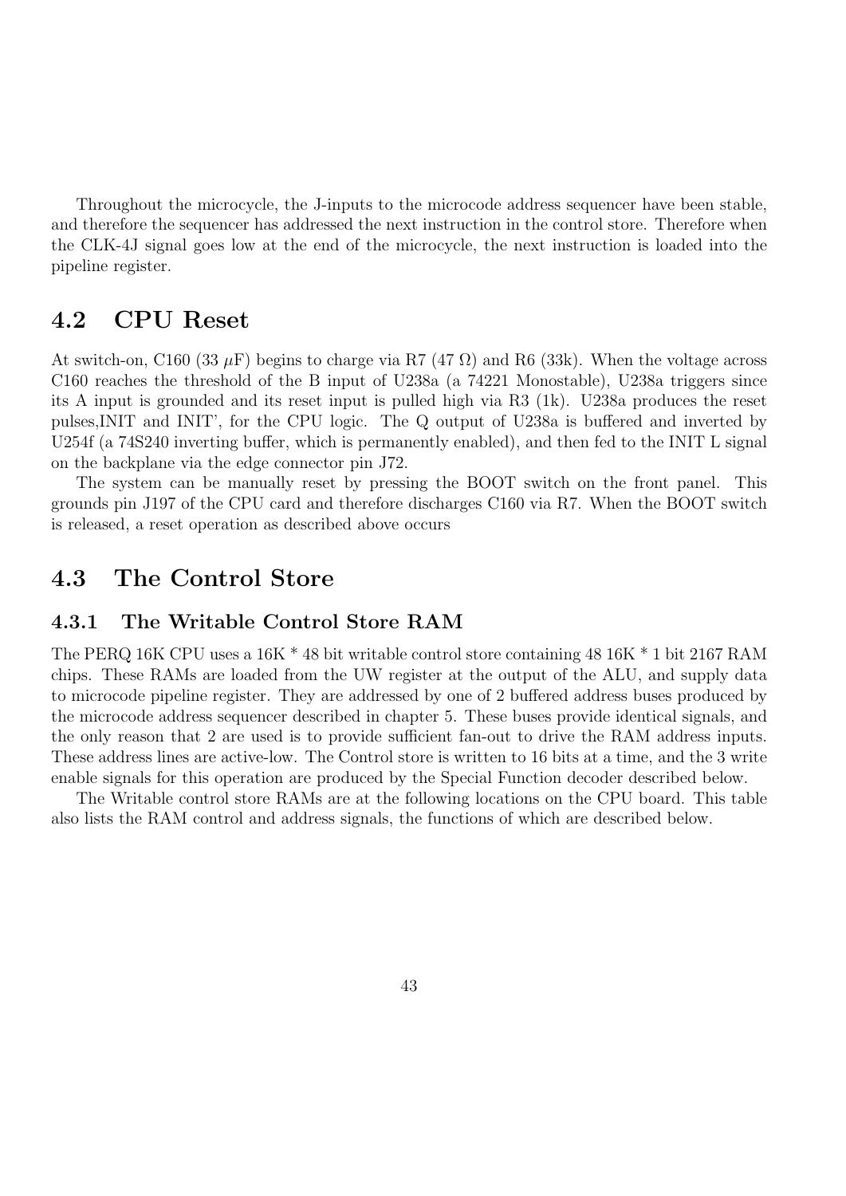Throughout the microcycle, the J-inputs to the microcode address sequencer have been stable, and therefore the sequencer has addressed the next instruction in the control store. Therefore when the CLK-4J signal goes low at the end of the microcycle, the next instruction is loaded into the pipeline register.

## 4.2 CPU Reset

At switch-on, C160 (33 $\mu$F) begins to charge via R7 (47 $\Omega$) and R6 (33k). When the voltage across C160 reaches the threshold of the B input of U238a (a 74221 Monostable), U238a triggers since its A input is grounded and its reset input is pulled high via R3 (1k). U238a produces the reset pulses,INIT and INIT', for the CPU logic. The Q output of U238a is buffered and inverted by U254f (a 74S240 inverting buffer, which is permanently enabled), and then fed to the INIT L signal on the backplane via the edge connector pin J72.

The system can be manually reset by pressing the BOOT switch on the front panel. This grounds pin J197 of the CPU card and therefore discharges C160 via R7. When the BOOT switch is released, a reset operation as described above occurs

## 4.3 The Control Store

### 4.3.1 The Writable Control Store RAM

The PERQ 16K CPU uses a 16K * 48 bit writable control store containing 48 16K * 1 bit 2167 RAM chips. These RAMs are loaded from the UW register at the output of the ALU, and supply data to microcode pipeline register. They are addressed by one of 2 buffered address buses produced by the microcode address sequencer described in chapter 5. These buses provide identical signals, and the only reason that 2 are used is to provide sufficient fan-out to drive the RAM address inputs. These address lines are active-low. The Control store is written to 16 bits at a time, and the 3 write enable signals for this operation are produced by the Special Function decoder described below.

The Writable control store RAMs are at the following locations on the CPU board. This table also lists the RAM control and address signals, the functions of which are described below.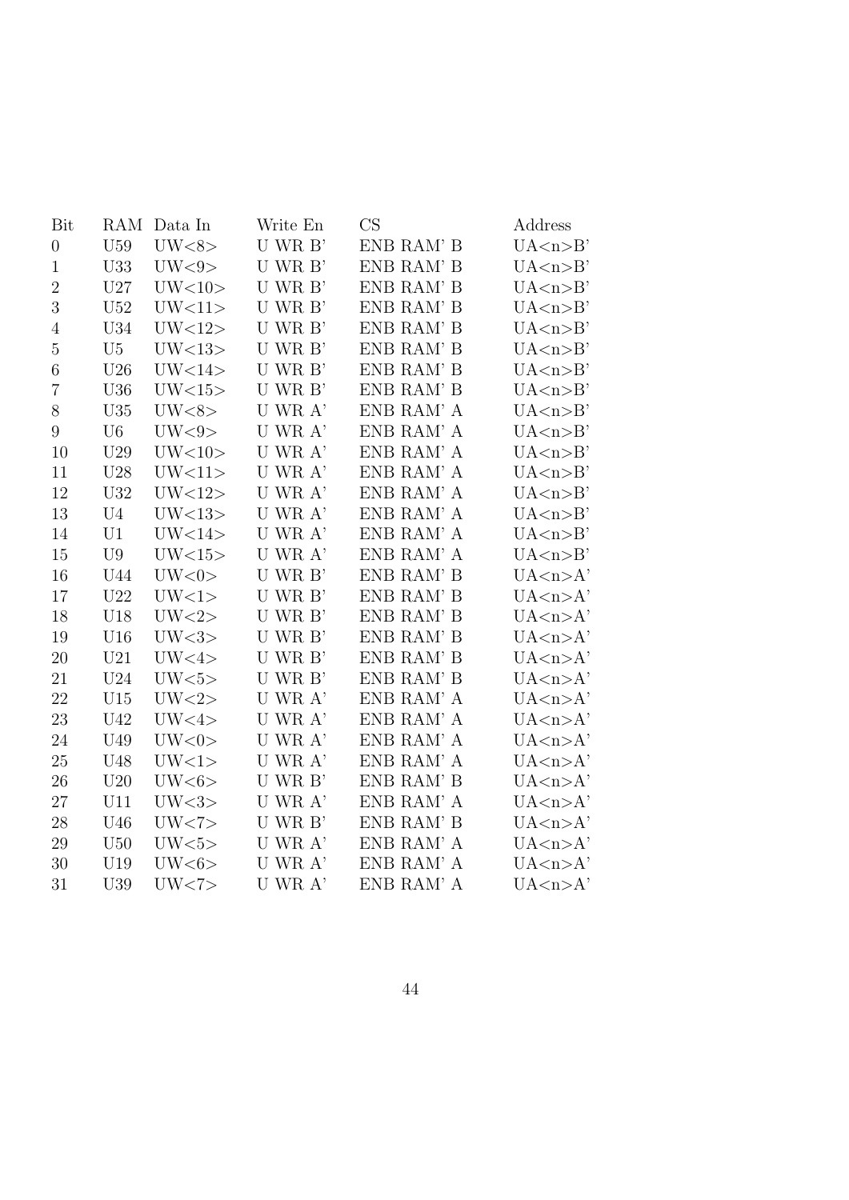| Bit | RAM | Data In | Write En | CS | Address |
|---|---|---|---|---|---|
| 0 | U59 | UW<8> | U WR B' | ENB RAM' B | UA<n>B' |
| 1 | U33 | UW<9> | U WR B' | ENB RAM' B | UA<n>B' |
| 2 | U27 | UW<10> | U WR B' | ENB RAM' B | UA<n>B' |
| 3 | U52 | UW<11> | U WR B' | ENB RAM' B | UA<n>B' |
| 4 | U34 | UW<12> | U WR B' | ENB RAM' B | UA<n>B' |
| 5 | U5 | UW<13> | U WR B' | ENB RAM' B | UA<n>B' |
| 6 | U26 | UW<14> | U WR B' | ENB RAM' B | UA<n>B' |
| 7 | U36 | UW<15> | U WR B' | ENB RAM' B | UA<n>B' |
| 8 | U35 | UW<8> | U WR A' | ENB RAM' A | UA<n>B' |
| 9 | U6 | UW<9> | U WR A' | ENB RAM' A | UA<n>B' |
| 10 | U29 | UW<10> | U WR A' | ENB RAM' A | UA<n>B' |
| 11 | U28 | UW<11> | U WR A' | ENB RAM' A | UA<n>B' |
| 12 | U32 | UW<12> | U WR A' | ENB RAM' A | UA<n>B' |
| 13 | U4 | UW<13> | U WR A' | ENB RAM' A | UA<n>B' |
| 14 | U1 | UW<14> | U WR A' | ENB RAM' A | UA<n>B' |
| 15 | U9 | UW<15> | U WR A' | ENB RAM' A | UA<n>B' |
| 16 | U44 | UW<0> | U WR B' | ENB RAM' B | UA<n>A' |
| 17 | U22 | UW<1> | U WR B' | ENB RAM' B | UA<n>A' |
| 18 | U18 | UW<2> | U WR B' | ENB RAM' B | UA<n>A' |
| 19 | U16 | UW<3> | U WR B' | ENB RAM' B | UA<n>A' |
| 20 | U21 | UW<4> | U WR B' | ENB RAM' B | UA<n>A' |
| 21 | U24 | UW<5> | U WR B' | ENB RAM' B | UA<n>A' |
| 22 | U15 | UW<2> | U WR A' | ENB RAM' A | UA<n>A' |
| 23 | U42 | UW<4> | U WR A' | ENB RAM' A | UA<n>A' |
| 24 | U49 | UW<0> | U WR A' | ENB RAM' A | UA<n>A' |
| 25 | U48 | UW<1> | U WR A' | ENB RAM' A | UA<n>A' |
| 26 | U20 | UW<6> | U WR B' | ENB RAM' B | UA<n>A' |
| 27 | U11 | UW<3> | U WR A' | ENB RAM' A | UA<n>A' |
| 28 | U46 | UW<7> | U WR B' | ENB RAM' B | UA<n>A' |
| 29 | U50 | UW<5> | U WR A' | ENB RAM' A | UA<n>A' |
| 30 | U19 | UW<6> | U WR A' | ENB RAM' A | UA<n>A' |
| 31 | U39 | UW<7> | U WR A' | ENB RAM' A | UA<n>A' |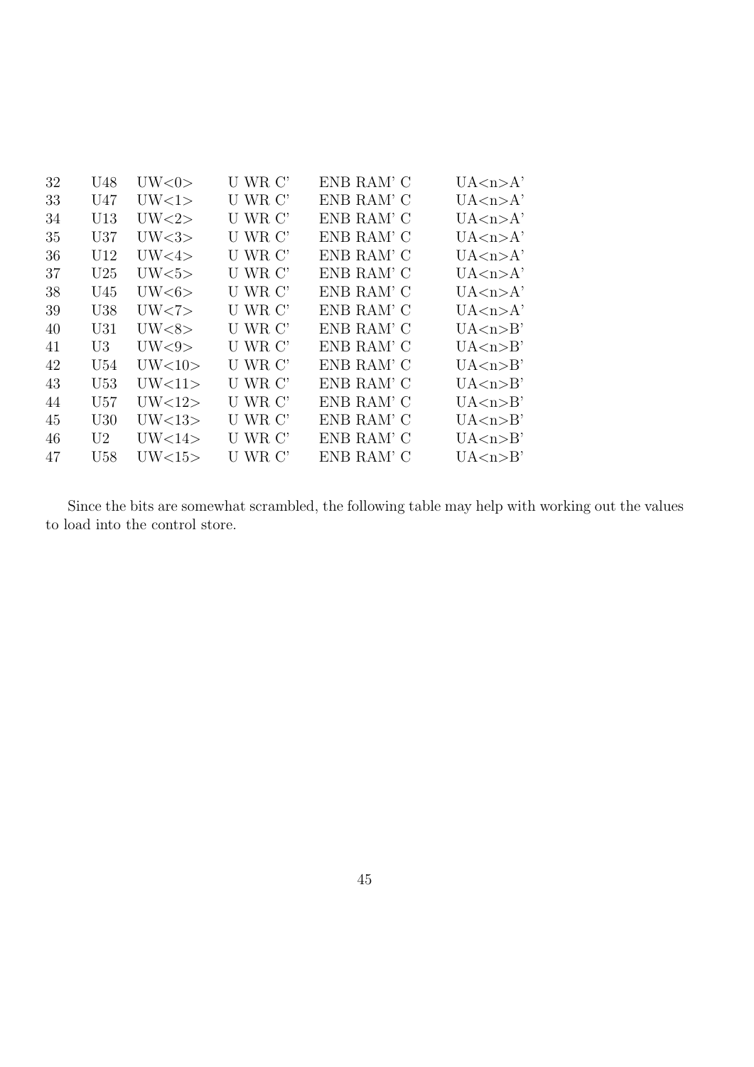| | | | | | |
|---|---|---|---|---|---|
| 32 | U48 | UW<0> | U WR C' | ENB RAM' C | UA<n>A' |
| 33 | U47 | UW<1> | U WR C' | ENB RAM' C | UA<n>A' |
| 34 | U13 | UW<2> | U WR C' | ENB RAM' C | UA<n>A' |
| 35 | U37 | UW<3> | U WR C' | ENB RAM' C | UA<n>A' |
| 36 | U12 | UW<4> | U WR C' | ENB RAM' C | UA<n>A' |
| 37 | U25 | UW<5> | U WR C' | ENB RAM' C | UA<n>A' |
| 38 | U45 | UW<6> | U WR C' | ENB RAM' C | UA<n>A' |
| 39 | U38 | UW<7> | U WR C' | ENB RAM' C | UA<n>A' |
| 40 | U31 | UW<8> | U WR C' | ENB RAM' C | UA<n>B' |
| 41 | U3 | UW<9> | U WR C' | ENB RAM' C | UA<n>B' |
| 42 | U54 | UW<10> | U WR C' | ENB RAM' C | UA<n>B' |
| 43 | U53 | UW<11> | U WR C' | ENB RAM' C | UA<n>B' |
| 44 | U57 | UW<12> | U WR C' | ENB RAM' C | UA<n>B' |
| 45 | U30 | UW<13> | U WR C' | ENB RAM' C | UA<n>B' |
| 46 | U2 | UW<14> | U WR C' | ENB RAM' C | UA<n>B' |
| 47 | U58 | UW<15> | U WR C' | ENB RAM' C | UA<n>B' |

Since the bits are somewhat scrambled, the following table may help with working out the values to load into the control store.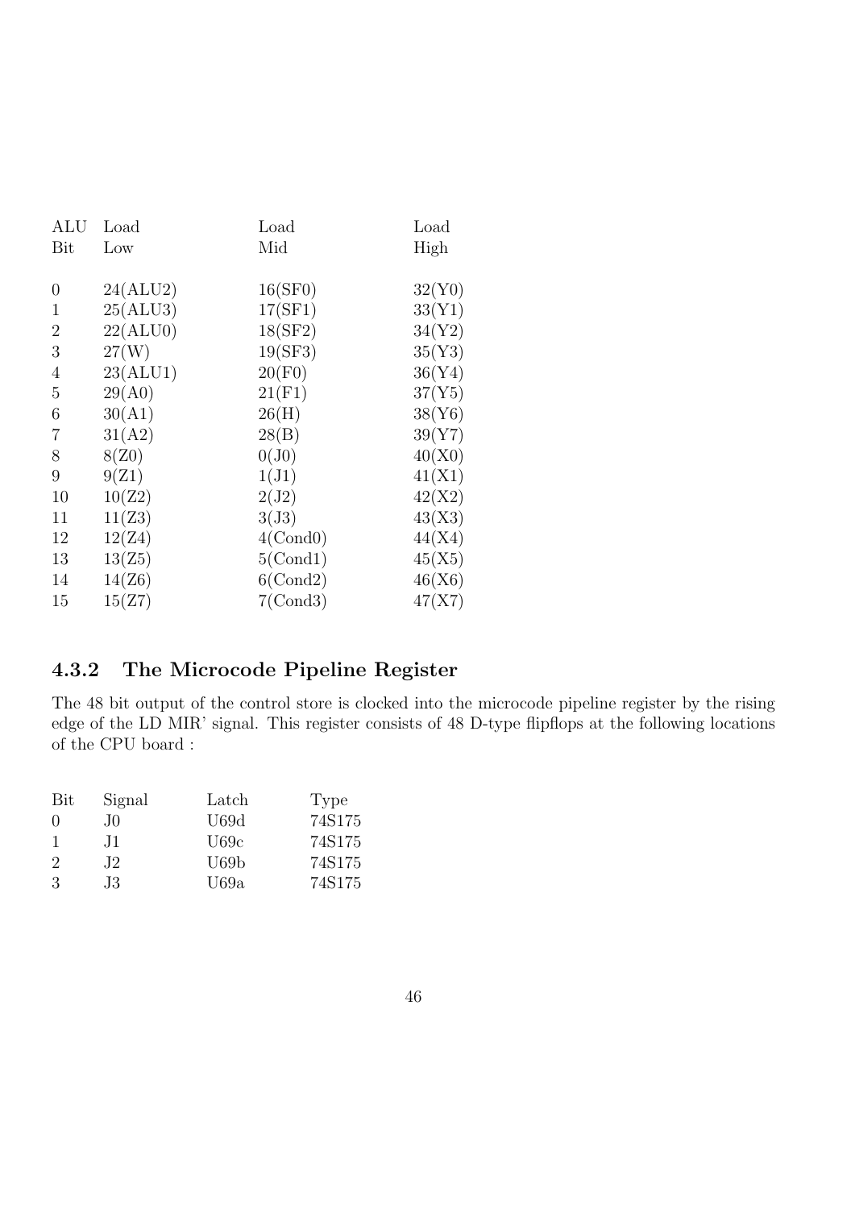| ALU Bit | Load Low | Load Mid | Load High |
|---|---|---|---|
| 0 | 24(ALU2) | 16(SF0) | 32(Y0) |
| 1 | 25(ALU3) | 17(SF1) | 33(Y1) |
| 2 | 22(ALU0) | 18(SF2) | 34(Y2) |
| 3 | 27(W) | 19(SF3) | 35(Y3) |
| 4 | 23(ALU1) | 20(F0) | 36(Y4) |
| 5 | 29(A0) | 21(F1) | 37(Y5) |
| 6 | 30(A1) | 26(H) | 38(Y6) |
| 7 | 31(A2) | 28(B) | 39(Y7) |
| 8 | 8(Z0) | 0(J0) | 40(X0) |
| 9 | 9(Z1) | 1(J1) | 41(X1) |
| 10 | 10(Z2) | 2(J2) | 42(X2) |
| 11 | 11(Z3) | 3(J3) | 43(X3) |
| 12 | 12(Z4) | 4(Cond0) | 44(X4) |
| 13 | 13(Z5) | 5(Cond1) | 45(X5) |
| 14 | 14(Z6) | 6(Cond2) | 46(X6) |
| 15 | 15(Z7) | 7(Cond3) | 47(X7) |

### 4.3.2 The Microcode Pipeline Register

The 48 bit output of the control store is clocked into the microcode pipeline register by the rising edge of the LD MIR' signal. This register consists of 48 D-type flipflops at the following locations of the CPU board :

| Bit | Signal | Latch | Type |
|---|---|---|---|
| 0 | J0 | U69d | 74S175 |
| 1 | J1 | U69c | 74S175 |
| 2 | J2 | U69b | 74S175 |
| 3 | J3 | U69a | 74S175 |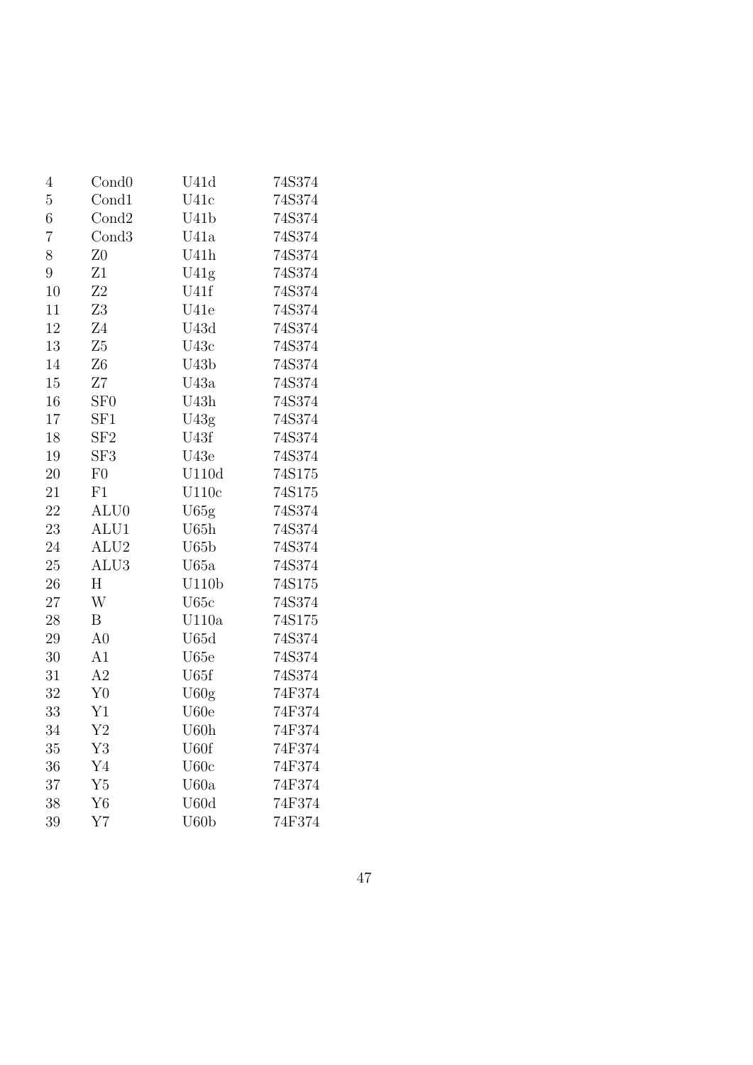| | | | |
|---|---|---|---|
| 4 | Cond0 | U41d | 74S374 |
| 5 | Cond1 | U41c | 74S374 |
| 6 | Cond2 | U41b | 74S374 |
| 7 | Cond3 | U41a | 74S374 |
| 8 | Z0 | U41h | 74S374 |
| 9 | Z1 | U41g | 74S374 |
| 10 | Z2 | U41f | 74S374 |
| 11 | Z3 | U41e | 74S374 |
| 12 | Z4 | U43d | 74S374 |
| 13 | Z5 | U43c | 74S374 |
| 14 | Z6 | U43b | 74S374 |
| 15 | Z7 | U43a | 74S374 |
| 16 | SF0 | U43h | 74S374 |
| 17 | SF1 | U43g | 74S374 |
| 18 | SF2 | U43f | 74S374 |
| 19 | SF3 | U43e | 74S374 |
| 20 | F0 | U110d | 74S175 |
| 21 | F1 | U110c | 74S175 |
| 22 | ALU0 | U65g | 74S374 |
| 23 | ALU1 | U65h | 74S374 |
| 24 | ALU2 | U65b | 74S374 |
| 25 | ALU3 | U65a | 74S374 |
| 26 | H | U110b | 74S175 |
| 27 | W | U65c | 74S374 |
| 28 | B | U110a | 74S175 |
| 29 | A0 | U65d | 74S374 |
| 30 | A1 | U65e | 74S374 |
| 31 | A2 | U65f | 74S374 |
| 32 | Y0 | U60g | 74F374 |
| 33 | Y1 | U60e | 74F374 |
| 34 | Y2 | U60h | 74F374 |
| 35 | Y3 | U60f | 74F374 |
| 36 | Y4 | U60c | 74F374 |
| 37 | Y5 | U60a | 74F374 |
| 38 | Y6 | U60d | 74F374 |
| 39 | Y7 | U60b | 74F374 |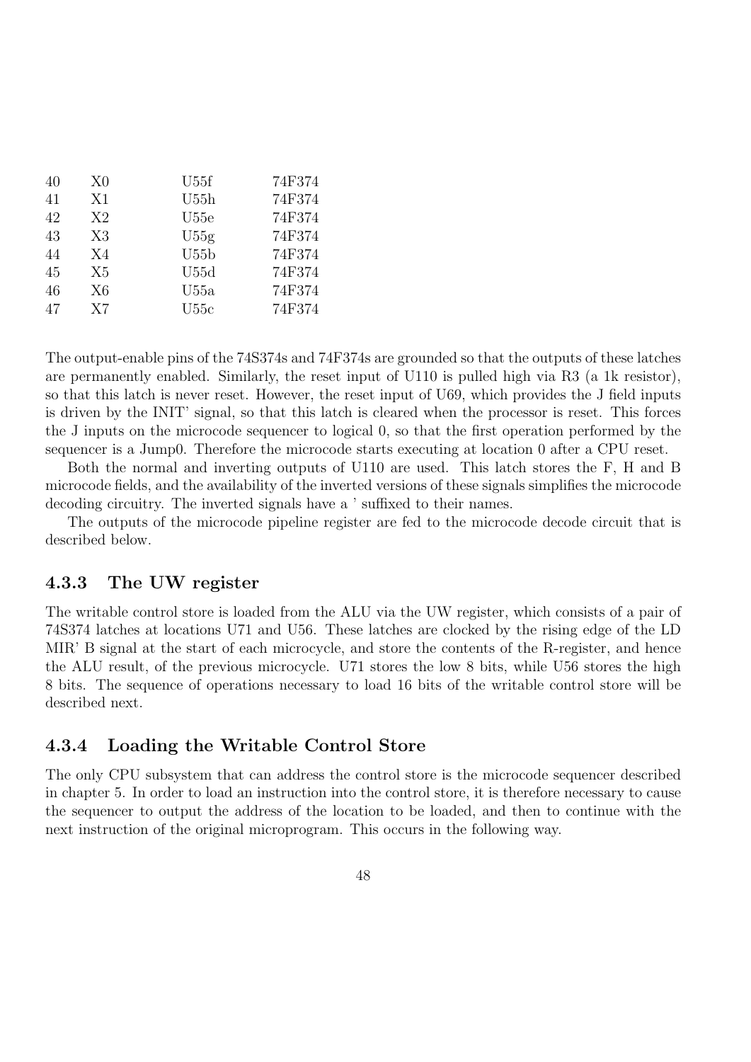| | | | |
|---|---|---|---|
| 40 | X0 | U55f | 74F374 |
| 41 | X1 | U55h | 74F374 |
| 42 | X2 | U55e | 74F374 |
| 43 | X3 | U55g | 74F374 |
| 44 | X4 | U55b | 74F374 |
| 45 | X5 | U55d | 74F374 |
| 46 | X6 | U55a | 74F374 |
| 47 | X7 | U55c | 74F374 |

The output-enable pins of the 74S374s and 74F374s are grounded so that the outputs of these latches are permanently enabled. Similarly, the reset input of U110 is pulled high via R3 (a 1k resistor), so that this latch is never reset. However, the reset input of U69, which provides the J field inputs is driven by the INIT' signal, so that this latch is cleared when the processor is reset. This forces the J inputs on the microcode sequencer to logical 0, so that the first operation performed by the sequencer is a Jump0. Therefore the microcode starts executing at location 0 after a CPU reset.

Both the normal and inverting outputs of U110 are used. This latch stores the F, H and B microcode fields, and the availability of the inverted versions of these signals simplifies the microcode decoding circuitry. The inverted signals have a ' suffixed to their names.

The outputs of the microcode pipeline register are fed to the microcode decode circuit that is described below.

### 4.3.3 The UW register

The writable control store is loaded from the ALU via the UW register, which consists of a pair of 74S374 latches at locations U71 and U56. These latches are clocked by the rising edge of the LD MIR' B signal at the start of each microcycle, and store the contents of the R-register, and hence the ALU result, of the previous microcycle. U71 stores the low 8 bits, while U56 stores the high 8 bits. The sequence of operations necessary to load 16 bits of the writable control store will be described next.

### 4.3.4 Loading the Writable Control Store

The only CPU subsystem that can address the control store is the microcode sequencer described in chapter 5. In order to load an instruction into the control store, it is therefore necessary to cause the sequencer to output the address of the location to be loaded, and then to continue with the next instruction of the original microprogram. This occurs in the following way.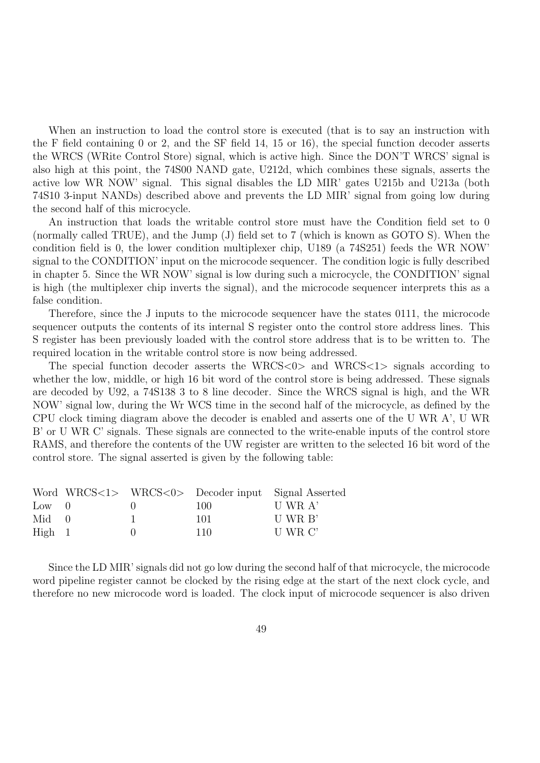When an instruction to load the control store is executed (that is to say an instruction with the F field containing 0 or 2, and the SF field 14, 15 or 16), the special function decoder asserts the WRCS (WRite Control Store) signal, which is active high. Since the DON'T WRCS' signal is also high at this point, the 74S00 NAND gate, U212d, which combines these signals, asserts the active low WR NOW' signal. This signal disables the LD MIR' gates U215b and U213a (both 74S10 3-input NANDs) described above and prevents the LD MIR' signal from going low during the second half of this microcycle.

An instruction that loads the writable control store must have the Condition field set to 0 (normally called TRUE), and the Jump (J) field set to 7 (which is known as GOTO S). When the condition field is 0, the lower condition multiplexer chip, U189 (a 74S251) feeds the WR NOW' signal to the CONDITION' input on the microcode sequencer. The condition logic is fully described in chapter 5. Since the WR NOW' signal is low during such a microcycle, the CONDITION' signal is high (the multiplexer chip inverts the signal), and the microcode sequencer interprets this as a false condition.

Therefore, since the J inputs to the microcode sequencer have the states 0111, the microcode sequencer outputs the contents of its internal S register onto the control store address lines. This S register has been previously loaded with the control store address that is to be written to. The required location in the writable control store is now being addressed.

The special function decoder asserts the WRCS<0> and WRCS<1> signals according to whether the low, middle, or high 16 bit word of the control store is being addressed. These signals are decoded by U92, a 74S138 3 to 8 line decoder. Since the WRCS signal is high, and the WR NOW' signal low, during the Wr WCS time in the second half of the microcycle, as defined by the CPU clock timing diagram above the decoder is enabled and asserts one of the U WR A', U WR B' or U WR C' signals. These signals are connected to the write-enable inputs of the control store RAMS, and therefore the contents of the UW register are written to the selected 16 bit word of the control store. The signal asserted is given by the following table:

| Word | WRCS<1> | WRCS<0> | Decoder input | Signal Asserted |
|---|---|---|---|---|
| Low | 0 | 0 | 100 | U WR A' |
| Mid | 0 | 1 | 101 | U WR B' |
| High | 1 | 0 | 110 | U WR C' |

Since the LD MIR' signals did not go low during the second half of that microcycle, the microcode word pipeline register cannot be clocked by the rising edge at the start of the next clock cycle, and therefore no new microcode word is loaded. The clock input of microcode sequencer is also driven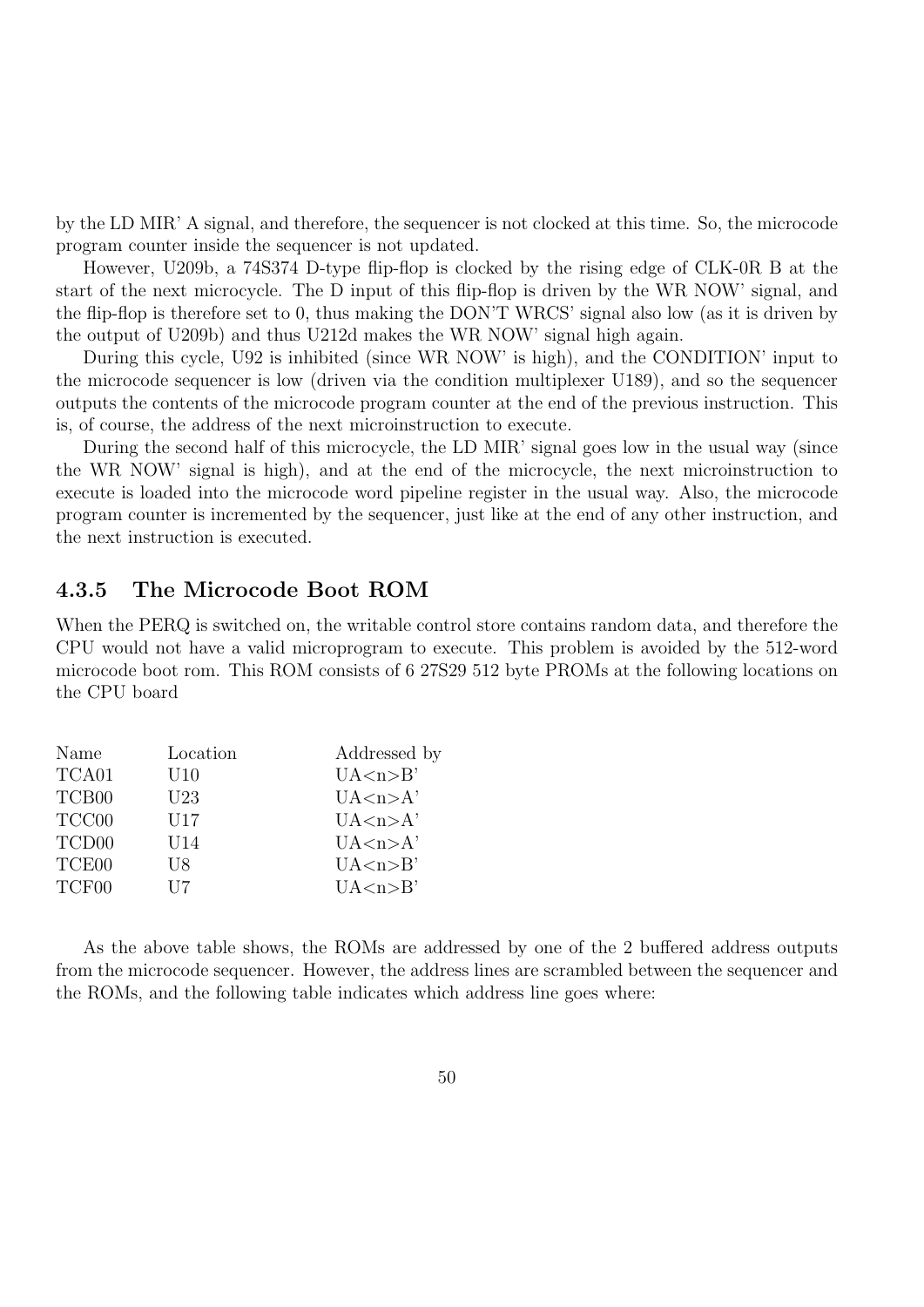by the LD MIR' A signal, and therefore, the sequencer is not clocked at this time. So, the microcode program counter inside the sequencer is not updated.

However, U209b, a 74S374 D-type flip-flop is clocked by the rising edge of CLK-0R B at the start of the next microcycle. The D input of this flip-flop is driven by the WR NOW' signal, and the flip-flop is therefore set to 0, thus making the DON'T WRCS' signal also low (as it is driven by the output of U209b) and thus U212d makes the WR NOW' signal high again.

During this cycle, U92 is inhibited (since WR NOW' is high), and the CONDITION' input to the microcode sequencer is low (driven via the condition multiplexer U189), and so the sequencer outputs the contents of the microcode program counter at the end of the previous instruction. This is, of course, the address of the next microinstruction to execute.

During the second half of this microcycle, the LD MIR' signal goes low in the usual way (since the WR NOW' signal is high), and at the end of the microcycle, the next microinstruction to execute is loaded into the microcode word pipeline register in the usual way. Also, the microcode program counter is incremented by the sequencer, just like at the end of any other instruction, and the next instruction is executed.

### 4.3.5 The Microcode Boot ROM

When the PERQ is switched on, the writable control store contains random data, and therefore the CPU would not have a valid microprogram to execute. This problem is avoided by the 512-word microcode boot rom. This ROM consists of 6 27S29 512 byte PROMs at the following locations on the CPU board

| Name | Location | Addressed by |
|---|---|---|
| TCA01 | U10 | UA<n>B' |
| TCB00 | U23 | UA<n>A' |
| TCC00 | U17 | UA<n>A' |
| TCD00 | U14 | UA<n>A' |
| TCE00 | U8 | UA<n>B' |
| TCF00 | U7 | UA<n>B' |

As the above table shows, the ROMs are addressed by one of the 2 buffered address outputs from the microcode sequencer. However, the address lines are scrambled between the sequencer and the ROMs, and the following table indicates which address line goes where: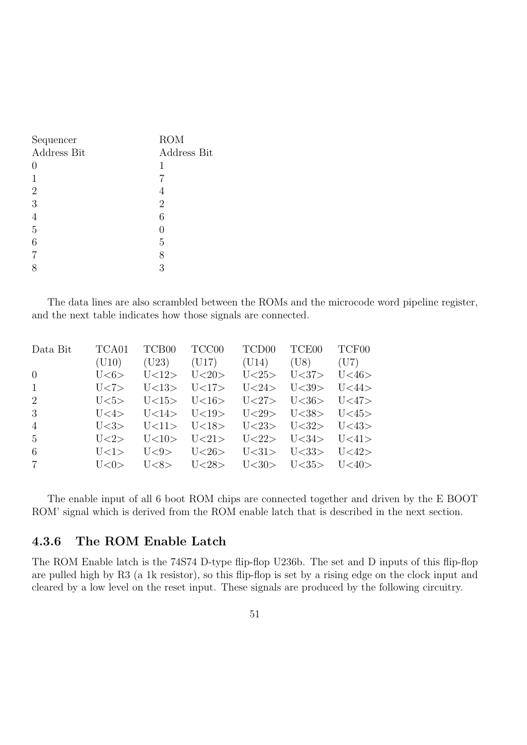| Sequencer Address Bit | ROM Address Bit |
|---|---|
| 0 | 1 |
| 1 | 7 |
| 2 | 4 |
| 3 | 2 |
| 4 | 6 |
| 5 | 0 |
| 6 | 5 |
| 7 | 8 |
| 8 | 3 |

The data lines are also scrambled between the ROMs and the microcode word pipeline register, and the next table indicates how those signals are connected.

| Data Bit | TCA01 (U10) | TCB00 (U23) | TCC00 (U17) | TCD00 (U14) | TCE00 (U8) | TCF00 (U7) |
|---|---|---|---|---|---|---|
| 0 | U<6> | U<12> | U<20> | U<25> | U<37> | U<46> |
| 1 | U<7> | U<13> | U<17> | U<24> | U<39> | U<44> |
| 2 | U<5> | U<15> | U<16> | U<27> | U<36> | U<47> |
| 3 | U<4> | U<14> | U<19> | U<29> | U<38> | U<45> |
| 4 | U<3> | U<11> | U<18> | U<23> | U<32> | U<43> |
| 5 | U<2> | U<10> | U<21> | U<22> | U<34> | U<41> |
| 6 | U<1> | U<9> | U<26> | U<31> | U<33> | U<42> |
| 7 | U<0> | U<8> | U<28> | U<30> | U<35> | U<40> |

The enable input of all 6 boot ROM chips are connected together and driven by the E BOOT ROM' signal which is derived from the ROM enable latch that is described in the next section.

### 4.3.6 The ROM Enable Latch

The ROM Enable latch is the 74S74 D-type flip-flop U236b. The set and D inputs of this flip-flop are pulled high by R3 (a 1k resistor), so this flip-flop is set by a rising edge on the clock input and cleared by a low level on the reset input. These signals are produced by the following circuitry.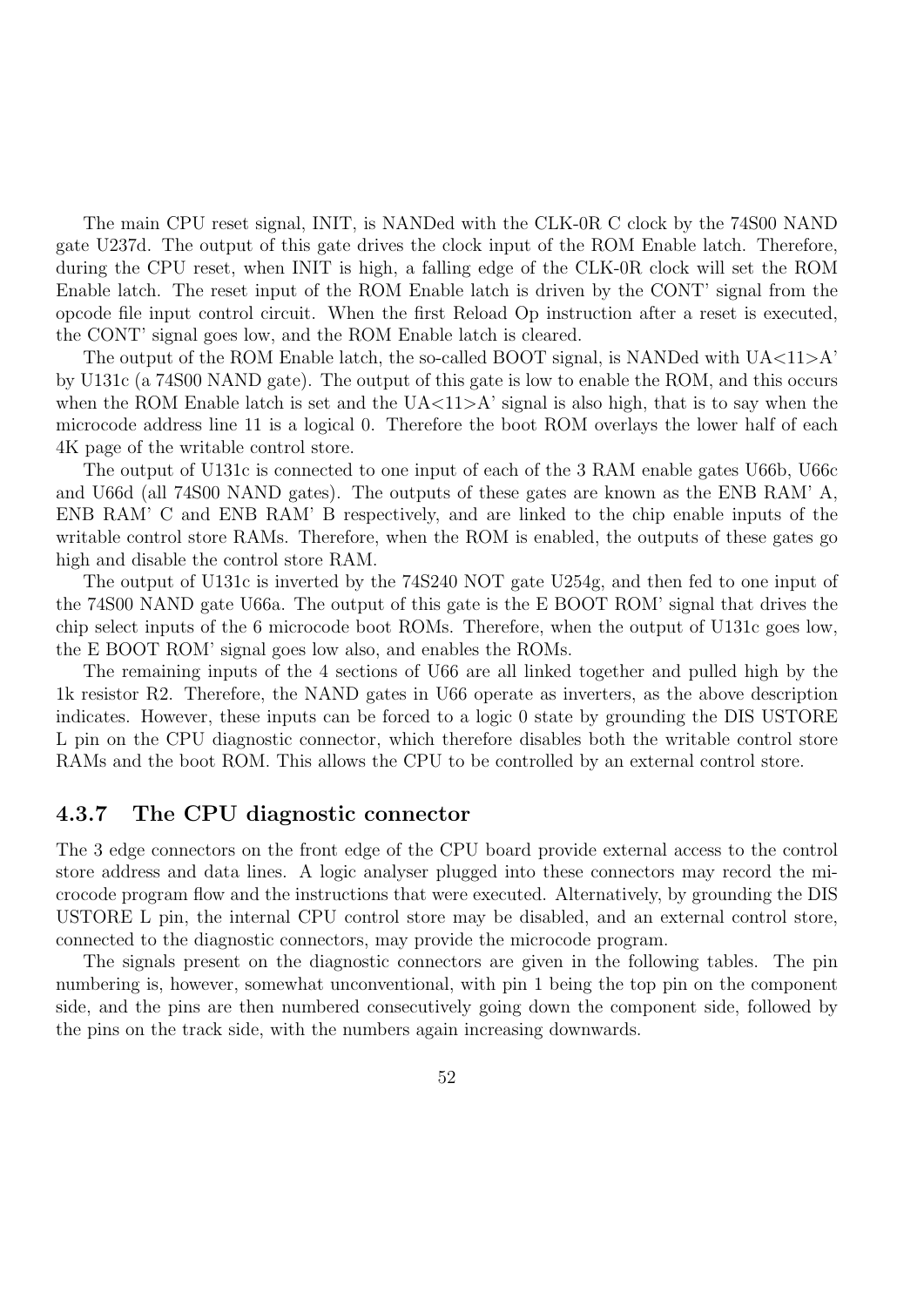The main CPU reset signal, INIT, is NANDed with the CLK-0R C clock by the 74S00 NAND gate U237d. The output of this gate drives the clock input of the ROM Enable latch. Therefore, during the CPU reset, when INIT is high, a falling edge of the CLK-0R clock will set the ROM Enable latch. The reset input of the ROM Enable latch is driven by the CONT' signal from the opcode file input control circuit. When the first Reload Op instruction after a reset is executed, the CONT' signal goes low, and the ROM Enable latch is cleared.

The output of the ROM Enable latch, the so-called BOOT signal, is NANDed with UA<11>A' by U131c (a 74S00 NAND gate). The output of this gate is low to enable the ROM, and this occurs when the ROM Enable latch is set and the UA<11>A' signal is also high, that is to say when the microcode address line 11 is a logical 0. Therefore the boot ROM overlays the lower half of each 4K page of the writable control store.

The output of U131c is connected to one input of each of the 3 RAM enable gates U66b, U66c and U66d (all 74S00 NAND gates). The outputs of these gates are known as the ENB RAM' A, ENB RAM' C and ENB RAM' B respectively, and are linked to the chip enable inputs of the writable control store RAMs. Therefore, when the ROM is enabled, the outputs of these gates go high and disable the control store RAM.

The output of U131c is inverted by the 74S240 NOT gate U254g, and then fed to one input of the 74S00 NAND gate U66a. The output of this gate is the E BOOT ROM' signal that drives the chip select inputs of the 6 microcode boot ROMs. Therefore, when the output of U131c goes low, the E BOOT ROM' signal goes low also, and enables the ROMs.

The remaining inputs of the 4 sections of U66 are all linked together and pulled high by the 1k resistor R2. Therefore, the NAND gates in U66 operate as inverters, as the above description indicates. However, these inputs can be forced to a logic 0 state by grounding the DIS USTORE L pin on the CPU diagnostic connector, which therefore disables both the writable control store RAMs and the boot ROM. This allows the CPU to be controlled by an external control store.

### 4.3.7 The CPU diagnostic connector

The 3 edge connectors on the front edge of the CPU board provide external access to the control store address and data lines. A logic analyser plugged into these connectors may record the microcode program flow and the instructions that were executed. Alternatively, by grounding the DIS USTORE L pin, the internal CPU control store may be disabled, and an external control store, connected to the diagnostic connectors, may provide the microcode program.

The signals present on the diagnostic connectors are given in the following tables. The pin numbering is, however, somewhat unconventional, with pin 1 being the top pin on the component side, and the pins are then numbered consecutively going down the component side, followed by the pins on the track side, with the numbers again increasing downwards.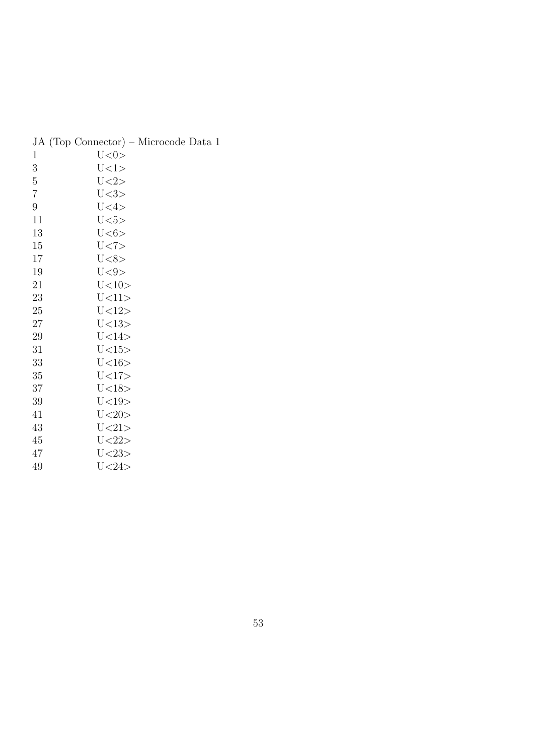JA (Top Connector) – Microcode Data 1

| | |
|---|---|
| 1 | U<0> |
| 3 | U<1> |
| 5 | U<2> |
| 7 | U<3> |
| 9 | U<4> |
| 11 | U<5> |
| 13 | U<6> |
| 15 | U<7> |
| 17 | U<8> |
| 19 | U<9> |
| 21 | U<10> |
| 23 | U<11> |
| 25 | U<12> |
| 27 | U<13> |
| 29 | U<14> |
| 31 | U<15> |
| 33 | U<16> |
| 35 | U<17> |
| 37 | U<18> |
| 39 | U<19> |
| 41 | U<20> |
| 43 | U<21> |
| 45 | U<22> |
| 47 | U<23> |
| 49 | U<24> |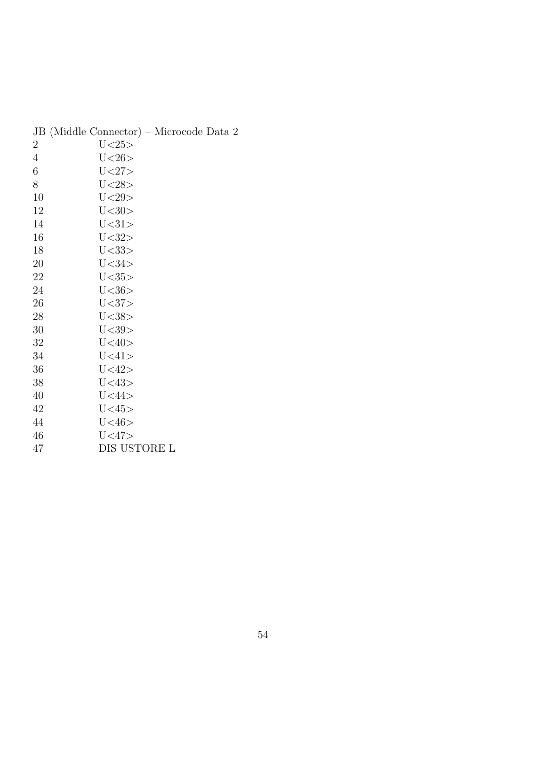JB (Middle Connector) – Microcode Data 2

| | |
|---|---|
| 2 | U<25> |
| 4 | U<26> |
| 6 | U<27> |
| 8 | U<28> |
| 10 | U<29> |
| 12 | U<30> |
| 14 | U<31> |
| 16 | U<32> |
| 18 | U<33> |
| 20 | U<34> |
| 22 | U<35> |
| 24 | U<36> |
| 26 | U<37> |
| 28 | U<38> |
| 30 | U<39> |
| 32 | U<40> |
| 34 | U<41> |
| 36 | U<42> |
| 38 | U<43> |
| 40 | U<44> |
| 42 | U<45> |
| 44 | U<46> |
| 46 | U<47> |
| 47 | DIS USTORE L |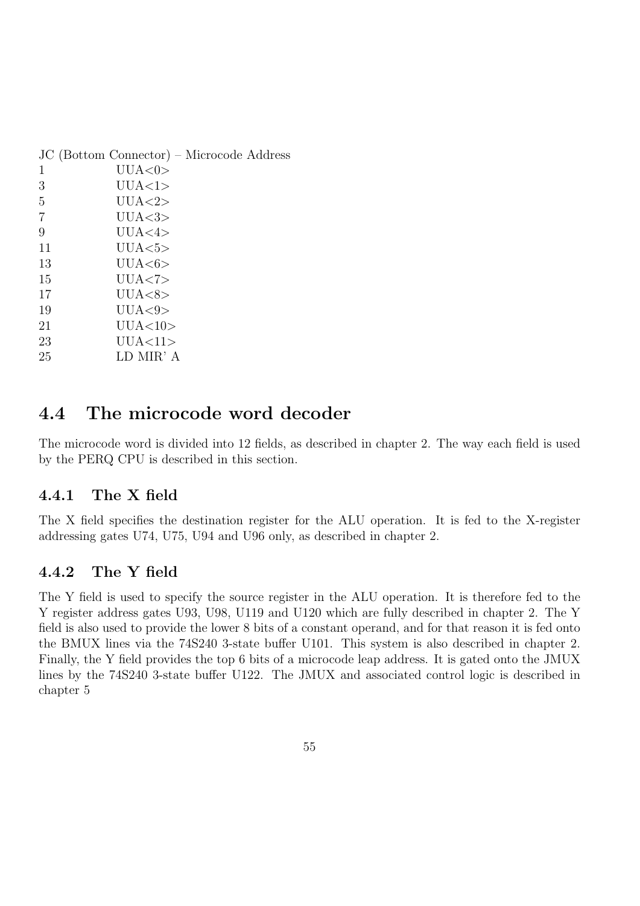JC (Bottom Connector) – Microcode Address

| | |
|---|---|
| 1 | UUA<0> |
| 3 | UUA<1> |
| 5 | UUA<2> |
| 7 | UUA<3> |
| 9 | UUA<4> |
| 11 | UUA<5> |
| 13 | UUA<6> |
| 15 | UUA<7> |
| 17 | UUA<8> |
| 19 | UUA<9> |
| 21 | UUA<10> |
| 23 | UUA<11> |
| 25 | LD MIR' A |

## 4.4 The microcode word decoder

The microcode word is divided into 12 fields, as described in chapter 2. The way each field is used by the PERQ CPU is described in this section.

### 4.4.1 The X field

The X field specifies the destination register for the ALU operation. It is fed to the X-register addressing gates U74, U75, U94 and U96 only, as described in chapter 2.

### 4.4.2 The Y field

The Y field is used to specify the source register in the ALU operation. It is therefore fed to the Y register address gates U93, U98, U119 and U120 which are fully described in chapter 2. The Y field is also used to provide the lower 8 bits of a constant operand, and for that reason it is fed onto the BMUX lines via the 74S240 3-state buffer U101. This system is also described in chapter 2. Finally, the Y field provides the top 6 bits of a microcode leap address. It is gated onto the JMUX lines by the 74S240 3-state buffer U122. The JMUX and associated control logic is described in chapter 5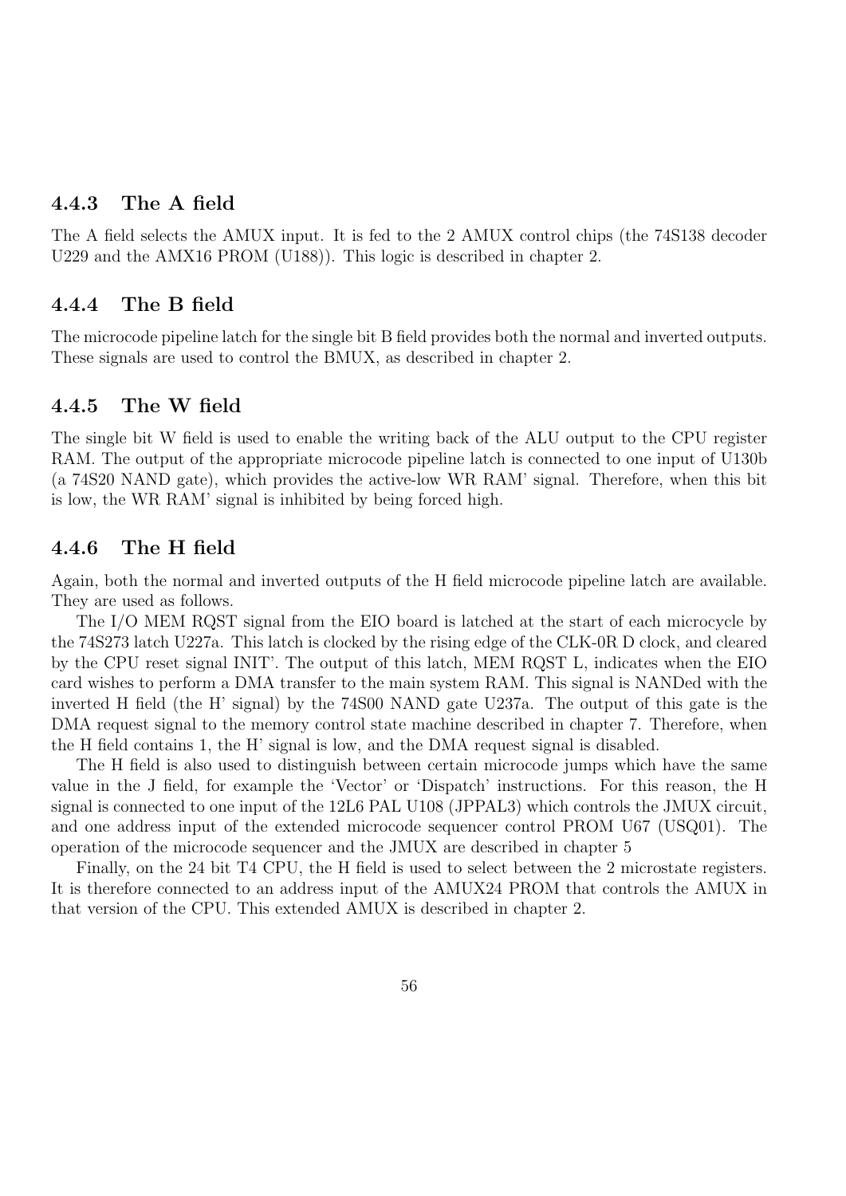### 4.4.3 The A field

The A field selects the AMUX input. It is fed to the 2 AMUX control chips (the 74S138 decoder U229 and the AMX16 PROM (U188)). This logic is described in chapter 2.

### 4.4.4 The B field

The microcode pipeline latch for the single bit B field provides both the normal and inverted outputs. These signals are used to control the BMUX, as described in chapter 2.

### 4.4.5 The W field

The single bit W field is used to enable the writing back of the ALU output to the CPU register RAM. The output of the appropriate microcode pipeline latch is connected to one input of U130b (a 74S20 NAND gate), which provides the active-low WR RAM' signal. Therefore, when this bit is low, the WR RAM' signal is inhibited by being forced high.

### 4.4.6 The H field

Again, both the normal and inverted outputs of the H field microcode pipeline latch are available. They are used as follows.

The I/O MEM RQST signal from the EIO board is latched at the start of each microcycle by the 74S273 latch U227a. This latch is clocked by the rising edge of the CLK-0R D clock, and cleared by the CPU reset signal INIT'. The output of this latch, MEM RQST L, indicates when the EIO card wishes to perform a DMA transfer to the main system RAM. This signal is NANDed with the inverted H field (the H' signal) by the 74S00 NAND gate U237a. The output of this gate is the DMA request signal to the memory control state machine described in chapter 7. Therefore, when the H field contains 1, the H' signal is low, and the DMA request signal is disabled.

The H field is also used to distinguish between certain microcode jumps which have the same value in the J field, for example the 'Vector' or 'Dispatch' instructions. For this reason, the H signal is connected to one input of the 12L6 PAL U108 (JPPAL3) which controls the JMUX circuit, and one address input of the extended microcode sequencer control PROM U67 (USQ01). The operation of the microcode sequencer and the JMUX are described in chapter 5

Finally, on the 24 bit T4 CPU, the H field is used to select between the 2 microstate registers. It is therefore connected to an address input of the AMUX24 PROM that controls the AMUX in that version of the CPU. This extended AMUX is described in chapter 2.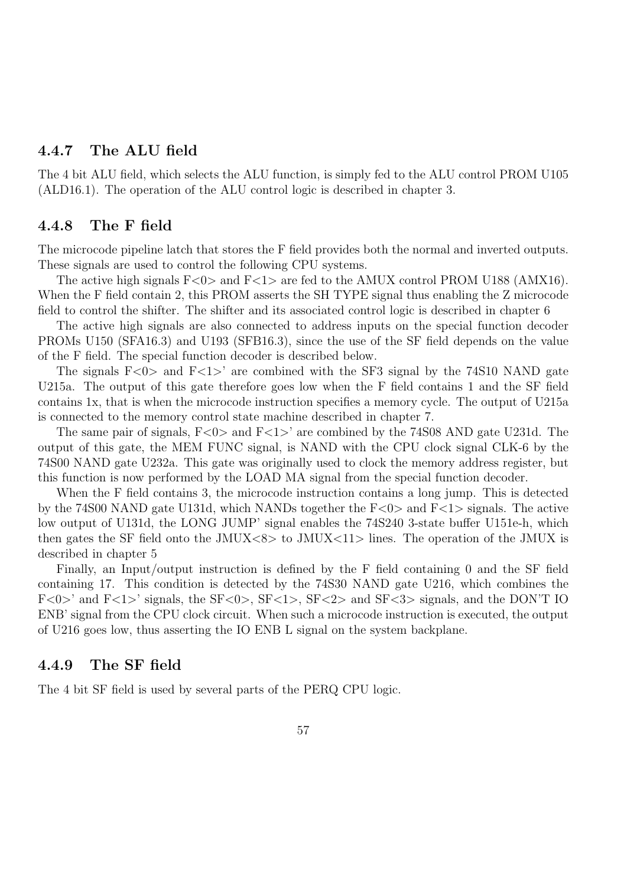### 4.4.7 The ALU field

The 4 bit ALU field, which selects the ALU function, is simply fed to the ALU control PROM U105 (ALD16.1). The operation of the ALU control logic is described in chapter 3.

### 4.4.8 The F field

The microcode pipeline latch that stores the F field provides both the normal and inverted outputs. These signals are used to control the following CPU systems.

The active high signals F<0> and F<1> are fed to the AMUX control PROM U188 (AMX16). When the F field contain 2, this PROM asserts the SH TYPE signal thus enabling the Z microcode field to control the shifter. The shifter and its associated control logic is described in chapter 6

The active high signals are also connected to address inputs on the special function decoder PROMs U150 (SFA16.3) and U193 (SFB16.3), since the use of the SF field depends on the value of the F field. The special function decoder is described below.

The signals F<0> and F<1>' are combined with the SF3 signal by the 74S10 NAND gate U215a. The output of this gate therefore goes low when the F field contains 1 and the SF field contains 1x, that is when the microcode instruction specifies a memory cycle. The output of U215a is connected to the memory control state machine described in chapter 7.

The same pair of signals, F<0> and F<1>' are combined by the 74S08 AND gate U231d. The output of this gate, the MEM FUNC signal, is NAND with the CPU clock signal CLK-6 by the 74S00 NAND gate U232a. This gate was originally used to clock the memory address register, but this function is now performed by the LOAD MA signal from the special function decoder.

When the F field contains 3, the microcode instruction contains a long jump. This is detected by the 74S00 NAND gate U131d, which NANDs together the F<0> and F<1> signals. The active low output of U131d, the LONG JUMP' signal enables the 74S240 3-state buffer U151e-h, which then gates the SF field onto the JMUX<8> to JMUX<11> lines. The operation of the JMUX is described in chapter 5

Finally, an Input/output instruction is defined by the F field containing 0 and the SF field containing 17. This condition is detected by the 74S30 NAND gate U216, which combines the F<0>' and F<1>' signals, the SF<0>, SF<1>, SF<2> and SF<3> signals, and the DON'T IO ENB' signal from the CPU clock circuit. When such a microcode instruction is executed, the output of U216 goes low, thus asserting the IO ENB L signal on the system backplane.

### 4.4.9 The SF field

The 4 bit SF field is used by several parts of the PERQ CPU logic.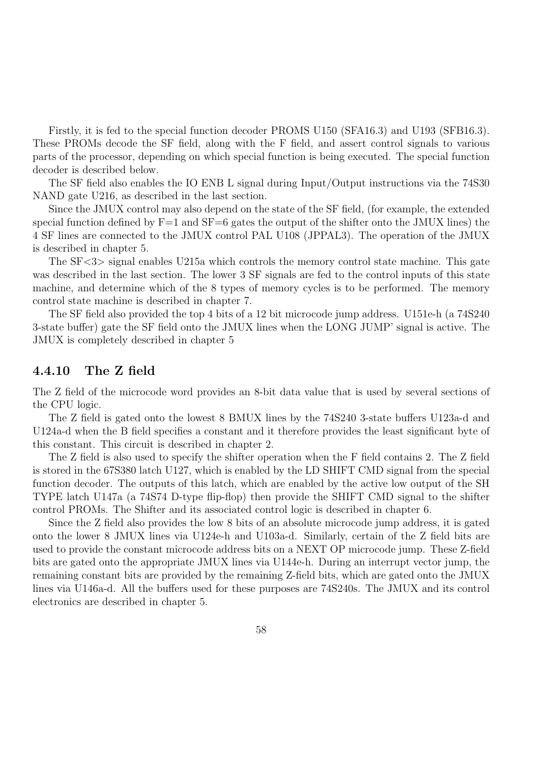Firstly, it is fed to the special function decoder PROMS U150 (SFA16.3) and U193 (SFB16.3). These PROMs decode the SF field, along with the F field, and assert control signals to various parts of the processor, depending on which special function is being executed. The special function decoder is described below.

The SF field also enables the IO ENB L signal during Input/Output instructions via the 74S30 NAND gate U216, as described in the last section.

Since the JMUX control may also depend on the state of the SF field, (for example, the extended special function defined by F=1 and SF=6 gates the output of the shifter onto the JMUX lines) the 4 SF lines are connected to the JMUX control PAL U108 (JPPAL3). The operation of the JMUX is described in chapter 5.

The SF<3> signal enables U215a which controls the memory control state machine. This gate was described in the last section. The lower 3 SF signals are fed to the control inputs of this state machine, and determine which of the 8 types of memory cycles is to be performed. The memory control state machine is described in chapter 7.

The SF field also provided the top 4 bits of a 12 bit microcode jump address. U151e-h (a 74S240 3-state buffer) gate the SF field onto the JMUX lines when the LONG JUMP' signal is active. The JMUX is completely described in chapter 5

### 4.4.10 The Z field

The Z field of the microcode word provides an 8-bit data value that is used by several sections of the CPU logic.

The Z field is gated onto the lowest 8 BMUX lines by the 74S240 3-state buffers U123a-d and U124a-d when the B field specifies a constant and it therefore provides the least significant byte of this constant. This circuit is described in chapter 2.

The Z field is also used to specify the shifter operation when the F field contains 2. The Z field is stored in the 67S380 latch U127, which is enabled by the LD SHIFT CMD signal from the special function decoder. The outputs of this latch, which are enabled by the active low output of the SH TYPE latch U147a (a 74S74 D-type flip-flop) then provide the SHIFT CMD signal to the shifter control PROMs. The Shifter and its associated control logic is described in chapter 6.

Since the Z field also provides the low 8 bits of an absolute microcode jump address, it is gated onto the lower 8 JMUX lines via U124e-h and U103a-d. Similarly, certain of the Z field bits are used to provide the constant microcode address bits on a NEXT OP microcode jump. These Z-field bits are gated onto the appropriate JMUX lines via U144e-h. During an interrupt vector jump, the remaining constant bits are provided by the remaining Z-field bits, which are gated onto the JMUX lines via U146a-d. All the buffers used for these purposes are 74S240s. The JMUX and its control electronics are described in chapter 5.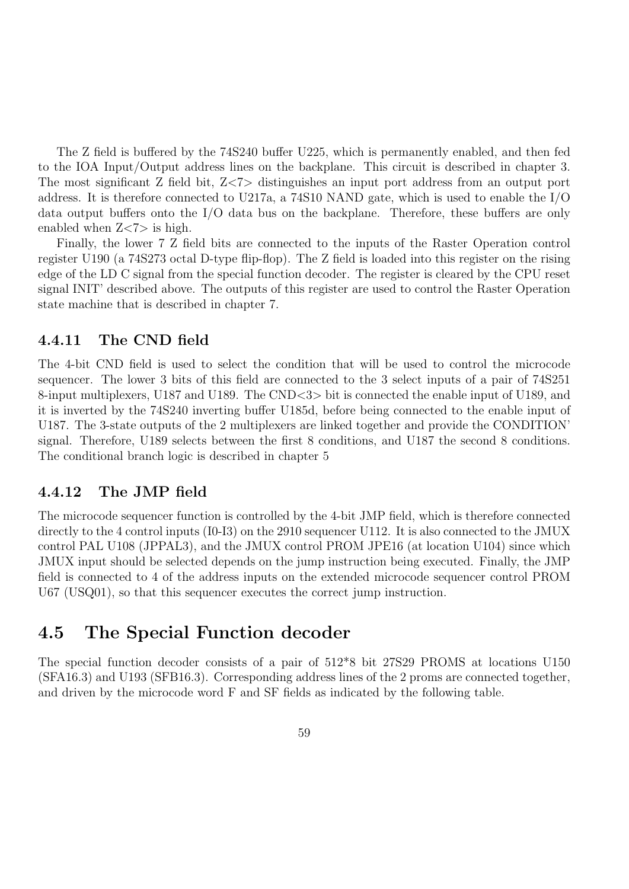The Z field is buffered by the 74S240 buffer U225, which is permanently enabled, and then fed to the IOA Input/Output address lines on the backplane. This circuit is described in chapter 3. The most significant Z field bit, Z<7> distinguishes an input port address from an output port address. It is therefore connected to U217a, a 74S10 NAND gate, which is used to enable the I/O data output buffers onto the I/O data bus on the backplane. Therefore, these buffers are only enabled when Z<7> is high.

Finally, the lower 7 Z field bits are connected to the inputs of the Raster Operation control register U190 (a 74S273 octal D-type flip-flop). The Z field is loaded into this register on the rising edge of the LD C signal from the special function decoder. The register is cleared by the CPU reset signal INIT' described above. The outputs of this register are used to control the Raster Operation state machine that is described in chapter 7.

### 4.4.11 The CND field

The 4-bit CND field is used to select the condition that will be used to control the microcode sequencer. The lower 3 bits of this field are connected to the 3 select inputs of a pair of 74S251 8-input multiplexers, U187 and U189. The CND<3> bit is connected the enable input of U189, and it is inverted by the 74S240 inverting buffer U185d, before being connected to the enable input of U187. The 3-state outputs of the 2 multiplexers are linked together and provide the CONDITION' signal. Therefore, U189 selects between the first 8 conditions, and U187 the second 8 conditions. The conditional branch logic is described in chapter 5

### 4.4.12 The JMP field

The microcode sequencer function is controlled by the 4-bit JMP field, which is therefore connected directly to the 4 control inputs (I0-I3) on the 2910 sequencer U112. It is also connected to the JMUX control PAL U108 (JPPAL3), and the JMUX control PROM JPE16 (at location U104) since which JMUX input should be selected depends on the jump instruction being executed. Finally, the JMP field is connected to 4 of the address inputs on the extended microcode sequencer control PROM U67 (USQ01), so that this sequencer executes the correct jump instruction.

## 4.5 The Special Function decoder

The special function decoder consists of a pair of 512*8 bit 27S29 PROMS at locations U150 (SFA16.3) and U193 (SFB16.3). Corresponding address lines of the 2 proms are connected together, and driven by the microcode word F and SF fields as indicated by the following table.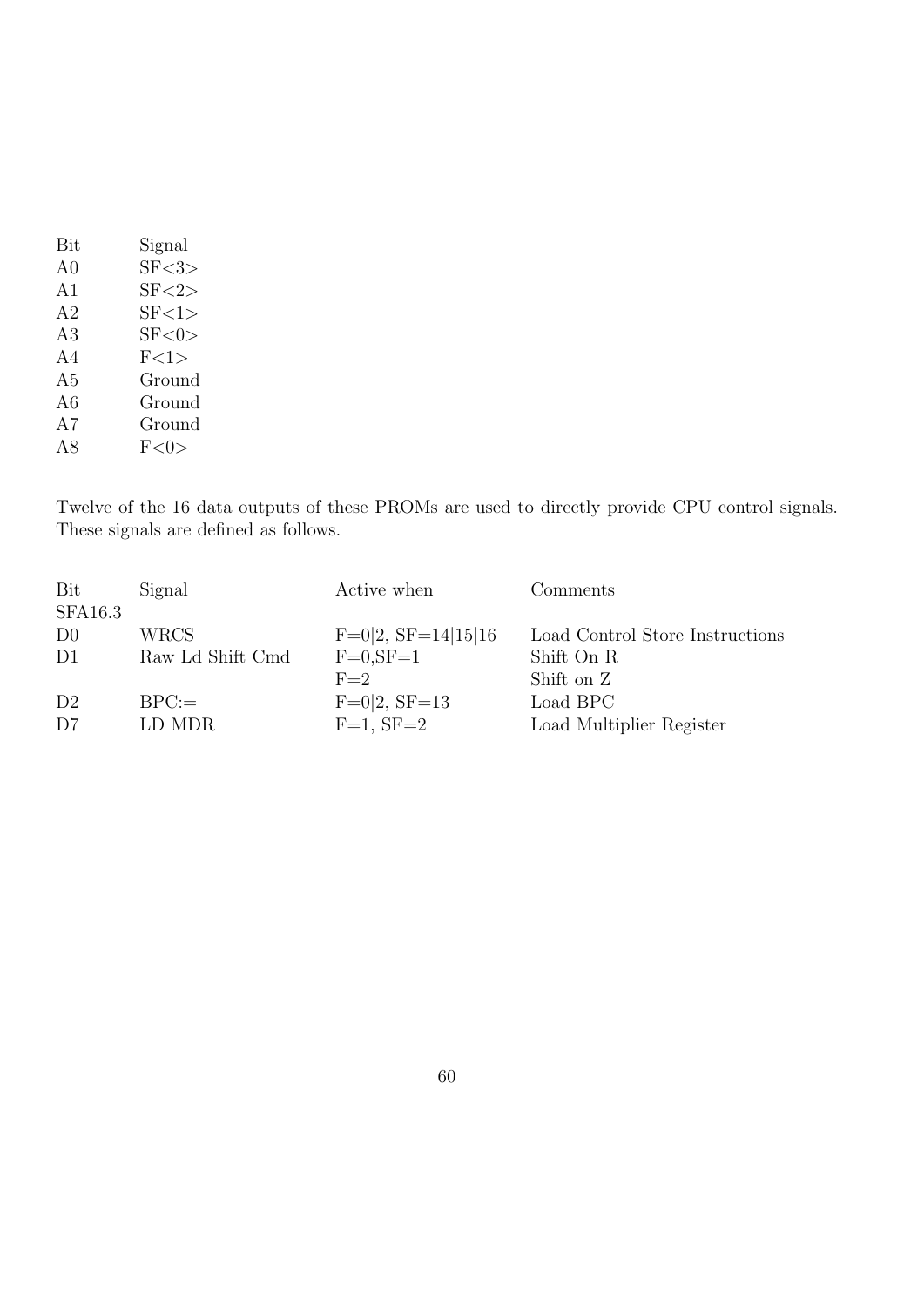| Bit | Signal |
|---|---|
| A0 | SF<3> |
| A1 | SF<2> |
| A2 | SF<1> |
| A3 | SF<0> |
| A4 | F<1> |
| A5 | Ground |
| A6 | Ground |
| A7 | Ground |
| A8 | F<0> |

Twelve of the 16 data outputs of these PROMs are used to directly provide CPU control signals. These signals are defined as follows.

| Bit | Signal | Active when | Comments |
|---|---|---|---|
| SFA16.3 | | | |
| D0 | WRCS | F=0\|2, SF=14\|15\|16 | Load Control Store Instructions |
| D1 | Raw Ld Shift Cmd | F=0,SF=1 | Shift On R |
| | | F=2 | Shift on Z |
| D2 | BPC:= | F=0\|2, SF=13 | Load BPC |
| D7 | LD MDR | F=1, SF=2 | Load Multiplier Register |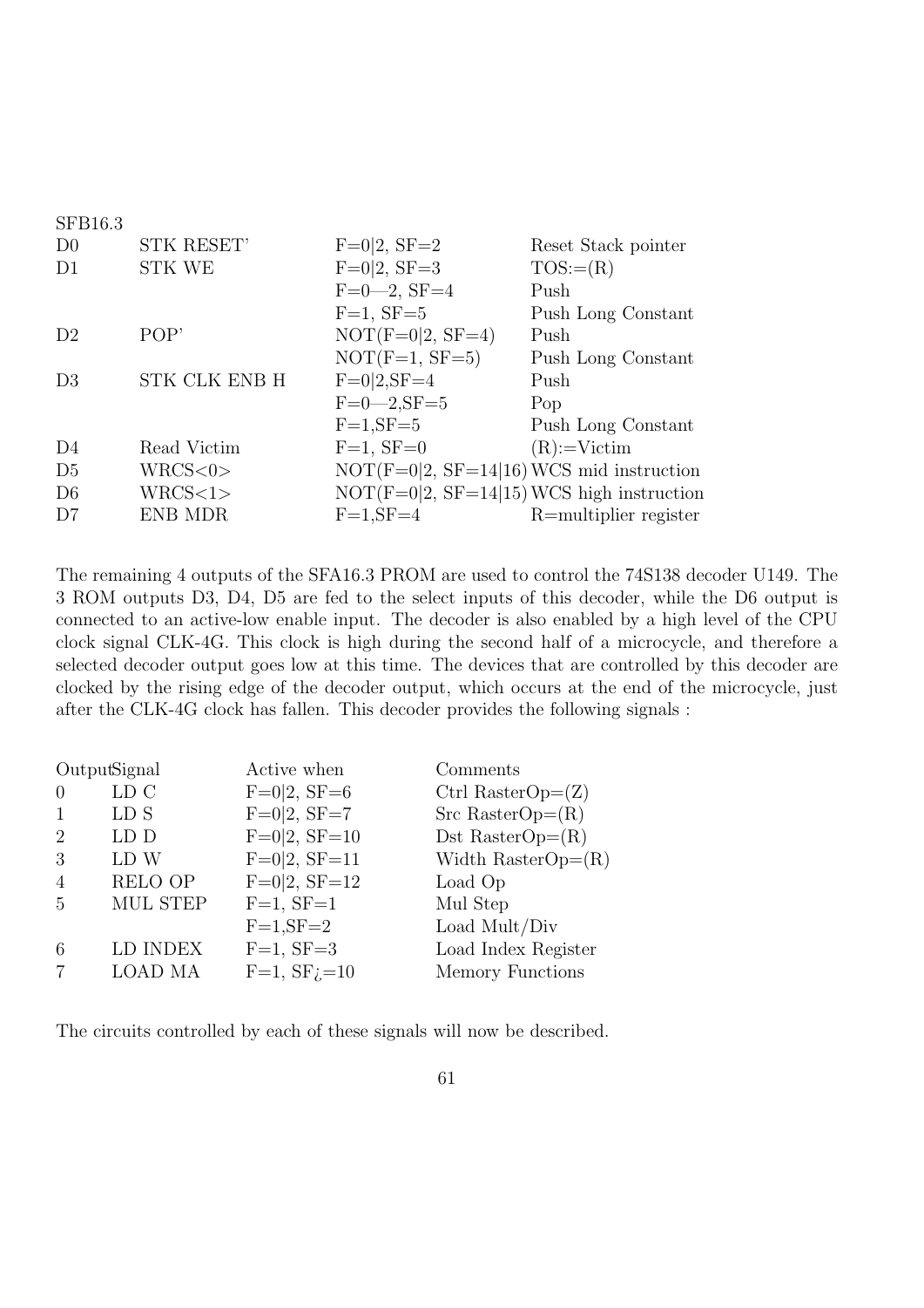SFB16.3

| | | | |
|---|---|---|---|
| D0 | STK RESET' | F=0\|2, SF=2 | Reset Stack pointer |
| D1 | STK WE | F=0\|2, SF=3 | TOS:=(R) |
| | | F=0—2, SF=4 | Push |
| | | F=1, SF=5 | Push Long Constant |
| D2 | POP' | NOT(F=0\|2, SF=4) | Push |
| | | NOT(F=1, SF=5) | Push Long Constant |
| D3 | STK CLK ENB H | F=0\|2,SF=4 | Push |
| | | F=0—2,SF=5 | Pop |
| | | F=1,SF=5 | Push Long Constant |
| D4 | Read Victim | F=1, SF=0 | (R):=Victim |
| D5 | WRCS<0> | NOT(F=0\|2, SF=14\|16) | WCS mid instruction |
| D6 | WRCS<1> | NOT(F=0\|2, SF=14\|15) | WCS high instruction |
| D7 | ENB MDR | F=1,SF=4 | R=multiplier register |

The remaining 4 outputs of the SFA16.3 PROM are used to control the 74S138 decoder U149. The 3 ROM outputs D3, D4, D5 are fed to the select inputs of this decoder, while the D6 output is connected to an active-low enable input. The decoder is also enabled by a high level of the CPU clock signal CLK-4G. This clock is high during the second half of a microcycle, and therefore a selected decoder output goes low at this time. The devices that are controlled by this decoder are clocked by the rising edge of the decoder output, which occurs at the end of the microcycle, just after the CLK-4G clock has fallen. This decoder provides the following signals :

| Output | Signal | Active when | Comments |
|---|---|---|---|
| 0 | LD C | F=0\|2, SF=6 | Ctrl RasterOp=(Z) |
| 1 | LD S | F=0\|2, SF=7 | Src RasterOp=(R) |
| 2 | LD D | F=0\|2, SF=10 | Dst RasterOp=(R) |
| 3 | LD W | F=0\|2, SF=11 | Width RasterOp=(R) |
| 4 | RELO OP | F=0\|2, SF=12 | Load Op |
| 5 | MUL STEP | F=1, SF=1 | Mul Step |
| | | F=1,SF=2 | Load Mult/Div |
| 6 | LD INDEX | F=1, SF=3 | Load Index Register |
| 7 | LOAD MA | F=1, SF¿=10 | Memory Functions |

The circuits controlled by each of these signals will now be described.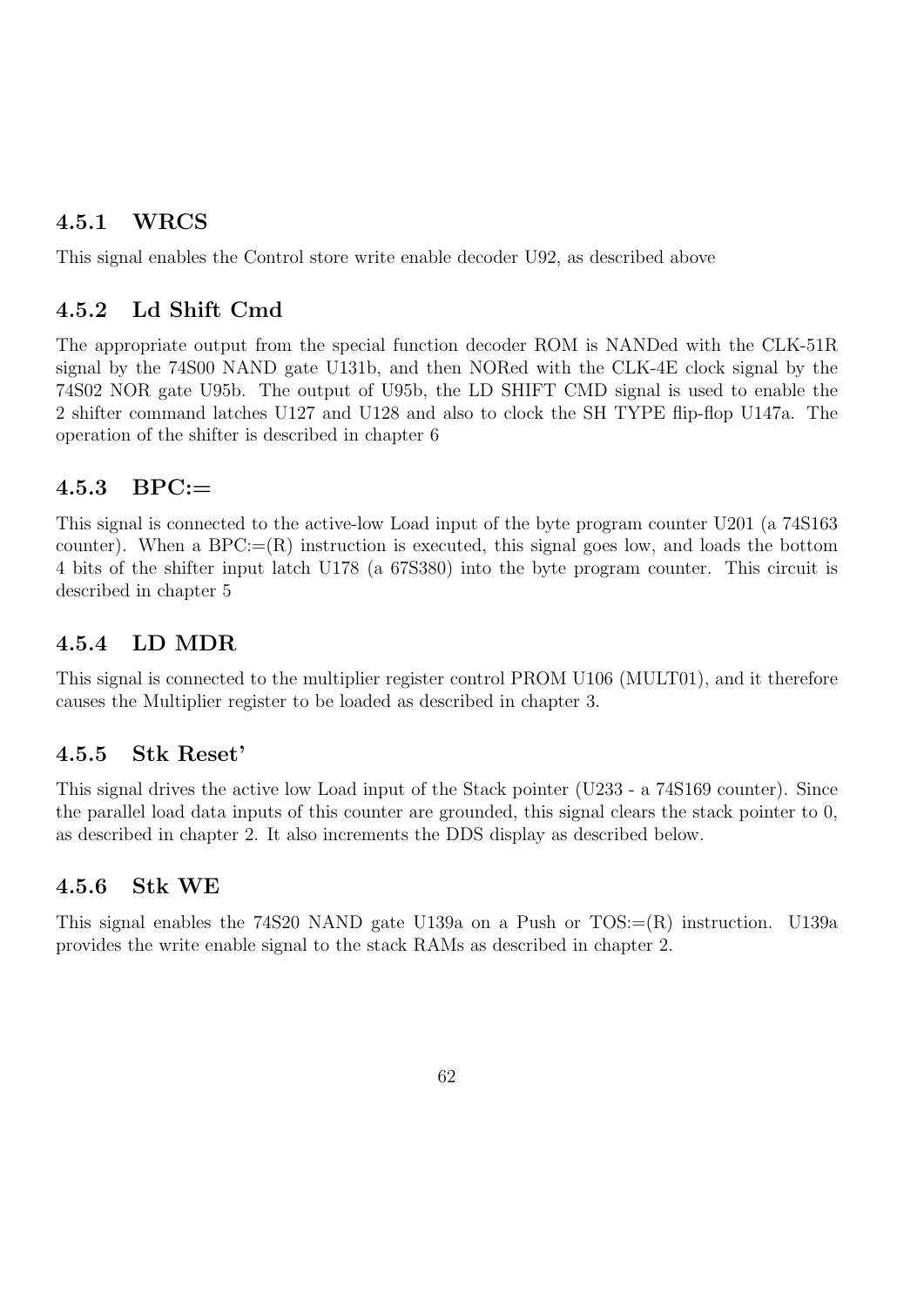### 4.5.1 WRCS

This signal enables the Control store write enable decoder U92, as described above

### 4.5.2 Ld Shift Cmd

The appropriate output from the special function decoder ROM is NANDed with the CLK-51R signal by the 74S00 NAND gate U131b, and then NORed with the CLK-4E clock signal by the 74S02 NOR gate U95b. The output of U95b, the LD SHIFT CMD signal is used to enable the 2 shifter command latches U127 and U128 and also to clock the SH TYPE flip-flop U147a. The operation of the shifter is described in chapter 6

### 4.5.3 BPC:=

This signal is connected to the active-low Load input of the byte program counter U201 (a 74S163 counter). When a BPC:=(R) instruction is executed, this signal goes low, and loads the bottom 4 bits of the shifter input latch U178 (a 67S380) into the byte program counter. This circuit is described in chapter 5

### 4.5.4 LD MDR

This signal is connected to the multiplier register control PROM U106 (MULT01), and it therefore causes the Multiplier register to be loaded as described in chapter 3.

### 4.5.5 Stk Reset'

This signal drives the active low Load input of the Stack pointer (U233 - a 74S169 counter). Since the parallel load data inputs of this counter are grounded, this signal clears the stack pointer to 0, as described in chapter 2. It also increments the DDS display as described below.

### 4.5.6 Stk WE

This signal enables the 74S20 NAND gate U139a on a Push or TOS:=(R) instruction. U139a provides the write enable signal to the stack RAMs as described in chapter 2.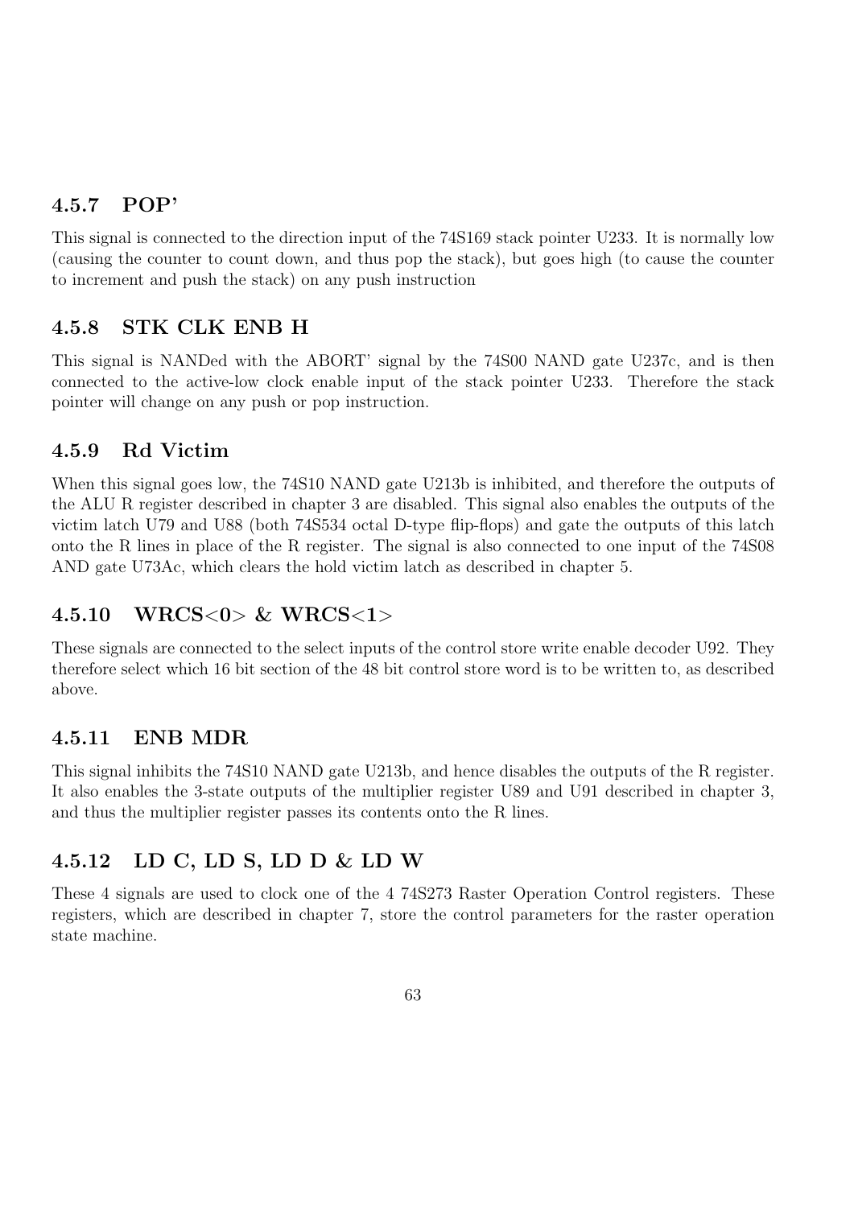### 4.5.7 POP'

This signal is connected to the direction input of the 74S169 stack pointer U233. It is normally low (causing the counter to count down, and thus pop the stack), but goes high (to cause the counter to increment and push the stack) on any push instruction

### 4.5.8 STK CLK ENB H

This signal is NANDed with the ABORT' signal by the 74S00 NAND gate U237c, and is then connected to the active-low clock enable input of the stack pointer U233. Therefore the stack pointer will change on any push or pop instruction.

### 4.5.9 Rd Victim

When this signal goes low, the 74S10 NAND gate U213b is inhibited, and therefore the outputs of the ALU R register described in chapter 3 are disabled. This signal also enables the outputs of the victim latch U79 and U88 (both 74S534 octal D-type flip-flops) and gate the outputs of this latch onto the R lines in place of the R register. The signal is also connected to one input of the 74S08 AND gate U73Ac, which clears the hold victim latch as described in chapter 5.

### 4.5.10 WRCS<0> & WRCS<1>

These signals are connected to the select inputs of the control store write enable decoder U92. They therefore select which 16 bit section of the 48 bit control store word is to be written to, as described above.

### 4.5.11 ENB MDR

This signal inhibits the 74S10 NAND gate U213b, and hence disables the outputs of the R register. It also enables the 3-state outputs of the multiplier register U89 and U91 described in chapter 3, and thus the multiplier register passes its contents onto the R lines.

### 4.5.12 LD C, LD S, LD D & LD W

These 4 signals are used to clock one of the 4 74S273 Raster Operation Control registers. These registers, which are described in chapter 7, store the control parameters for the raster operation state machine.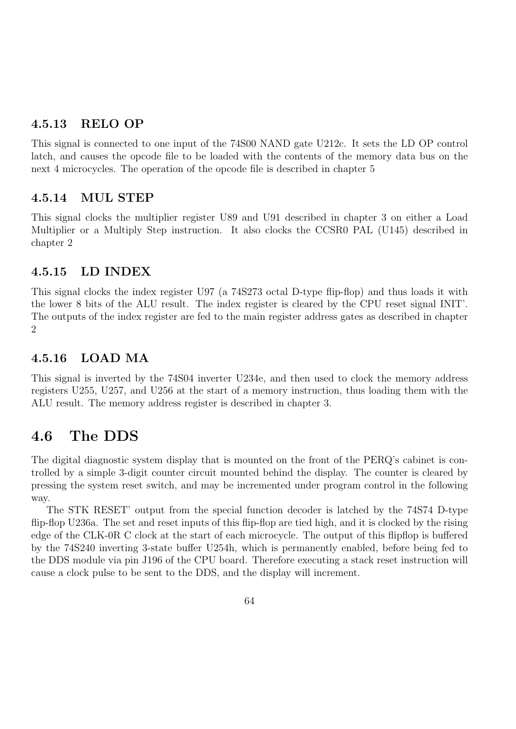### 4.5.13 RELO OP

This signal is connected to one input of the 74S00 NAND gate U212c. It sets the LD OP control latch, and causes the opcode file to be loaded with the contents of the memory data bus on the next 4 microcycles. The operation of the opcode file is described in chapter 5

### 4.5.14 MUL STEP

This signal clocks the multiplier register U89 and U91 described in chapter 3 on either a Load Multiplier or a Multiply Step instruction. It also clocks the CCSR0 PAL (U145) described in chapter 2

### 4.5.15 LD INDEX

This signal clocks the index register U97 (a 74S273 octal D-type flip-flop) and thus loads it with the lower 8 bits of the ALU result. The index register is cleared by the CPU reset signal INIT'. The outputs of the index register are fed to the main register address gates as described in chapter 2

### 4.5.16 LOAD MA

This signal is inverted by the 74S04 inverter U234e, and then used to clock the memory address registers U255, U257, and U256 at the start of a memory instruction, thus loading them with the ALU result. The memory address register is described in chapter 3.

## 4.6 The DDS

The digital diagnostic system display that is mounted on the front of the PERQ's cabinet is controlled by a simple 3-digit counter circuit mounted behind the display. The counter is cleared by pressing the system reset switch, and may be incremented under program control in the following way.

The STK RESET' output from the special function decoder is latched by the 74S74 D-type flip-flop U236a. The set and reset inputs of this flip-flop are tied high, and it is clocked by the rising edge of the CLK-0R C clock at the start of each microcycle. The output of this flipflop is buffered by the 74S240 inverting 3-state buffer U254h, which is permanently enabled, before being fed to the DDS module via pin J196 of the CPU board. Therefore executing a stack reset instruction will cause a clock pulse to be sent to the DDS, and the display will increment.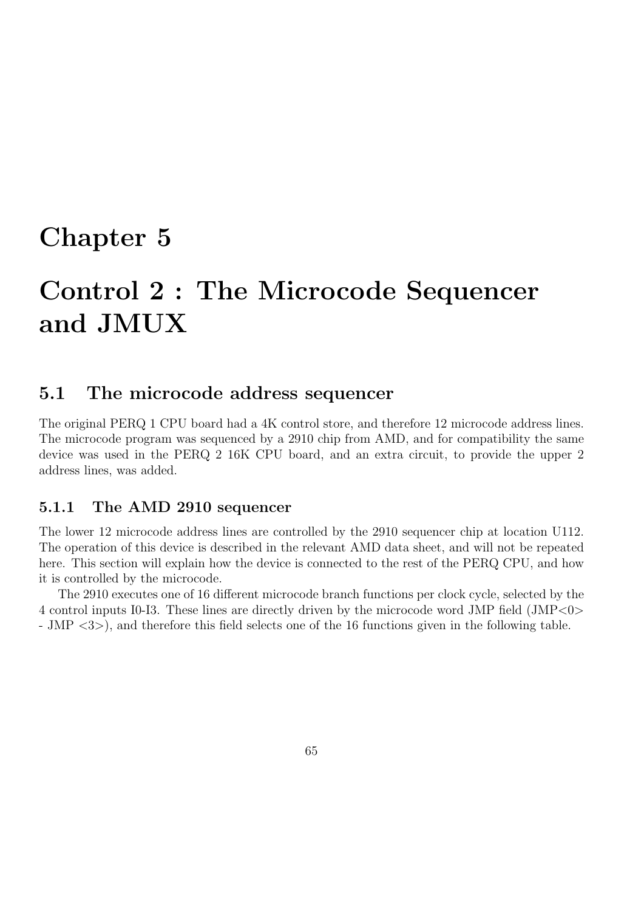# Chapter 5

# Control 2 : The Microcode Sequencer and JMUX

## 5.1 The microcode address sequencer

The original PERQ 1 CPU board had a 4K control store, and therefore 12 microcode address lines. The microcode program was sequenced by a 2910 chip from AMD, and for compatibility the same device was used in the PERQ 2 16K CPU board, and an extra circuit, to provide the upper 2 address lines, was added.

### 5.1.1 The AMD 2910 sequencer

The lower 12 microcode address lines are controlled by the 2910 sequencer chip at location U112. The operation of this device is described in the relevant AMD data sheet, and will not be repeated here. This section will explain how the device is connected to the rest of the PERQ CPU, and how it is controlled by the microcode.

The 2910 executes one of 16 different microcode branch functions per clock cycle, selected by the 4 control inputs I0-I3. These lines are directly driven by the microcode word JMP field (JMP<0> - JMP <3>), and therefore this field selects one of the 16 functions given in the following table.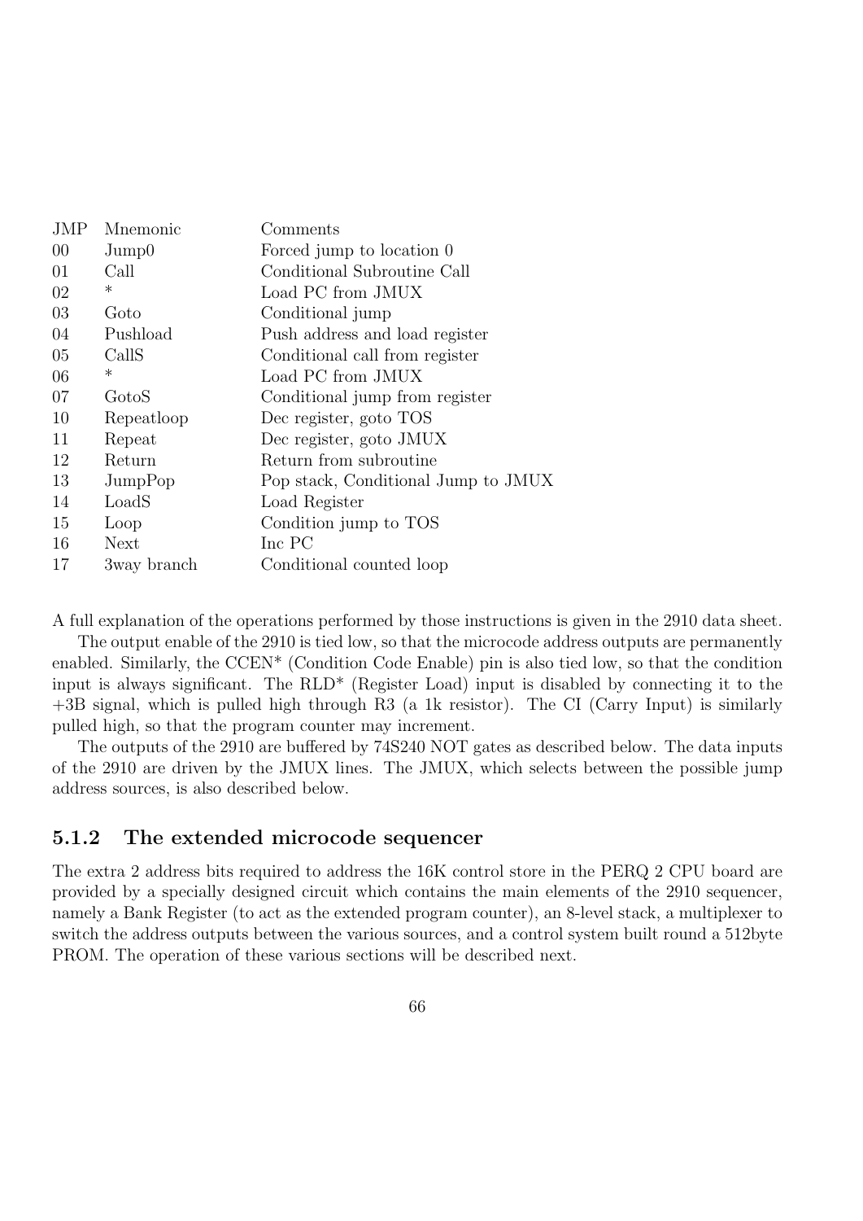| JMP | Mnemonic | Comments |
|---|---|---|
| 00 | Jump0 | Forced jump to location 0 |
| 01 | Call | Conditional Subroutine Call |
| 02 | * | Load PC from JMUX |
| 03 | Goto | Conditional jump |
| 04 | Pushload | Push address and load register |
| 05 | CallS | Conditional call from register |
| 06 | * | Load PC from JMUX |
| 07 | GotoS | Conditional jump from register |
| 10 | Repeatloop | Dec register, goto TOS |
| 11 | Repeat | Dec register, goto JMUX |
| 12 | Return | Return from subroutine |
| 13 | JumpPop | Pop stack, Conditional Jump to JMUX |
| 14 | LoadS | Load Register |
| 15 | Loop | Condition jump to TOS |
| 16 | Next | Inc PC |
| 17 | 3way branch | Conditional counted loop |

A full explanation of the operations performed by those instructions is given in the 2910 data sheet.

The output enable of the 2910 is tied low, so that the microcode address outputs are permanently enabled. Similarly, the CCEN* (Condition Code Enable) pin is also tied low, so that the condition input is always significant. The RLD* (Register Load) input is disabled by connecting it to the +3B signal, which is pulled high through R3 (a 1k resistor). The CI (Carry Input) is similarly pulled high, so that the program counter may increment.

The outputs of the 2910 are buffered by 74S240 NOT gates as described below. The data inputs of the 2910 are driven by the JMUX lines. The JMUX, which selects between the possible jump address sources, is also described below.

### 5.1.2 The extended microcode sequencer

The extra 2 address bits required to address the 16K control store in the PERQ 2 CPU board are provided by a specially designed circuit which contains the main elements of the 2910 sequencer, namely a Bank Register (to act as the extended program counter), an 8-level stack, a multiplexer to switch the address outputs between the various sources, and a control system built round a 512byte PROM. The operation of these various sections will be described next.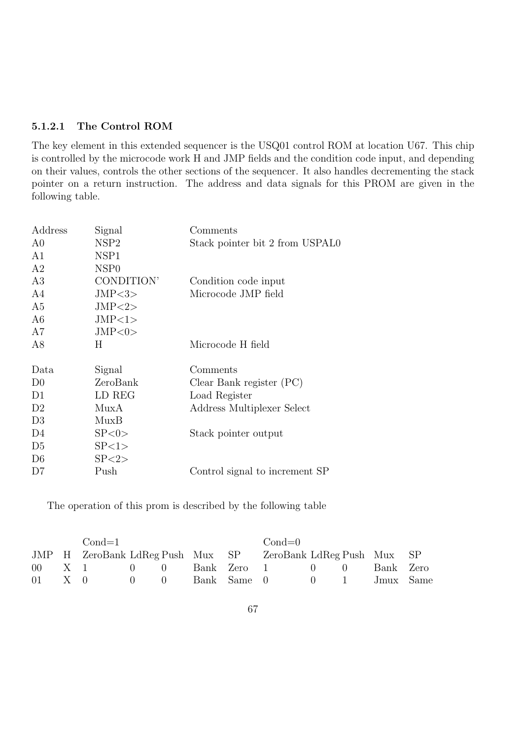#### 5.1.2.1 The Control ROM

The key element in this extended sequencer is the USQ01 control ROM at location U67. This chip is controlled by the microcode work H and JMP fields and the condition code input, and depending on their values, controls the other sections of the sequencer. It also handles decrementing the stack pointer on a return instruction. The address and data signals for this PROM are given in the following table.

| Address | Signal | Comments |
|---|---|---|
| A0 | NSP2 | Stack pointer bit 2 from USPAL0 |
| A1 | NSP1 | |
| A2 | NSP0 | |
| A3 | CONDITION' | Condition code input |
| A4 | JMP<3> | Microcode JMP field |
| A5 | JMP<2> | |
| A6 | JMP<1> | |
| A7 | JMP<0> | |
| A8 | H | Microcode H field |

| Data | Signal | Comments |
|---|---|---|
| D0 | ZeroBank | Clear Bank register (PC) |
| D1 | LD REG | Load Register |
| D2 | MuxA | Address Multiplexer Select |
| D3 | MuxB | |
| D4 | SP<0> | Stack pointer output |
| D5 | SP<1> | |
| D6 | SP<2> | |
| D7 | Push | Control signal to increment SP |

The operation of this prom is described by the following table

| | | Cond=1 | | | | | Cond=0 | | | | |
|---|---|---|---|---|---|---|---|---|---|---|---|
| JMP | H | ZeroBank | LdReg | Push | Mux | SP | ZeroBank | LdReg | Push | Mux | SP |
| 00 | X | 1 | 0 | 0 | Bank | Zero | 1 | 0 | 0 | Bank | Zero |
| 01 | X | 0 | 0 | 0 | Bank | Same | 0 | 0 | 1 | Jmux | Same |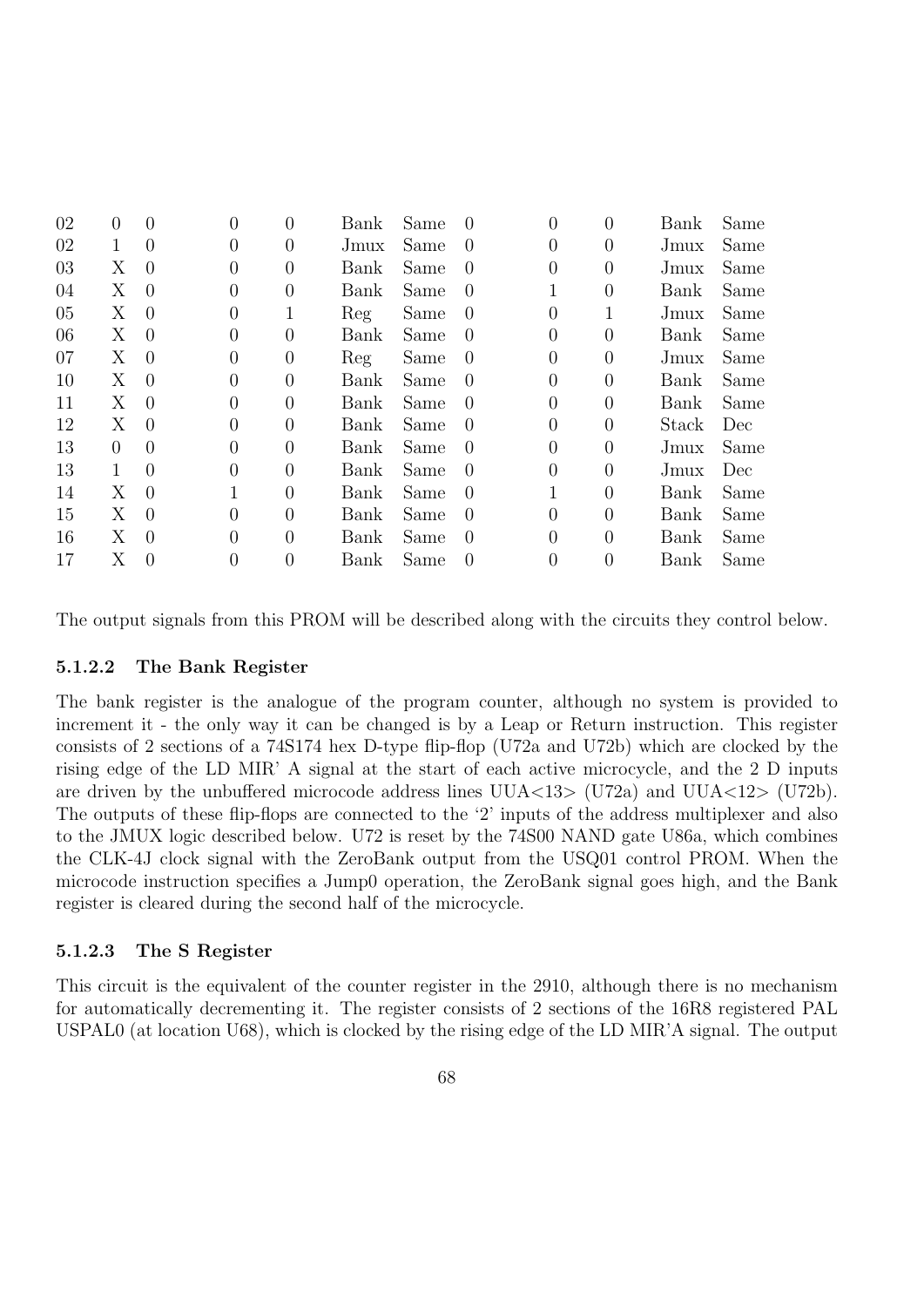| | | | | | | | | | | | |
|---|---|---|---|---|---|---|---|---|---|---|---|
| 02 | 0 | 0 | 0 | 0 | Bank | Same | 0 | 0 | 0 | Bank | Same |
| 02 | 1 | 0 | 0 | 0 | Jmux | Same | 0 | 0 | 0 | Jmux | Same |
| 03 | X | 0 | 0 | 0 | Bank | Same | 0 | 0 | 0 | Jmux | Same |
| 04 | X | 0 | 0 | 0 | Bank | Same | 0 | 1 | 0 | Bank | Same |
| 05 | X | 0 | 0 | 1 | Reg | Same | 0 | 0 | 1 | Jmux | Same |
| 06 | X | 0 | 0 | 0 | Bank | Same | 0 | 0 | 0 | Bank | Same |
| 07 | X | 0 | 0 | 0 | Reg | Same | 0 | 0 | 0 | Jmux | Same |
| 10 | X | 0 | 0 | 0 | Bank | Same | 0 | 0 | 0 | Bank | Same |
| 11 | X | 0 | 0 | 0 | Bank | Same | 0 | 0 | 0 | Bank | Same |
| 12 | X | 0 | 0 | 0 | Bank | Same | 0 | 0 | 0 | Stack | Dec |
| 13 | 0 | 0 | 0 | 0 | Bank | Same | 0 | 0 | 0 | Jmux | Same |
| 13 | 1 | 0 | 0 | 0 | Bank | Same | 0 | 0 | 0 | Jmux | Dec |
| 14 | X | 0 | 1 | 0 | Bank | Same | 0 | 1 | 0 | Bank | Same |
| 15 | X | 0 | 0 | 0 | Bank | Same | 0 | 0 | 0 | Bank | Same |
| 16 | X | 0 | 0 | 0 | Bank | Same | 0 | 0 | 0 | Bank | Same |
| 17 | X | 0 | 0 | 0 | Bank | Same | 0 | 0 | 0 | Bank | Same |

The output signals from this PROM will be described along with the circuits they control below.

#### 5.1.2.2 The Bank Register

The bank register is the analogue of the program counter, although no system is provided to increment it - the only way it can be changed is by a Leap or Return instruction. This register consists of 2 sections of a 74S174 hex D-type flip-flop (U72a and U72b) which are clocked by the rising edge of the LD MIR' A signal at the start of each active microcycle, and the 2 D inputs are driven by the unbuffered microcode address lines UUA<13> (U72a) and UUA<12> (U72b). The outputs of these flip-flops are connected to the '2' inputs of the address multiplexer and also to the JMUX logic described below. U72 is reset by the 74S00 NAND gate U86a, which combines the CLK-4J clock signal with the ZeroBank output from the USQ01 control PROM. When the microcode instruction specifies a Jump0 operation, the ZeroBank signal goes high, and the Bank register is cleared during the second half of the microcycle.

#### 5.1.2.3 The S Register

This circuit is the equivalent of the counter register in the 2910, although there is no mechanism for automatically decrementing it. The register consists of 2 sections of the 16R8 registered PAL USPAL0 (at location U68), which is clocked by the rising edge of the LD MIR'A signal. The output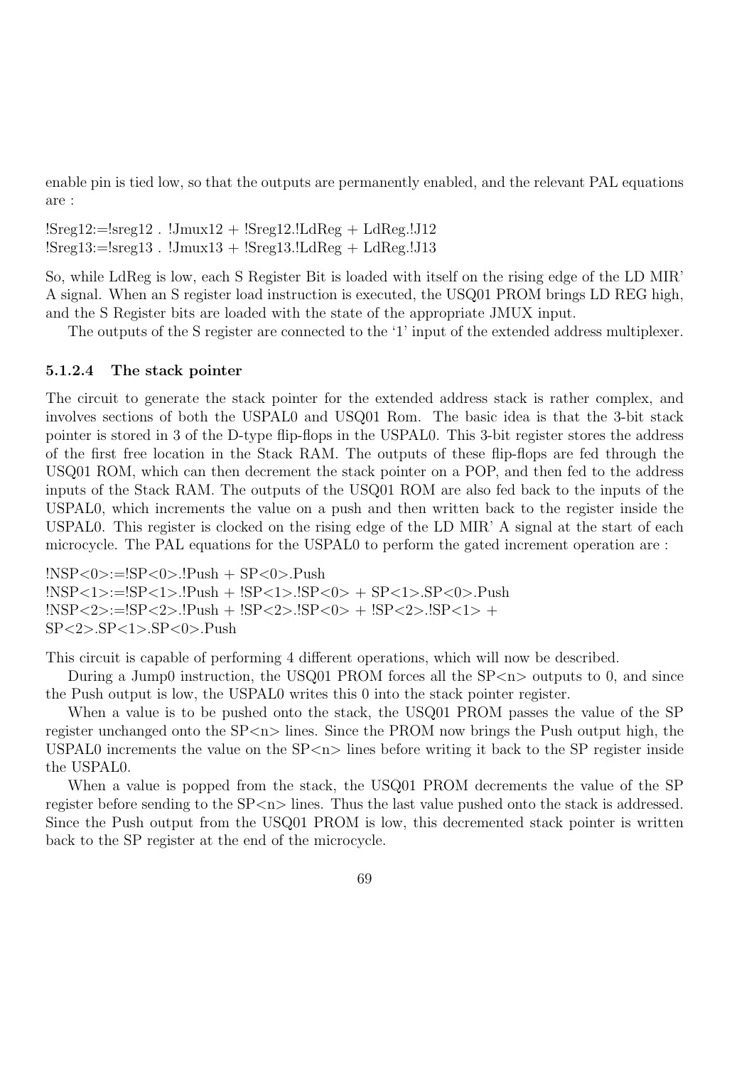enable pin is tied low, so that the outputs are permanently enabled, and the relevant PAL equations are :

!Sreg12:=!sreg12 . !Jmux12 + !Sreg12.!LdReg + LdReg.!J12
!Sreg13:=!sreg13 . !Jmux13 + !Sreg13.!LdReg + LdReg.!J13

So, while LdReg is low, each S Register Bit is loaded with itself on the rising edge of the LD MIR' A signal. When an S register load instruction is executed, the USQ01 PROM brings LD REG high, and the S Register bits are loaded with the state of the appropriate JMUX input.

The outputs of the S register are connected to the '1' input of the extended address multiplexer.

#### 5.1.2.4 The stack pointer

The circuit to generate the stack pointer for the extended address stack is rather complex, and involves sections of both the USPAL0 and USQ01 Rom. The basic idea is that the 3-bit stack pointer is stored in 3 of the D-type flip-flops in the USPAL0. This 3-bit register stores the address of the first free location in the Stack RAM. The outputs of these flip-flops are fed through the USQ01 ROM, which can then decrement the stack pointer on a POP, and then fed to the address inputs of the Stack RAM. The outputs of the USQ01 ROM are also fed back to the inputs of the USPAL0, which increments the value on a push and then written back to the register inside the USPAL0. This register is clocked on the rising edge of the LD MIR' A signal at the start of each microcycle. The PAL equations for the USPAL0 to perform the gated increment operation are :

!NSP<0>:=!SP<0>.!Push + SP<0>.Push
!NSP<1>:=!SP<1>.!Push + !SP<1>.!SP<0> + SP<1>.SP<0>.Push
!NSP<2>:=!SP<2>.!Push + !SP<2>.!SP<0> + !SP<2>.!SP<1> + SP<2>.SP<1>.SP<0>.Push

This circuit is capable of performing 4 different operations, which will now be described.

During a Jump0 instruction, the USQ01 PROM forces all the SP<n> outputs to 0, and since the Push output is low, the USPAL0 writes this 0 into the stack pointer register.

When a value is to be pushed onto the stack, the USQ01 PROM passes the value of the SP register unchanged onto the SP<n> lines. Since the PROM now brings the Push output high, the USPAL0 increments the value on the SP<n> lines before writing it back to the SP register inside the USPAL0.

When a value is popped from the stack, the USQ01 PROM decrements the value of the SP register before sending to the SP<n> lines. Thus the last value pushed onto the stack is addressed. Since the Push output from the USQ01 PROM is low, this decremented stack pointer is written back to the SP register at the end of the microcycle.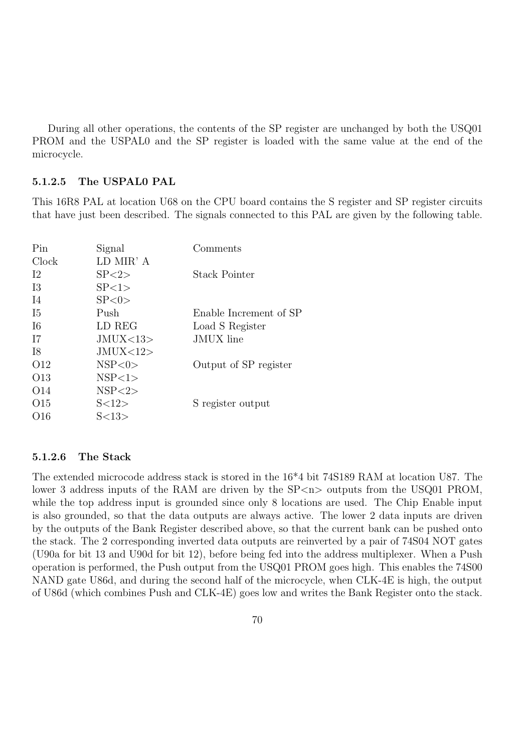During all other operations, the contents of the SP register are unchanged by both the USQ01 PROM and the USPAL0 and the SP register is loaded with the same value at the end of the microcycle.

#### 5.1.2.5 The USPAL0 PAL

This 16R8 PAL at location U68 on the CPU board contains the S register and SP register circuits that have just been described. The signals connected to this PAL are given by the following table.

| Pin | Signal | Comments |
|---|---|---|
| Clock | LD MIR' A | |
| I2 | SP<2> | Stack Pointer |
| I3 | SP<1> | |
| I4 | SP<0> | |
| I5 | Push | Enable Increment of SP |
| I6 | LD REG | Load S Register |
| I7 | JMUX<13> | JMUX line |
| I8 | JMUX<12> | |
| O12 | NSP<0> | Output of SP register |
| O13 | NSP<1> | |
| O14 | NSP<2> | |
| O15 | S<12> | S register output |
| O16 | S<13> | |

#### 5.1.2.6 The Stack

The extended microcode address stack is stored in the 16*4 bit 74S189 RAM at location U87. The lower 3 address inputs of the RAM are driven by the SP<n> outputs from the USQ01 PROM, while the top address input is grounded since only 8 locations are used. The Chip Enable input is also grounded, so that the data outputs are always active. The lower 2 data inputs are driven by the outputs of the Bank Register described above, so that the current bank can be pushed onto the stack. The 2 corresponding inverted data outputs are reinverted by a pair of 74S04 NOT gates (U90a for bit 13 and U90d for bit 12), before being fed into the address multiplexer. When a Push operation is performed, the Push output from the USQ01 PROM goes high. This enables the 74S00 NAND gate U86d, and during the second half of the microcycle, when CLK-4E is high, the output of U86d (which combines Push and CLK-4E) goes low and writes the Bank Register onto the stack.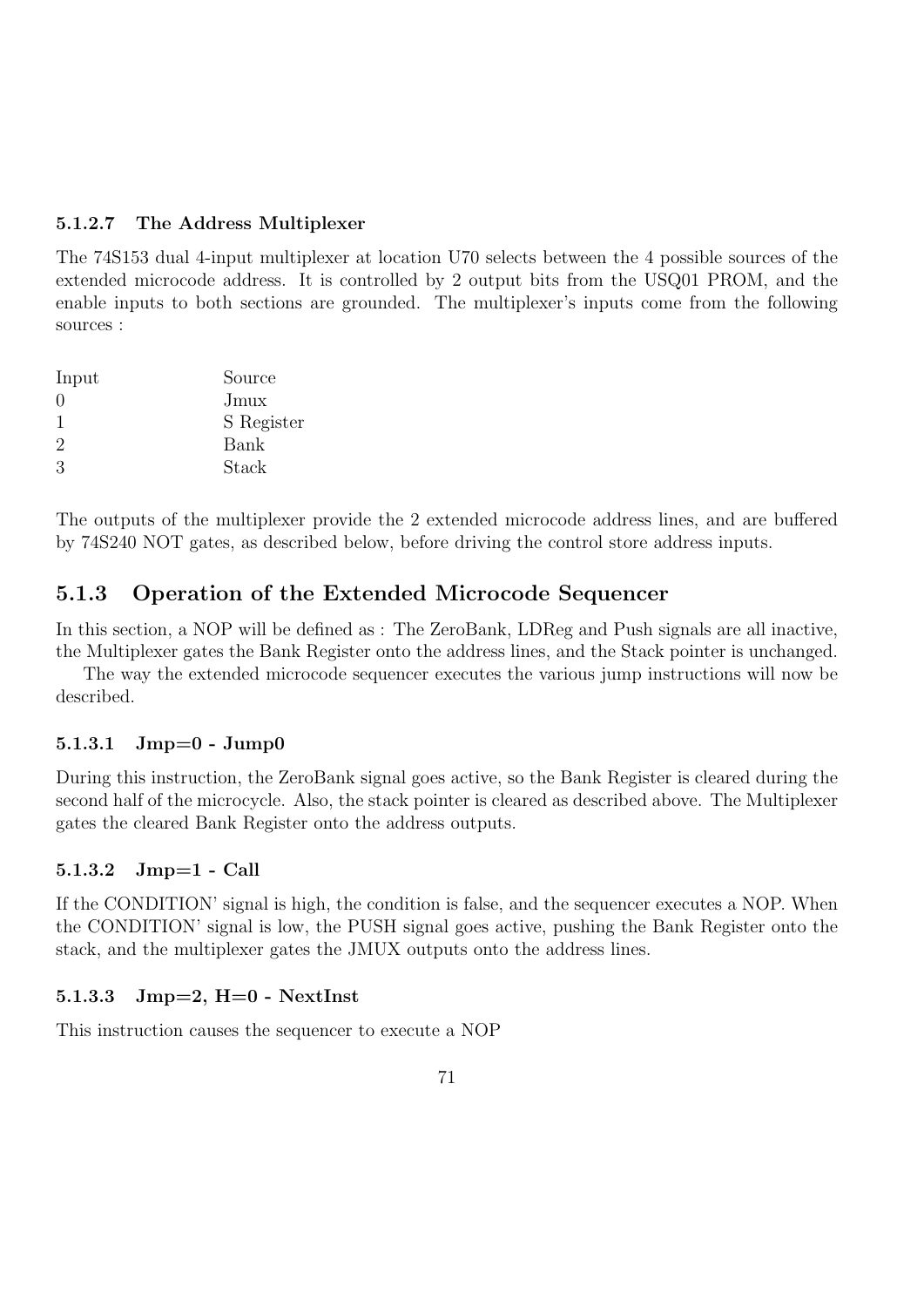#### 5.1.2.7 The Address Multiplexer

The 74S153 dual 4-input multiplexer at location U70 selects between the 4 possible sources of the extended microcode address. It is controlled by 2 output bits from the USQ01 PROM, and the enable inputs to both sections are grounded. The multiplexer's inputs come from the following sources :

| Input | Source |
|---|---|
| 0 | Jmux |
| 1 | S Register |
| 2 | Bank |
| 3 | Stack |

The outputs of the multiplexer provide the 2 extended microcode address lines, and are buffered by 74S240 NOT gates, as described below, before driving the control store address inputs.

### 5.1.3 Operation of the Extended Microcode Sequencer

In this section, a NOP will be defined as : The ZeroBank, LDReg and Push signals are all inactive, the Multiplexer gates the Bank Register onto the address lines, and the Stack pointer is unchanged.

The way the extended microcode sequencer executes the various jump instructions will now be described.

#### 5.1.3.1 Jmp=0 - Jump0

During this instruction, the ZeroBank signal goes active, so the Bank Register is cleared during the second half of the microcycle. Also, the stack pointer is cleared as described above. The Multiplexer gates the cleared Bank Register onto the address outputs.

#### 5.1.3.2 Jmp=1 - Call

If the CONDITION' signal is high, the condition is false, and the sequencer executes a NOP. When the CONDITION' signal is low, the PUSH signal goes active, pushing the Bank Register onto the stack, and the multiplexer gates the JMUX outputs onto the address lines.

#### 5.1.3.3 Jmp=2, H=0 - NextInst

This instruction causes the sequencer to execute a NOP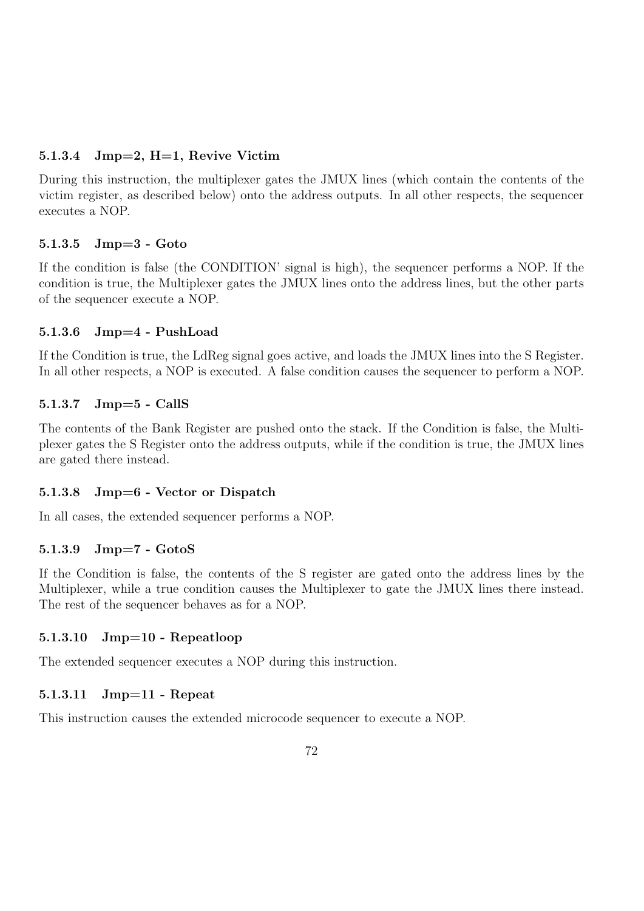#### 5.1.3.4 Jmp=2, H=1, Revive Victim

During this instruction, the multiplexer gates the JMUX lines (which contain the contents of the victim register, as described below) onto the address outputs. In all other respects, the sequencer executes a NOP.

#### 5.1.3.5 Jmp=3 - Goto

If the condition is false (the CONDITION' signal is high), the sequencer performs a NOP. If the condition is true, the Multiplexer gates the JMUX lines onto the address lines, but the other parts of the sequencer execute a NOP.

#### 5.1.3.6 Jmp=4 - PushLoad

If the Condition is true, the LdReg signal goes active, and loads the JMUX lines into the S Register. In all other respects, a NOP is executed. A false condition causes the sequencer to perform a NOP.

#### 5.1.3.7 Jmp=5 - CallS

The contents of the Bank Register are pushed onto the stack. If the Condition is false, the Multiplexer gates the S Register onto the address outputs, while if the condition is true, the JMUX lines are gated there instead.

#### 5.1.3.8 Jmp=6 - Vector or Dispatch

In all cases, the extended sequencer performs a NOP.

#### 5.1.3.9 Jmp=7 - GotoS

If the Condition is false, the contents of the S register are gated onto the address lines by the Multiplexer, while a true condition causes the Multiplexer to gate the JMUX lines there instead. The rest of the sequencer behaves as for a NOP.

#### 5.1.3.10 Jmp=10 - Repeatloop

The extended sequencer executes a NOP during this instruction.

#### 5.1.3.11 Jmp=11 - Repeat

This instruction causes the extended microcode sequencer to execute a NOP.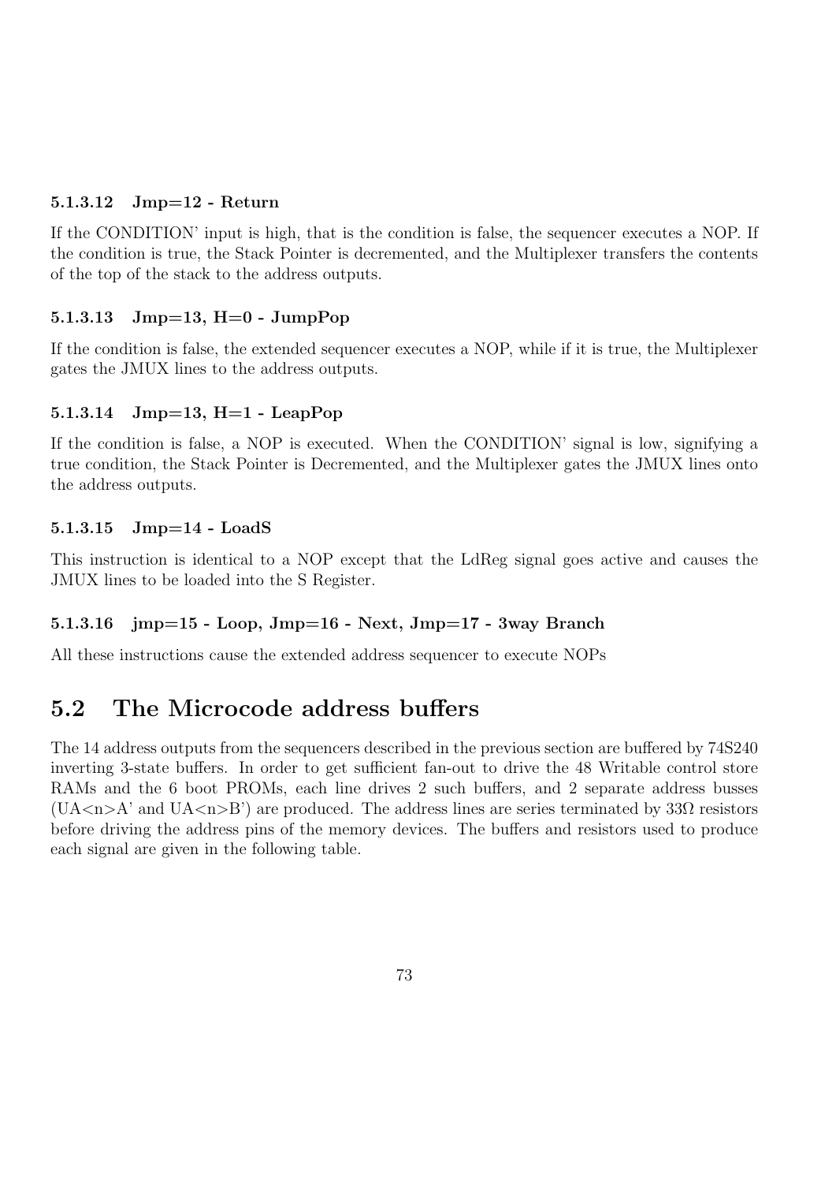#### 5.1.3.12 Jmp=12 - Return

If the CONDITION' input is high, that is the condition is false, the sequencer executes a NOP. If the condition is true, the Stack Pointer is decremented, and the Multiplexer transfers the contents of the top of the stack to the address outputs.

#### 5.1.3.13 Jmp=13, H=0 - JumpPop

If the condition is false, the extended sequencer executes a NOP, while if it is true, the Multiplexer gates the JMUX lines to the address outputs.

#### 5.1.3.14 Jmp=13, H=1 - LeapPop

If the condition is false, a NOP is executed. When the CONDITION' signal is low, signifying a true condition, the Stack Pointer is Decremented, and the Multiplexer gates the JMUX lines onto the address outputs.

#### 5.1.3.15 Jmp=14 - LoadS

This instruction is identical to a NOP except that the LdReg signal goes active and causes the JMUX lines to be loaded into the S Register.

#### 5.1.3.16 jmp=15 - Loop, Jmp=16 - Next, Jmp=17 - 3way Branch

All these instructions cause the extended address sequencer to execute NOPs

## 5.2 The Microcode address buffers

The 14 address outputs from the sequencers described in the previous section are buffered by 74S240 inverting 3-state buffers. In order to get sufficient fan-out to drive the 48 Writable control store RAMs and the 6 boot PROMs, each line drives 2 such buffers, and 2 separate address busses (UA<n>A' and UA<n>B') are produced. The address lines are series terminated by 33Ω resistors before driving the address pins of the memory devices. The buffers and resistors used to produce each signal are given in the following table.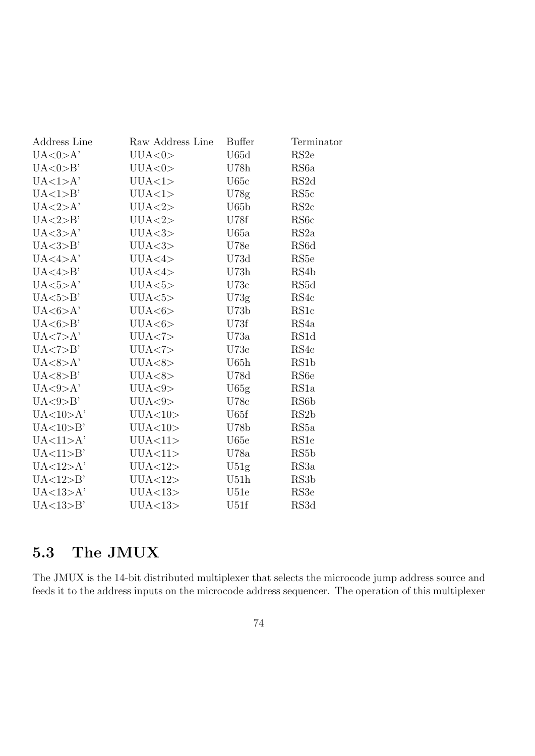| Address Line | Raw Address Line | Buffer | Terminator |
|---|---|---|---|
| UA<0>A' | UUA<0> | U65d | RS2e |
| UA<0>B' | UUA<0> | U78h | RS6a |
| UA<1>A' | UUA<1> | U65c | RS2d |
| UA<1>B' | UUA<1> | U78g | RS5c |
| UA<2>A' | UUA<2> | U65b | RS2c |
| UA<2>B' | UUA<2> | U78f | RS6c |
| UA<3>A' | UUA<3> | U65a | RS2a |
| UA<3>B' | UUA<3> | U78e | RS6d |
| UA<4>A' | UUA<4> | U73d | RS5e |
| UA<4>B' | UUA<4> | U73h | RS4b |
| UA<5>A' | UUA<5> | U73c | RS5d |
| UA<5>B' | UUA<5> | U73g | RS4c |
| UA<6>A' | UUA<6> | U73b | RS1c |
| UA<6>B' | UUA<6> | U73f | RS4a |
| UA<7>A' | UUA<7> | U73a | RS1d |
| UA<7>B' | UUA<7> | U73e | RS4e |
| UA<8>A' | UUA<8> | U65h | RS1b |
| UA<8>B' | UUA<8> | U78d | RS6e |
| UA<9>A' | UUA<9> | U65g | RS1a |
| UA<9>B' | UUA<9> | U78c | RS6b |
| UA<10>A' | UUA<10> | U65f | RS2b |
| UA<10>B' | UUA<10> | U78b | RS5a |
| UA<11>A' | UUA<11> | U65e | RS1e |
| UA<11>B' | UUA<11> | U78a | RS5b |
| UA<12>A' | UUA<12> | U51g | RS3a |
| UA<12>B' | UUA<12> | U51h | RS3b |
| UA<13>A' | UUA<13> | U51e | RS3e |
| UA<13>B' | UUA<13> | U51f | RS3d |

## 5.3 The JMUX

The JMUX is the 14-bit distributed multiplexer that selects the microcode jump address source and feeds it to the address inputs on the microcode address sequencer. The operation of this multiplexer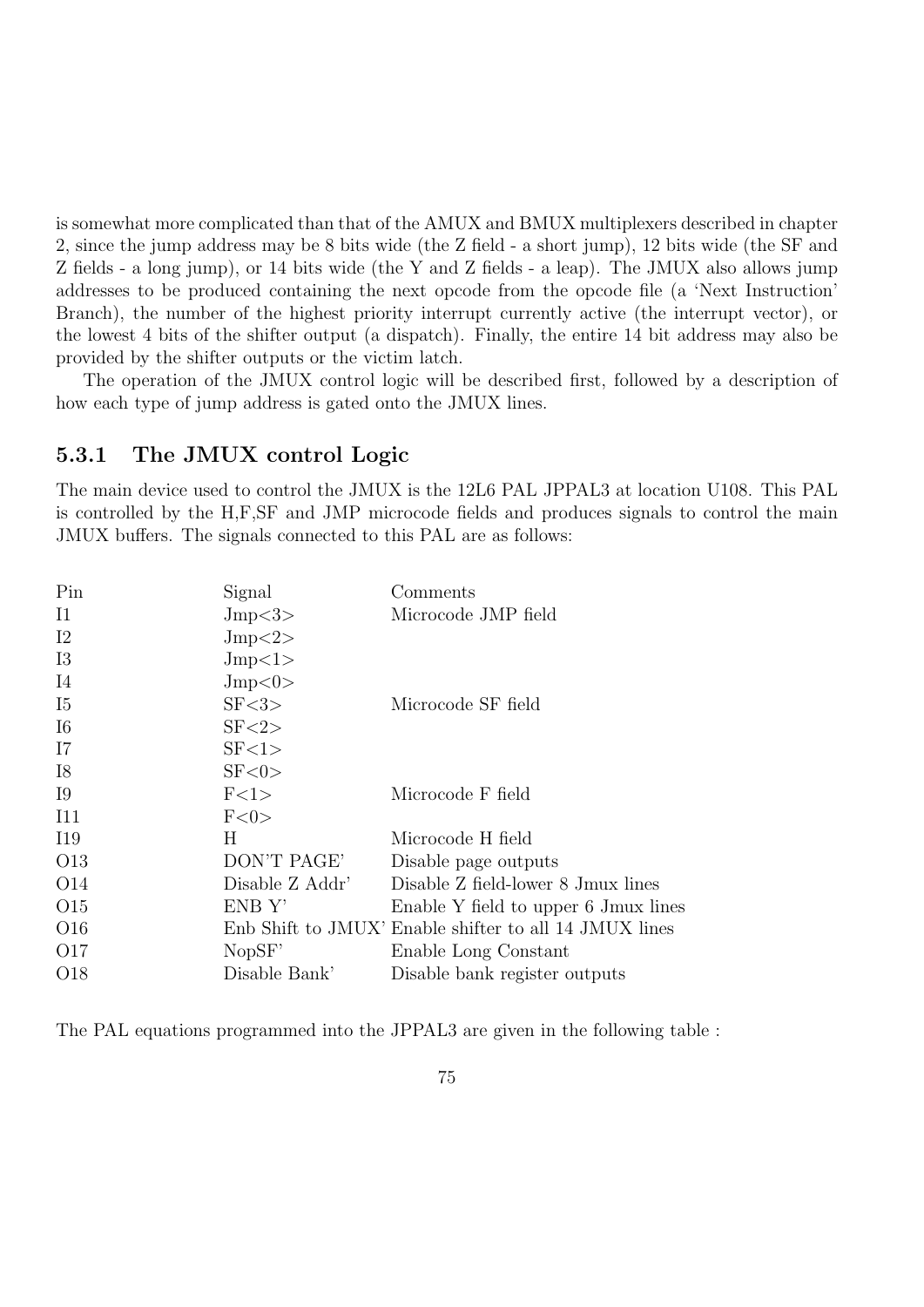is somewhat more complicated than that of the AMUX and BMUX multiplexers described in chapter 2, since the jump address may be 8 bits wide (the Z field - a short jump), 12 bits wide (the SF and Z fields - a long jump), or 14 bits wide (the Y and Z fields - a leap). The JMUX also allows jump addresses to be produced containing the next opcode from the opcode file (a 'Next Instruction' Branch), the number of the highest priority interrupt currently active (the interrupt vector), or the lowest 4 bits of the shifter output (a dispatch). Finally, the entire 14 bit address may also be provided by the shifter outputs or the victim latch.

The operation of the JMUX control logic will be described first, followed by a description of how each type of jump address is gated onto the JMUX lines.

### 5.3.1 The JMUX control Logic

The main device used to control the JMUX is the 12L6 PAL JPPAL3 at location U108. This PAL is controlled by the H,F,SF and JMP microcode fields and produces signals to control the main JMUX buffers. The signals connected to this PAL are as follows:

| Pin | Signal | Comments |
|---|---|---|
| I1 | Jmp<3> | Microcode JMP field |
| I2 | Jmp<2> | |
| I3 | Jmp<1> | |
| I4 | Jmp<0> | |
| I5 | SF<3> | Microcode SF field |
| I6 | SF<2> | |
| I7 | SF<1> | |
| I8 | SF<0> | |
| I9 | F<1> | Microcode F field |
| I11 | F<0> | |
| I19 | H | Microcode H field |
| O13 | DON'T PAGE' | Disable page outputs |
| O14 | Disable Z Addr' | Disable Z field-lower 8 Jmux lines |
| O15 | ENB Y' | Enable Y field to upper 6 Jmux lines |
| O16 | Enb Shift to JMUX' | Enable shifter to all 14 JMUX lines |
| O17 | NopSF' | Enable Long Constant |
| O18 | Disable Bank' | Disable bank register outputs |

The PAL equations programmed into the JPPAL3 are given in the following table :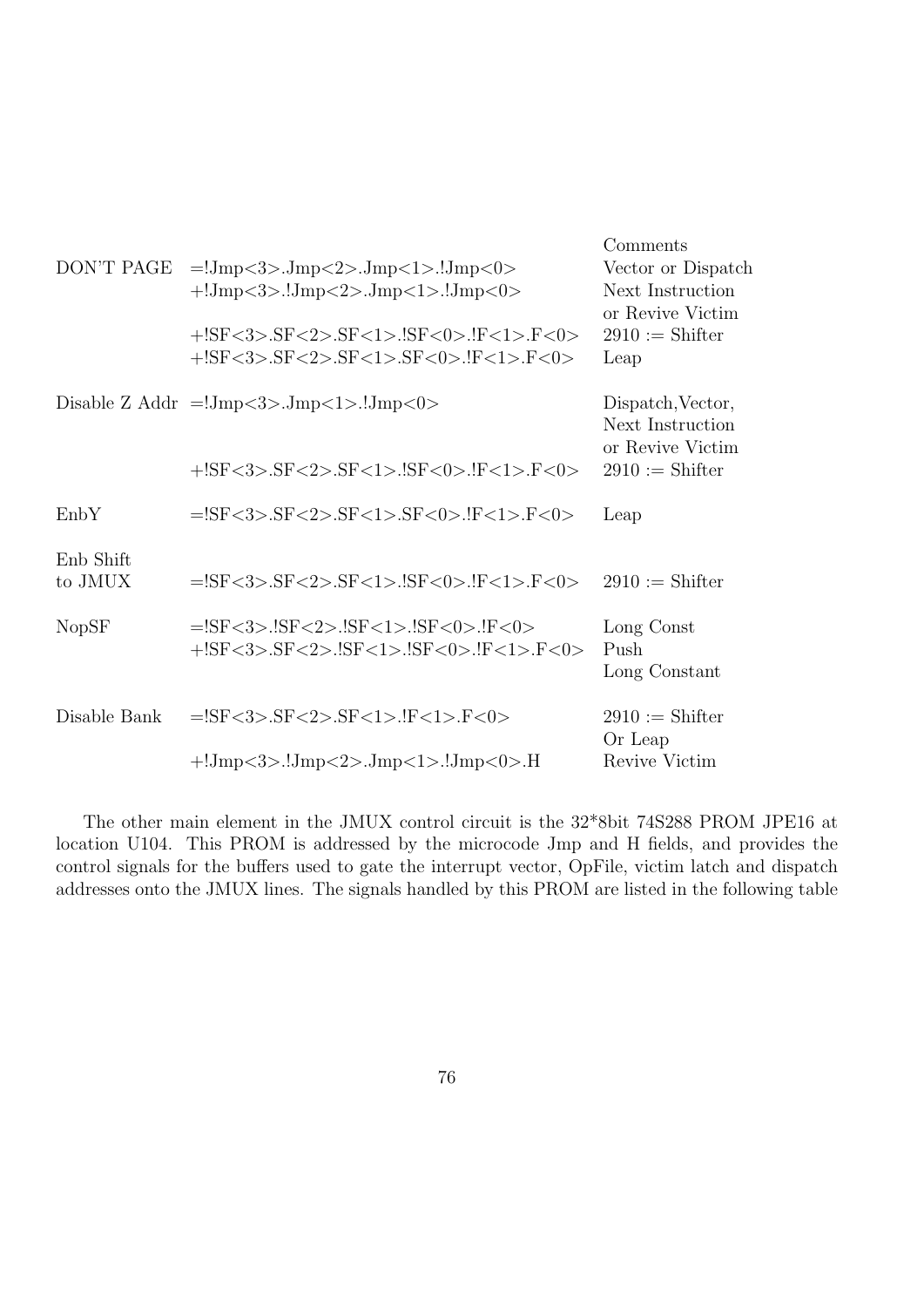| | | Comments |
|---|---|---|
| DON'T PAGE | =!Jmp<3>.Jmp<2>.Jmp<1>.!Jmp<0> | Vector or Dispatch |
| | +!Jmp<3>.!Jmp<2>.Jmp<1>.!Jmp<0> | Next Instruction or Revive Victim |
| | +!SF<3>.SF<2>.SF<1>.!SF<0>.!F<1>.F<0> | 2910 := Shifter |
| | +!SF<3>.SF<2>.SF<1>.SF<0>.!F<1>.F<0> | Leap |
| Disable Z Addr | =!Jmp<3>.Jmp<1>.!Jmp<0> | Dispatch,Vector, Next Instruction or Revive Victim |
| | +!SF<3>.SF<2>.SF<1>.!SF<0>.!F<1>.F<0> | 2910 := Shifter |
| EnbY | =!SF<3>.SF<2>.SF<1>.SF<0>.!F<1>.F<0> | Leap |
| Enb Shift to JMUX | =!SF<3>.SF<2>.SF<1>.!SF<0>.!F<1>.F<0> | 2910 := Shifter |
| NopSF | =!SF<3>.!SF<2>.!SF<1>.!SF<0>.!F<0> | Long Const |
| | +!SF<3>.SF<2>.!SF<1>.!SF<0>.!F<1>.F<0> | Push Long Constant |
| Disable Bank | =!SF<3>.SF<2>.SF<1>.!F<1>.F<0> | 2910 := Shifter Or Leap |
| | +!Jmp<3>.!Jmp<2>.Jmp<1>.!Jmp<0>.H | Revive Victim |

The other main element in the JMUX control circuit is the 32*8bit 74S288 PROM JPE16 at location U104. This PROM is addressed by the microcode Jmp and H fields, and provides the control signals for the buffers used to gate the interrupt vector, OpFile, victim latch and dispatch addresses onto the JMUX lines. The signals handled by this PROM are listed in the following table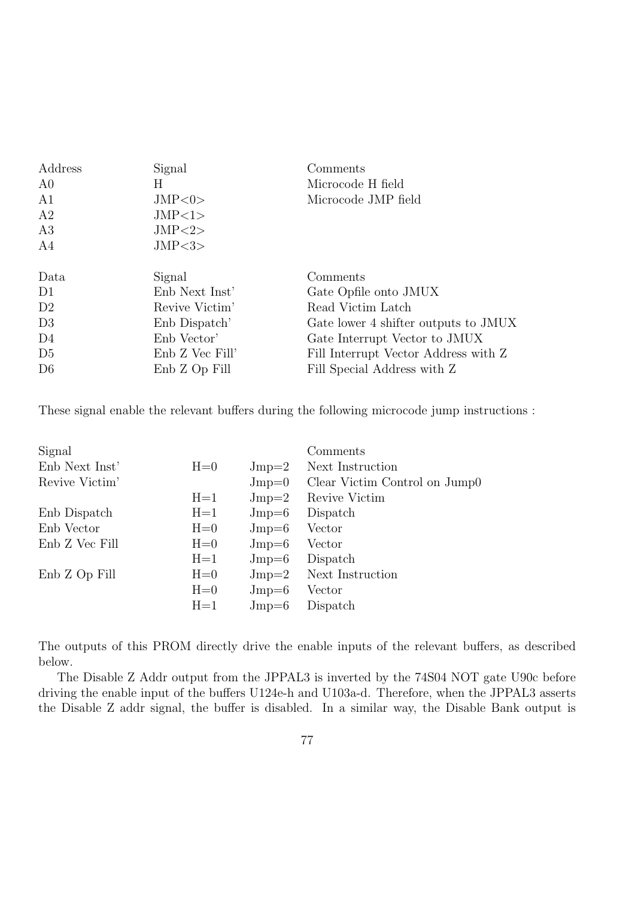| Address | Signal | Comments |
|---|---|---|
| A0 | H | Microcode H field |
| A1 | JMP<0> | Microcode JMP field |
| A2 | JMP<1> | |
| A3 | JMP<2> | |
| A4 | JMP<3> | |

| Data | Signal | Comments |
|---|---|---|
| D1 | Enb Next Inst' | Gate Opfile onto JMUX |
| D2 | Revive Victim' | Read Victim Latch |
| D3 | Enb Dispatch' | Gate lower 4 shifter outputs to JMUX |
| D4 | Enb Vector' | Gate Interrupt Vector to JMUX |
| D5 | Enb Z Vec Fill' | Fill Interrupt Vector Address with Z |
| D6 | Enb Z Op Fill | Fill Special Address with Z |

These signal enable the relevant buffers during the following microcode jump instructions :

| Signal | | | Comments |
|---|---|---|---|
| Enb Next Inst' | H=0 | Jmp=2 | Next Instruction |
| Revive Victim' | | Jmp=0 | Clear Victim Control on Jump0 |
| | H=1 | Jmp=2 | Revive Victim |
| Enb Dispatch | H=1 | Jmp=6 | Dispatch |
| Enb Vector | H=0 | Jmp=6 | Vector |
| Enb Z Vec Fill | H=0 | Jmp=6 | Vector |
| | H=1 | Jmp=6 | Dispatch |
| Enb Z Op Fill | H=0 | Jmp=2 | Next Instruction |
| | H=0 | Jmp=6 | Vector |
| | H=1 | Jmp=6 | Dispatch |

The outputs of this PROM directly drive the enable inputs of the relevant buffers, as described below.

The Disable Z Addr output from the JPPAL3 is inverted by the 74S04 NOT gate U90c before driving the enable input of the buffers U124e-h and U103a-d. Therefore, when the JPPAL3 asserts the Disable Z addr signal, the buffer is disabled. In a similar way, the Disable Bank output is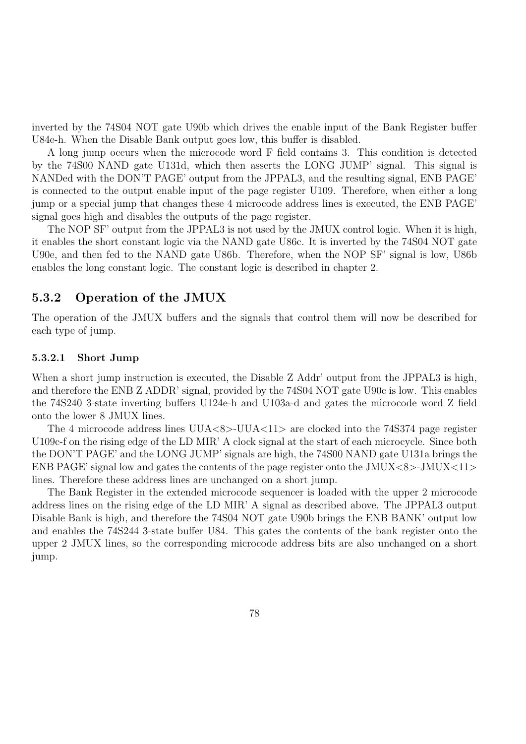inverted by the 74S04 NOT gate U90b which drives the enable input of the Bank Register buffer U84e-h. When the Disable Bank output goes low, this buffer is disabled.

A long jump occurs when the microcode word F field contains 3. This condition is detected by the 74S00 NAND gate U131d, which then asserts the LONG JUMP' signal. This signal is NANDed with the DON'T PAGE' output from the JPPAL3, and the resulting signal, ENB PAGE' is connected to the output enable input of the page register U109. Therefore, when either a long jump or a special jump that changes these 4 microcode address lines is executed, the ENB PAGE' signal goes high and disables the outputs of the page register.

The NOP SF' output from the JPPAL3 is not used by the JMUX control logic. When it is high, it enables the short constant logic via the NAND gate U86c. It is inverted by the 74S04 NOT gate U90e, and then fed to the NAND gate U86b. Therefore, when the NOP SF' signal is low, U86b enables the long constant logic. The constant logic is described in chapter 2.

## 5.3.2 Operation of the JMUX

The operation of the JMUX buffers and the signals that control them will now be described for each type of jump.

### 5.3.2.1 Short Jump

When a short jump instruction is executed, the Disable Z Addr' output from the JPPAL3 is high, and therefore the ENB Z ADDR' signal, provided by the 74S04 NOT gate U90c is low. This enables the 74S240 3-state inverting buffers U124e-h and U103a-d and gates the microcode word Z field onto the lower 8 JMUX lines.

The 4 microcode address lines UUA<8>-UUA<11> are clocked into the 74S374 page register U109c-f on the rising edge of the LD MIR' A clock signal at the start of each microcycle. Since both the DON'T PAGE' and the LONG JUMP' signals are high, the 74S00 NAND gate U131a brings the ENB PAGE' signal low and gates the contents of the page register onto the JMUX<8>-JMUX<11> lines. Therefore these address lines are unchanged on a short jump.

The Bank Register in the extended microcode sequencer is loaded with the upper 2 microcode address lines on the rising edge of the LD MIR' A signal as described above. The JPPAL3 output Disable Bank is high, and therefore the 74S04 NOT gate U90b brings the ENB BANK' output low and enables the 74S244 3-state buffer U84. This gates the contents of the bank register onto the upper 2 JMUX lines, so the corresponding microcode address bits are also unchanged on a short jump.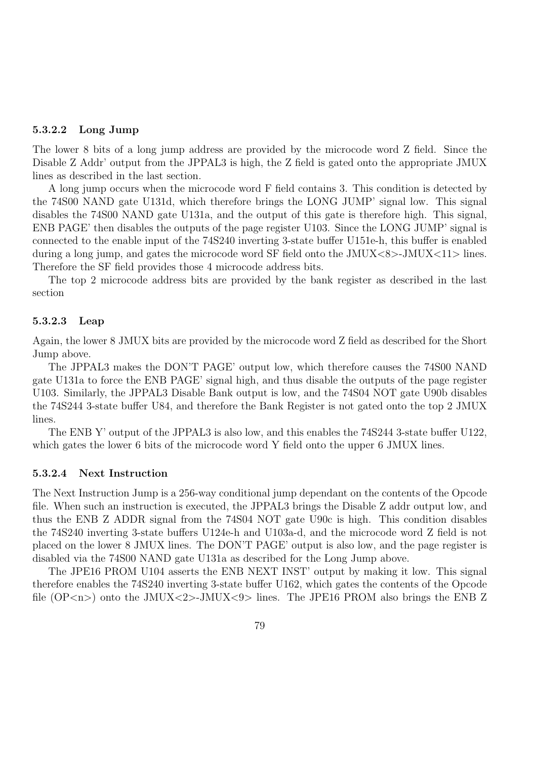### 5.3.2.2 Long Jump

The lower 8 bits of a long jump address are provided by the microcode word Z field. Since the Disable Z Addr' output from the JPPAL3 is high, the Z field is gated onto the appropriate JMUX lines as described in the last section.

A long jump occurs when the microcode word F field contains 3. This condition is detected by the 74S00 NAND gate U131d, which therefore brings the LONG JUMP' signal low. This signal disables the 74S00 NAND gate U131a, and the output of this gate is therefore high. This signal, ENB PAGE' then disables the outputs of the page register U103. Since the LONG JUMP' signal is connected to the enable input of the 74S240 inverting 3-state buffer U151e-h, this buffer is enabled during a long jump, and gates the microcode word SF field onto the JMUX<8>-JMUX<11> lines. Therefore the SF field provides those 4 microcode address bits.

The top 2 microcode address bits are provided by the bank register as described in the last section

### 5.3.2.3 Leap

Again, the lower 8 JMUX bits are provided by the microcode word Z field as described for the Short Jump above.

The JPPAL3 makes the DON'T PAGE' output low, which therefore causes the 74S00 NAND gate U131a to force the ENB PAGE' signal high, and thus disable the outputs of the page register U103. Similarly, the JPPAL3 Disable Bank output is low, and the 74S04 NOT gate U90b disables the 74S244 3-state buffer U84, and therefore the Bank Register is not gated onto the top 2 JMUX lines.

The ENB Y' output of the JPPAL3 is also low, and this enables the 74S244 3-state buffer U122, which gates the lower 6 bits of the microcode word Y field onto the upper 6 JMUX lines.

### 5.3.2.4 Next Instruction

The Next Instruction Jump is a 256-way conditional jump dependant on the contents of the Opcode file. When such an instruction is executed, the JPPAL3 brings the Disable Z addr output low, and thus the ENB Z ADDR signal from the 74S04 NOT gate U90c is high. This condition disables the 74S240 inverting 3-state buffers U124e-h and U103a-d, and the microcode word Z field is not placed on the lower 8 JMUX lines. The DON'T PAGE' output is also low, and the page register is disabled via the 74S00 NAND gate U131a as described for the Long Jump above.

The JPE16 PROM U104 asserts the ENB NEXT INST' output by making it low. This signal therefore enables the 74S240 inverting 3-state buffer U162, which gates the contents of the Opcode file (OP<n>) onto the JMUX<2>-JMUX<9> lines. The JPE16 PROM also brings the ENB Z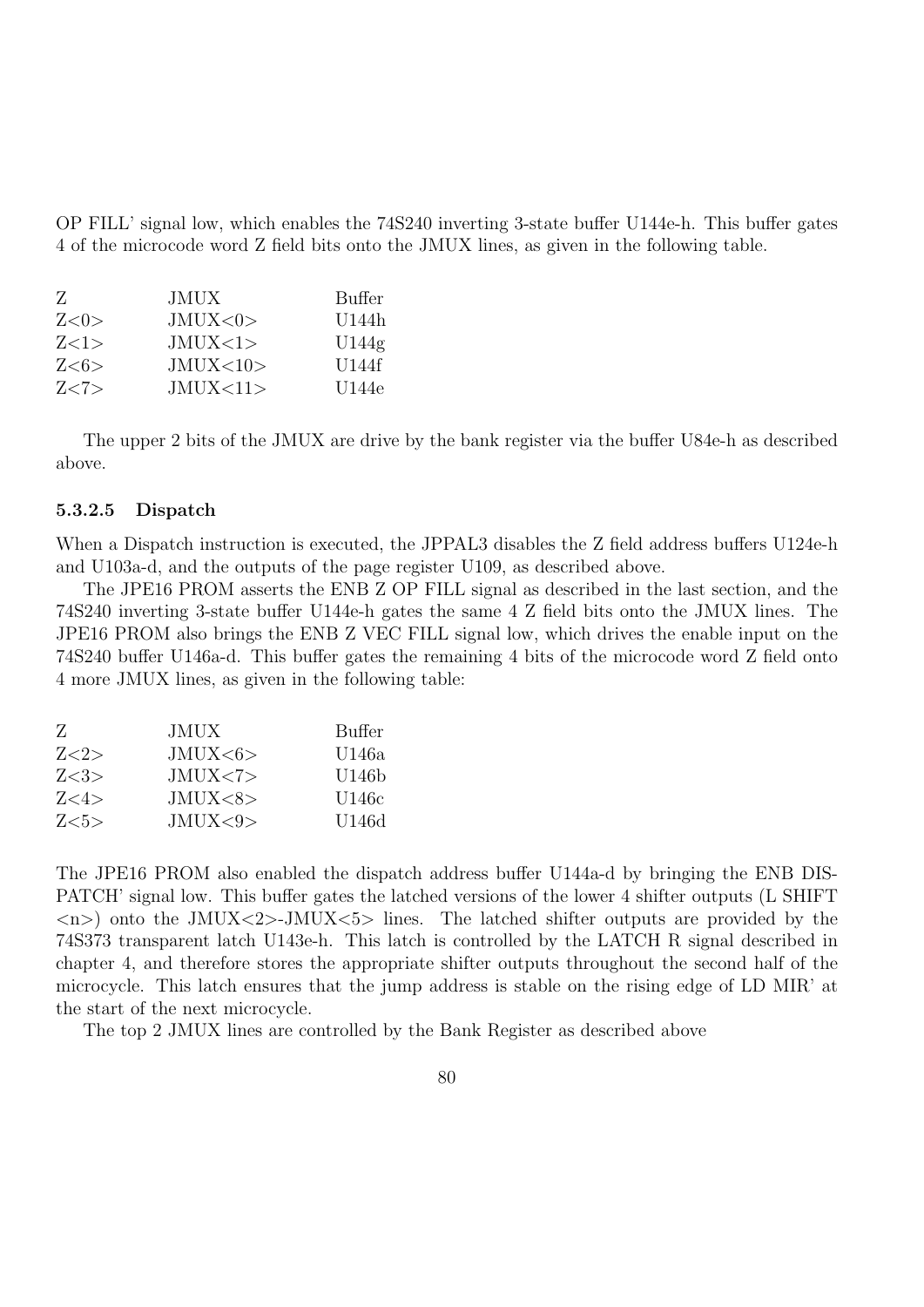OP FILL' signal low, which enables the 74S240 inverting 3-state buffer U144e-h. This buffer gates 4 of the microcode word Z field bits onto the JMUX lines, as given in the following table.

| Z | JMUX | Buffer |
|---|---|---|
| Z<0> | JMUX<0> | U144h |
| Z<1> | JMUX<1> | U144g |
| Z<6> | JMUX<10> | U144f |
| Z<7> | JMUX<11> | U144e |

The upper 2 bits of the JMUX are drive by the bank register via the buffer U84e-h as described above.

#### 5.3.2.5 Dispatch

When a Dispatch instruction is executed, the JPPAL3 disables the Z field address buffers U124e-h and U103a-d, and the outputs of the page register U109, as described above.

The JPE16 PROM asserts the ENB Z OP FILL signal as described in the last section, and the 74S240 inverting 3-state buffer U144e-h gates the same 4 Z field bits onto the JMUX lines. The JPE16 PROM also brings the ENB Z VEC FILL signal low, which drives the enable input on the 74S240 buffer U146a-d. This buffer gates the remaining 4 bits of the microcode word Z field onto 4 more JMUX lines, as given in the following table:

| Z | JMUX | Buffer |
|---|---|---|
| Z<2> | JMUX<6> | U146a |
| Z<3> | JMUX<7> | U146b |
| Z<4> | JMUX<8> | U146c |
| Z<5> | JMUX<9> | U146d |

The JPE16 PROM also enabled the dispatch address buffer U144a-d by bringing the ENB DISPATCH' signal low. This buffer gates the latched versions of the lower 4 shifter outputs (L SHIFT <n>) onto the JMUX<2>-JMUX<5> lines. The latched shifter outputs are provided by the 74S373 transparent latch U143e-h. This latch is controlled by the LATCH R signal described in chapter 4, and therefore stores the appropriate shifter outputs throughout the second half of the microcycle. This latch ensures that the jump address is stable on the rising edge of LD MIR' at the start of the next microcycle.

The top 2 JMUX lines are controlled by the Bank Register as described above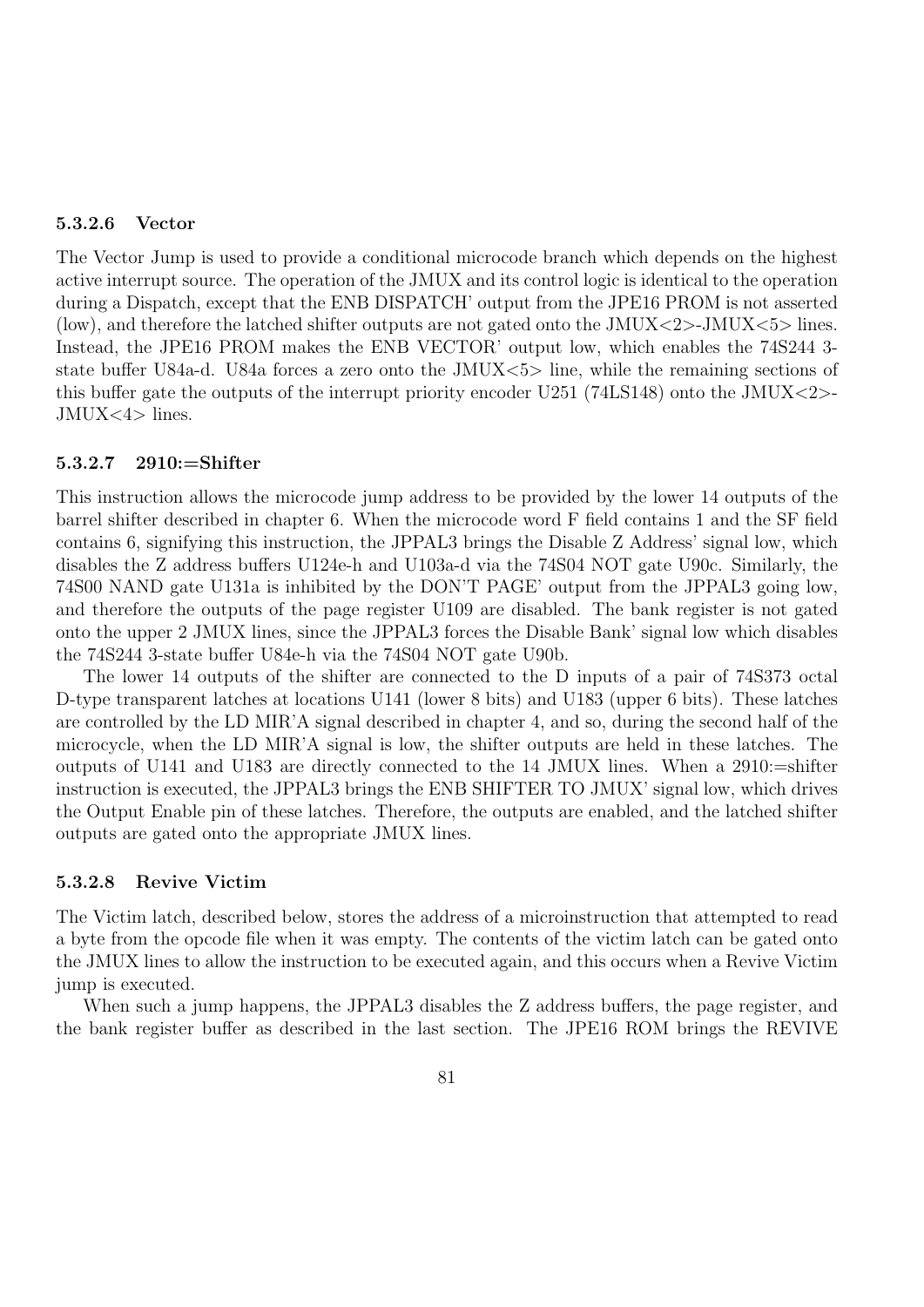#### 5.3.2.6 Vector

The Vector Jump is used to provide a conditional microcode branch which depends on the highest active interrupt source. The operation of the JMUX and its control logic is identical to the operation during a Dispatch, except that the ENB DISPATCH' output from the JPE16 PROM is not asserted (low), and therefore the latched shifter outputs are not gated onto the JMUX<2>-JMUX<5> lines. Instead, the JPE16 PROM makes the ENB VECTOR' output low, which enables the 74S244 3-state buffer U84a-d. U84a forces a zero onto the JMUX<5> line, while the remaining sections of this buffer gate the outputs of the interrupt priority encoder U251 (74LS148) onto the JMUX<2>-JMUX<4> lines.

#### 5.3.2.7 2910:=Shifter

This instruction allows the microcode jump address to be provided by the lower 14 outputs of the barrel shifter described in chapter 6. When the microcode word F field contains 1 and the SF field contains 6, signifying this instruction, the JPPAL3 brings the Disable Z Address' signal low, which disables the Z address buffers U124e-h and U103a-d via the 74S04 NOT gate U90c. Similarly, the 74S00 NAND gate U131a is inhibited by the DON'T PAGE' output from the JPPAL3 going low, and therefore the outputs of the page register U109 are disabled. The bank register is not gated onto the upper 2 JMUX lines, since the JPPAL3 forces the Disable Bank' signal low which disables the 74S244 3-state buffer U84e-h via the 74S04 NOT gate U90b.

The lower 14 outputs of the shifter are connected to the D inputs of a pair of 74S373 octal D-type transparent latches at locations U141 (lower 8 bits) and U183 (upper 6 bits). These latches are controlled by the LD MIR'A signal described in chapter 4, and so, during the second half of the microcycle, when the LD MIR'A signal is low, the shifter outputs are held in these latches. The outputs of U141 and U183 are directly connected to the 14 JMUX lines. When a 2910:=shifter instruction is executed, the JPPAL3 brings the ENB SHIFTER TO JMUX' signal low, which drives the Output Enable pin of these latches. Therefore, the outputs are enabled, and the latched shifter outputs are gated onto the appropriate JMUX lines.

#### 5.3.2.8 Revive Victim

The Victim latch, described below, stores the address of a microinstruction that attempted to read a byte from the opcode file when it was empty. The contents of the victim latch can be gated onto the JMUX lines to allow the instruction to be executed again, and this occurs when a Revive Victim jump is executed.

When such a jump happens, the JPPAL3 disables the Z address buffers, the page register, and the bank register buffer as described in the last section. The JPE16 ROM brings the REVIVE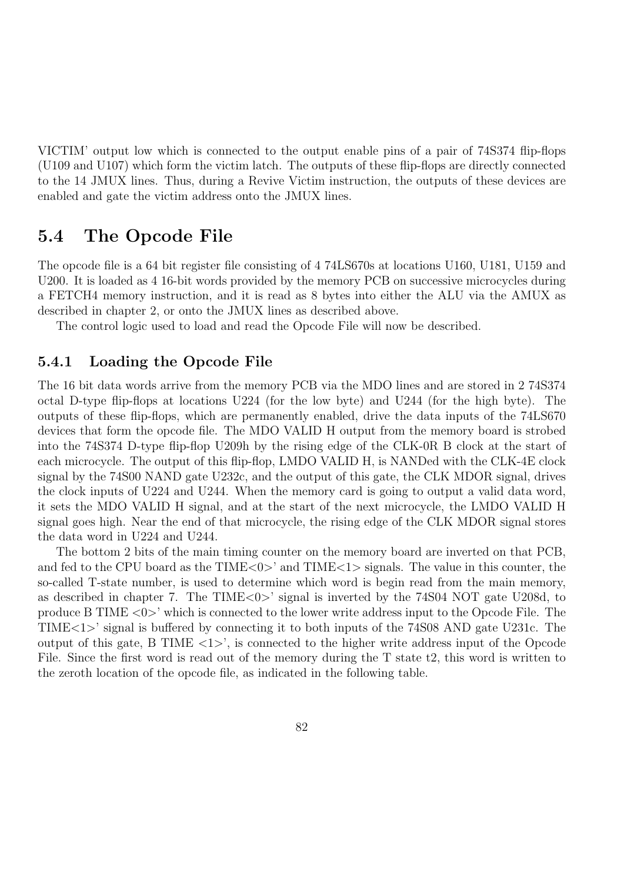VICTIM' output low which is connected to the output enable pins of a pair of 74S374 flip-flops (U109 and U107) which form the victim latch. The outputs of these flip-flops are directly connected to the 14 JMUX lines. Thus, during a Revive Victim instruction, the outputs of these devices are enabled and gate the victim address onto the JMUX lines.

## 5.4 The Opcode File

The opcode file is a 64 bit register file consisting of 4 74LS670s at locations U160, U181, U159 and U200. It is loaded as 4 16-bit words provided by the memory PCB on successive microcycles during a FETCH4 memory instruction, and it is read as 8 bytes into either the ALU via the AMUX as described in chapter 2, or onto the JMUX lines as described above.

The control logic used to load and read the Opcode File will now be described.

### 5.4.1 Loading the Opcode File

The 16 bit data words arrive from the memory PCB via the MDO lines and are stored in 2 74S374 octal D-type flip-flops at locations U224 (for the low byte) and U244 (for the high byte). The outputs of these flip-flops, which are permanently enabled, drive the data inputs of the 74LS670 devices that form the opcode file. The MDO VALID H output from the memory board is strobed into the 74S374 D-type flip-flop U209h by the rising edge of the CLK-0R B clock at the start of each microcycle. The output of this flip-flop, LMDO VALID H, is NANDed with the CLK-4E clock signal by the 74S00 NAND gate U232c, and the output of this gate, the CLK MDOR signal, drives the clock inputs of U224 and U244. When the memory card is going to output a valid data word, it sets the MDO VALID H signal, and at the start of the next microcycle, the LMDO VALID H signal goes high. Near the end of that microcycle, the rising edge of the CLK MDOR signal stores the data word in U224 and U244.

The bottom 2 bits of the main timing counter on the memory board are inverted on that PCB, and fed to the CPU board as the TIME<0>' and TIME<1> signals. The value in this counter, the so-called T-state number, is used to determine which word is begin read from the main memory, as described in chapter 7. The TIME<0>' signal is inverted by the 74S04 NOT gate U208d, to produce B TIME <0>' which is connected to the lower write address input to the Opcode File. The TIME<1>' signal is buffered by connecting it to both inputs of the 74S08 AND gate U231c. The output of this gate, B TIME <1>', is connected to the higher write address input of the Opcode File. Since the first word is read out of the memory during the T state t2, this word is written to the zeroth location of the opcode file, as indicated in the following table.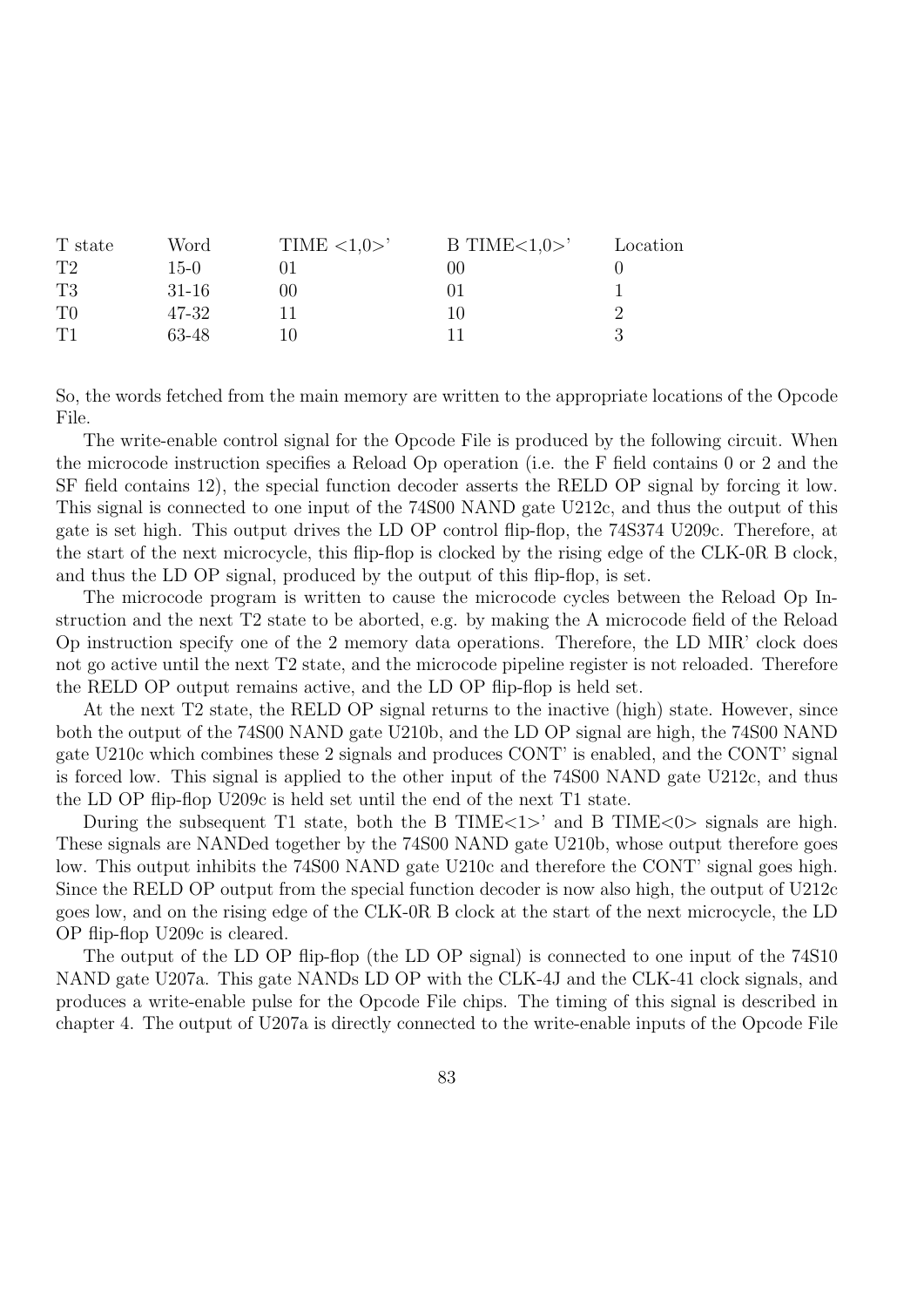| T state | Word | TIME <1,0>' | B TIME<1,0>' | Location |
|---|---|---|---|---|
| T2 | 15-0 | 01 | 00 | 0 |
| T3 | 31-16 | 00 | 01 | 1 |
| T0 | 47-32 | 11 | 10 | 2 |
| T1 | 63-48 | 10 | 11 | 3 |

So, the words fetched from the main memory are written to the appropriate locations of the Opcode File.

The write-enable control signal for the Opcode File is produced by the following circuit. When the microcode instruction specifies a Reload Op operation (i.e. the F field contains 0 or 2 and the SF field contains 12), the special function decoder asserts the RELD OP signal by forcing it low. This signal is connected to one input of the 74S00 NAND gate U212c, and thus the output of this gate is set high. This output drives the LD OP control flip-flop, the 74S374 U209c. Therefore, at the start of the next microcycle, this flip-flop is clocked by the rising edge of the CLK-0R B clock, and thus the LD OP signal, produced by the output of this flip-flop, is set.

The microcode program is written to cause the microcode cycles between the Reload Op Instruction and the next T2 state to be aborted, e.g. by making the A microcode field of the Reload Op instruction specify one of the 2 memory data operations. Therefore, the LD MIR' clock does not go active until the next T2 state, and the microcode pipeline register is not reloaded. Therefore the RELD OP output remains active, and the LD OP flip-flop is held set.

At the next T2 state, the RELD OP signal returns to the inactive (high) state. However, since both the output of the 74S00 NAND gate U210b, and the LD OP signal are high, the 74S00 NAND gate U210c which combines these 2 signals and produces CONT' is enabled, and the CONT' signal is forced low. This signal is applied to the other input of the 74S00 NAND gate U212c, and thus the LD OP flip-flop U209c is held set until the end of the next T1 state.

During the subsequent T1 state, both the B TIME<1>' and B TIME<0> signals are high. These signals are NANDed together by the 74S00 NAND gate U210b, whose output therefore goes low. This output inhibits the 74S00 NAND gate U210c and therefore the CONT' signal goes high. Since the RELD OP output from the special function decoder is now also high, the output of U212c goes low, and on the rising edge of the CLK-0R B clock at the start of the next microcycle, the LD OP flip-flop U209c is cleared.

The output of the LD OP flip-flop (the LD OP signal) is connected to one input of the 74S10 NAND gate U207a. This gate NANDs LD OP with the CLK-4J and the CLK-41 clock signals, and produces a write-enable pulse for the Opcode File chips. The timing of this signal is described in chapter 4. The output of U207a is directly connected to the write-enable inputs of the Opcode File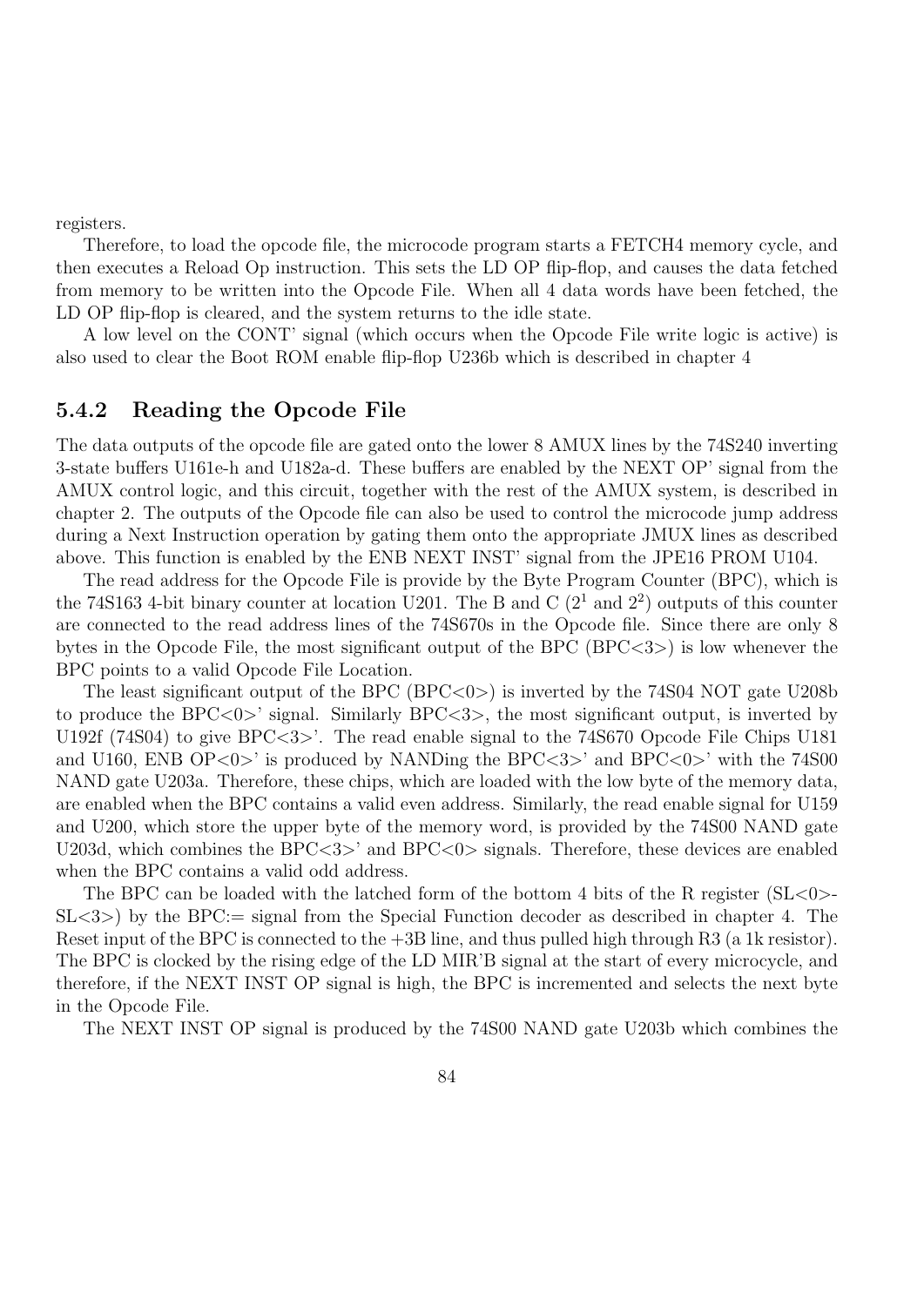registers.

Therefore, to load the opcode file, the microcode program starts a FETCH4 memory cycle, and then executes a Reload Op instruction. This sets the LD OP flip-flop, and causes the data fetched from memory to be written into the Opcode File. When all 4 data words have been fetched, the LD OP flip-flop is cleared, and the system returns to the idle state.

A low level on the CONT' signal (which occurs when the Opcode File write logic is active) is also used to clear the Boot ROM enable flip-flop U236b which is described in chapter 4

### 5.4.2 Reading the Opcode File

The data outputs of the opcode file are gated onto the lower 8 AMUX lines by the 74S240 inverting 3-state buffers U161e-h and U182a-d. These buffers are enabled by the NEXT OP' signal from the AMUX control logic, and this circuit, together with the rest of the AMUX system, is described in chapter 2. The outputs of the Opcode file can also be used to control the microcode jump address during a Next Instruction operation by gating them onto the appropriate JMUX lines as described above. This function is enabled by the ENB NEXT INST' signal from the JPE16 PROM U104.

The read address for the Opcode File is provide by the Byte Program Counter (BPC), which is the 74S163 4-bit binary counter at location U201. The B and C ($2^1$ and $2^2$) outputs of this counter are connected to the read address lines of the 74S670s in the Opcode file. Since there are only 8 bytes in the Opcode File, the most significant output of the BPC (BPC<3>) is low whenever the BPC points to a valid Opcode File Location.

The least significant output of the BPC (BPC<0>) is inverted by the 74S04 NOT gate U208b to produce the BPC<0>' signal. Similarly BPC<3>, the most significant output, is inverted by U192f (74S04) to give BPC<3>'. The read enable signal to the 74S670 Opcode File Chips U181 and U160, ENB OP<0>' is produced by NANDing the BPC<3>' and BPC<0>' with the 74S00 NAND gate U203a. Therefore, these chips, which are loaded with the low byte of the memory data, are enabled when the BPC contains a valid even address. Similarly, the read enable signal for U159 and U200, which store the upper byte of the memory word, is provided by the 74S00 NAND gate U203d, which combines the BPC<3>' and BPC<0> signals. Therefore, these devices are enabled when the BPC contains a valid odd address.

The BPC can be loaded with the latched form of the bottom 4 bits of the R register (SL<0>-SL<3>) by the BPC:= signal from the Special Function decoder as described in chapter 4. The Reset input of the BPC is connected to the +3B line, and thus pulled high through R3 (a 1k resistor). The BPC is clocked by the rising edge of the LD MIR'B signal at the start of every microcycle, and therefore, if the NEXT INST OP signal is high, the BPC is incremented and selects the next byte in the Opcode File.

The NEXT INST OP signal is produced by the 74S00 NAND gate U203b which combines the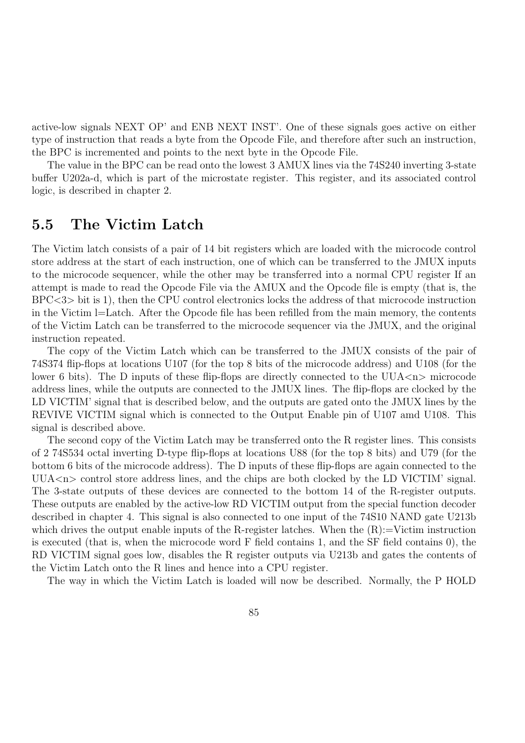active-low signals NEXT OP' and ENB NEXT INST'. One of these signals goes active on either type of instruction that reads a byte from the Opcode File, and therefore after such an instruction, the BPC is incremented and points to the next byte in the Opcode File.

The value in the BPC can be read onto the lowest 3 AMUX lines via the 74S240 inverting 3-state buffer U202a-d, which is part of the microstate register. This register, and its associated control logic, is described in chapter 2.

## 5.5 The Victim Latch

The Victim latch consists of a pair of 14 bit registers which are loaded with the microcode control store address at the start of each instruction, one of which can be transferred to the JMUX inputs to the microcode sequencer, while the other may be transferred into a normal CPU register If an attempt is made to read the Opcode File via the AMUX and the Opcode file is empty (that is, the BPC<3> bit is 1), then the CPU control electronics locks the address of that microcode instruction in the Victim l=Latch. After the Opcode file has been refilled from the main memory, the contents of the Victim Latch can be transferred to the microcode sequencer via the JMUX, and the original instruction repeated.

The copy of the Victim Latch which can be transferred to the JMUX consists of the pair of 74S374 flip-flops at locations U107 (for the top 8 bits of the microcode address) and U108 (for the lower 6 bits). The D inputs of these flip-flops are directly connected to the UUA<n> microcode address lines, while the outputs are connected to the JMUX lines. The flip-flops are clocked by the LD VICTIM' signal that is described below, and the outputs are gated onto the JMUX lines by the REVIVE VICTIM signal which is connected to the Output Enable pin of U107 amd U108. This signal is described above.

The second copy of the Victim Latch may be transferred onto the R register lines. This consists of 2 74S534 octal inverting D-type flip-flops at locations U88 (for the top 8 bits) and U79 (for the bottom 6 bits of the microcode address). The D inputs of these flip-flops are again connected to the UUA<n> control store address lines, and the chips are both clocked by the LD VICTIM' signal. The 3-state outputs of these devices are connected to the bottom 14 of the R-register outputs. These outputs are enabled by the active-low RD VICTIM output from the special function decoder described in chapter 4. This signal is also connected to one input of the 74S10 NAND gate U213b which drives the output enable inputs of the R-register latches. When the (R):=Victim instruction is executed (that is, when the microcode word F field contains 1, and the SF field contains 0), the RD VICTIM signal goes low, disables the R register outputs via U213b and gates the contents of the Victim Latch onto the R lines and hence into a CPU register.

The way in which the Victim Latch is loaded will now be described. Normally, the P HOLD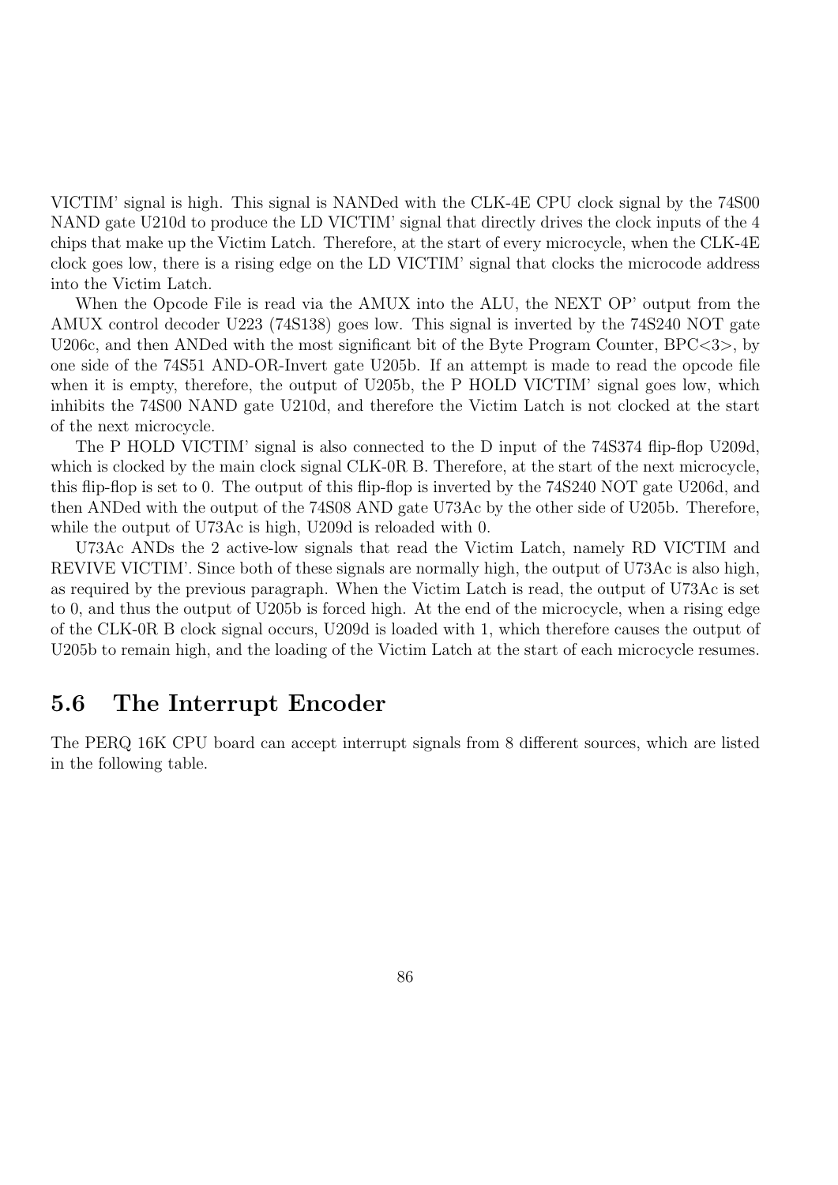VICTIM' signal is high. This signal is NANDed with the CLK-4E CPU clock signal by the 74S00 NAND gate U210d to produce the LD VICTIM' signal that directly drives the clock inputs of the 4 chips that make up the Victim Latch. Therefore, at the start of every microcycle, when the CLK-4E clock goes low, there is a rising edge on the LD VICTIM' signal that clocks the microcode address into the Victim Latch.

When the Opcode File is read via the AMUX into the ALU, the NEXT OP' output from the AMUX control decoder U223 (74S138) goes low. This signal is inverted by the 74S240 NOT gate U206c, and then ANDed with the most significant bit of the Byte Program Counter, BPC<3>, by one side of the 74S51 AND-OR-Invert gate U205b. If an attempt is made to read the opcode file when it is empty, therefore, the output of U205b, the P HOLD VICTIM' signal goes low, which inhibits the 74S00 NAND gate U210d, and therefore the Victim Latch is not clocked at the start of the next microcycle.

The P HOLD VICTIM' signal is also connected to the D input of the 74S374 flip-flop U209d, which is clocked by the main clock signal CLK-0R B. Therefore, at the start of the next microcycle, this flip-flop is set to 0. The output of this flip-flop is inverted by the 74S240 NOT gate U206d, and then ANDed with the output of the 74S08 AND gate U73Ac by the other side of U205b. Therefore, while the output of U73Ac is high, U209d is reloaded with 0.

U73Ac ANDs the 2 active-low signals that read the Victim Latch, namely RD VICTIM and REVIVE VICTIM'. Since both of these signals are normally high, the output of U73Ac is also high, as required by the previous paragraph. When the Victim Latch is read, the output of U73Ac is set to 0, and thus the output of U205b is forced high. At the end of the microcycle, when a rising edge of the CLK-0R B clock signal occurs, U209d is loaded with 1, which therefore causes the output of U205b to remain high, and the loading of the Victim Latch at the start of each microcycle resumes.

## 5.6 The Interrupt Encoder

The PERQ 16K CPU board can accept interrupt signals from 8 different sources, which are listed in the following table.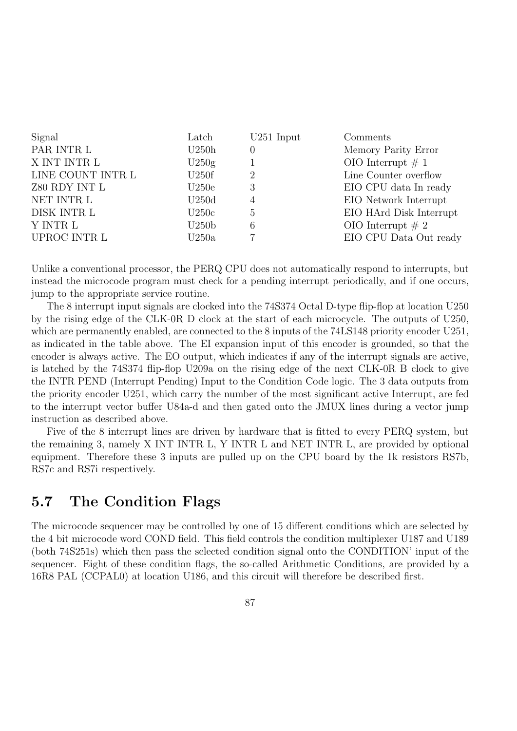| Signal | Latch | U251 Input | Comments |
|---|---|---|---|
| PAR INTR L | U250h | 0 | Memory Parity Error |
| X INT INTR L | U250g | 1 | OIO Interrupt # 1 |
| LINE COUNT INTR L | U250f | 2 | Line Counter overflow |
| Z80 RDY INT L | U250e | 3 | EIO CPU data In ready |
| NET INTR L | U250d | 4 | EIO Network Interrupt |
| DISK INTR L | U250c | 5 | EIO HArd Disk Interrupt |
| Y INTR L | U250b | 6 | OIO Interrupt # 2 |
| UPROC INTR L | U250a | 7 | EIO CPU Data Out ready |

Unlike a conventional processor, the PERQ CPU does not automatically respond to interrupts, but instead the microcode program must check for a pending interrupt periodically, and if one occurs, jump to the appropriate service routine.

The 8 interrupt input signals are clocked into the 74S374 Octal D-type flip-flop at location U250 by the rising edge of the CLK-0R D clock at the start of each microcycle. The outputs of U250, which are permanently enabled, are connected to the 8 inputs of the 74LS148 priority encoder U251, as indicated in the table above. The EI expansion input of this encoder is grounded, so that the encoder is always active. The EO output, which indicates if any of the interrupt signals are active, is latched by the 74S374 flip-flop U209a on the rising edge of the next CLK-0R B clock to give the INTR PEND (Interrupt Pending) Input to the Condition Code logic. The 3 data outputs from the priority encoder U251, which carry the number of the most significant active Interrupt, are fed to the interrupt vector buffer U84a-d and then gated onto the JMUX lines during a vector jump instruction as described above.

Five of the 8 interrupt lines are driven by hardware that is fitted to every PERQ system, but the remaining 3, namely X INT INTR L, Y INTR L and NET INTR L, are provided by optional equipment. Therefore these 3 inputs are pulled up on the CPU board by the 1k resistors RS7b, RS7c and RS7i respectively.

## 5.7 The Condition Flags

The microcode sequencer may be controlled by one of 15 different conditions which are selected by the 4 bit microcode word COND field. This field controls the condition multiplexer U187 and U189 (both 74S251s) which then pass the selected condition signal onto the CONDITION' input of the sequencer. Eight of these condition flags, the so-called Arithmetic Conditions, are provided by a 16R8 PAL (CCPAL0) at location U186, and this circuit will therefore be described first.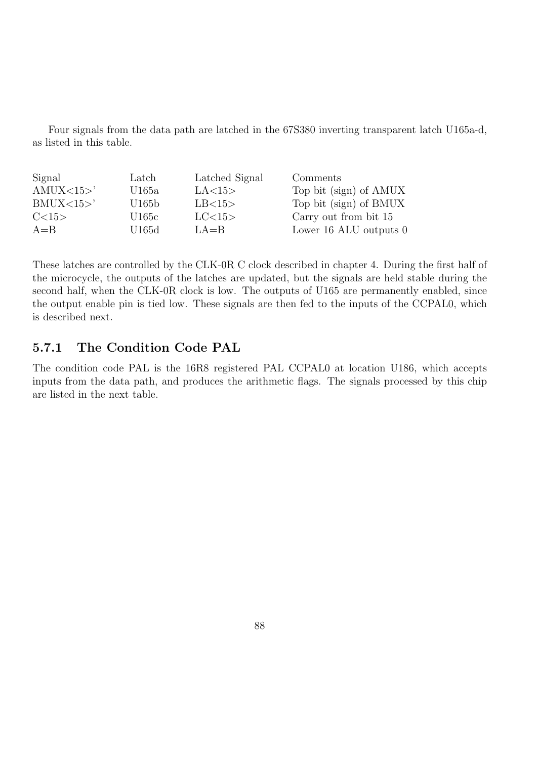Four signals from the data path are latched in the 67S380 inverting transparent latch U165a-d, as listed in this table.

| Signal | Latch | Latched Signal | Comments |
|---|---|---|---|
| AMUX<15>' | U165a | LA<15> | Top bit (sign) of AMUX |
| BMUX<15>' | U165b | LB<15> | Top bit (sign) of BMUX |
| C<15> | U165c | LC<15> | Carry out from bit 15 |
| A=B | U165d | LA=B | Lower 16 ALU outputs 0 |

These latches are controlled by the CLK-0R C clock described in chapter 4. During the first half of the microcycle, the outputs of the latches are updated, but the signals are held stable during the second half, when the CLK-0R clock is low. The outputs of U165 are permanently enabled, since the output enable pin is tied low. These signals are then fed to the inputs of the CCPAL0, which is described next.

### 5.7.1 The Condition Code PAL

The condition code PAL is the 16R8 registered PAL CCPAL0 at location U186, which accepts inputs from the data path, and produces the arithmetic flags. The signals processed by this chip are listed in the next table.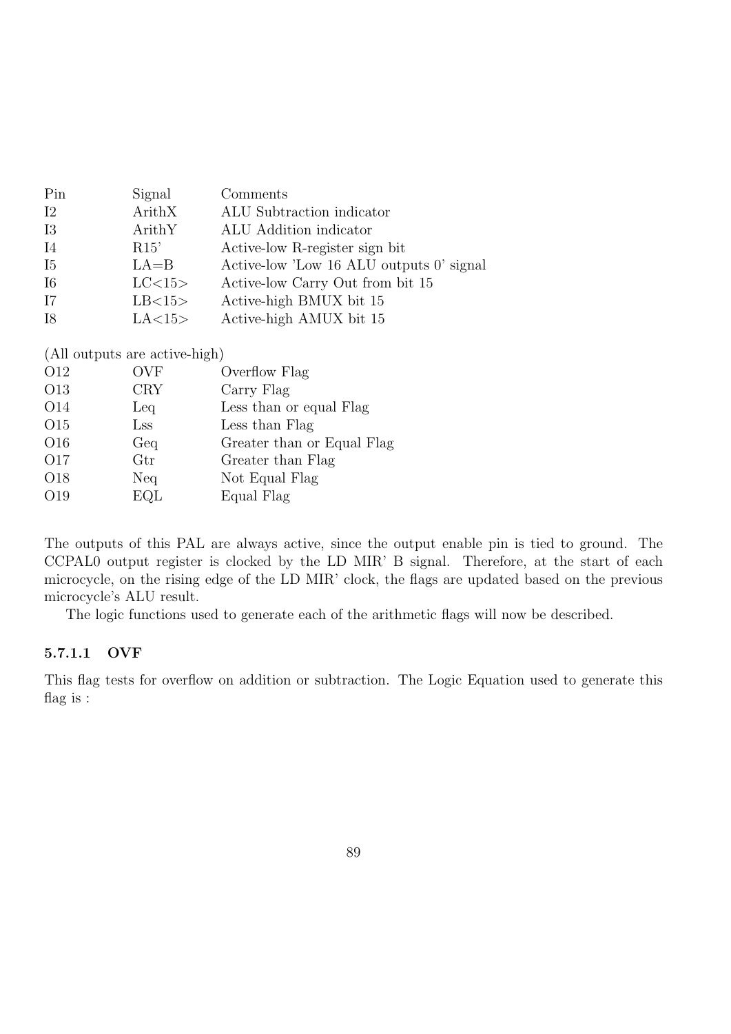| Pin | Signal | Comments |
|---|---|---|
| I2 | ArithX | ALU Subtraction indicator |
| I3 | ArithY | ALU Addition indicator |
| I4 | R15' | Active-low R-register sign bit |
| I5 | LA=B | Active-low 'Low 16 ALU outputs 0' signal |
| I6 | LC<15> | Active-low Carry Out from bit 15 |
| I7 | LB<15> | Active-high BMUX bit 15 |
| I8 | LA<15> | Active-high AMUX bit 15 |

(All outputs are active-high)

| | | |
|---|---|---|
| O12 | OVF | Overflow Flag |
| O13 | CRY | Carry Flag |
| O14 | Leq | Less than or equal Flag |
| O15 | Lss | Less than Flag |
| O16 | Geq | Greater than or Equal Flag |
| O17 | Gtr | Greater than Flag |
| O18 | Neq | Not Equal Flag |
| O19 | EQL | Equal Flag |

The outputs of this PAL are always active, since the output enable pin is tied to ground. The CCPAL0 output register is clocked by the LD MIR' B signal. Therefore, at the start of each microcycle, on the rising edge of the LD MIR' clock, the flags are updated based on the previous microcycle's ALU result.

The logic functions used to generate each of the arithmetic flags will now be described.

#### 5.7.1.1 OVF

This flag tests for overflow on addition or subtraction. The Logic Equation used to generate this flag is :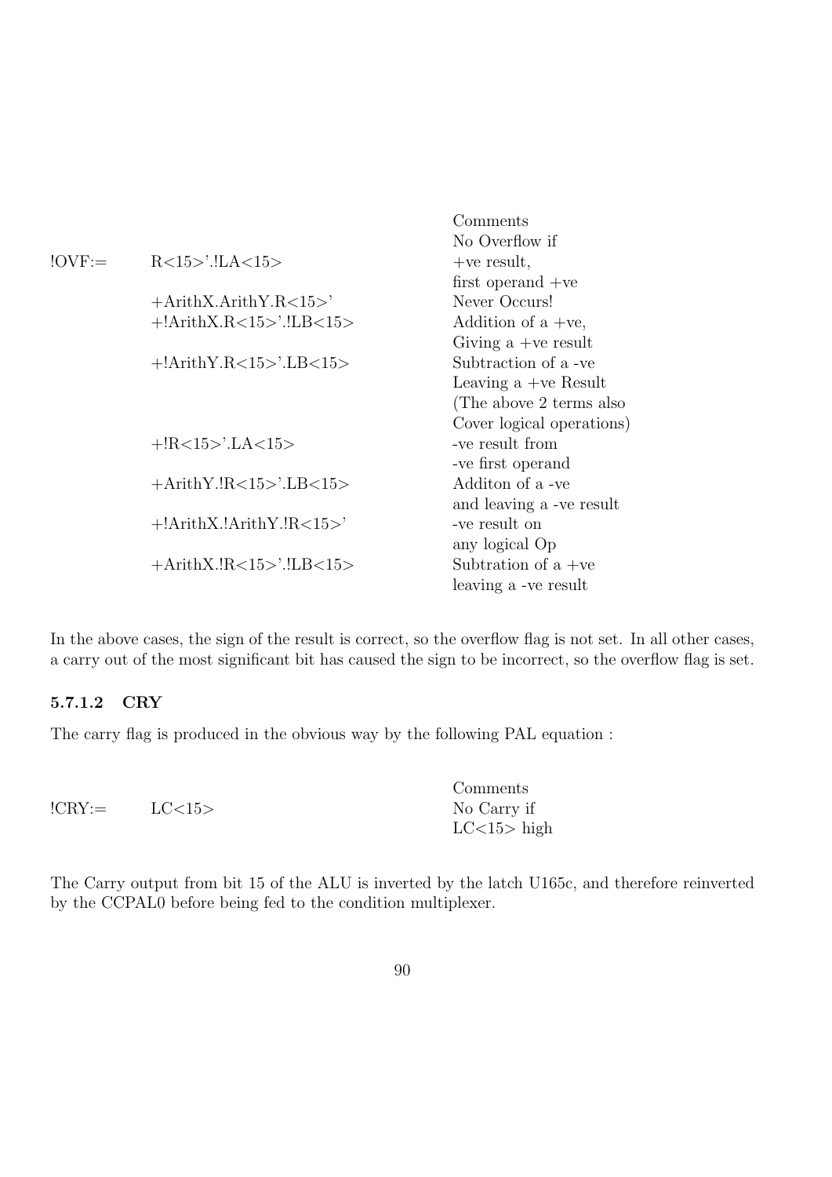| | | Comments |
|---|---|---|
| | | No Overflow if |
| !OVF:= | R<15>'.!LA<15> | +ve result, |
| | | first operand +ve |
| | +ArithX.ArithY.R<15>' | Never Occurs! |
| | +!ArithX.R<15>'.!LB<15> | Addition of a +ve, |
| | | Giving a +ve result |
| | +!ArithY.R<15>'.LB<15> | Subtraction of a -ve |
| | | Leaving a +ve Result |
| | | (The above 2 terms also |
| | | Cover logical operations) |
| | +!R<15>'.LA<15> | -ve result from |
| | | -ve first operand |
| | +ArithY.!R<15>'.LB<15> | Additon of a -ve |
| | | and leaving a -ve result |
| | +!ArithX.!ArithY.!R<15>' | -ve result on |
| | | any logical Op |
| | +ArithX.!R<15>'.!LB<15> | Subtration of a +ve |
| | | leaving a -ve result |

In the above cases, the sign of the result is correct, so the overflow flag is not set. In all other cases, a carry out of the most significant bit has caused the sign to be incorrect, so the overflow flag is set.

#### 5.7.1.2 CRY

The carry flag is produced in the obvious way by the following PAL equation :

| | | Comments |
|---|---|---|
| !CRY:= | LC<15> | No Carry if |
| | | LC<15> high |

The Carry output from bit 15 of the ALU is inverted by the latch U165c, and therefore reinverted by the CCPAL0 before being fed to the condition multiplexer.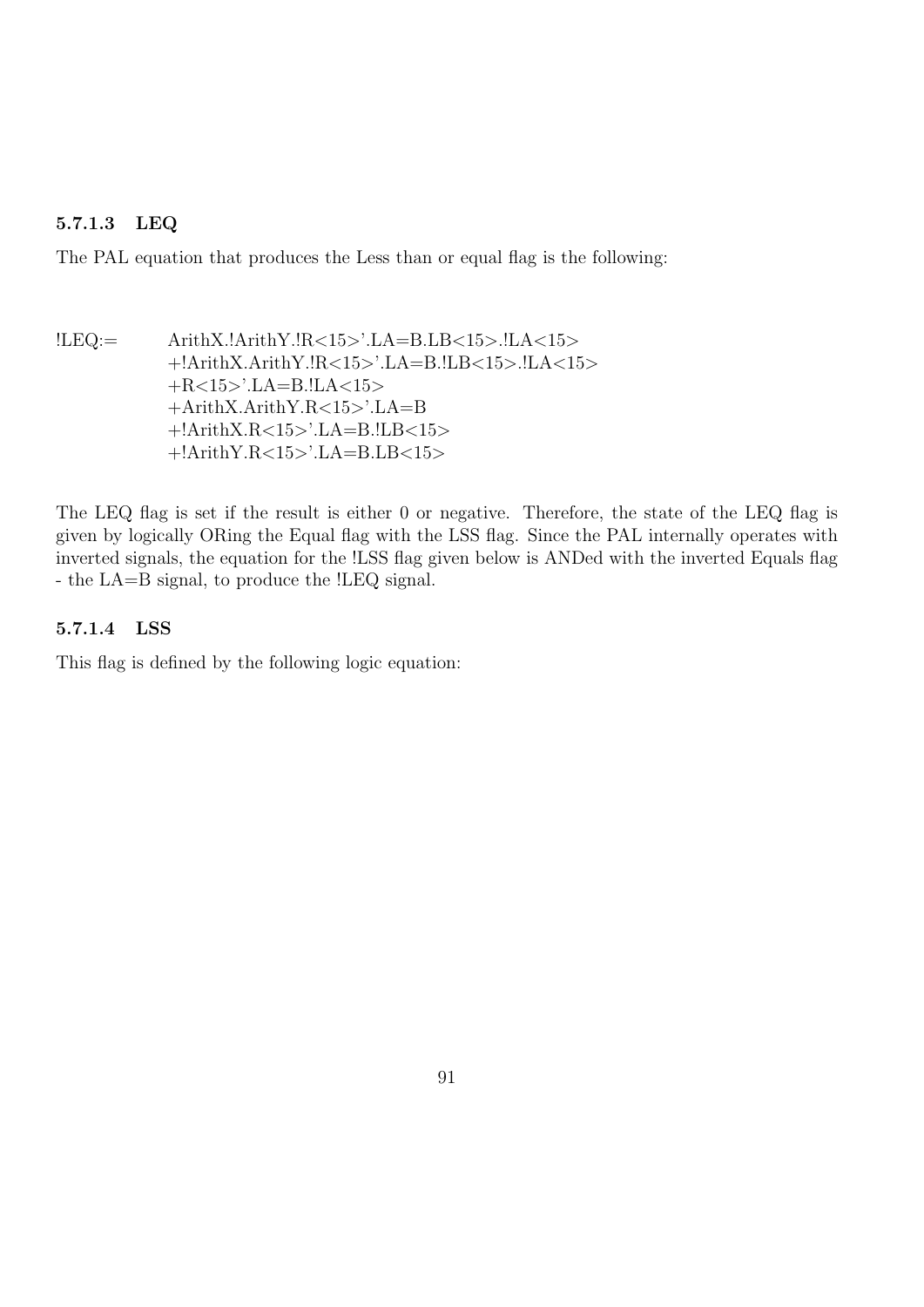#### 5.7.1.3 LEQ

The PAL equation that produces the Less than or equal flag is the following:

```
!LEQ:=    ArithX.!ArithY.!R<15>'.LA=B.LB<15>.!LA<15>
          +!ArithX.ArithY.!R<15>'.LA=B.!LB<15>.!LA<15>
          +R<15>'.LA=B.!LA<15>
          +ArithX.ArithY.R<15>'.LA=B
          +!ArithX.R<15>'.LA=B.!LB<15>
          +!ArithY.R<15>'.LA=B.LB<15>
```

The LEQ flag is set if the result is either 0 or negative. Therefore, the state of the LEQ flag is given by logically ORing the Equal flag with the LSS flag. Since the PAL internally operates with inverted signals, the equation for the !LSS flag given below is ANDed with the inverted Equals flag - the LA=B signal, to produce the !LEQ signal.

#### 5.7.1.4 LSS

This flag is defined by the following logic equation: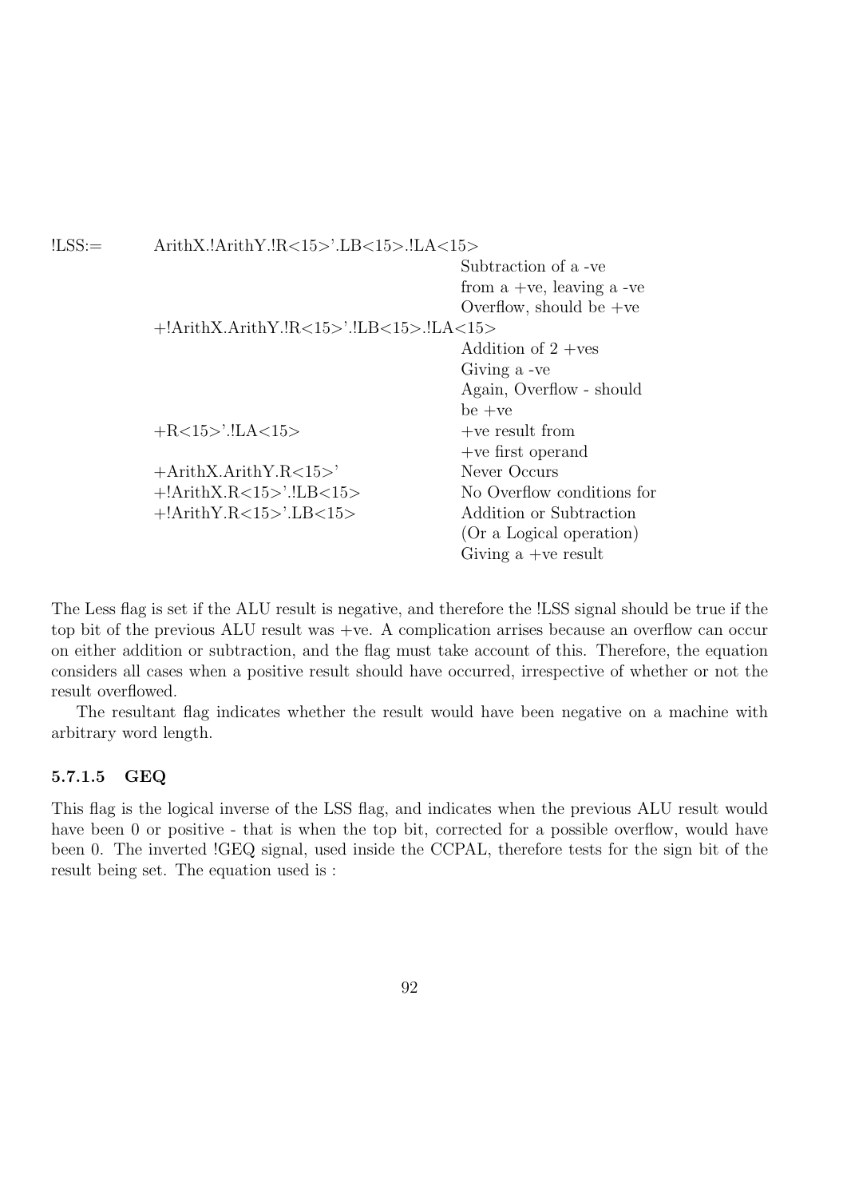```
!LSS:=      ArithX.!ArithY.!R<15>'.LB<15>.!LA<15>
                                                Subtraction of a -ve
                                                from a +ve, leaving a -ve
                                                Overflow, should be +ve
            +!ArithX.ArithY.!R<15>'.!LB<15>.!LA<15>
                                                Addition of 2 +ves
                                                Giving a -ve
                                                Again, Overflow - should
                                                be +ve
            +R<15>'.!LA<15>                     +ve result from
                                                +ve first operand
            +ArithX.ArithY.R<15>'               Never Occurs
            +!ArithX.R<15>'.!LB<15>             No Overflow conditions for
            +!ArithY.R<15>'.LB<15>              Addition or Subtraction
                                                (Or a Logical operation)
                                                Giving a +ve result
```

The Less flag is set if the ALU result is negative, and therefore the !LSS signal should be true if the top bit of the previous ALU result was +ve. A complication arrises because an overflow can occur on either addition or subtraction, and the flag must take account of this. Therefore, the equation considers all cases when a positive result should have occurred, irrespective of whether or not the result overflowed.

The resultant flag indicates whether the result would have been negative on a machine with arbitrary word length.

#### 5.7.1.5 GEQ

This flag is the logical inverse of the LSS flag, and indicates when the previous ALU result would have been 0 or positive - that is when the top bit, corrected for a possible overflow, would have been 0. The inverted !GEQ signal, used inside the CCPAL, therefore tests for the sign bit of the result being set. The equation used is :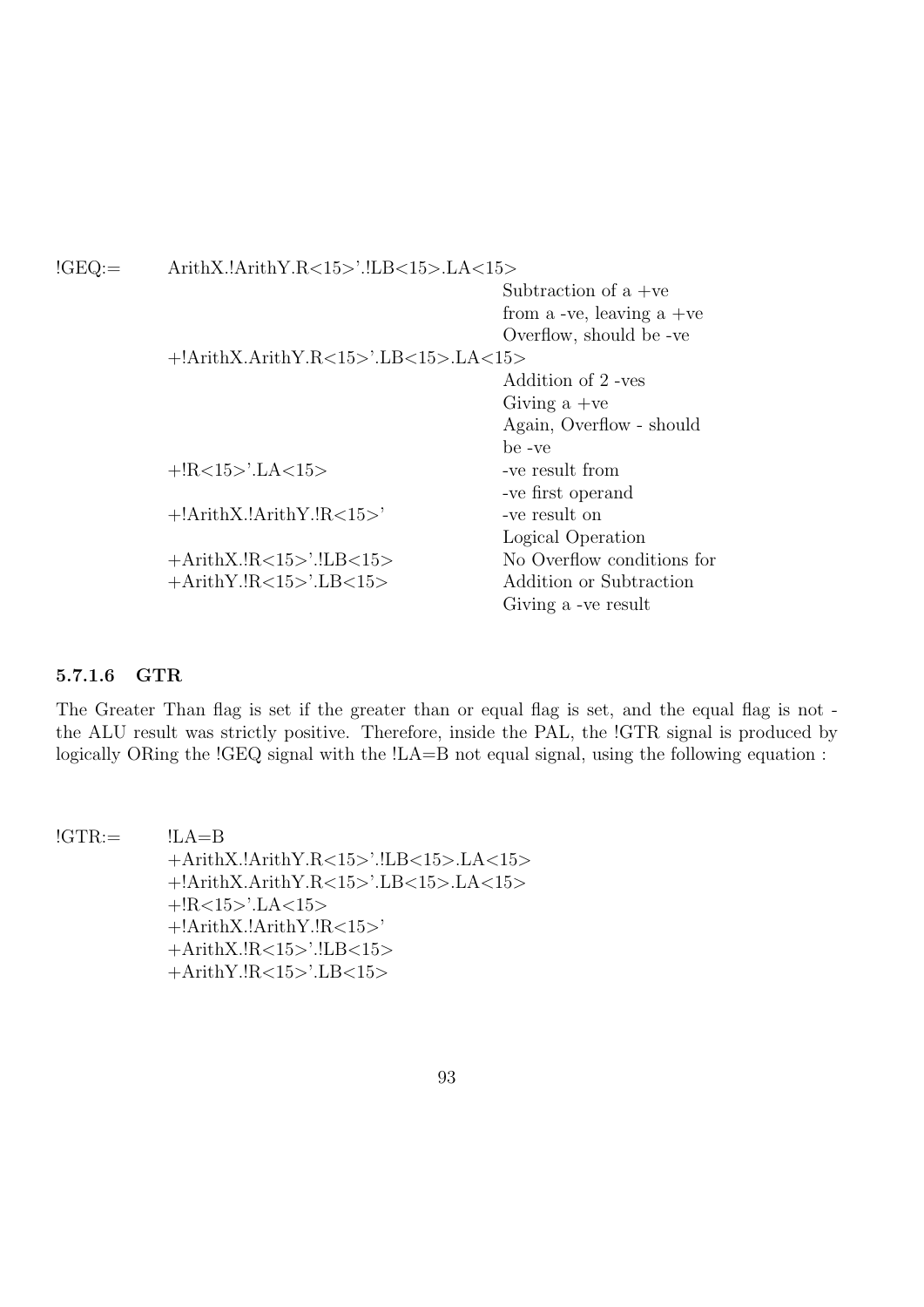```
!GEQ:=   ArithX.!ArithY.R<15>'.!LB<15>.LA<15>
                                              Subtraction of a +ve
                                              from a -ve, leaving a +ve
                                              Overflow, should be -ve
         +!ArithX.ArithY.R<15>'.LB<15>.LA<15>
                                              Addition of 2 -ves
                                              Giving a +ve
                                              Again, Overflow - should
                                              be -ve
         +!R<15>'.LA<15>                      -ve result from
                                              -ve first operand
         +!ArithX.!ArithY.!R<15>'             -ve result on
                                              Logical Operation
         +ArithX.!R<15>'.!LB<15>              No Overflow conditions for
         +ArithY.!R<15>'.LB<15>               Addition or Subtraction
                                              Giving a -ve result
```

#### 5.7.1.6 GTR

The Greater Than flag is set if the greater than or equal flag is set, and the equal flag is not - the ALU result was strictly positive. Therefore, inside the PAL, the !GTR signal is produced by logically ORing the !GEQ signal with the !LA=B not equal signal, using the following equation :

```
!GTR:=   !LA=B
         +ArithX.!ArithY.R<15>'.!LB<15>.LA<15>
         +!ArithX.ArithY.R<15>'.LB<15>.LA<15>
         +!R<15>'.LA<15>
         +!ArithX.!ArithY.!R<15>'
         +ArithX.!R<15>'.!LB<15>
         +ArithY.!R<15>'.LB<15>
```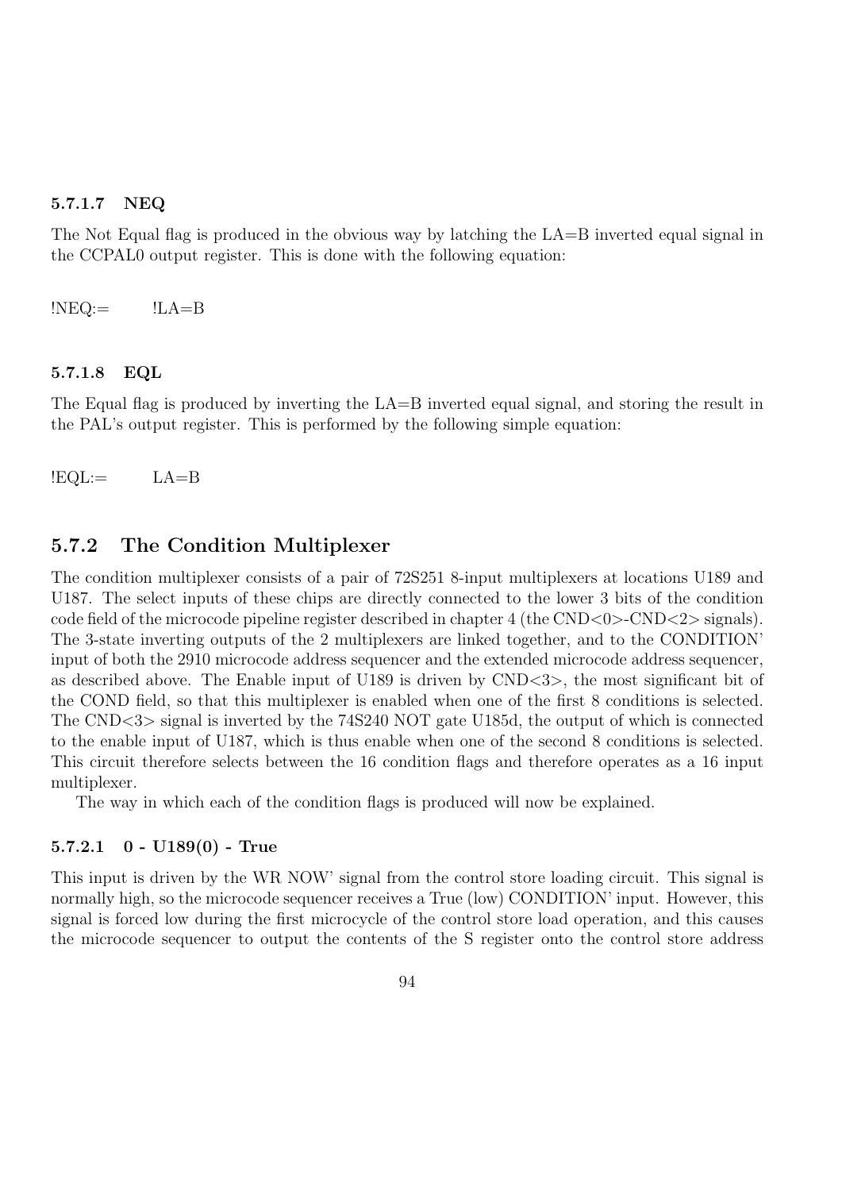#### 5.7.1.7 NEQ

The Not Equal flag is produced in the obvious way by latching the LA=B inverted equal signal in the CCPAL0 output register. This is done with the following equation:

!NEQ:= !LA=B

#### 5.7.1.8 EQL

The Equal flag is produced by inverting the LA=B inverted equal signal, and storing the result in the PAL's output register. This is performed by the following simple equation:

!EQL:= LA=B

### 5.7.2 The Condition Multiplexer

The condition multiplexer consists of a pair of 72S251 8-input multiplexers at locations U189 and U187. The select inputs of these chips are directly connected to the lower 3 bits of the condition code field of the microcode pipeline register described in chapter 4 (the CND<0>-CND<2> signals). The 3-state inverting outputs of the 2 multiplexers are linked together, and to the CONDITION' input of both the 2910 microcode address sequencer and the extended microcode address sequencer, as described above. The Enable input of U189 is driven by CND<3>, the most significant bit of the COND field, so that this multiplexer is enabled when one of the first 8 conditions is selected. The CND<3> signal is inverted by the 74S240 NOT gate U185d, the output of which is connected to the enable input of U187, which is thus enable when one of the second 8 conditions is selected. This circuit therefore selects between the 16 condition flags and therefore operates as a 16 input multiplexer.

The way in which each of the condition flags is produced will now be explained.

#### 5.7.2.1 0 - U189(0) - True

This input is driven by the WR NOW' signal from the control store loading circuit. This signal is normally high, so the microcode sequencer receives a True (low) CONDITION' input. However, this signal is forced low during the first microcycle of the control store load operation, and this causes the microcode sequencer to output the contents of the S register onto the control store address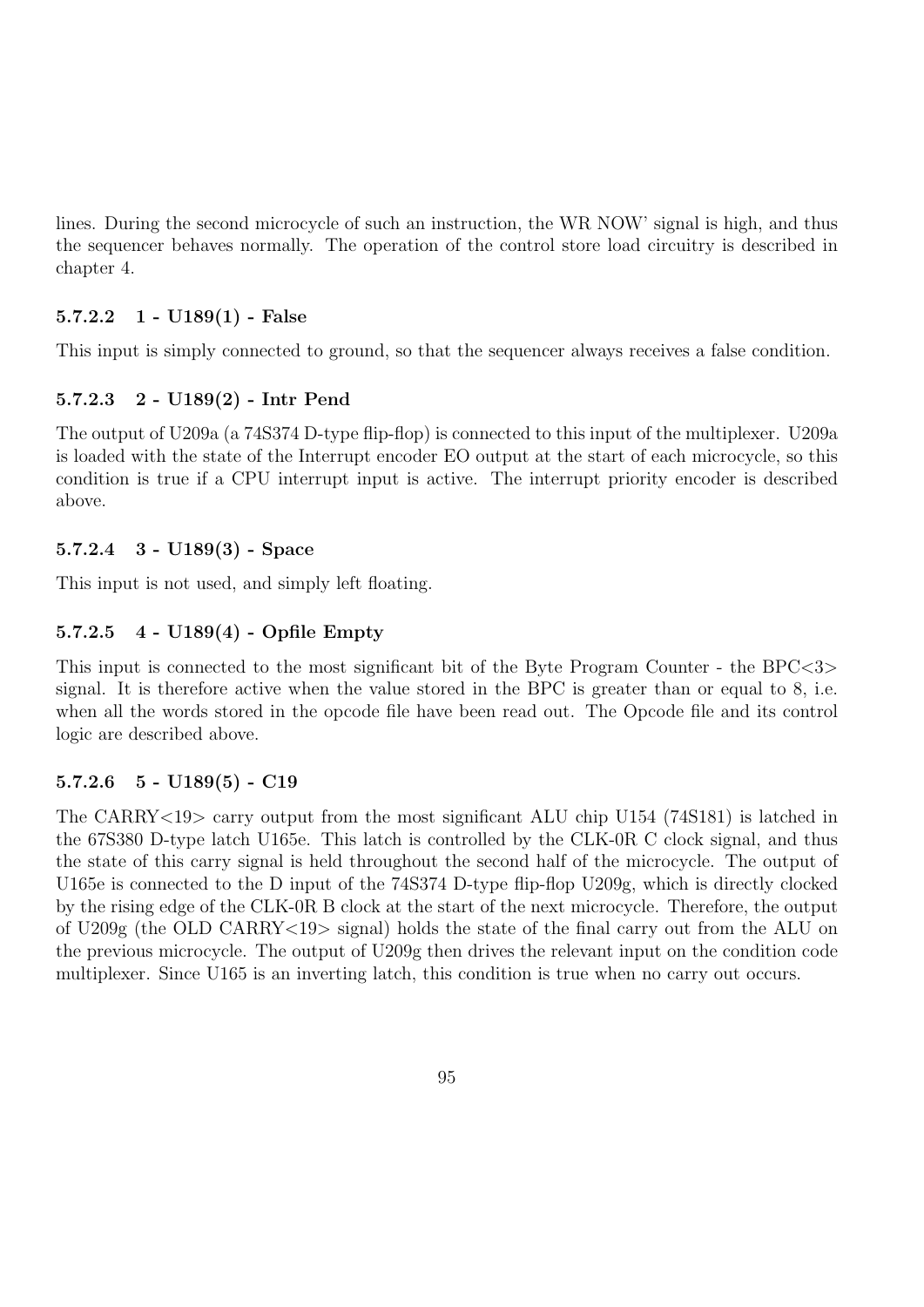lines. During the second microcycle of such an instruction, the WR NOW' signal is high, and thus the sequencer behaves normally. The operation of the control store load circuitry is described in chapter 4.

#### 5.7.2.2 1 - U189(1) - False

This input is simply connected to ground, so that the sequencer always receives a false condition.

#### 5.7.2.3 2 - U189(2) - Intr Pend

The output of U209a (a 74S374 D-type flip-flop) is connected to this input of the multiplexer. U209a is loaded with the state of the Interrupt encoder EO output at the start of each microcycle, so this condition is true if a CPU interrupt input is active. The interrupt priority encoder is described above.

#### 5.7.2.4 3 - U189(3) - Space

This input is not used, and simply left floating.

#### 5.7.2.5 4 - U189(4) - Opfile Empty

This input is connected to the most significant bit of the Byte Program Counter - the BPC<3> signal. It is therefore active when the value stored in the BPC is greater than or equal to 8, i.e. when all the words stored in the opcode file have been read out. The Opcode file and its control logic are described above.

#### 5.7.2.6 5 - U189(5) - C19

The CARRY<19> carry output from the most significant ALU chip U154 (74S181) is latched in the 67S380 D-type latch U165e. This latch is controlled by the CLK-0R C clock signal, and thus the state of this carry signal is held throughout the second half of the microcycle. The output of U165e is connected to the D input of the 74S374 D-type flip-flop U209g, which is directly clocked by the rising edge of the CLK-0R B clock at the start of the next microcycle. Therefore, the output of U209g (the OLD CARRY<19> signal) holds the state of the final carry out from the ALU on the previous microcycle. The output of U209g then drives the relevant input on the condition code multiplexer. Since U165 is an inverting latch, this condition is true when no carry out occurs.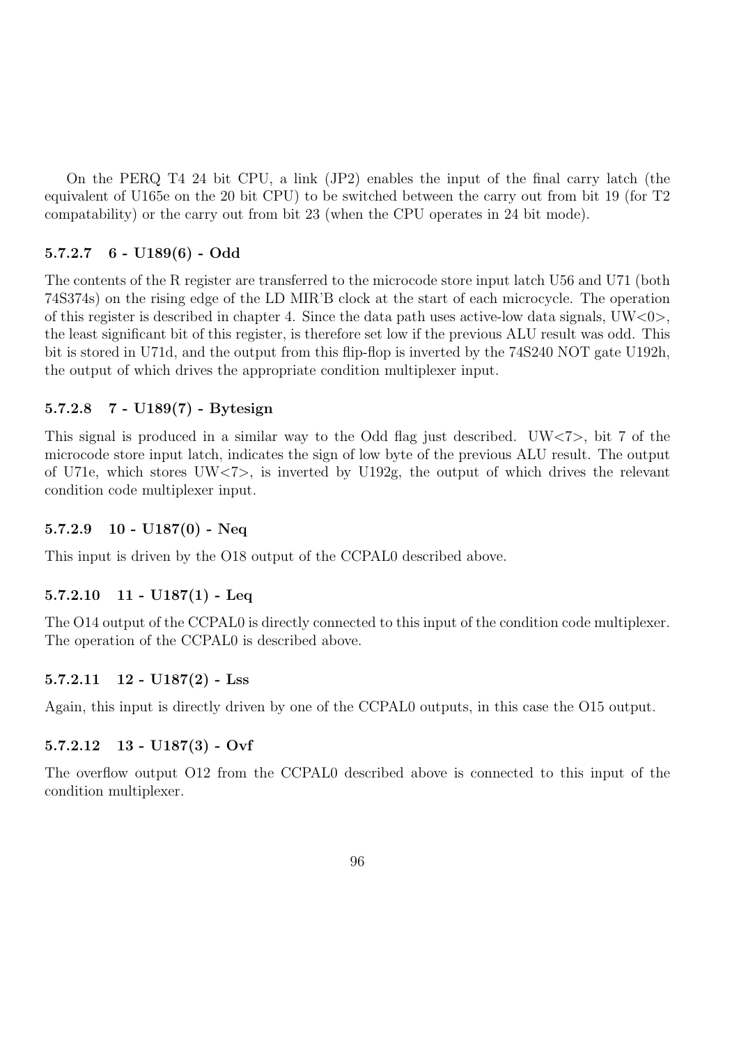On the PERQ T4 24 bit CPU, a link (JP2) enables the input of the final carry latch (the equivalent of U165e on the 20 bit CPU) to be switched between the carry out from bit 19 (for T2 compatability) or the carry out from bit 23 (when the CPU operates in 24 bit mode).

#### 5.7.2.7 6 - U189(6) - Odd

The contents of the R register are transferred to the microcode store input latch U56 and U71 (both 74S374s) on the rising edge of the LD MIR'B clock at the start of each microcycle. The operation of this register is described in chapter 4. Since the data path uses active-low data signals, UW<0>, the least significant bit of this register, is therefore set low if the previous ALU result was odd. This bit is stored in U71d, and the output from this flip-flop is inverted by the 74S240 NOT gate U192h, the output of which drives the appropriate condition multiplexer input.

#### 5.7.2.8 7 - U189(7) - Bytesign

This signal is produced in a similar way to the Odd flag just described. UW<7>, bit 7 of the microcode store input latch, indicates the sign of low byte of the previous ALU result. The output of U71e, which stores UW<7>, is inverted by U192g, the output of which drives the relevant condition code multiplexer input.

#### 5.7.2.9 10 - U187(0) - Neq

This input is driven by the O18 output of the CCPAL0 described above.

#### 5.7.2.10 11 - U187(1) - Leq

The O14 output of the CCPAL0 is directly connected to this input of the condition code multiplexer. The operation of the CCPAL0 is described above.

#### 5.7.2.11 12 - U187(2) - Lss

Again, this input is directly driven by one of the CCPAL0 outputs, in this case the O15 output.

#### 5.7.2.12 13 - U187(3) - Ovf

The overflow output O12 from the CCPAL0 described above is connected to this input of the condition multiplexer.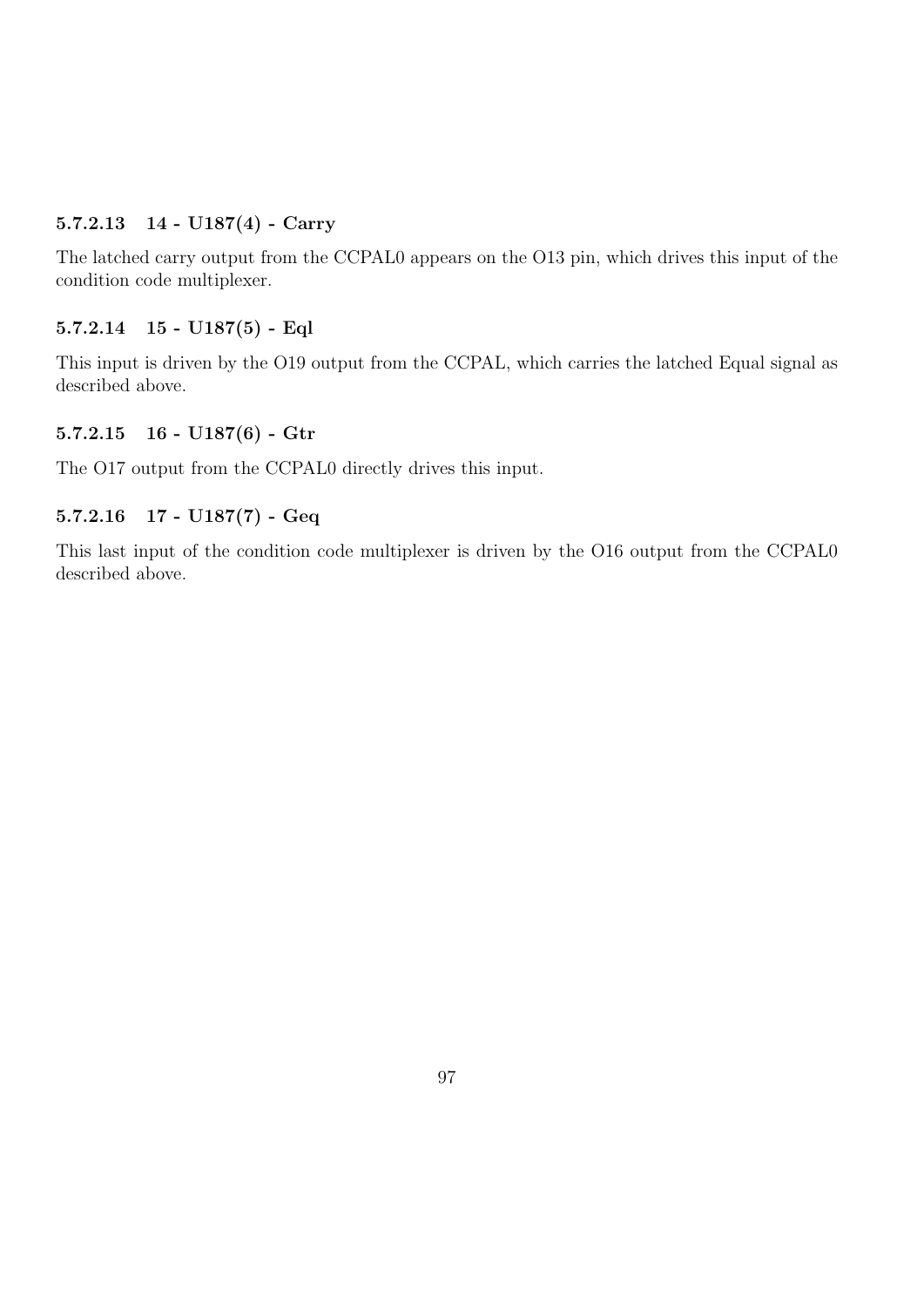#### 5.7.2.13 14 - U187(4) - Carry

The latched carry output from the CCPAL0 appears on the O13 pin, which drives this input of the condition code multiplexer.

#### 5.7.2.14 15 - U187(5) - Eql

This input is driven by the O19 output from the CCPAL, which carries the latched Equal signal as described above.

#### 5.7.2.15 16 - U187(6) - Gtr

The O17 output from the CCPAL0 directly drives this input.

#### 5.7.2.16 17 - U187(7) - Geq

This last input of the condition code multiplexer is driven by the O16 output from the CCPAL0 described above.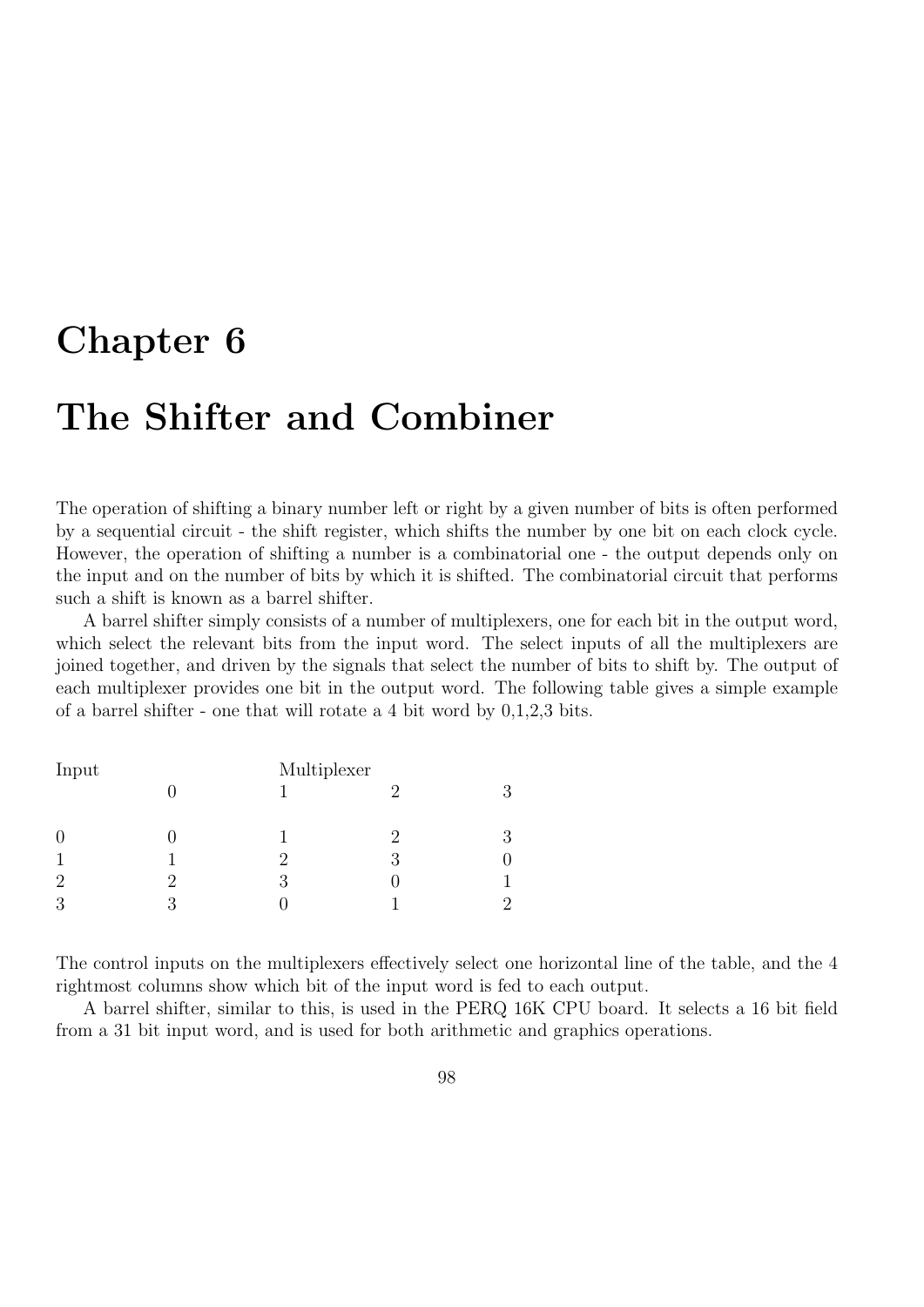# Chapter 6

# The Shifter and Combiner

The operation of shifting a binary number left or right by a given number of bits is often performed by a sequential circuit - the shift register, which shifts the number by one bit on each clock cycle. However, the operation of shifting a number is a combinatorial one - the output depends only on the input and on the number of bits by which it is shifted. The combinatorial circuit that performs such a shift is known as a barrel shifter.

A barrel shifter simply consists of a number of multiplexers, one for each bit in the output word, which select the relevant bits from the input word. The select inputs of all the multiplexers are joined together, and driven by the signals that select the number of bits to shift by. The output of each multiplexer provides one bit in the output word. The following table gives a simple example of a barrel shifter - one that will rotate a 4 bit word by 0,1,2,3 bits.

| Input | Multiplexer | | | |
|---|---|---|---|---|
| | 0 | 1 | 2 | 3 |
| 0 | 0 | 1 | 2 | 3 |
| 1 | 1 | 2 | 3 | 0 |
| 2 | 2 | 3 | 0 | 1 |
| 3 | 3 | 0 | 1 | 2 |

The control inputs on the multiplexers effectively select one horizontal line of the table, and the 4 rightmost columns show which bit of the input word is fed to each output.

A barrel shifter, similar to this, is used in the PERQ 16K CPU board. It selects a 16 bit field from a 31 bit input word, and is used for both arithmetic and graphics operations.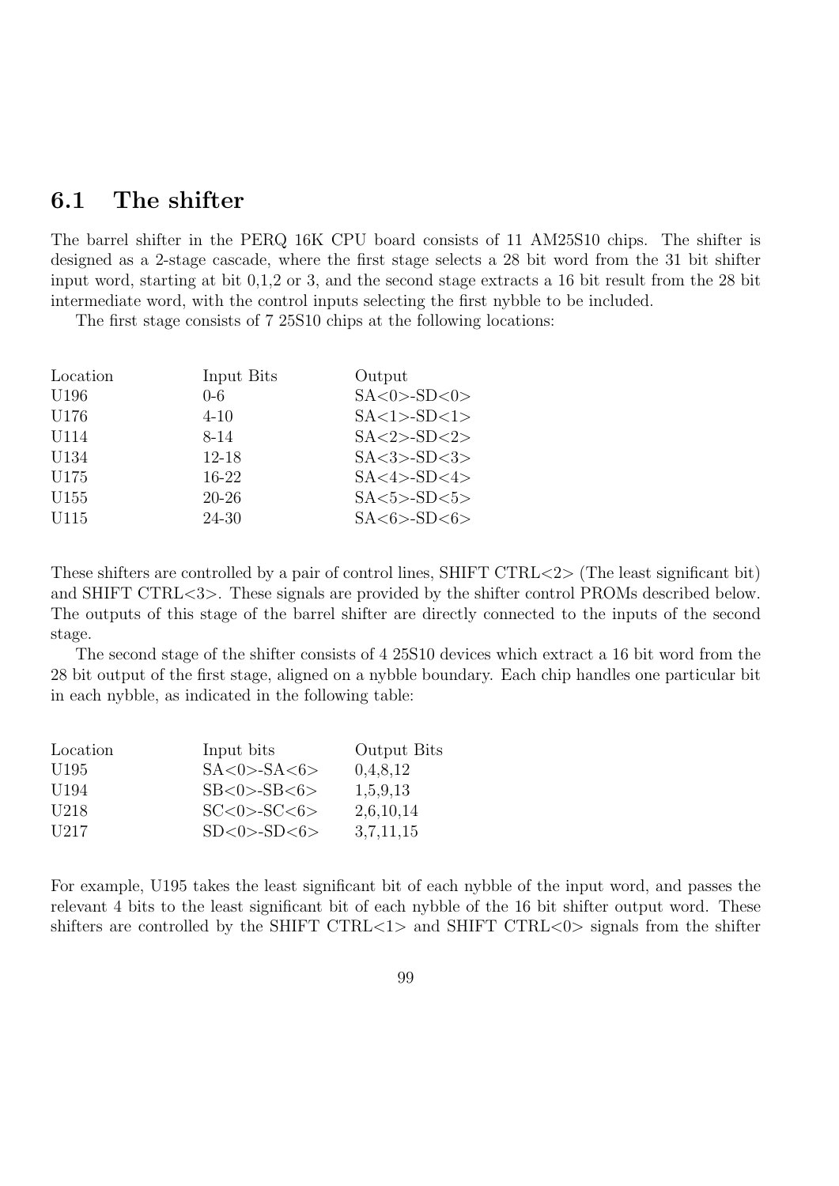## 6.1 The shifter

The barrel shifter in the PERQ 16K CPU board consists of 11 AM25S10 chips. The shifter is designed as a 2-stage cascade, where the first stage selects a 28 bit word from the 31 bit shifter input word, starting at bit 0,1,2 or 3, and the second stage extracts a 16 bit result from the 28 bit intermediate word, with the control inputs selecting the first nybble to be included.

The first stage consists of 7 25S10 chips at the following locations:

| Location | Input Bits | Output |
|---|---|---|
| U196 | 0-6 | SA<0>-SD<0> |
| U176 | 4-10 | SA<1>-SD<1> |
| U114 | 8-14 | SA<2>-SD<2> |
| U134 | 12-18 | SA<3>-SD<3> |
| U175 | 16-22 | SA<4>-SD<4> |
| U155 | 20-26 | SA<5>-SD<5> |
| U115 | 24-30 | SA<6>-SD<6> |

These shifters are controlled by a pair of control lines, SHIFT CTRL<2> (The least significant bit) and SHIFT CTRL<3>. These signals are provided by the shifter control PROMs described below. The outputs of this stage of the barrel shifter are directly connected to the inputs of the second stage.

The second stage of the shifter consists of 4 25S10 devices which extract a 16 bit word from the 28 bit output of the first stage, aligned on a nybble boundary. Each chip handles one particular bit in each nybble, as indicated in the following table:

| Location | Input bits | Output Bits |
|---|---|---|
| U195 | SA<0>-SA<6> | 0,4,8,12 |
| U194 | SB<0>-SB<6> | 1,5,9,13 |
| U218 | SC<0>-SC<6> | 2,6,10,14 |
| U217 | SD<0>-SD<6> | 3,7,11,15 |

For example, U195 takes the least significant bit of each nybble of the input word, and passes the relevant 4 bits to the least significant bit of each nybble of the 16 bit shifter output word. These shifters are controlled by the SHIFT CTRL<1> and SHIFT CTRL<0> signals from the shifter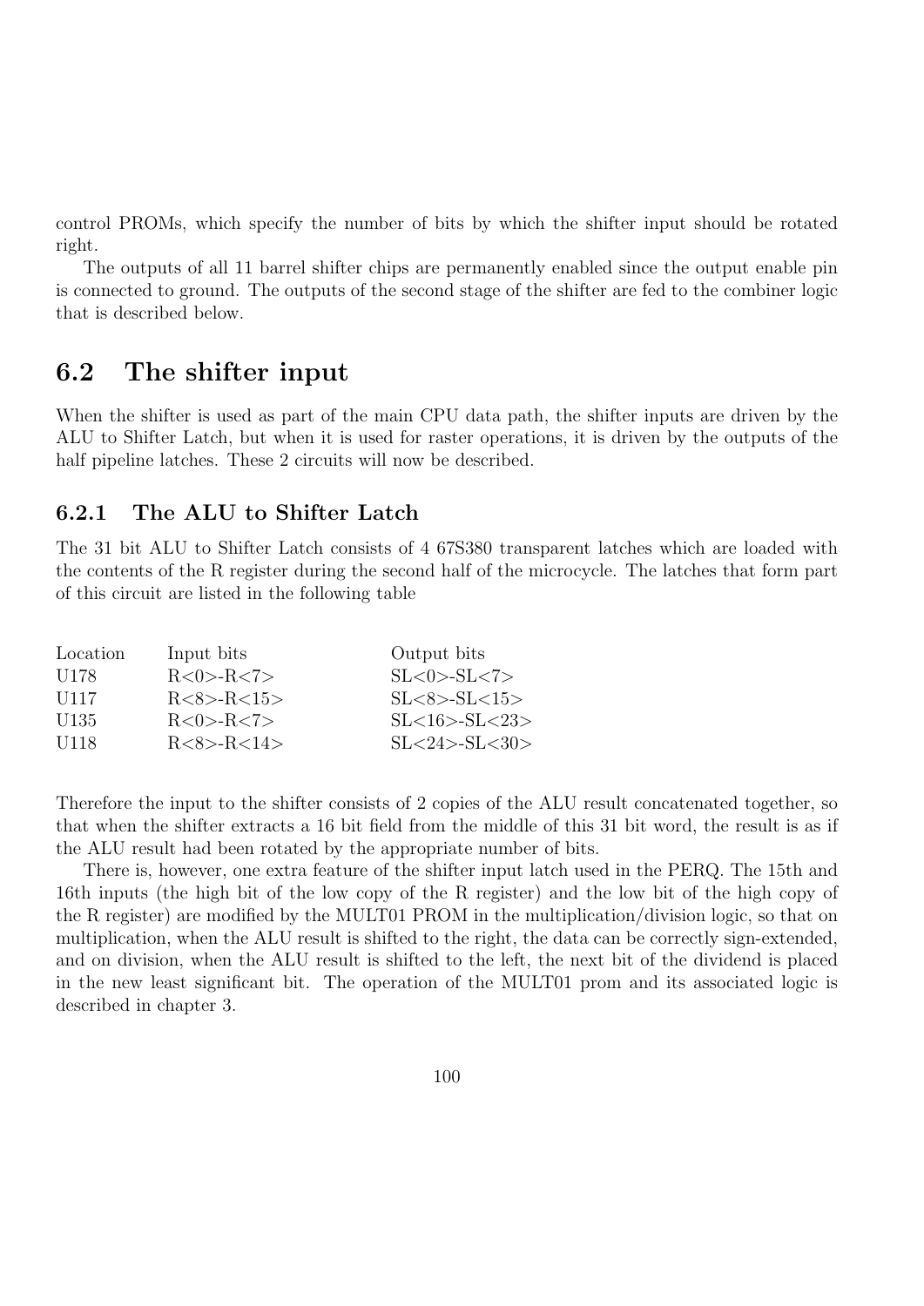control PROMs, which specify the number of bits by which the shifter input should be rotated right.

The outputs of all 11 barrel shifter chips are permanently enabled since the output enable pin is connected to ground. The outputs of the second stage of the shifter are fed to the combiner logic that is described below.

## 6.2 The shifter input

When the shifter is used as part of the main CPU data path, the shifter inputs are driven by the ALU to Shifter Latch, but when it is used for raster operations, it is driven by the outputs of the half pipeline latches. These 2 circuits will now be described.

### 6.2.1 The ALU to Shifter Latch

The 31 bit ALU to Shifter Latch consists of 4 67S380 transparent latches which are loaded with the contents of the R register during the second half of the microcycle. The latches that form part of this circuit are listed in the following table

| Location | Input bits | Output bits |
|---|---|---|
| U178 | R<0>-R<7> | SL<0>-SL<7> |
| U117 | R<8>-R<15> | SL<8>-SL<15> |
| U135 | R<0>-R<7> | SL<16>-SL<23> |
| U118 | R<8>-R<14> | SL<24>-SL<30> |

Therefore the input to the shifter consists of 2 copies of the ALU result concatenated together, so that when the shifter extracts a 16 bit field from the middle of this 31 bit word, the result is as if the ALU result had been rotated by the appropriate number of bits.

There is, however, one extra feature of the shifter input latch used in the PERQ. The 15th and 16th inputs (the high bit of the low copy of the R register) and the low bit of the high copy of the R register) are modified by the MULT01 PROM in the multiplication/division logic, so that on multiplication, when the ALU result is shifted to the right, the data can be correctly sign-extended, and on division, when the ALU result is shifted to the left, the next bit of the dividend is placed in the new least significant bit. The operation of the MULT01 prom and its associated logic is described in chapter 3.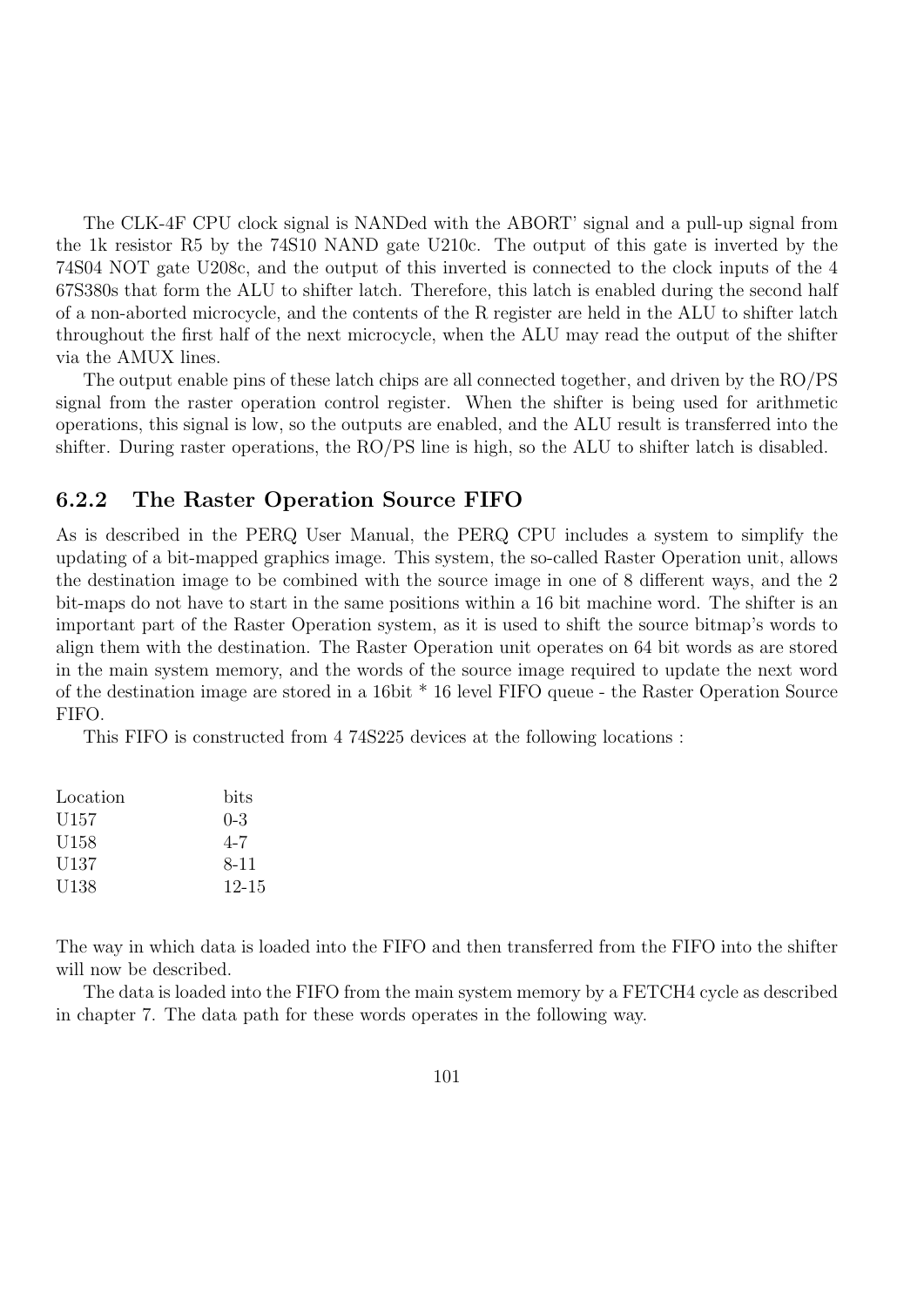The CLK-4F CPU clock signal is NANDed with the ABORT' signal and a pull-up signal from the 1k resistor R5 by the 74S10 NAND gate U210c. The output of this gate is inverted by the 74S04 NOT gate U208c, and the output of this inverted is connected to the clock inputs of the 4 67S380s that form the ALU to shifter latch. Therefore, this latch is enabled during the second half of a non-aborted microcycle, and the contents of the R register are held in the ALU to shifter latch throughout the first half of the next microcycle, when the ALU may read the output of the shifter via the AMUX lines.

The output enable pins of these latch chips are all connected together, and driven by the RO/PS signal from the raster operation control register. When the shifter is being used for arithmetic operations, this signal is low, so the outputs are enabled, and the ALU result is transferred into the shifter. During raster operations, the RO/PS line is high, so the ALU to shifter latch is disabled.

### 6.2.2 The Raster Operation Source FIFO

As is described in the PERQ User Manual, the PERQ CPU includes a system to simplify the updating of a bit-mapped graphics image. This system, the so-called Raster Operation unit, allows the destination image to be combined with the source image in one of 8 different ways, and the 2 bit-maps do not have to start in the same positions within a 16 bit machine word. The shifter is an important part of the Raster Operation system, as it is used to shift the source bitmap's words to align them with the destination. The Raster Operation unit operates on 64 bit words as are stored in the main system memory, and the words of the source image required to update the next word of the destination image are stored in a 16bit * 16 level FIFO queue - the Raster Operation Source FIFO.

This FIFO is constructed from 4 74S225 devices at the following locations :

| Location | bits |
|---|---|
| U157 | 0-3 |
| U158 | 4-7 |
| U137 | 8-11 |
| U138 | 12-15 |

The way in which data is loaded into the FIFO and then transferred from the FIFO into the shifter will now be described.

The data is loaded into the FIFO from the main system memory by a FETCH4 cycle as described in chapter 7. The data path for these words operates in the following way.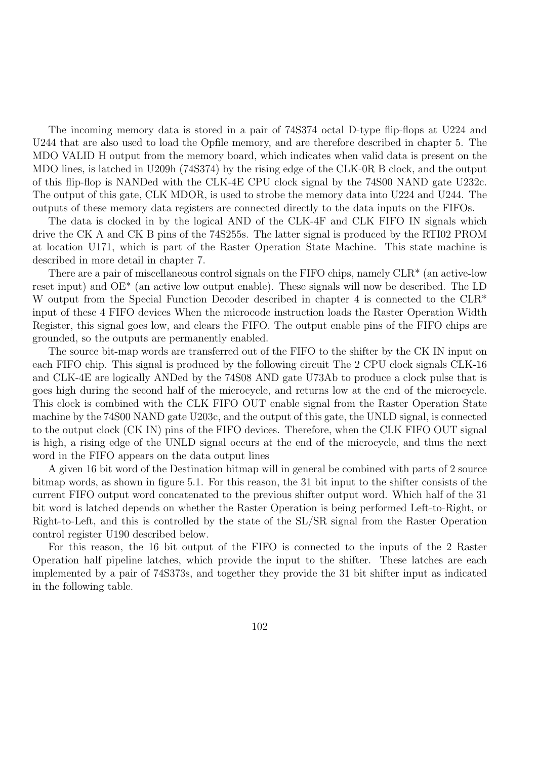The incoming memory data is stored in a pair of 74S374 octal D-type flip-flops at U224 and U244 that are also used to load the Opfile memory, and are therefore described in chapter 5. The MDO VALID H output from the memory board, which indicates when valid data is present on the MDO lines, is latched in U209h (74S374) by the rising edge of the CLK-0R B clock, and the output of this flip-flop is NANDed with the CLK-4E CPU clock signal by the 74S00 NAND gate U232c. The output of this gate, CLK MDOR, is used to strobe the memory data into U224 and U244. The outputs of these memory data registers are connected directly to the data inputs on the FIFOs.

The data is clocked in by the logical AND of the CLK-4F and CLK FIFO IN signals which drive the CK A and CK B pins of the 74S255s. The latter signal is produced by the RTI02 PROM at location U171, which is part of the Raster Operation State Machine. This state machine is described in more detail in chapter 7.

There are a pair of miscellaneous control signals on the FIFO chips, namely CLR* (an active-low reset input) and OE* (an active low output enable). These signals will now be described. The LD W output from the Special Function Decoder described in chapter 4 is connected to the CLR* input of these 4 FIFO devices When the microcode instruction loads the Raster Operation Width Register, this signal goes low, and clears the FIFO. The output enable pins of the FIFO chips are grounded, so the outputs are permanently enabled.

The source bit-map words are transferred out of the FIFO to the shifter by the CK IN input on each FIFO chip. This signal is produced by the following circuit The 2 CPU clock signals CLK-16 and CLK-4E are logically ANDed by the 74S08 AND gate U73Ab to produce a clock pulse that is goes high during the second half of the microcycle, and returns low at the end of the microcycle. This clock is combined with the CLK FIFO OUT enable signal from the Raster Operation State machine by the 74S00 NAND gate U203c, and the output of this gate, the UNLD signal, is connected to the output clock (CK IN) pins of the FIFO devices. Therefore, when the CLK FIFO OUT signal is high, a rising edge of the UNLD signal occurs at the end of the microcycle, and thus the next word in the FIFO appears on the data output lines

A given 16 bit word of the Destination bitmap will in general be combined with parts of 2 source bitmap words, as shown in figure 5.1. For this reason, the 31 bit input to the shifter consists of the current FIFO output word concatenated to the previous shifter output word. Which half of the 31 bit word is latched depends on whether the Raster Operation is being performed Left-to-Right, or Right-to-Left, and this is controlled by the state of the SL/SR signal from the Raster Operation control register U190 described below.

For this reason, the 16 bit output of the FIFO is connected to the inputs of the 2 Raster Operation half pipeline latches, which provide the input to the shifter. These latches are each implemented by a pair of 74S373s, and together they provide the 31 bit shifter input as indicated in the following table.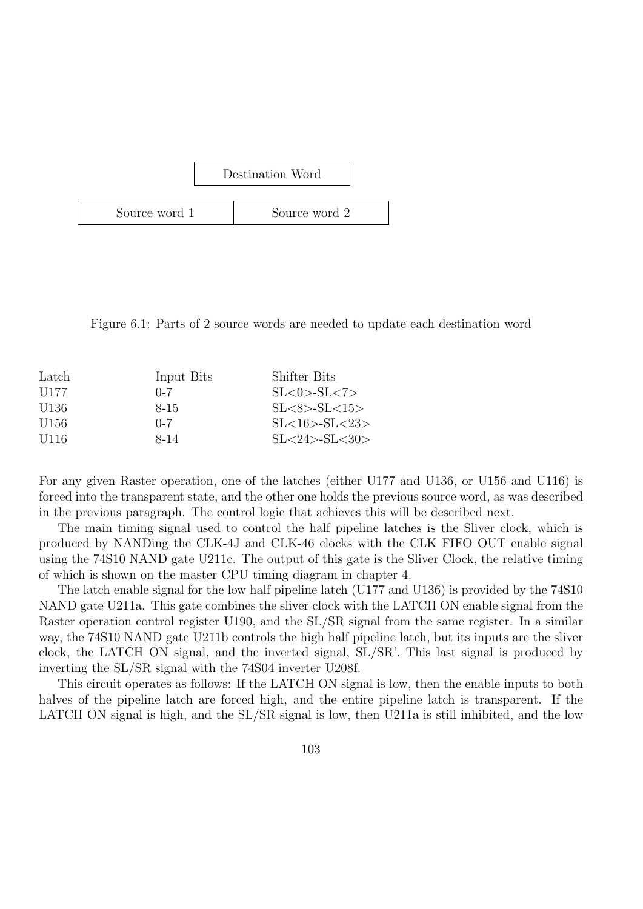| Destination Word | |
|---|---|
| Source word 1 | Source word 2 |

Figure 6.1: Parts of 2 source words are needed to update each destination word

| Latch | Input Bits | Shifter Bits |
|---|---|---|
| U177 | 0-7 | SL<0>-SL<7> |
| U136 | 8-15 | SL<8>-SL<15> |
| U156 | 0-7 | SL<16>-SL<23> |
| U116 | 8-14 | SL<24>-SL<30> |

For any given Raster operation, one of the latches (either U177 and U136, or U156 and U116) is forced into the transparent state, and the other one holds the previous source word, as was described in the previous paragraph. The control logic that achieves this will be described next.

The main timing signal used to control the half pipeline latches is the Sliver clock, which is produced by NANDing the CLK-4J and CLK-46 clocks with the CLK FIFO OUT enable signal using the 74S10 NAND gate U211c. The output of this gate is the Sliver Clock, the relative timing of which is shown on the master CPU timing diagram in chapter 4.

The latch enable signal for the low half pipeline latch (U177 and U136) is provided by the 74S10 NAND gate U211a. This gate combines the sliver clock with the LATCH ON enable signal from the Raster operation control register U190, and the SL/SR signal from the same register. In a similar way, the 74S10 NAND gate U211b controls the high half pipeline latch, but its inputs are the sliver clock, the LATCH ON signal, and the inverted signal, SL/SR'. This last signal is produced by inverting the SL/SR signal with the 74S04 inverter U208f.

This circuit operates as follows: If the LATCH ON signal is low, then the enable inputs to both halves of the pipeline latch are forced high, and the entire pipeline latch is transparent. If the LATCH ON signal is high, and the SL/SR signal is low, then U211a is still inhibited, and the low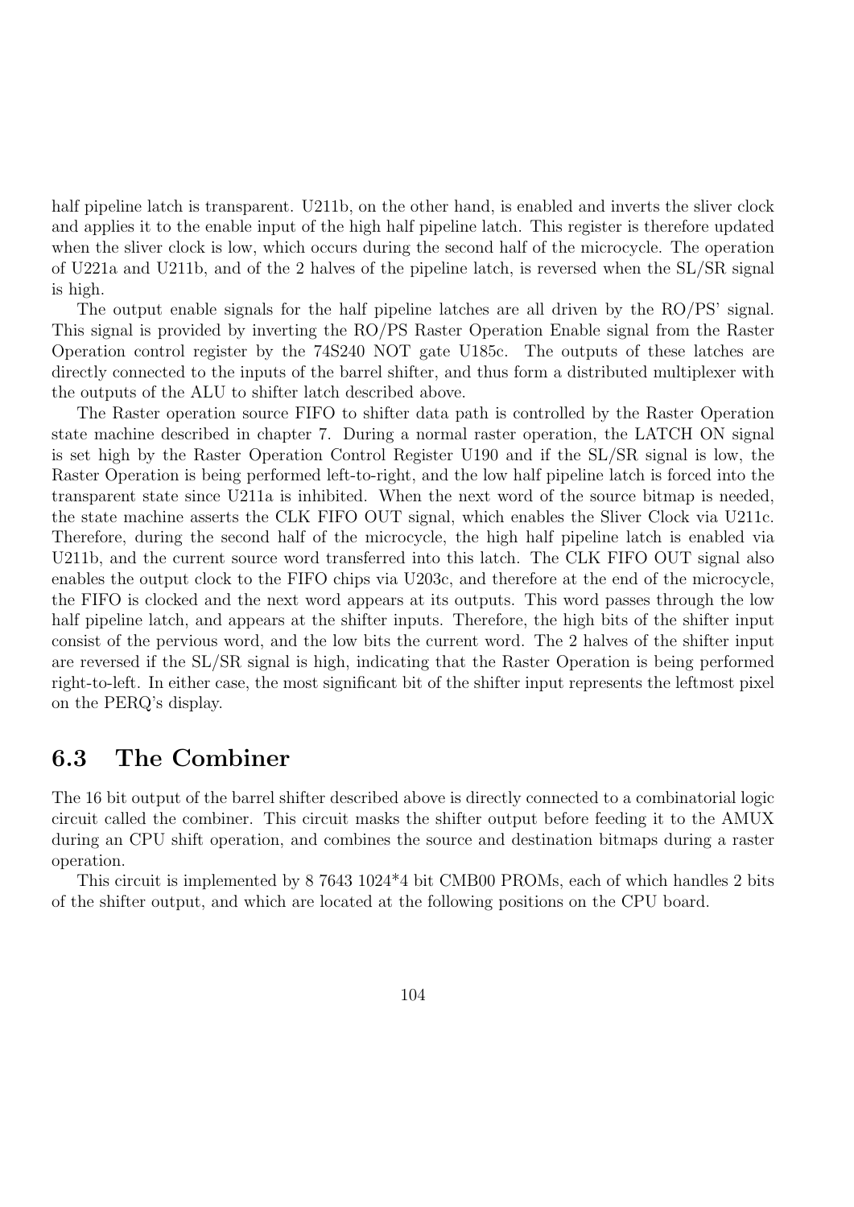half pipeline latch is transparent. U211b, on the other hand, is enabled and inverts the sliver clock and applies it to the enable input of the high half pipeline latch. This register is therefore updated when the sliver clock is low, which occurs during the second half of the microcycle. The operation of U221a and U211b, and of the 2 halves of the pipeline latch, is reversed when the SL/SR signal is high.

The output enable signals for the half pipeline latches are all driven by the RO/PS' signal. This signal is provided by inverting the RO/PS Raster Operation Enable signal from the Raster Operation control register by the 74S240 NOT gate U185c. The outputs of these latches are directly connected to the inputs of the barrel shifter, and thus form a distributed multiplexer with the outputs of the ALU to shifter latch described above.

The Raster operation source FIFO to shifter data path is controlled by the Raster Operation state machine described in chapter 7. During a normal raster operation, the LATCH ON signal is set high by the Raster Operation Control Register U190 and if the SL/SR signal is low, the Raster Operation is being performed left-to-right, and the low half pipeline latch is forced into the transparent state since U211a is inhibited. When the next word of the source bitmap is needed, the state machine asserts the CLK FIFO OUT signal, which enables the Sliver Clock via U211c. Therefore, during the second half of the microcycle, the high half pipeline latch is enabled via U211b, and the current source word transferred into this latch. The CLK FIFO OUT signal also enables the output clock to the FIFO chips via U203c, and therefore at the end of the microcycle, the FIFO is clocked and the next word appears at its outputs. This word passes through the low half pipeline latch, and appears at the shifter inputs. Therefore, the high bits of the shifter input consist of the pervious word, and the low bits the current word. The 2 halves of the shifter input are reversed if the SL/SR signal is high, indicating that the Raster Operation is being performed right-to-left. In either case, the most significant bit of the shifter input represents the leftmost pixel on the PERQ's display.

## 6.3 The Combiner

The 16 bit output of the barrel shifter described above is directly connected to a combinatorial logic circuit called the combiner. This circuit masks the shifter output before feeding it to the AMUX during an CPU shift operation, and combines the source and destination bitmaps during a raster operation.

This circuit is implemented by 8 7643 1024*4 bit CMB00 PROMs, each of which handles 2 bits of the shifter output, and which are located at the following positions on the CPU board.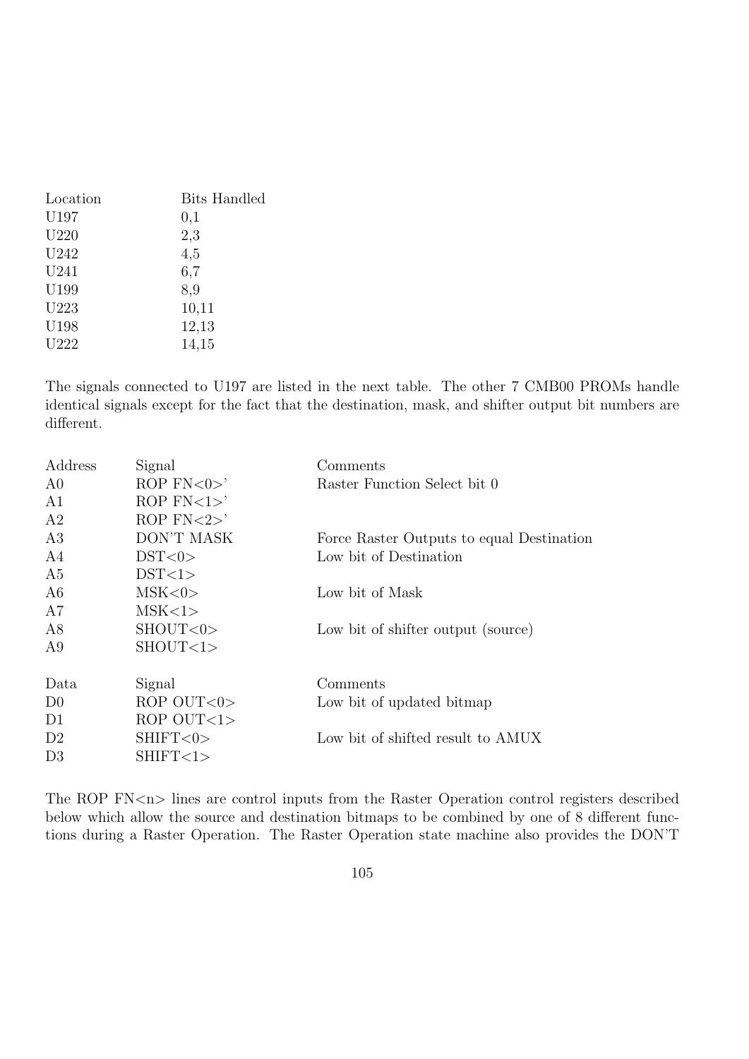| Location | Bits Handled |
|---|---|
| U197 | 0,1 |
| U220 | 2,3 |
| U242 | 4,5 |
| U241 | 6,7 |
| U199 | 8,9 |
| U223 | 10,11 |
| U198 | 12,13 |
| U222 | 14,15 |

The signals connected to U197 are listed in the next table. The other 7 CMB00 PROMs handle identical signals except for the fact that the destination, mask, and shifter output bit numbers are different.

| Address | Signal | Comments |
|---|---|---|
| A0 | ROP FN<0>' | Raster Function Select bit 0 |
| A1 | ROP FN<1>' | |
| A2 | ROP FN<2>' | |
| A3 | DON'T MASK | Force Raster Outputs to equal Destination |
| A4 | DST<0> | Low bit of Destination |
| A5 | DST<1> | |
| A6 | MSK<0> | Low bit of Mask |
| A7 | MSK<1> | |
| A8 | SHOUT<0> | Low bit of shifter output (source) |
| A9 | SHOUT<1> | |

| Data | Signal | Comments |
|---|---|---|
| D0 | ROP OUT<0> | Low bit of updated bitmap |
| D1 | ROP OUT<1> | |
| D2 | SHIFT<0> | Low bit of shifted result to AMUX |
| D3 | SHIFT<1> | |

The ROP FN<n> lines are control inputs from the Raster Operation control registers described below which allow the source and destination bitmaps to be combined by one of 8 different functions during a Raster Operation. The Raster Operation state machine also provides the DON'T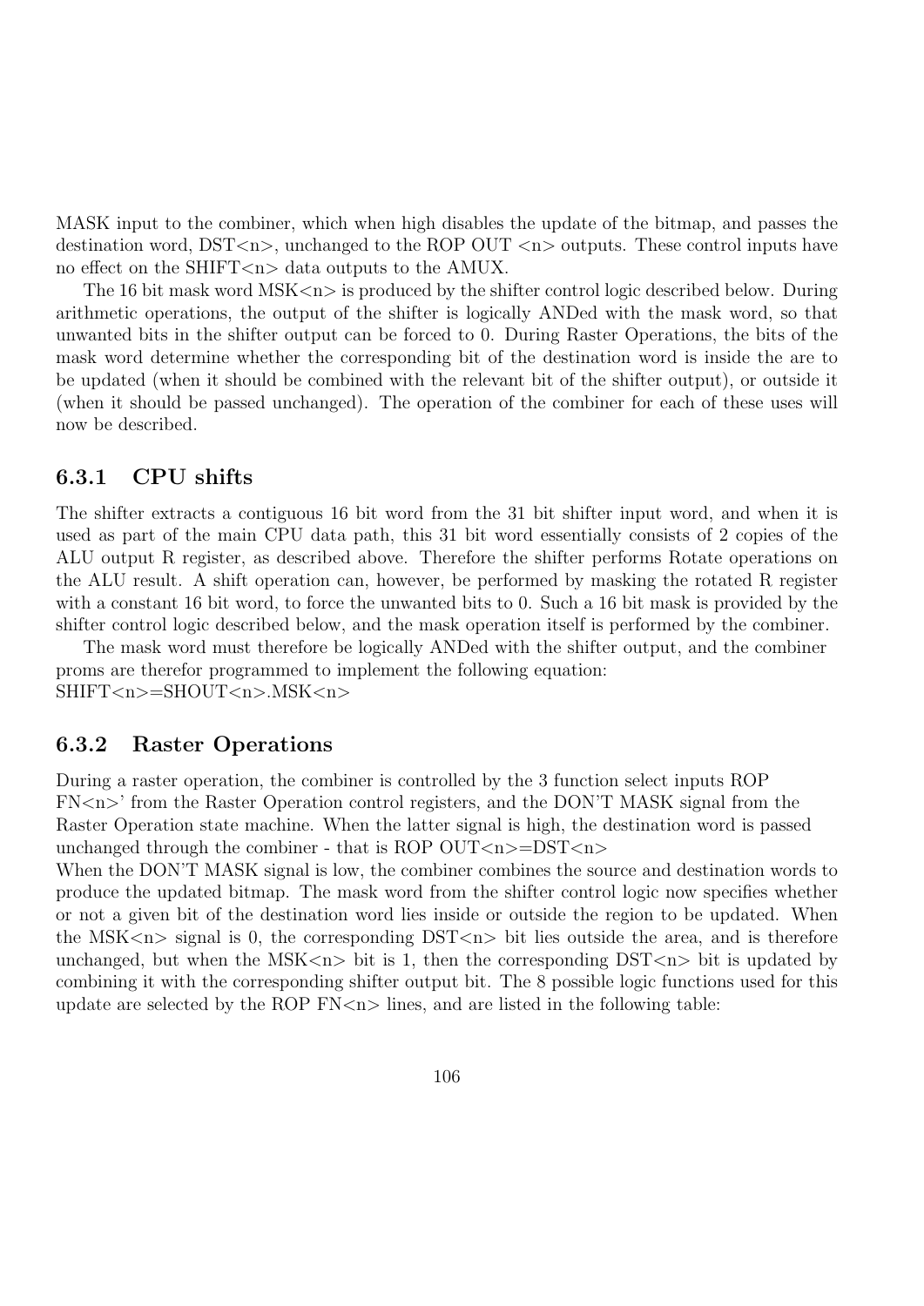MASK input to the combiner, which when high disables the update of the bitmap, and passes the destination word, DST<n>, unchanged to the ROP OUT <n> outputs. These control inputs have no effect on the SHIFT<n> data outputs to the AMUX.

The 16 bit mask word MSK<n> is produced by the shifter control logic described below. During arithmetic operations, the output of the shifter is logically ANDed with the mask word, so that unwanted bits in the shifter output can be forced to 0. During Raster Operations, the bits of the mask word determine whether the corresponding bit of the destination word is inside the are to be updated (when it should be combined with the relevant bit of the shifter output), or outside it (when it should be passed unchanged). The operation of the combiner for each of these uses will now be described.

### 6.3.1 CPU shifts

The shifter extracts a contiguous 16 bit word from the 31 bit shifter input word, and when it is used as part of the main CPU data path, this 31 bit word essentially consists of 2 copies of the ALU output R register, as described above. Therefore the shifter performs Rotate operations on the ALU result. A shift operation can, however, be performed by masking the rotated R register with a constant 16 bit word, to force the unwanted bits to 0. Such a 16 bit mask is provided by the shifter control logic described below, and the mask operation itself is performed by the combiner.

The mask word must therefore be logically ANDed with the shifter output, and the combiner proms are therefor programmed to implement the following equation:
SHIFT<n>=SHOUT<n>.MSK<n>

### 6.3.2 Raster Operations

During a raster operation, the combiner is controlled by the 3 function select inputs ROP FN<n>' from the Raster Operation control registers, and the DON'T MASK signal from the Raster Operation state machine. When the latter signal is high, the destination word is passed unchanged through the combiner - that is ROP OUT<n>=DST<n>
When the DON'T MASK signal is low, the combiner combines the source and destination words to produce the updated bitmap. The mask word from the shifter control logic now specifies whether or not a given bit of the destination word lies inside or outside the region to be updated. When the MSK<n> signal is 0, the corresponding DST<n> bit lies outside the area, and is therefore unchanged, but when the MSK<n> bit is 1, then the corresponding DST<n> bit is updated by combining it with the corresponding shifter output bit. The 8 possible logic functions used for this update are selected by the ROP FN<n> lines, and are listed in the following table: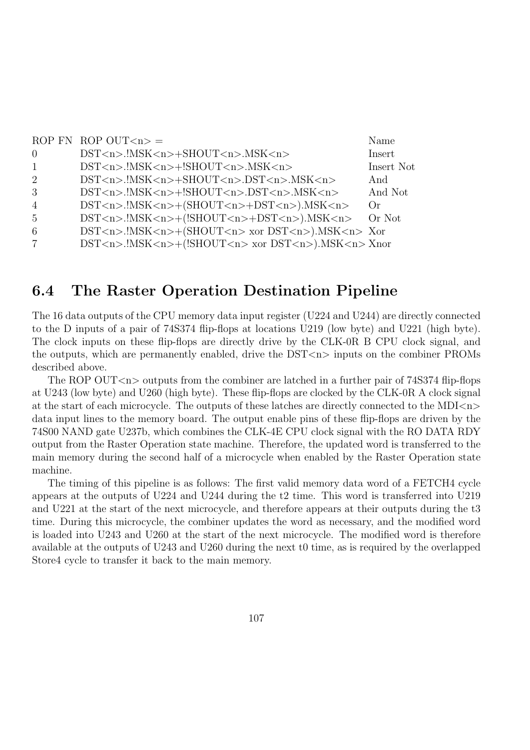| ROP FN | ROP OUT<n> = | Name |
|---|---|---|
| 0 | DST<n>.!MSK<n>+SHOUT<n>.MSK<n> | Insert |
| 1 | DST<n>.!MSK<n>+!SHOUT<n>.MSK<n> | Insert Not |
| 2 | DST<n>.!MSK<n>+SHOUT<n>.DST<n>.MSK<n> | And |
| 3 | DST<n>.!MSK<n>+!SHOUT<n>.DST<n>.MSK<n> | And Not |
| 4 | DST<n>.!MSK<n>+(SHOUT<n>+DST<n>).MSK<n> | Or |
| 5 | DST<n>.!MSK<n>+(!SHOUT<n>+DST<n>).MSK<n> | Or Not |
| 6 | DST<n>.!MSK<n>+(SHOUT<n> xor DST<n>).MSK<n> | Xor |
| 7 | DST<n>.!MSK<n>+(!SHOUT<n> xor DST<n>).MSK<n> | Xnor |

## 6.4 The Raster Operation Destination Pipeline

The 16 data outputs of the CPU memory data input register (U224 and U244) are directly connected to the D inputs of a pair of 74S374 flip-flops at locations U219 (low byte) and U221 (high byte). The clock inputs on these flip-flops are directly drive by the CLK-0R B CPU clock signal, and the outputs, which are permanently enabled, drive the DST<n> inputs on the combiner PROMs described above.

The ROP OUT<n> outputs from the combiner are latched in a further pair of 74S374 flip-flops at U243 (low byte) and U260 (high byte). These flip-flops are clocked by the CLK-0R A clock signal at the start of each microcycle. The outputs of these latches are directly connected to the MDI<n> data input lines to the memory board. The output enable pins of these flip-flops are driven by the 74S00 NAND gate U237b, which combines the CLK-4E CPU clock signal with the RO DATA RDY output from the Raster Operation state machine. Therefore, the updated word is transferred to the main memory during the second half of a microcycle when enabled by the Raster Operation state machine.

The timing of this pipeline is as follows: The first valid memory data word of a FETCH4 cycle appears at the outputs of U224 and U244 during the t2 time. This word is transferred into U219 and U221 at the start of the next microcycle, and therefore appears at their outputs during the t3 time. During this microcycle, the combiner updates the word as necessary, and the modified word is loaded into U243 and U260 at the start of the next microcycle. The modified word is therefore available at the outputs of U243 and U260 during the next t0 time, as is required by the overlapped Store4 cycle to transfer it back to the main memory.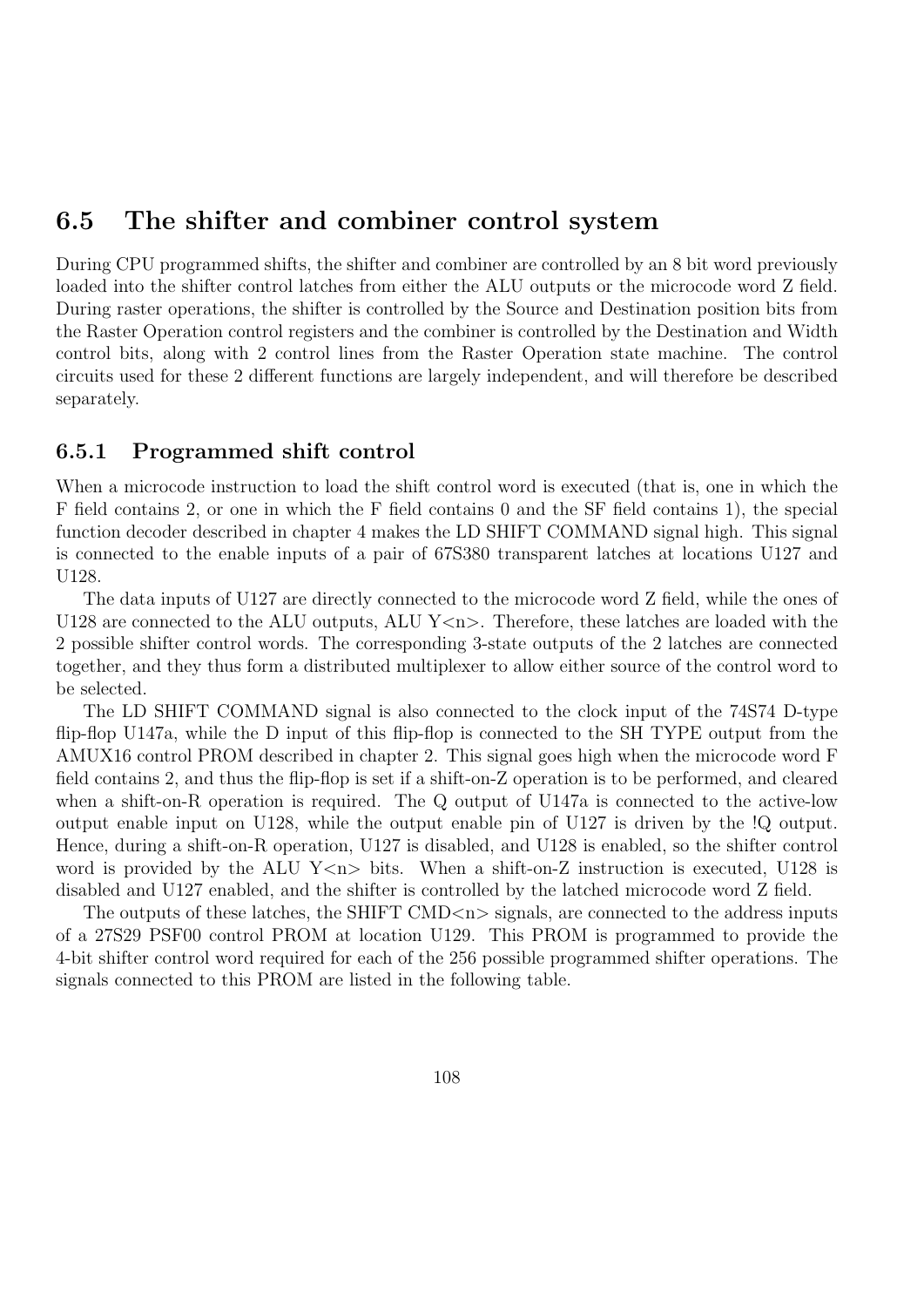## 6.5 The shifter and combiner control system

During CPU programmed shifts, the shifter and combiner are controlled by an 8 bit word previously loaded into the shifter control latches from either the ALU outputs or the microcode word Z field. During raster operations, the shifter is controlled by the Source and Destination position bits from the Raster Operation control registers and the combiner is controlled by the Destination and Width control bits, along with 2 control lines from the Raster Operation state machine. The control circuits used for these 2 different functions are largely independent, and will therefore be described separately.

### 6.5.1 Programmed shift control

When a microcode instruction to load the shift control word is executed (that is, one in which the F field contains 2, or one in which the F field contains 0 and the SF field contains 1), the special function decoder described in chapter 4 makes the LD SHIFT COMMAND signal high. This signal is connected to the enable inputs of a pair of 67S380 transparent latches at locations U127 and U128.

The data inputs of U127 are directly connected to the microcode word Z field, while the ones of U128 are connected to the ALU outputs, ALU Y<n>. Therefore, these latches are loaded with the 2 possible shifter control words. The corresponding 3-state outputs of the 2 latches are connected together, and they thus form a distributed multiplexer to allow either source of the control word to be selected.

The LD SHIFT COMMAND signal is also connected to the clock input of the 74S74 D-type flip-flop U147a, while the D input of this flip-flop is connected to the SH TYPE output from the AMUX16 control PROM described in chapter 2. This signal goes high when the microcode word F field contains 2, and thus the flip-flop is set if a shift-on-Z operation is to be performed, and cleared when a shift-on-R operation is required. The Q output of U147a is connected to the active-low output enable input on U128, while the output enable pin of U127 is driven by the !Q output. Hence, during a shift-on-R operation, U127 is disabled, and U128 is enabled, so the shifter control word is provided by the ALU Y<n> bits. When a shift-on-Z instruction is executed, U128 is disabled and U127 enabled, and the shifter is controlled by the latched microcode word Z field.

The outputs of these latches, the SHIFT CMD<n> signals, are connected to the address inputs of a 27S29 PSF00 control PROM at location U129. This PROM is programmed to provide the 4-bit shifter control word required for each of the 256 possible programmed shifter operations. The signals connected to this PROM are listed in the following table.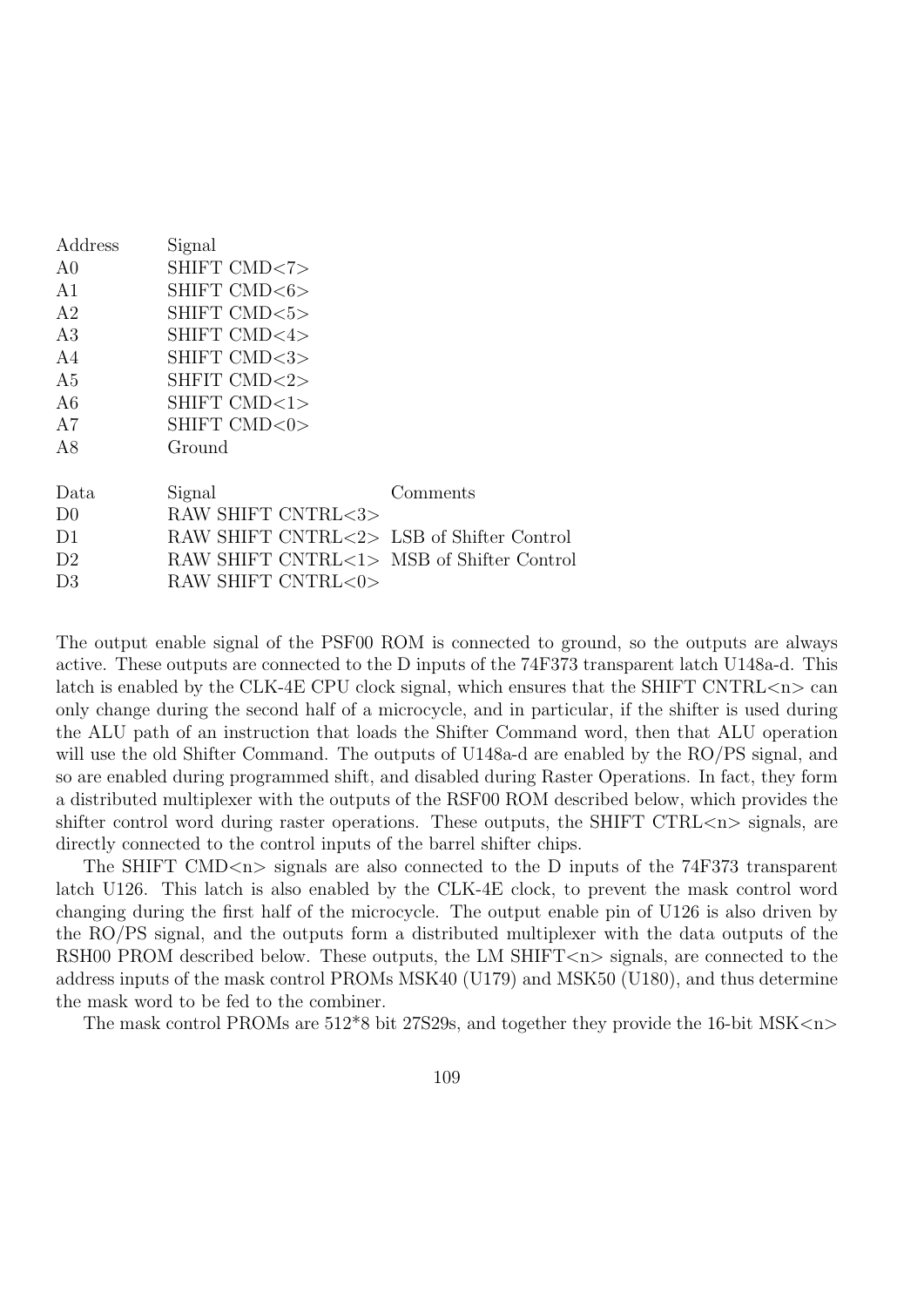| Address | Signal |
|---|---|
| A0 | SHIFT CMD<7> |
| A1 | SHIFT CMD<6> |
| A2 | SHIFT CMD<5> |
| A3 | SHIFT CMD<4> |
| A4 | SHIFT CMD<3> |
| A5 | SHFIT CMD<2> |
| A6 | SHIFT CMD<1> |
| A7 | SHIFT CMD<0> |
| A8 | Ground |

| Data | Signal | Comments |
|---|---|---|
| D0 | RAW SHIFT CNTRL<3> | |
| D1 | RAW SHIFT CNTRL<2> | LSB of Shifter Control |
| D2 | RAW SHIFT CNTRL<1> | MSB of Shifter Control |
| D3 | RAW SHIFT CNTRL<0> | |

The output enable signal of the PSF00 ROM is connected to ground, so the outputs are always active. These outputs are connected to the D inputs of the 74F373 transparent latch U148a-d. This latch is enabled by the CLK-4E CPU clock signal, which ensures that the SHIFT CNTRL<n> can only change during the second half of a microcycle, and in particular, if the shifter is used during the ALU path of an instruction that loads the Shifter Command word, then that ALU operation will use the old Shifter Command. The outputs of U148a-d are enabled by the RO/PS signal, and so are enabled during programmed shift, and disabled during Raster Operations. In fact, they form a distributed multiplexer with the outputs of the RSF00 ROM described below, which provides the shifter control word during raster operations. These outputs, the SHIFT CTRL<n> signals, are directly connected to the control inputs of the barrel shifter chips.

The SHIFT CMD<n> signals are also connected to the D inputs of the 74F373 transparent latch U126. This latch is also enabled by the CLK-4E clock, to prevent the mask control word changing during the first half of the microcycle. The output enable pin of U126 is also driven by the RO/PS signal, and the outputs form a distributed multiplexer with the data outputs of the RSH00 PROM described below. These outputs, the LM SHIFT<n> signals, are connected to the address inputs of the mask control PROMs MSK40 (U179) and MSK50 (U180), and thus determine the mask word to be fed to the combiner.

The mask control PROMs are 512*8 bit 27S29s, and together they provide the 16-bit MSK<n>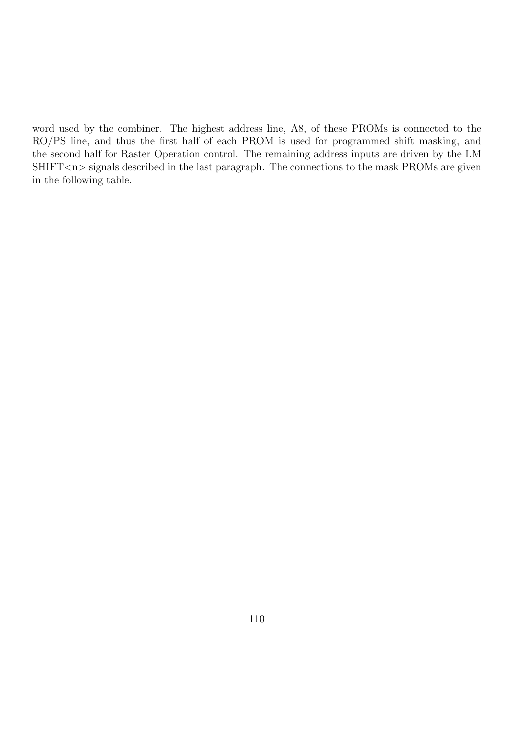word used by the combiner. The highest address line, A8, of these PROMs is connected to the RO/PS line, and thus the first half of each PROM is used for programmed shift masking, and the second half for Raster Operation control. The remaining address inputs are driven by the LM SHIFT<n> signals described in the last paragraph. The connections to the mask PROMs are given in the following table.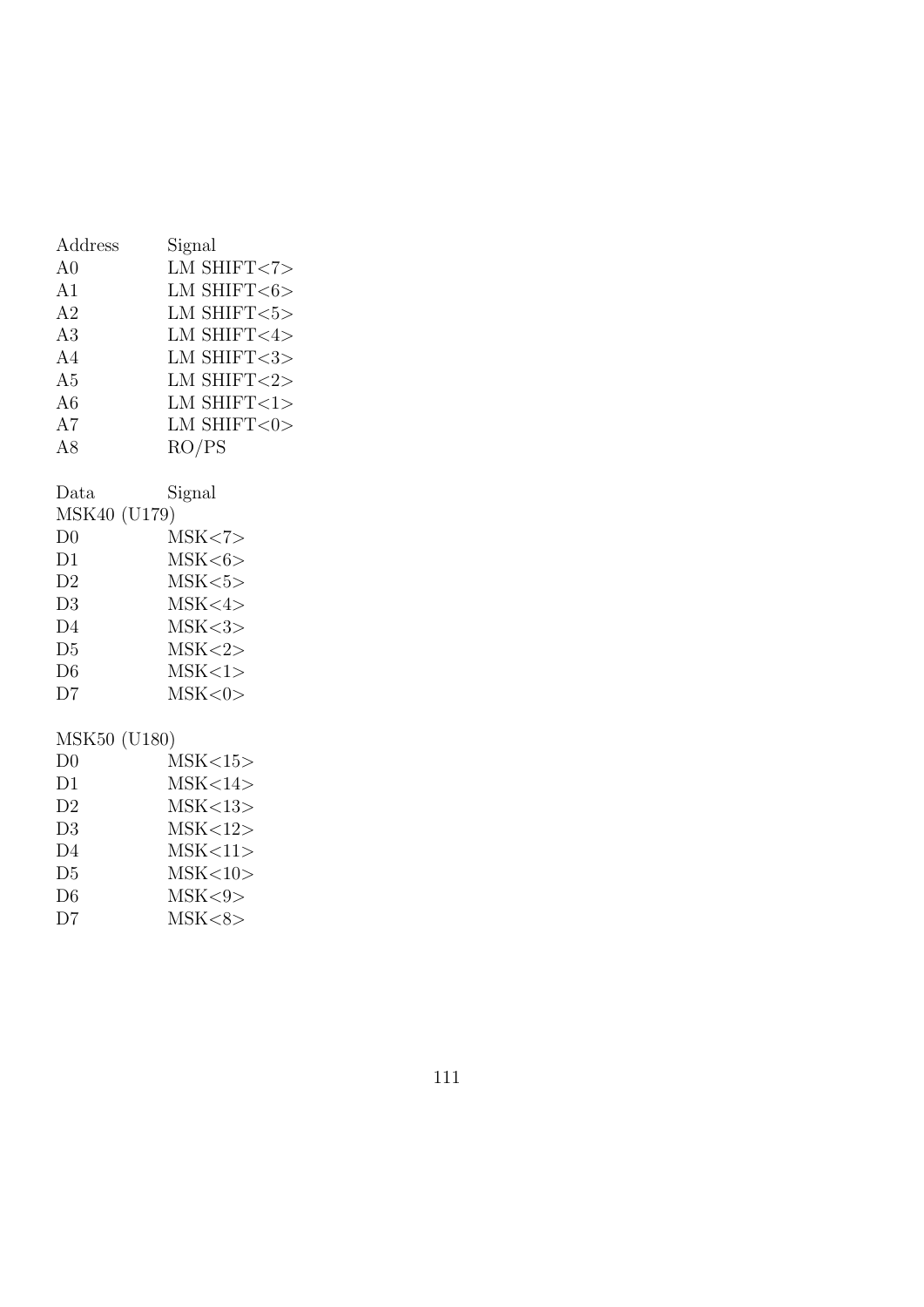| Address | Signal |
|---|---|
| A0 | LM SHIFT<7> |
| A1 | LM SHIFT<6> |
| A2 | LM SHIFT<5> |
| A3 | LM SHIFT<4> |
| A4 | LM SHIFT<3> |
| A5 | LM SHIFT<2> |
| A6 | LM SHIFT<1> |
| A7 | LM SHIFT<0> |
| A8 | RO/PS |

| Data | Signal |
|---|---|
| MSK40 (U179) | |
| D0 | MSK<7> |
| D1 | MSK<6> |
| D2 | MSK<5> |
| D3 | MSK<4> |
| D4 | MSK<3> |
| D5 | MSK<2> |
| D6 | MSK<1> |
| D7 | MSK<0> |

| | |
|---|---|
| MSK50 (U180) | |
| D0 | MSK<15> |
| D1 | MSK<14> |
| D2 | MSK<13> |
| D3 | MSK<12> |
| D4 | MSK<11> |
| D5 | MSK<10> |
| D6 | MSK<9> |
| D7 | MSK<8> |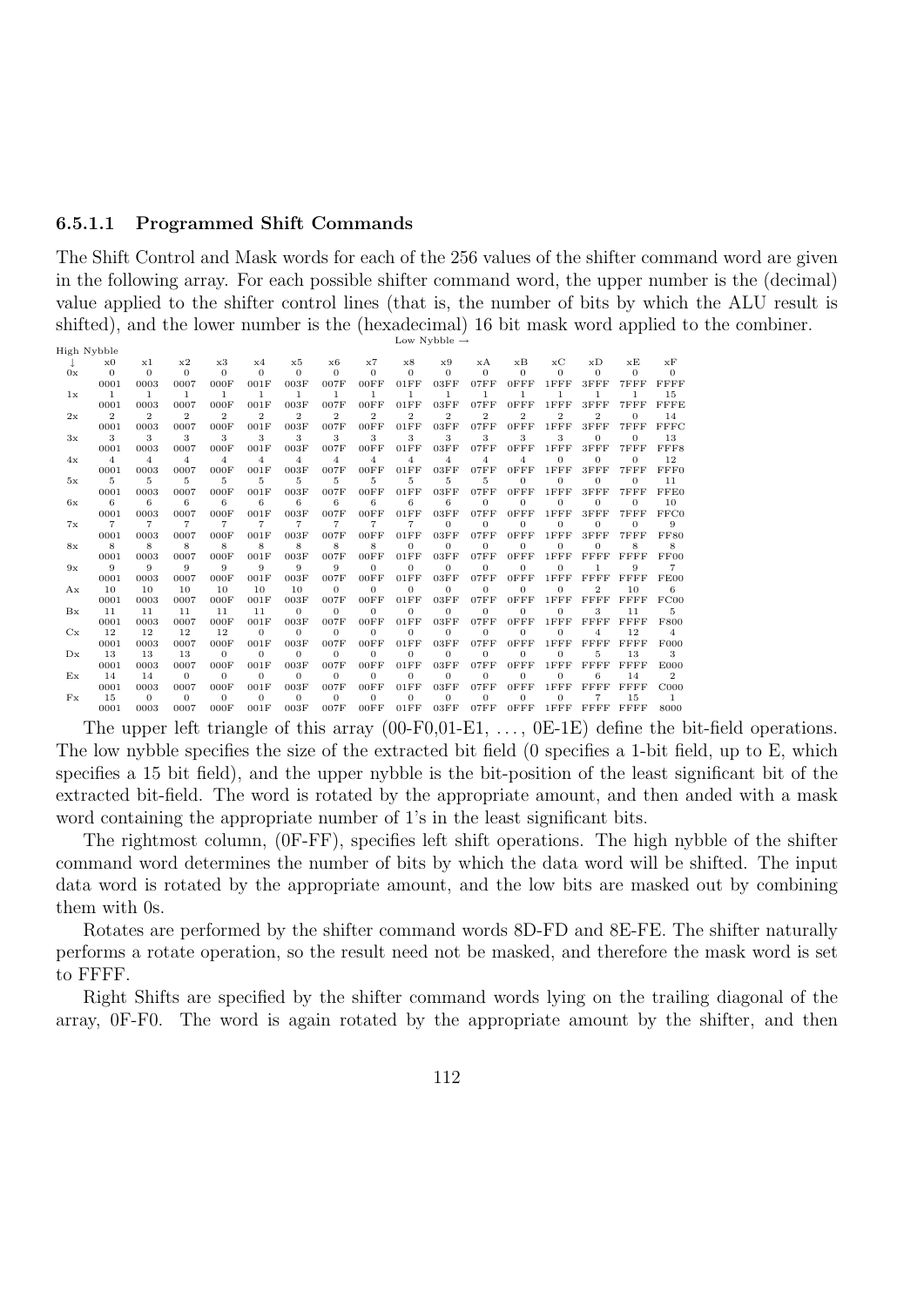#### 6.5.1.1 Programmed Shift Commands

The Shift Control and Mask words for each of the 256 values of the shifter command word are given in the following array. For each possible shifter command word, the upper number is the (decimal) value applied to the shifter control lines (that is, the number of bits by which the ALU result is shifted), and the lower number is the (hexadecimal) 16 bit mask word applied to the combiner.

| High Nybble ↓ / Low Nybble → | x0 | x1 | x2 | x3 | x4 | x5 | x6 | x7 | x8 | x9 | xA | xB | xC | xD | xE | xF |
|---|---|---|---|---|---|---|---|---|---|---|---|---|---|---|---|---|
| 0x | 0<br>0001 | 0<br>0003 | 0<br>0007 | 0<br>000F | 0<br>001F | 0<br>003F | 0<br>007F | 0<br>00FF | 0<br>01FF | 0<br>03FF | 0<br>07FF | 0<br>0FFF | 0<br>1FFF | 0<br>3FFF | 0<br>7FFF | 0<br>FFFF |
| 1x | 1<br>0001 | 1<br>0003 | 1<br>0007 | 1<br>000F | 1<br>001F | 1<br>003F | 1<br>007F | 1<br>00FF | 1<br>01FF | 1<br>03FF | 1<br>07FF | 1<br>0FFF | 1<br>1FFF | 1<br>3FFF | 1<br>7FFF | 15<br>FFFE |
| 2x | 2<br>0001 | 2<br>0003 | 2<br>0007 | 2<br>000F | 2<br>001F | 2<br>003F | 2<br>007F | 2<br>00FF | 2<br>01FF | 2<br>03FF | 2<br>07FF | 2<br>0FFF | 2<br>1FFF | 2<br>3FFF | 0<br>7FFF | 14<br>FFFC |
| 3x | 3<br>0001 | 3<br>0003 | 3<br>0007 | 3<br>000F | 3<br>001F | 3<br>003F | 3<br>007F | 3<br>00FF | 3<br>01FF | 3<br>03FF | 3<br>07FF | 3<br>0FFF | 3<br>1FFF | 0<br>3FFF | 0<br>7FFF | 13<br>FFF8 |
| 4x | 4<br>0001 | 4<br>0003 | 4<br>0007 | 4<br>000F | 4<br>001F | 4<br>003F | 4<br>007F | 4<br>00FF | 4<br>01FF | 4<br>03FF | 4<br>07FF | 4<br>0FFF | 0<br>1FFF | 0<br>3FFF | 0<br>7FFF | 12<br>FFF0 |
| 5x | 5<br>0001 | 5<br>0003 | 5<br>0007 | 5<br>000F | 5<br>001F | 5<br>003F | 5<br>007F | 5<br>00FF | 5<br>01FF | 5<br>03FF | 5<br>07FF | 0<br>0FFF | 0<br>1FFF | 0<br>3FFF | 0<br>7FFF | 11<br>FFE0 |
| 6x | 6<br>0001 | 6<br>0003 | 6<br>0007 | 6<br>000F | 6<br>001F | 6<br>003F | 6<br>007F | 6<br>00FF | 6<br>01FF | 6<br>03FF | 0<br>07FF | 0<br>0FFF | 0<br>1FFF | 0<br>3FFF | 0<br>7FFF | 10<br>FFC0 |
| 7x | 7<br>0001 | 7<br>0003 | 7<br>0007 | 7<br>000F | 7<br>001F | 7<br>003F | 7<br>007F | 7<br>00FF | 7<br>01FF | 0<br>03FF | 0<br>07FF | 0<br>0FFF | 0<br>1FFF | 0<br>3FFF | 0<br>7FFF | 9<br>FF80 |
| 8x | 8<br>0001 | 8<br>0003 | 8<br>0007 | 8<br>000F | 8<br>001F | 8<br>003F | 8<br>007F | 8<br>00FF | 0<br>01FF | 0<br>03FF | 0<br>07FF | 0<br>0FFF | 0<br>1FFF | 0<br>FFFF | 8<br>FFFF | 8<br>FF00 |
| 9x | 9<br>0001 | 9<br>0003 | 9<br>0007 | 9<br>000F | 9<br>001F | 9<br>003F | 9<br>007F | 0<br>00FF | 0<br>01FF | 0<br>03FF | 0<br>07FF | 0<br>0FFF | 0<br>1FFF | 1<br>FFFF | 9<br>FFFF | 7<br>FE00 |
| Ax | 10<br>0001 | 10<br>0003 | 10<br>0007 | 10<br>000F | 10<br>001F | 10<br>003F | 0<br>007F | 0<br>00FF | 0<br>01FF | 0<br>03FF | 0<br>07FF | 0<br>0FFF | 0<br>1FFF | 2<br>FFFF | 10<br>FFFF | 6<br>FC00 |
| Bx | 11<br>0001 | 11<br>0003 | 11<br>0007 | 11<br>000F | 11<br>001F | 0<br>003F | 0<br>007F | 0<br>00FF | 0<br>01FF | 0<br>03FF | 0<br>07FF | 0<br>0FFF | 0<br>1FFF | 3<br>FFFF | 11<br>FFFF | 5<br>F800 |
| Cx | 12<br>0001 | 12<br>0003 | 12<br>0007 | 12<br>000F | 0<br>001F | 0<br>003F | 0<br>007F | 0<br>00FF | 0<br>01FF | 0<br>03FF | 0<br>07FF | 0<br>0FFF | 0<br>1FFF | 4<br>FFFF | 12<br>FFFF | 4<br>F000 |
| Dx | 13<br>0001 | 13<br>0003 | 13<br>0007 | 0<br>000F | 0<br>001F | 0<br>003F | 0<br>007F | 0<br>00FF | 0<br>01FF | 0<br>03FF | 0<br>07FF | 0<br>0FFF | 0<br>1FFF | 5<br>FFFF | 13<br>FFFF | 3<br>E000 |
| Ex | 14<br>0001 | 14<br>0003 | 0<br>0007 | 0<br>000F | 0<br>001F | 0<br>003F | 0<br>007F | 0<br>00FF | 0<br>01FF | 0<br>03FF | 0<br>07FF | 0<br>0FFF | 0<br>1FFF | 6<br>FFFF | 14<br>FFFF | 2<br>C000 |
| Fx | 15<br>0001 | 0<br>0003 | 0<br>0007 | 0<br>000F | 0<br>001F | 0<br>003F | 0<br>007F | 0<br>00FF | 0<br>01FF | 0<br>03FF | 0<br>07FF | 0<br>0FFF | 0<br>1FFF | 7<br>FFFF | 15<br>FFFF | 1<br>8000 |

The upper left triangle of this array (00-F0,01-E1, ..., 0E-1E) define the bit-field operations. The low nybble specifies the size of the extracted bit field (0 specifies a 1-bit field, up to E, which specifies a 15 bit field), and the upper nybble is the bit-position of the least significant bit of the extracted bit-field. The word is rotated by the appropriate amount, and then anded with a mask word containing the appropriate number of 1's in the least significant bits.

The rightmost column, (0F-FF), specifies left shift operations. The high nybble of the shifter command word determines the number of bits by which the data word will be shifted. The input data word is rotated by the appropriate amount, and the low bits are masked out by combining them with 0s.

Rotates are performed by the shifter command words 8D-FD and 8E-FE. The shifter naturally performs a rotate operation, so the result need not be masked, and therefore the mask word is set to FFFF.

Right Shifts are specified by the shifter command words lying on the trailing diagonal of the array, 0F-F0. The word is again rotated by the appropriate amount by the shifter, and then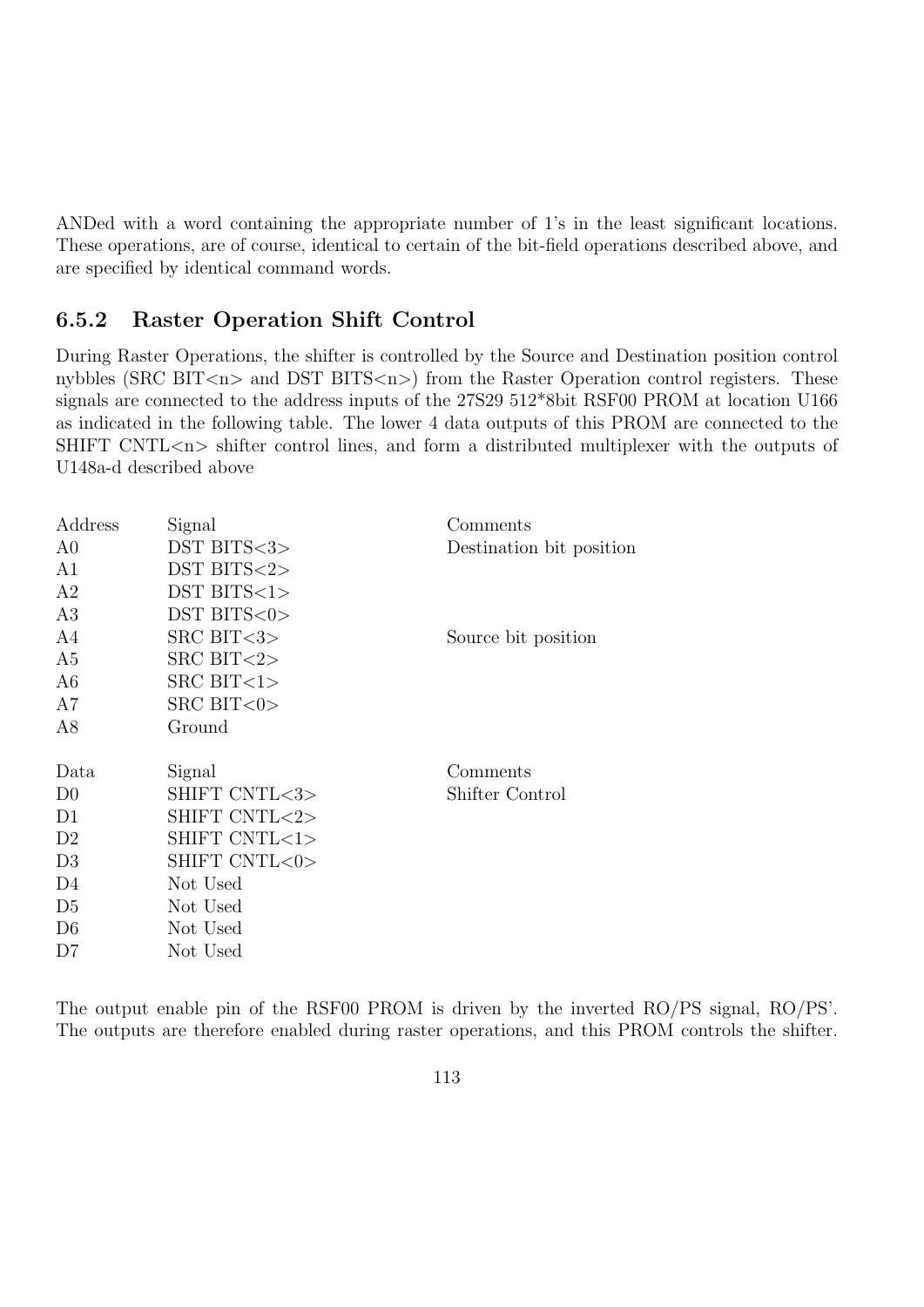ANDed with a word containing the appropriate number of 1's in the least significant locations. These operations, are of course, identical to certain of the bit-field operations described above, and are specified by identical command words.

### 6.5.2 Raster Operation Shift Control

During Raster Operations, the shifter is controlled by the Source and Destination position control nybbles (SRC BIT<n> and DST BITS<n>) from the Raster Operation control registers. These signals are connected to the address inputs of the 27S29 512*8bit RSF00 PROM at location U166 as indicated in the following table. The lower 4 data outputs of this PROM are connected to the SHIFT CNTL<n> shifter control lines, and form a distributed multiplexer with the outputs of U148a-d described above

| Address | Signal | Comments |
|---|---|---|
| A0 | DST BITS<3> | Destination bit position |
| A1 | DST BITS<2> | |
| A2 | DST BITS<1> | |
| A3 | DST BITS<0> | |
| A4 | SRC BIT<3> | Source bit position |
| A5 | SRC BIT<2> | |
| A6 | SRC BIT<1> | |
| A7 | SRC BIT<0> | |
| A8 | Ground | |

| Data | Signal | Comments |
|---|---|---|
| D0 | SHIFT CNTL<3> | Shifter Control |
| D1 | SHIFT CNTL<2> | |
| D2 | SHIFT CNTL<1> | |
| D3 | SHIFT CNTL<0> | |
| D4 | Not Used | |
| D5 | Not Used | |
| D6 | Not Used | |
| D7 | Not Used | |

The output enable pin of the RSF00 PROM is driven by the inverted RO/PS signal, RO/PS'. The outputs are therefore enabled during raster operations, and this PROM controls the shifter.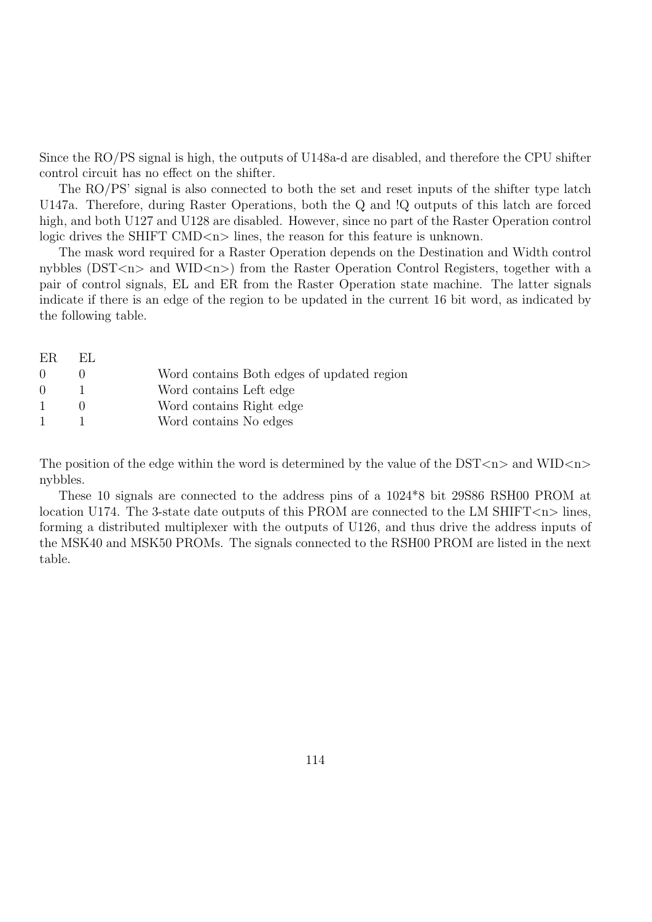Since the RO/PS signal is high, the outputs of U148a-d are disabled, and therefore the CPU shifter control circuit has no effect on the shifter.

The RO/PS' signal is also connected to both the set and reset inputs of the shifter type latch U147a. Therefore, during Raster Operations, both the Q and !Q outputs of this latch are forced high, and both U127 and U128 are disabled. However, since no part of the Raster Operation control logic drives the SHIFT CMD<n> lines, the reason for this feature is unknown.

The mask word required for a Raster Operation depends on the Destination and Width control nybbles (DST<n> and WID<n>) from the Raster Operation Control Registers, together with a pair of control signals, EL and ER from the Raster Operation state machine. The latter signals indicate if there is an edge of the region to be updated in the current 16 bit word, as indicated by the following table.

| ER | EL | |
|---|---|---|
| 0 | 0 | Word contains Both edges of updated region |
| 0 | 1 | Word contains Left edge |
| 1 | 0 | Word contains Right edge |
| 1 | 1 | Word contains No edges |

The position of the edge within the word is determined by the value of the DST<n> and WID<n> nybbles.

These 10 signals are connected to the address pins of a 1024*8 bit 29S86 RSH00 PROM at location U174. The 3-state date outputs of this PROM are connected to the LM SHIFT<n> lines, forming a distributed multiplexer with the outputs of U126, and thus drive the address inputs of the MSK40 and MSK50 PROMs. The signals connected to the RSH00 PROM are listed in the next table.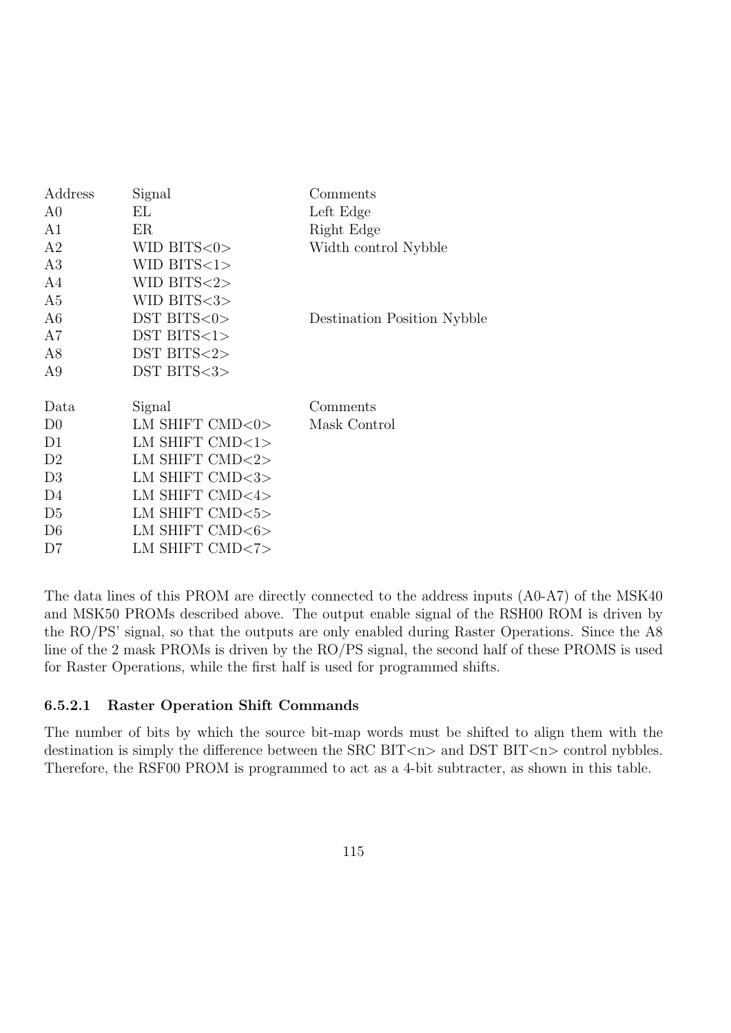| Address | Signal | Comments |
| --- | --- | --- |
| A0 | EL | Left Edge |
| A1 | ER | Right Edge |
| A2 | WID BITS<0> | Width control Nybble |
| A3 | WID BITS<1> | |
| A4 | WID BITS<2> | |
| A5 | WID BITS<3> | |
| A6 | DST BITS<0> | Destination Position Nybble |
| A7 | DST BITS<1> | |
| A8 | DST BITS<2> | |
| A9 | DST BITS<3> | |

| Data | Signal | Comments |
| --- | --- | --- |
| D0 | LM SHIFT CMD<0> | Mask Control |
| D1 | LM SHIFT CMD<1> | |
| D2 | LM SHIFT CMD<2> | |
| D3 | LM SHIFT CMD<3> | |
| D4 | LM SHIFT CMD<4> | |
| D5 | LM SHIFT CMD<5> | |
| D6 | LM SHIFT CMD<6> | |
| D7 | LM SHIFT CMD<7> | |

The data lines of this PROM are directly connected to the address inputs (A0-A7) of the MSK40 and MSK50 PROMs described above. The output enable signal of the RSH00 ROM is driven by the RO/PS' signal, so that the outputs are only enabled during Raster Operations. Since the A8 line of the 2 mask PROMs is driven by the RO/PS signal, the second half of these PROMS is used for Raster Operations, while the first half is used for programmed shifts.

#### 6.5.2.1 Raster Operation Shift Commands

The number of bits by which the source bit-map words must be shifted to align them with the destination is simply the difference between the SRC BIT<n> and DST BIT<n> control nybbles. Therefore, the RSF00 PROM is programmed to act as a 4-bit subtracter, as shown in this table.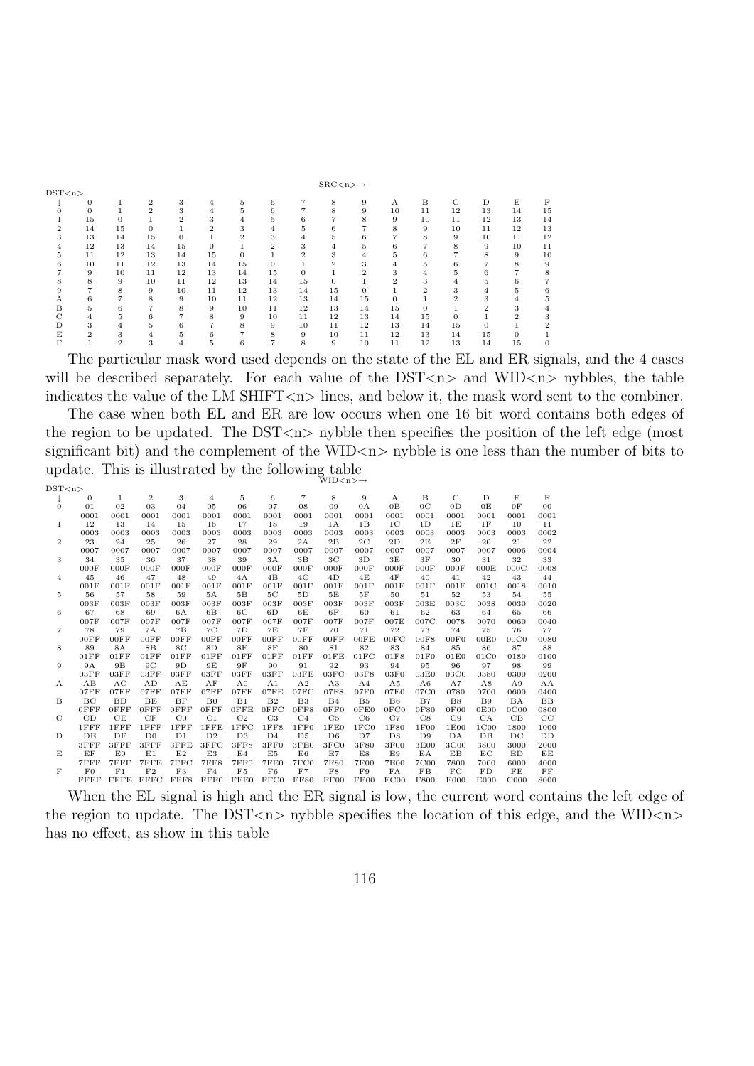SRC<n>→

| DST<n> ↓ | 0 | 1 | 2 | 3 | 4 | 5 | 6 | 7 | 8 | 9 | A | B | C | D | E | F |
|---|---|---|---|---|---|---|---|---|---|---|---|---|---|---|---|---|
| 0 | 0 | 1 | 2 | 3 | 4 | 5 | 6 | 7 | 8 | 9 | 10 | 11 | 12 | 13 | 14 | 15 |
| 1 | 15 | 0 | 1 | 2 | 3 | 4 | 5 | 6 | 7 | 8 | 9 | 10 | 11 | 12 | 13 | 14 |
| 2 | 14 | 15 | 0 | 1 | 2 | 3 | 4 | 5 | 6 | 7 | 8 | 9 | 10 | 11 | 12 | 13 |
| 3 | 13 | 14 | 15 | 0 | 1 | 2 | 3 | 4 | 5 | 6 | 7 | 8 | 9 | 10 | 11 | 12 |
| 4 | 12 | 13 | 14 | 15 | 0 | 1 | 2 | 3 | 4 | 5 | 6 | 7 | 8 | 9 | 10 | 11 |
| 5 | 11 | 12 | 13 | 14 | 15 | 0 | 1 | 2 | 3 | 4 | 5 | 6 | 7 | 8 | 9 | 10 |
| 6 | 10 | 11 | 12 | 13 | 14 | 15 | 0 | 1 | 2 | 3 | 4 | 5 | 6 | 7 | 8 | 9 |
| 7 | 9 | 10 | 11 | 12 | 13 | 14 | 15 | 0 | 1 | 2 | 3 | 4 | 5 | 6 | 7 | 8 |
| 8 | 8 | 9 | 10 | 11 | 12 | 13 | 14 | 15 | 0 | 1 | 2 | 3 | 4 | 5 | 6 | 7 |
| 9 | 7 | 8 | 9 | 10 | 11 | 12 | 13 | 14 | 15 | 0 | 1 | 2 | 3 | 4 | 5 | 6 |
| A | 6 | 7 | 8 | 9 | 10 | 11 | 12 | 13 | 14 | 15 | 0 | 1 | 2 | 3 | 4 | 5 |
| B | 5 | 6 | 7 | 8 | 9 | 10 | 11 | 12 | 13 | 14 | 15 | 0 | 1 | 2 | 3 | 4 |
| C | 4 | 5 | 6 | 7 | 8 | 9 | 10 | 11 | 12 | 13 | 14 | 15 | 0 | 1 | 2 | 3 |
| D | 3 | 4 | 5 | 6 | 7 | 8 | 9 | 10 | 11 | 12 | 13 | 14 | 15 | 0 | 1 | 2 |
| E | 2 | 3 | 4 | 5 | 6 | 7 | 8 | 9 | 10 | 11 | 12 | 13 | 14 | 15 | 0 | 1 |
| F | 1 | 2 | 3 | 4 | 5 | 6 | 7 | 8 | 9 | 10 | 11 | 12 | 13 | 14 | 15 | 0 |

The particular mask word used depends on the state of the EL and ER signals, and the 4 cases will be described separately. For each value of the DST<n> and WID<n> nybbles, the table indicates the value of the LM SHIFT<n> lines, and below it, the mask word sent to the combiner.

The case when both EL and ER are low occurs when one 16 bit word contains both edges of the region to be updated. The DST<n> nybble then specifies the position of the left edge (most significant bit) and the complement of the WID<n> nybble is one less than the number of bits to update. This is illustrated by the following table

WID<n>→

| DST<n> ↓ | 0 | 1 | 2 | 3 | 4 | 5 | 6 | 7 | 8 | 9 | A | B | C | D | E | F |
|---|---|---|---|---|---|---|---|---|---|---|---|---|---|---|---|---|
| 0 | 01 | 02 | 03 | 04 | 05 | 06 | 07 | 08 | 09 | 0A | 0B | 0C | 0D | 0E | 0F | 00 |
| | 0001 | 0001 | 0001 | 0001 | 0001 | 0001 | 0001 | 0001 | 0001 | 0001 | 0001 | 0001 | 0001 | 0001 | 0001 | 0001 |
| 1 | 12 | 13 | 14 | 15 | 16 | 17 | 18 | 19 | 1A | 1B | 1C | 1D | 1E | 1F | 10 | 11 |
| | 0003 | 0003 | 0003 | 0003 | 0003 | 0003 | 0003 | 0003 | 0003 | 0003 | 0003 | 0003 | 0003 | 0003 | 0003 | 0002 |
| 2 | 23 | 24 | 25 | 26 | 27 | 28 | 29 | 2A | 2B | 2C | 2D | 2E | 2F | 20 | 21 | 22 |
| | 0007 | 0007 | 0007 | 0007 | 0007 | 0007 | 0007 | 0007 | 0007 | 0007 | 0007 | 0007 | 0007 | 0007 | 0006 | 0004 |
| 3 | 34 | 35 | 36 | 37 | 38 | 39 | 3A | 3B | 3C | 3D | 3E | 3F | 30 | 31 | 32 | 33 |
| | 000F | 000F | 000F | 000F | 000F | 000F | 000F | 000F | 000F | 000F | 000F | 000F | 000F | 000E | 000C | 0008 |
| 4 | 45 | 46 | 47 | 48 | 49 | 4A | 4B | 4C | 4D | 4E | 4F | 40 | 41 | 42 | 43 | 44 |
| | 001F | 001F | 001F | 001F | 001F | 001F | 001F | 001F | 001F | 001F | 001F | 001F | 001E | 001C | 0018 | 0010 |
| 5 | 56 | 57 | 58 | 59 | 5A | 5B | 5C | 5D | 5E | 5F | 50 | 51 | 52 | 53 | 54 | 55 |
| | 003F | 003F | 003F | 003F | 003F | 003F | 003F | 003F | 003F | 003F | 003F | 003E | 003C | 0038 | 0030 | 0020 |
| 6 | 67 | 68 | 69 | 6A | 6B | 6C | 6D | 6E | 6F | 60 | 61 | 62 | 63 | 64 | 65 | 66 |
| | 007F | 007F | 007F | 007F | 007F | 007F | 007F | 007F | 007F | 007F | 007E | 007C | 0078 | 0070 | 0060 | 0040 |
| 7 | 78 | 79 | 7A | 7B | 7C | 7D | 7E | 7F | 70 | 71 | 72 | 73 | 74 | 75 | 76 | 77 |
| | 00FF | 00FF | 00FF | 00FF | 00FF | 00FF | 00FF | 00FF | 00FF | 00FE | 00FC | 00F8 | 00F0 | 00E0 | 00C0 | 0080 |
| 8 | 89 | 8A | 8B | 8C | 8D | 8E | 8F | 80 | 81 | 82 | 83 | 84 | 85 | 86 | 87 | 88 |
| | 01FF | 01FF | 01FF | 01FF | 01FF | 01FF | 01FF | 01FF | 01FE | 01FC | 01F8 | 01F0 | 01E0 | 01C0 | 0180 | 0100 |
| 9 | 9A | 9B | 9C | 9D | 9E | 9F | 90 | 91 | 92 | 93 | 94 | 95 | 96 | 97 | 98 | 99 |
| | 03FF | 03FF | 03FF | 03FF | 03FF | 03FF | 03FF | 03FE | 03FC | 03F8 | 03F0 | 03E0 | 03C0 | 0380 | 0300 | 0200 |
| A | AB | AC | AD | AE | AF | A0 | A1 | A2 | A3 | A4 | A5 | A6 | A7 | A8 | A9 | AA |
| | 07FF | 07FF | 07FF | 07FF | 07FF | 07FF | 07FE | 07FC | 07F8 | 07F0 | 07E0 | 07C0 | 0780 | 0700 | 0600 | 0400 |
| B | BC | BD | BE | BF | B0 | B1 | B2 | B3 | B4 | B5 | B6 | B7 | B8 | B9 | BA | BB |
| | 0FFF | 0FFF | 0FFF | 0FFF | 0FFF | 0FFE | 0FFC | 0FF8 | 0FF0 | 0FE0 | 0FC0 | 0F80 | 0F00 | 0E00 | 0C00 | 0800 |
| C | CD | CE | CF | C0 | C1 | C2 | C3 | C4 | C5 | C6 | C7 | C8 | C9 | CA | CB | CC |
| | 1FFF | 1FFF | 1FFF | 1FFF | 1FFE | 1FFC | 1FF8 | 1FF0 | 1FE0 | 1FC0 | 1F80 | 1F00 | 1E00 | 1C00 | 1800 | 1000 |
| D | DE | DF | D0 | D1 | D2 | D3 | D4 | D5 | D6 | D7 | D8 | D9 | DA | DB | DC | DD |
| | 3FFF | 3FFF | 3FFF | 3FFE | 3FFC | 3FF8 | 3FF0 | 3FE0 | 3FC0 | 3F80 | 3F00 | 3E00 | 3C00 | 3800 | 3000 | 2000 |
| E | EF | E0 | E1 | E2 | E3 | E4 | E5 | E6 | E7 | E8 | E9 | EA | EB | EC | ED | EE |
| | 7FFF | 7FFF | 7FFE | 7FFC | 7FF8 | 7FF0 | 7FE0 | 7FC0 | 7F80 | 7F00 | 7E00 | 7C00 | 7800 | 7000 | 6000 | 4000 |
| F | F0 | F1 | F2 | F3 | F4 | F5 | F6 | F7 | F8 | F9 | FA | FB | FC | FD | FE | FF |
| | FFFF | FFFE | FFFC | FFF8 | FFF0 | FFE0 | FFC0 | FF80 | FF00 | FE00 | FC00 | F800 | F000 | E000 | C000 | 8000 |

When the EL signal is high and the ER signal is low, the current word contains the left edge of the region to update. The DST<n> nybble specifies the location of this edge, and the WID<n> has no effect, as show in this table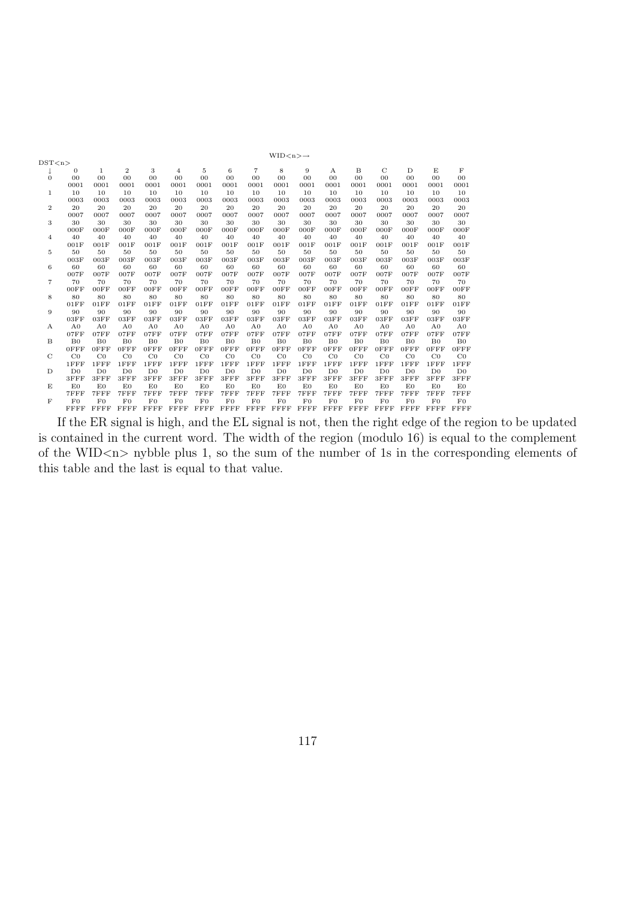| DST<n> ↓ \ WID<n>→ | 0 | 1 | 2 | 3 | 4 | 5 | 6 | 7 | 8 | 9 | A | B | C | D | E | F |
|---|---|---|---|---|---|---|---|---|---|---|---|---|---|---|---|---|
| 0 | 00 0001 | 00 0001 | 00 0001 | 00 0001 | 00 0001 | 00 0001 | 00 0001 | 00 0001 | 00 0001 | 00 0001 | 00 0001 | 00 0001 | 00 0001 | 00 0001 | 00 0001 | 00 0001 |
| 1 | 10 0003 | 10 0003 | 10 0003 | 10 0003 | 10 0003 | 10 0003 | 10 0003 | 10 0003 | 10 0003 | 10 0003 | 10 0003 | 10 0003 | 10 0003 | 10 0003 | 10 0003 | 10 0003 |
| 2 | 20 0007 | 20 0007 | 20 0007 | 20 0007 | 20 0007 | 20 0007 | 20 0007 | 20 0007 | 20 0007 | 20 0007 | 20 0007 | 20 0007 | 20 0007 | 20 0007 | 20 0007 | 20 0007 |
| 3 | 30 000F | 30 000F | 30 000F | 30 000F | 30 000F | 30 000F | 30 000F | 30 000F | 30 000F | 30 000F | 30 000F | 30 000F | 30 000F | 30 000F | 30 000F | 30 000F |
| 4 | 40 001F | 40 001F | 40 001F | 40 001F | 40 001F | 40 001F | 40 001F | 40 001F | 40 001F | 40 001F | 40 001F | 40 001F | 40 001F | 40 001F | 40 001F | 40 001F |
| 5 | 50 003F | 50 003F | 50 003F | 50 003F | 50 003F | 50 003F | 50 003F | 50 003F | 50 003F | 50 003F | 50 003F | 50 003F | 50 003F | 50 003F | 50 003F | 50 003F |
| 6 | 60 007F | 60 007F | 60 007F | 60 007F | 60 007F | 60 007F | 60 007F | 60 007F | 60 007F | 60 007F | 60 007F | 60 007F | 60 007F | 60 007F | 60 007F | 60 007F |
| 7 | 70 00FF | 70 00FF | 70 00FF | 70 00FF | 70 00FF | 70 00FF | 70 00FF | 70 00FF | 70 00FF | 70 00FF | 70 00FF | 70 00FF | 70 00FF | 70 00FF | 70 00FF | 70 00FF |
| 8 | 80 01FF | 80 01FF | 80 01FF | 80 01FF | 80 01FF | 80 01FF | 80 01FF | 80 01FF | 80 01FF | 80 01FF | 80 01FF | 80 01FF | 80 01FF | 80 01FF | 80 01FF | 80 01FF |
| 9 | 90 03FF | 90 03FF | 90 03FF | 90 03FF | 90 03FF | 90 03FF | 90 03FF | 90 03FF | 90 03FF | 90 03FF | 90 03FF | 90 03FF | 90 03FF | 90 03FF | 90 03FF | 90 03FF |
| A | A0 07FF | A0 07FF | A0 07FF | A0 07FF | A0 07FF | A0 07FF | A0 07FF | A0 07FF | A0 07FF | A0 07FF | A0 07FF | A0 07FF | A0 07FF | A0 07FF | A0 07FF | A0 07FF |
| B | B0 0FFF | B0 0FFF | B0 0FFF | B0 0FFF | B0 0FFF | B0 0FFF | B0 0FFF | B0 0FFF | B0 0FFF | B0 0FFF | B0 0FFF | B0 0FFF | B0 0FFF | B0 0FFF | B0 0FFF | B0 0FFF |
| C | C0 1FFF | C0 1FFF | C0 1FFF | C0 1FFF | C0 1FFF | C0 1FFF | C0 1FFF | C0 1FFF | C0 1FFF | C0 1FFF | C0 1FFF | C0 1FFF | C0 1FFF | C0 1FFF | C0 1FFF | C0 1FFF |
| D | D0 3FFF | D0 3FFF | D0 3FFF | D0 3FFF | D0 3FFF | D0 3FFF | D0 3FFF | D0 3FFF | D0 3FFF | D0 3FFF | D0 3FFF | D0 3FFF | D0 3FFF | D0 3FFF | D0 3FFF | D0 3FFF |
| E | E0 7FFF | E0 7FFF | E0 7FFF | E0 7FFF | E0 7FFF | E0 7FFF | E0 7FFF | E0 7FFF | E0 7FFF | E0 7FFF | E0 7FFF | E0 7FFF | E0 7FFF | E0 7FFF | E0 7FFF | E0 7FFF |
| F | F0 FFFF | F0 FFFF | F0 FFFF | F0 FFFF | F0 FFFF | F0 FFFF | F0 FFFF | F0 FFFF | F0 FFFF | F0 FFFF | F0 FFFF | F0 FFFF | F0 FFFF | F0 FFFF | F0 FFFF | F0 FFFF |

If the ER signal is high, and the EL signal is not, then the right edge of the region to be updated is contained in the current word. The width of the region (modulo 16) is equal to the complement of the WID<n> nybble plus 1, so the sum of the number of 1s in the corresponding elements of this table and the last is equal to that value.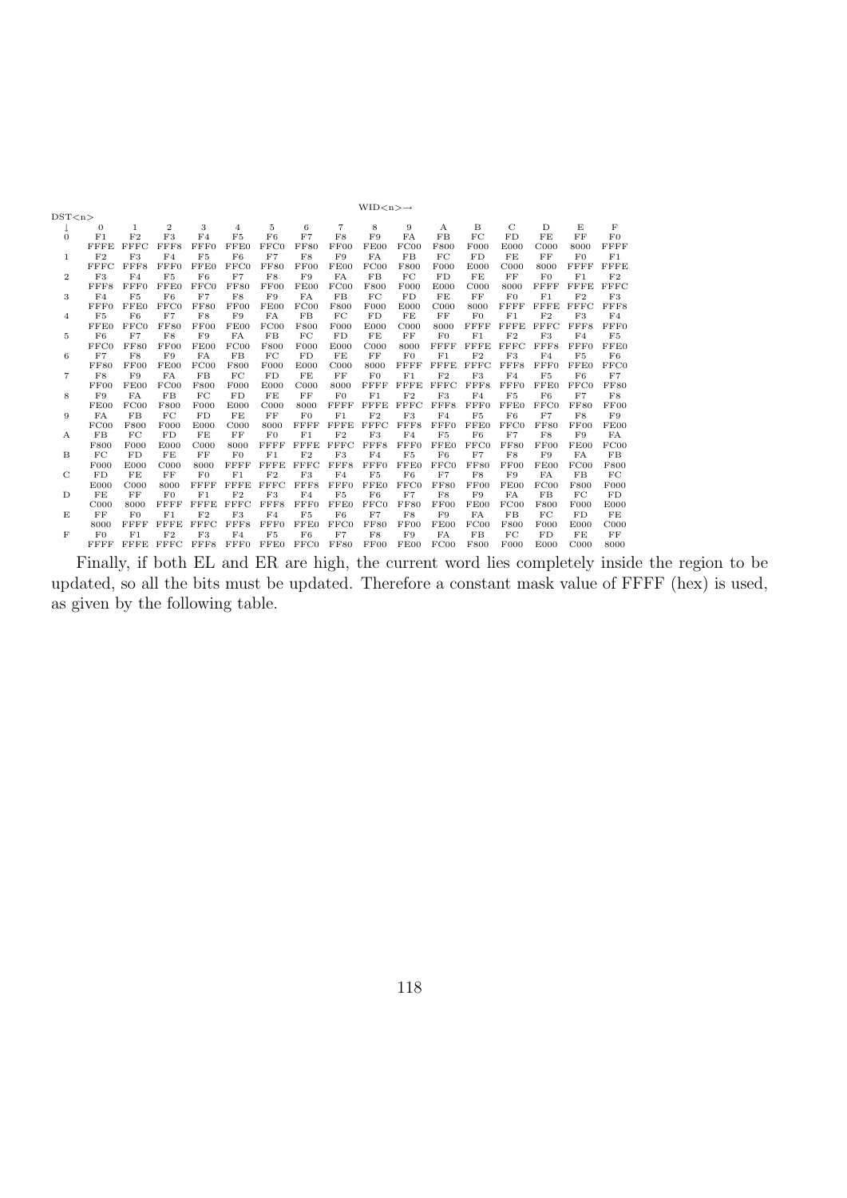| DST<n> ↓ \ WID<n>→ | 0 | 1 | 2 | 3 | 4 | 5 | 6 | 7 | 8 | 9 | A | B | C | D | E | F |
|---|---|---|---|---|---|---|---|---|---|---|---|---|---|---|---|---|
| 0 | F1 FFFE | F2 FFFC | F3 FFF8 | F4 FFF0 | F5 FFE0 | F6 FFC0 | F7 FF80 | F8 FF00 | F9 FE00 | FA FC00 | FB F800 | FC F000 | FD E000 | FE C000 | FF 8000 | F0 FFFF |
| 1 | F2 FFFC | F3 FFF8 | F4 FFF0 | F5 FFE0 | F6 FFC0 | F7 FF80 | F8 FF00 | F9 FE00 | FA FC00 | FB F800 | FC F000 | FD E000 | FE C000 | FF 8000 | F0 FFFF | F1 FFFE |
| 2 | F3 FFF8 | F4 FFF0 | F5 FFE0 | F6 FFC0 | F7 FF80 | F8 FF00 | F9 FE00 | FA FC00 | FB F800 | FC F000 | FD E000 | FE C000 | FF 8000 | F0 FFFF | F1 FFFE | F2 FFFC |
| 3 | F4 FFF0 | F5 FFE0 | F6 FFC0 | F7 FF80 | F8 FF00 | F9 FE00 | FA FC00 | FB F800 | FC F000 | FD E000 | FE C000 | FF 8000 | F0 FFFF | F1 FFFE | F2 FFFC | F3 FFF8 |
| 4 | F5 FFE0 | F6 FFC0 | F7 FF80 | F8 FF00 | F9 FE00 | FA FC00 | FB F800 | FC F000 | FD E000 | FE C000 | FF 8000 | F0 FFFF | F1 FFFE | F2 FFFC | F3 FFF8 | F4 FFF0 |
| 5 | F6 FFC0 | F7 FF80 | F8 FF00 | F9 FE00 | FA FC00 | FB F800 | FC F000 | FD E000 | FE C000 | FF 8000 | F0 FFFF | F1 FFFE | F2 FFFC | F3 FFF8 | F4 FFF0 | F5 FFE0 |
| 6 | F7 FF80 | F8 FF00 | F9 FE00 | FA FC00 | FB F800 | FC F000 | FD E000 | FE C000 | FF 8000 | F0 FFFF | F1 FFFE | F2 FFFC | F3 FFF8 | F4 FFF0 | F5 FFE0 | F6 FFC0 |
| 7 | F8 FF00 | F9 FE00 | FA FC00 | FB F800 | FC F000 | FD E000 | FE C000 | FF 8000 | F0 FFFF | F1 FFFE | F2 FFFC | F3 FFF8 | F4 FFF0 | F5 FFE0 | F6 FFC0 | F7 FF80 |
| 8 | F9 FE00 | FA FC00 | FB F800 | FC F000 | FD E000 | FE C000 | FF 8000 | F0 FFFF | F1 FFFE | F2 FFFC | F3 FFF8 | F4 FFF0 | F5 FFE0 | F6 FFC0 | F7 FF80 | F8 FF00 |
| 9 | FA FC00 | FB F800 | FC F000 | FD E000 | FE C000 | FF 8000 | F0 FFFF | F1 FFFE | F2 FFFC | F3 FFF8 | F4 FFF0 | F5 FFE0 | F6 FFC0 | F7 FF80 | F8 FF00 | F9 FE00 |
| A | FB F800 | FC F000 | FD E000 | FE C000 | FF 8000 | F0 FFFF | F1 FFFE | F2 FFFC | F3 FFF8 | F4 FFF0 | F5 FFE0 | F6 FFC0 | F7 FF80 | F8 FF00 | F9 FE00 | FA FC00 |
| B | FC F000 | FD E000 | FE C000 | FF 8000 | F0 FFFF | F1 FFFE | F2 FFFC | F3 FFF8 | F4 FFF0 | F5 FFE0 | F6 FFC0 | F7 FF80 | F8 FF00 | F9 FE00 | FA FC00 | FB F800 |
| C | FD E000 | FE C000 | FF 8000 | F0 FFFF | F1 FFFE | F2 FFFC | F3 FFF8 | F4 FFF0 | F5 FFE0 | F6 FFC0 | F7 FF80 | F8 FF00 | F9 FE00 | FA FC00 | FB F800 | FC F000 |
| D | FE C000 | FF 8000 | F0 FFFF | F1 FFFE | F2 FFFC | F3 FFF8 | F4 FFF0 | F5 FFE0 | F6 FFC0 | F7 FF80 | F8 FF00 | F9 FE00 | FA FC00 | FB F800 | FC F000 | FD E000 |
| E | FF 8000 | F0 FFFF | F1 FFFE | F2 FFFC | F3 FFF8 | F4 FFF0 | F5 FFE0 | F6 FFC0 | F7 FF80 | F8 FF00 | F9 FE00 | FA FC00 | FB F800 | FC F000 | FD E000 | FE C000 |
| F | F0 FFFF | F1 FFFE | F2 FFFC | F3 FFF8 | F4 FFF0 | F5 FFE0 | F6 FFC0 | F7 FF80 | F8 FF00 | F9 FE00 | FA FC00 | FB F800 | FC F000 | FD E000 | FE C000 | FF 8000 |

Finally, if both EL and ER are high, the current word lies completely inside the region to be updated, so all the bits must be updated. Therefore a constant mask value of FFFF (hex) is used, as given by the following table.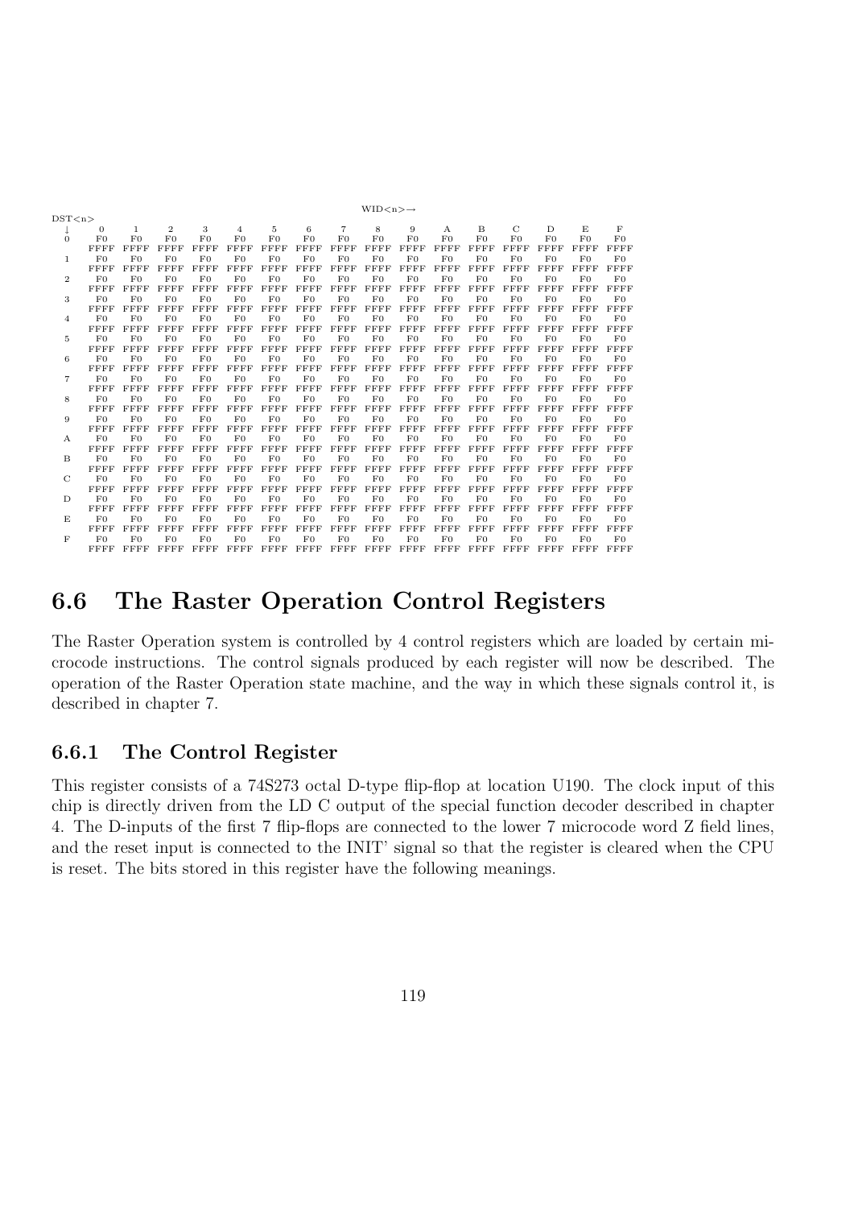WID<n>→

| DST<n> ↓ | 0 | 1 | 2 | 3 | 4 | 5 | 6 | 7 | 8 | 9 | A | B | C | D | E | F |
|---|---|---|---|---|---|---|---|---|---|---|---|---|---|---|---|---|
| 0 | F0 FFFF | F0 FFFF | F0 FFFF | F0 FFFF | F0 FFFF | F0 FFFF | F0 FFFF | F0 FFFF | F0 FFFF | F0 FFFF | F0 FFFF | F0 FFFF | F0 FFFF | F0 FFFF | F0 FFFF | F0 FFFF |
| 1 | F0 FFFF | F0 FFFF | F0 FFFF | F0 FFFF | F0 FFFF | F0 FFFF | F0 FFFF | F0 FFFF | F0 FFFF | F0 FFFF | F0 FFFF | F0 FFFF | F0 FFFF | F0 FFFF | F0 FFFF | F0 FFFF |
| 2 | F0 FFFF | F0 FFFF | F0 FFFF | F0 FFFF | F0 FFFF | F0 FFFF | F0 FFFF | F0 FFFF | F0 FFFF | F0 FFFF | F0 FFFF | F0 FFFF | F0 FFFF | F0 FFFF | F0 FFFF | F0 FFFF |
| 3 | F0 FFFF | F0 FFFF | F0 FFFF | F0 FFFF | F0 FFFF | F0 FFFF | F0 FFFF | F0 FFFF | F0 FFFF | F0 FFFF | F0 FFFF | F0 FFFF | F0 FFFF | F0 FFFF | F0 FFFF | F0 FFFF |
| 4 | F0 FFFF | F0 FFFF | F0 FFFF | F0 FFFF | F0 FFFF | F0 FFFF | F0 FFFF | F0 FFFF | F0 FFFF | F0 FFFF | F0 FFFF | F0 FFFF | F0 FFFF | F0 FFFF | F0 FFFF | F0 FFFF |
| 5 | F0 FFFF | F0 FFFF | F0 FFFF | F0 FFFF | F0 FFFF | F0 FFFF | F0 FFFF | F0 FFFF | F0 FFFF | F0 FFFF | F0 FFFF | F0 FFFF | F0 FFFF | F0 FFFF | F0 FFFF | F0 FFFF |
| 6 | F0 FFFF | F0 FFFF | F0 FFFF | F0 FFFF | F0 FFFF | F0 FFFF | F0 FFFF | F0 FFFF | F0 FFFF | F0 FFFF | F0 FFFF | F0 FFFF | F0 FFFF | F0 FFFF | F0 FFFF | F0 FFFF |
| 7 | F0 FFFF | F0 FFFF | F0 FFFF | F0 FFFF | F0 FFFF | F0 FFFF | F0 FFFF | F0 FFFF | F0 FFFF | F0 FFFF | F0 FFFF | F0 FFFF | F0 FFFF | F0 FFFF | F0 FFFF | F0 FFFF |
| 8 | F0 FFFF | F0 FFFF | F0 FFFF | F0 FFFF | F0 FFFF | F0 FFFF | F0 FFFF | F0 FFFF | F0 FFFF | F0 FFFF | F0 FFFF | F0 FFFF | F0 FFFF | F0 FFFF | F0 FFFF | F0 FFFF |
| 9 | F0 FFFF | F0 FFFF | F0 FFFF | F0 FFFF | F0 FFFF | F0 FFFF | F0 FFFF | F0 FFFF | F0 FFFF | F0 FFFF | F0 FFFF | F0 FFFF | F0 FFFF | F0 FFFF | F0 FFFF | F0 FFFF |
| A | F0 FFFF | F0 FFFF | F0 FFFF | F0 FFFF | F0 FFFF | F0 FFFF | F0 FFFF | F0 FFFF | F0 FFFF | F0 FFFF | F0 FFFF | F0 FFFF | F0 FFFF | F0 FFFF | F0 FFFF | F0 FFFF |
| B | F0 FFFF | F0 FFFF | F0 FFFF | F0 FFFF | F0 FFFF | F0 FFFF | F0 FFFF | F0 FFFF | F0 FFFF | F0 FFFF | F0 FFFF | F0 FFFF | F0 FFFF | F0 FFFF | F0 FFFF | F0 FFFF |
| C | F0 FFFF | F0 FFFF | F0 FFFF | F0 FFFF | F0 FFFF | F0 FFFF | F0 FFFF | F0 FFFF | F0 FFFF | F0 FFFF | F0 FFFF | F0 FFFF | F0 FFFF | F0 FFFF | F0 FFFF | F0 FFFF |
| D | F0 FFFF | F0 FFFF | F0 FFFF | F0 FFFF | F0 FFFF | F0 FFFF | F0 FFFF | F0 FFFF | F0 FFFF | F0 FFFF | F0 FFFF | F0 FFFF | F0 FFFF | F0 FFFF | F0 FFFF | F0 FFFF |
| E | F0 FFFF | F0 FFFF | F0 FFFF | F0 FFFF | F0 FFFF | F0 FFFF | F0 FFFF | F0 FFFF | F0 FFFF | F0 FFFF | F0 FFFF | F0 FFFF | F0 FFFF | F0 FFFF | F0 FFFF | F0 FFFF |
| F | F0 FFFF | F0 FFFF | F0 FFFF | F0 FFFF | F0 FFFF | F0 FFFF | F0 FFFF | F0 FFFF | F0 FFFF | F0 FFFF | F0 FFFF | F0 FFFF | F0 FFFF | F0 FFFF | F0 FFFF | F0 FFFF |

## 6.6 The Raster Operation Control Registers

The Raster Operation system is controlled by 4 control registers which are loaded by certain microcode instructions. The control signals produced by each register will now be described. The operation of the Raster Operation state machine, and the way in which these signals control it, is described in chapter 7.

### 6.6.1 The Control Register

This register consists of a 74S273 octal D-type flip-flop at location U190. The clock input of this chip is directly driven from the LD C output of the special function decoder described in chapter 4. The D-inputs of the first 7 flip-flops are connected to the lower 7 microcode word Z field lines, and the reset input is connected to the INIT' signal so that the register is cleared when the CPU is reset. The bits stored in this register have the following meanings.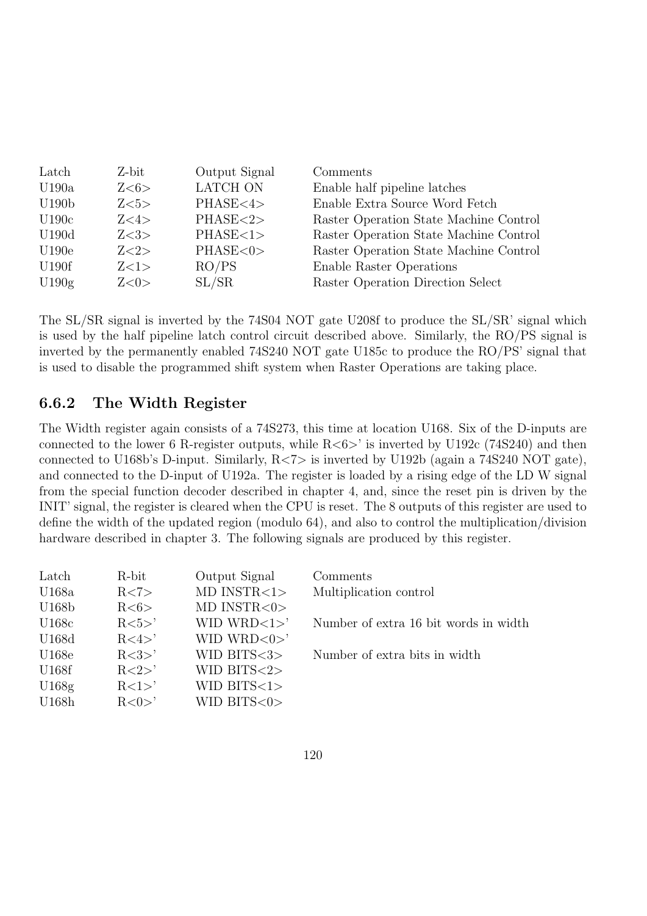| Latch | Z-bit | Output Signal | Comments |
| --- | --- | --- | --- |
| U190a | Z<6> | LATCH ON | Enable half pipeline latches |
| U190b | Z<5> | PHASE<4> | Enable Extra Source Word Fetch |
| U190c | Z<4> | PHASE<2> | Raster Operation State Machine Control |
| U190d | Z<3> | PHASE<1> | Raster Operation State Machine Control |
| U190e | Z<2> | PHASE<0> | Raster Operation State Machine Control |
| U190f | Z<1> | RO/PS | Enable Raster Operations |
| U190g | Z<0> | SL/SR | Raster Operation Direction Select |

The SL/SR signal is inverted by the 74S04 NOT gate U208f to produce the SL/SR' signal which is used by the half pipeline latch control circuit described above. Similarly, the RO/PS signal is inverted by the permanently enabled 74S240 NOT gate U185c to produce the RO/PS' signal that is used to disable the programmed shift system when Raster Operations are taking place.

### 6.6.2 The Width Register

The Width register again consists of a 74S273, this time at location U168. Six of the D-inputs are connected to the lower 6 R-register outputs, while R<6>' is inverted by U192c (74S240) and then connected to U168b's D-input. Similarly, R<7> is inverted by U192b (again a 74S240 NOT gate), and connected to the D-input of U192a. The register is loaded by a rising edge of the LD W signal from the special function decoder described in chapter 4, and, since the reset pin is driven by the INIT' signal, the register is cleared when the CPU is reset. The 8 outputs of this register are used to define the width of the updated region (modulo 64), and also to control the multiplication/division hardware described in chapter 3. The following signals are produced by this register.

| Latch | R-bit | Output Signal | Comments |
| --- | --- | --- | --- |
| U168a | R<7> | MD INSTR<1> | Multiplication control |
| U168b | R<6> | MD INSTR<0> | |
| U168c | R<5>' | WID WRD<1>' | Number of extra 16 bit words in width |
| U168d | R<4>' | WID WRD<0>' | |
| U168e | R<3>' | WID BITS<3> | Number of extra bits in width |
| U168f | R<2>' | WID BITS<2> | |
| U168g | R<1>' | WID BITS<1> | |
| U168h | R<0>' | WID BITS<0> | |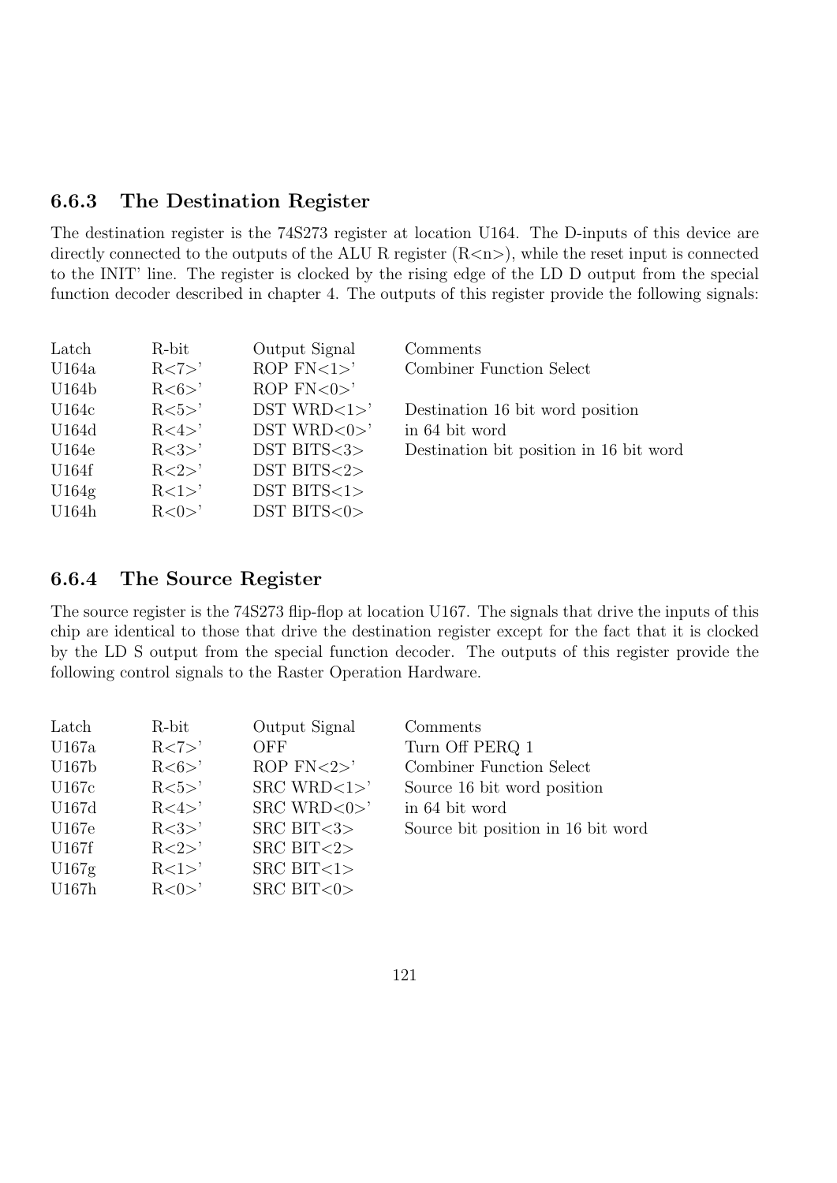### 6.6.3 The Destination Register

The destination register is the 74S273 register at location U164. The D-inputs of this device are directly connected to the outputs of the ALU R register (R<n>), while the reset input is connected to the INIT' line. The register is clocked by the rising edge of the LD D output from the special function decoder described in chapter 4. The outputs of this register provide the following signals:

| Latch | R-bit | Output Signal | Comments |
|---|---|---|---|
| U164a | R<7>' | ROP FN<1>' | Combiner Function Select |
| U164b | R<6>' | ROP FN<0>' | |
| U164c | R<5>' | DST WRD<1>' | Destination 16 bit word position |
| U164d | R<4>' | DST WRD<0>' | in 64 bit word |
| U164e | R<3>' | DST BITS<3> | Destination bit position in 16 bit word |
| U164f | R<2>' | DST BITS<2> | |
| U164g | R<1>' | DST BITS<1> | |
| U164h | R<0>' | DST BITS<0> | |

### 6.6.4 The Source Register

The source register is the 74S273 flip-flop at location U167. The signals that drive the inputs of this chip are identical to those that drive the destination register except for the fact that it is clocked by the LD S output from the special function decoder. The outputs of this register provide the following control signals to the Raster Operation Hardware.

| Latch | R-bit | Output Signal | Comments |
|---|---|---|---|
| U167a | R<7>' | OFF | Turn Off PERQ 1 |
| U167b | R<6>' | ROP FN<2>' | Combiner Function Select |
| U167c | R<5>' | SRC WRD<1>' | Source 16 bit word position |
| U167d | R<4>' | SRC WRD<0>' | in 64 bit word |
| U167e | R<3>' | SRC BIT<3> | Source bit position in 16 bit word |
| U167f | R<2>' | SRC BIT<2> | |
| U167g | R<1>' | SRC BIT<1> | |
| U167h | R<0>' | SRC BIT<0> | |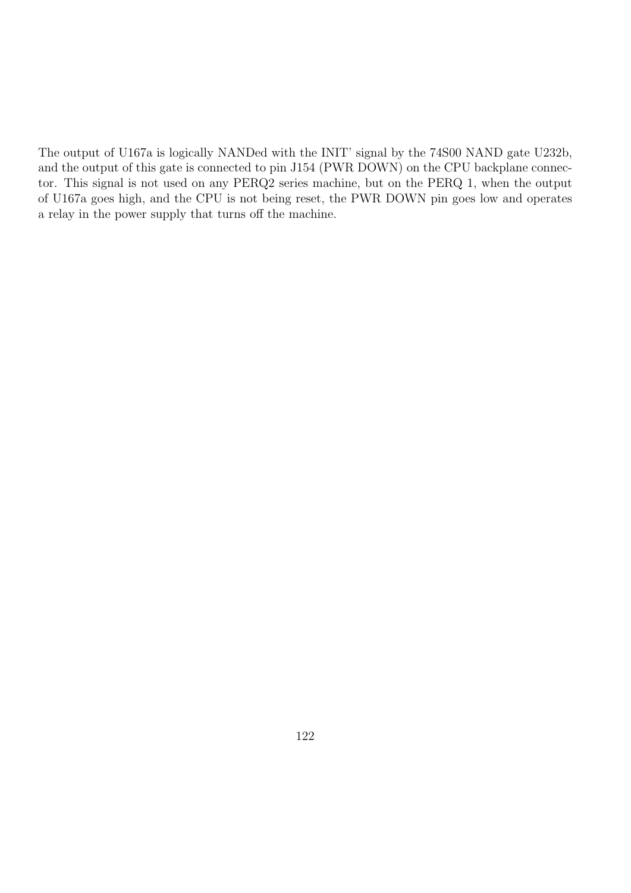The output of U167a is logically NANDed with the INIT' signal by the 74S00 NAND gate U232b, and the output of this gate is connected to pin J154 (PWR DOWN) on the CPU backplane connector. This signal is not used on any PERQ2 series machine, but on the PERQ 1, when the output of U167a goes high, and the CPU is not being reset, the PWR DOWN pin goes low and operates a relay in the power supply that turns off the machine.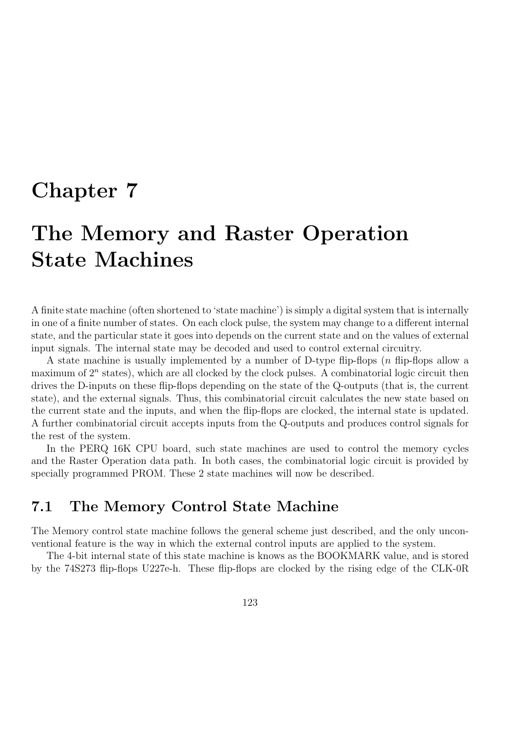# Chapter 7

# The Memory and Raster Operation State Machines

A finite state machine (often shortened to 'state machine') is simply a digital system that is internally in one of a finite number of states. On each clock pulse, the system may change to a different internal state, and the particular state it goes into depends on the current state and on the values of external input signals. The internal state may be decoded and used to control external circuitry.

A state machine is usually implemented by a number of D-type flip-flops ($n$ flip-flops allow a maximum of $2^n$ states), which are all clocked by the clock pulses. A combinatorial logic circuit then drives the D-inputs on these flip-flops depending on the state of the Q-outputs (that is, the current state), and the external signals. Thus, this combinatorial circuit calculates the new state based on the current state and the inputs, and when the flip-flops are clocked, the internal state is updated. A further combinatorial circuit accepts inputs from the Q-outputs and produces control signals for the rest of the system.

In the PERQ 16K CPU board, such state machines are used to control the memory cycles and the Raster Operation data path. In both cases, the combinatorial logic circuit is provided by specially programmed PROM. These 2 state machines will now be described.

## 7.1 The Memory Control State Machine

The Memory control state machine follows the general scheme just described, and the only unconventional feature is the way in which the external control inputs are applied to the system.

The 4-bit internal state of this state machine is knows as the BOOKMARK value, and is stored by the 74S273 flip-flops U227e-h. These flip-flops are clocked by the rising edge of the CLK-0R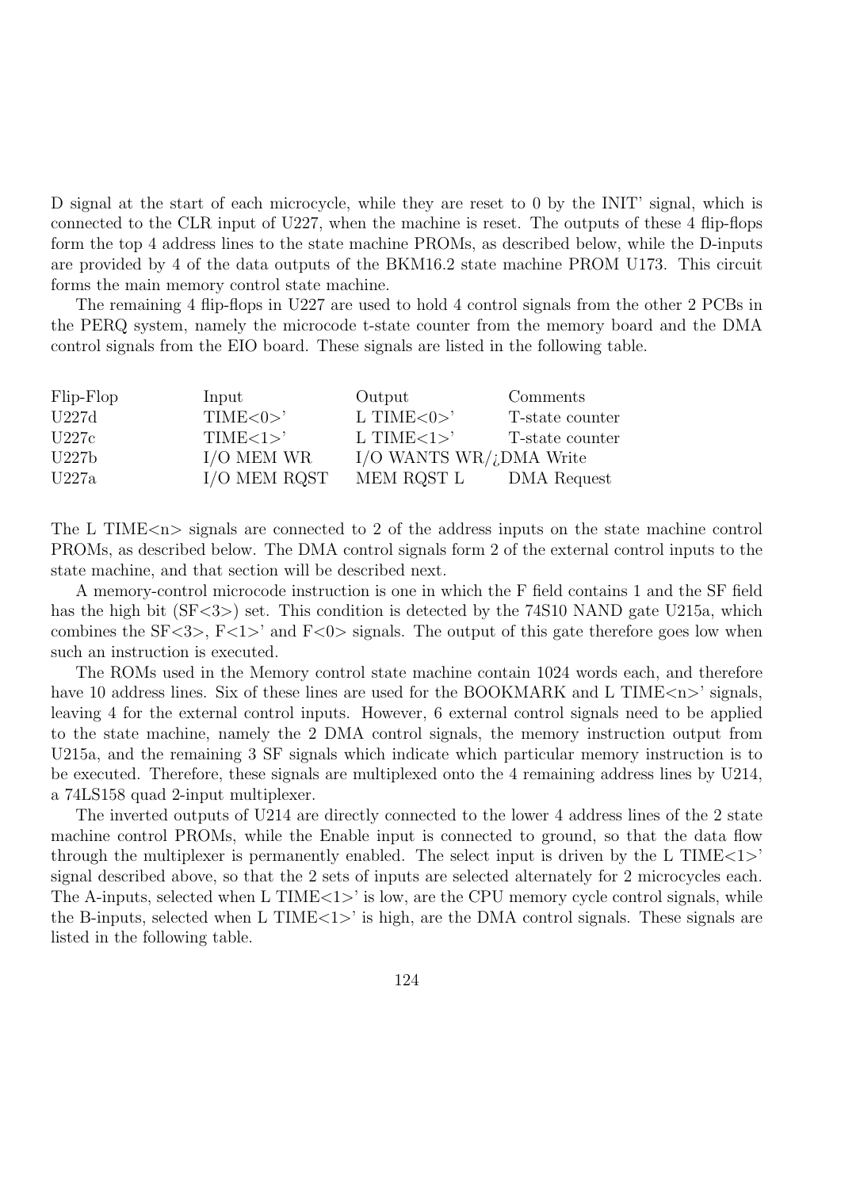D signal at the start of each microcycle, while they are reset to 0 by the INIT' signal, which is connected to the CLR input of U227, when the machine is reset. The outputs of these 4 flip-flops form the top 4 address lines to the state machine PROMs, as described below, while the D-inputs are provided by 4 of the data outputs of the BKM16.2 state machine PROM U173. This circuit forms the main memory control state machine.

The remaining 4 flip-flops in U227 are used to hold 4 control signals from the other 2 PCBs in the PERQ system, namely the microcode t-state counter from the memory board and the DMA control signals from the EIO board. These signals are listed in the following table.

| Flip-Flop | Input | Output | Comments |
|---|---|---|---|
| U227d | TIME<0>' | L TIME<0>' | T-state counter |
| U227c | TIME<1>' | L TIME<1>' | T-state counter |
| U227b | I/O MEM WR | I/O WANTS WR/¿DMA Write | |
| U227a | I/O MEM RQST | MEM RQST L | DMA Request |

The L TIME<n> signals are connected to 2 of the address inputs on the state machine control PROMs, as described below. The DMA control signals form 2 of the external control inputs to the state machine, and that section will be described next.

A memory-control microcode instruction is one in which the F field contains 1 and the SF field has the high bit (SF<3>) set. This condition is detected by the 74S10 NAND gate U215a, which combines the SF<3>, F<1>' and F<0> signals. The output of this gate therefore goes low when such an instruction is executed.

The ROMs used in the Memory control state machine contain 1024 words each, and therefore have 10 address lines. Six of these lines are used for the BOOKMARK and L TIME<n>' signals, leaving 4 for the external control inputs. However, 6 external control signals need to be applied to the state machine, namely the 2 DMA control signals, the memory instruction output from U215a, and the remaining 3 SF signals which indicate which particular memory instruction is to be executed. Therefore, these signals are multiplexed onto the 4 remaining address lines by U214, a 74LS158 quad 2-input multiplexer.

The inverted outputs of U214 are directly connected to the lower 4 address lines of the 2 state machine control PROMs, while the Enable input is connected to ground, so that the data flow through the multiplexer is permanently enabled. The select input is driven by the L TIME<1>' signal described above, so that the 2 sets of inputs are selected alternately for 2 microcycles each. The A-inputs, selected when L TIME<1>' is low, are the CPU memory cycle control signals, while the B-inputs, selected when L TIME<1>' is high, are the DMA control signals. These signals are listed in the following table.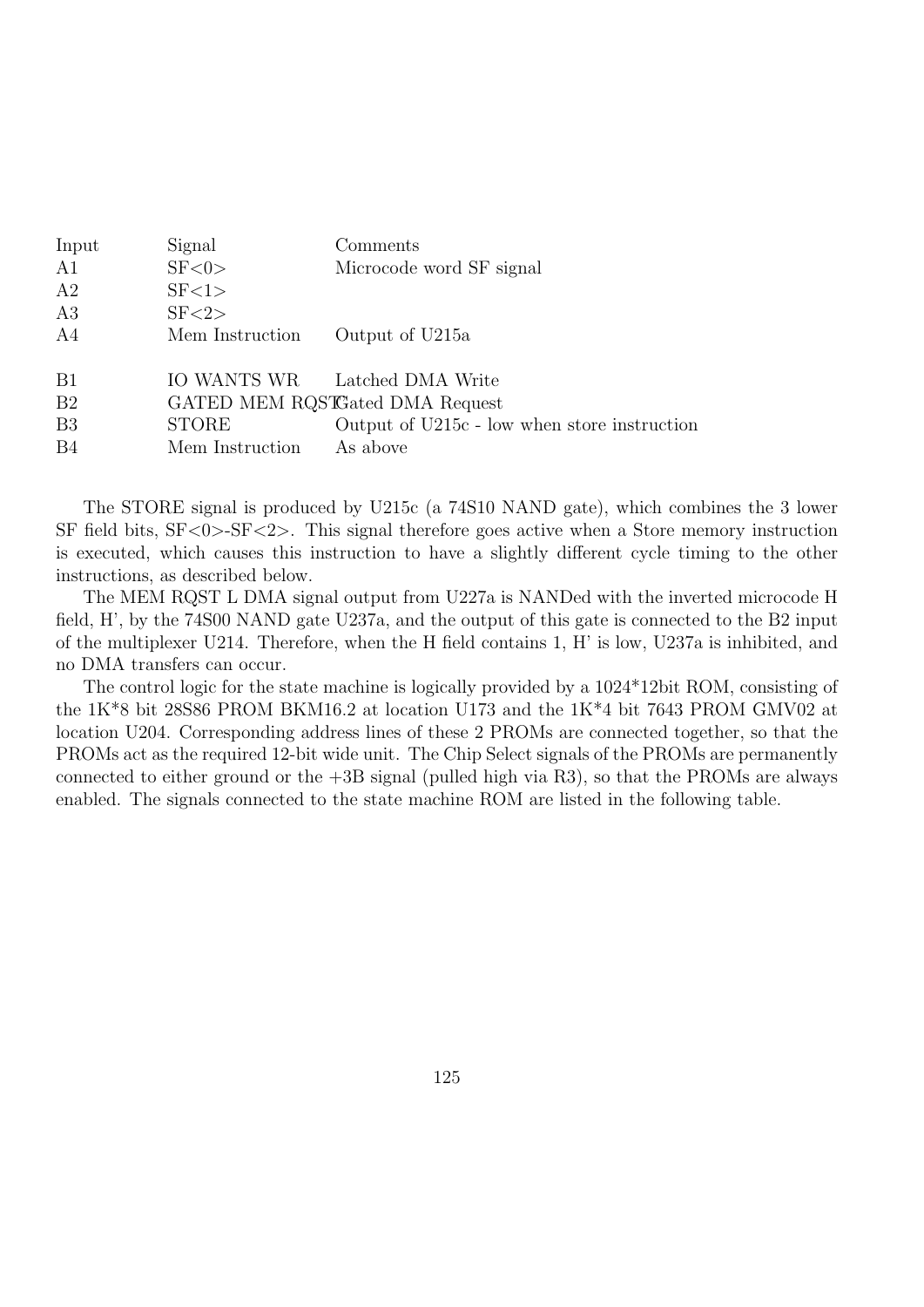| Input | Signal | Comments |
|---|---|---|
| A1 | SF<0> | Microcode word SF signal |
| A2 | SF<1> | |
| A3 | SF<2> | |
| A4 | Mem Instruction | Output of U215a |
| B1 | IO WANTS WR | Latched DMA Write |
| B2 | GATED MEM RQST | Gated DMA Request |
| B3 | STORE | Output of U215c - low when store instruction |
| B4 | Mem Instruction | As above |

The STORE signal is produced by U215c (a 74S10 NAND gate), which combines the 3 lower SF field bits, SF<0>-SF<2>. This signal therefore goes active when a Store memory instruction is executed, which causes this instruction to have a slightly different cycle timing to the other instructions, as described below.

The MEM RQST L DMA signal output from U227a is NANDed with the inverted microcode H field, H', by the 74S00 NAND gate U237a, and the output of this gate is connected to the B2 input of the multiplexer U214. Therefore, when the H field contains 1, H' is low, U237a is inhibited, and no DMA transfers can occur.

The control logic for the state machine is logically provided by a 1024*12bit ROM, consisting of the 1K*8 bit 28S86 PROM BKM16.2 at location U173 and the 1K*4 bit 7643 PROM GMV02 at location U204. Corresponding address lines of these 2 PROMs are connected together, so that the PROMs act as the required 12-bit wide unit. The Chip Select signals of the PROMs are permanently connected to either ground or the +3B signal (pulled high via R3), so that the PROMs are always enabled. The signals connected to the state machine ROM are listed in the following table.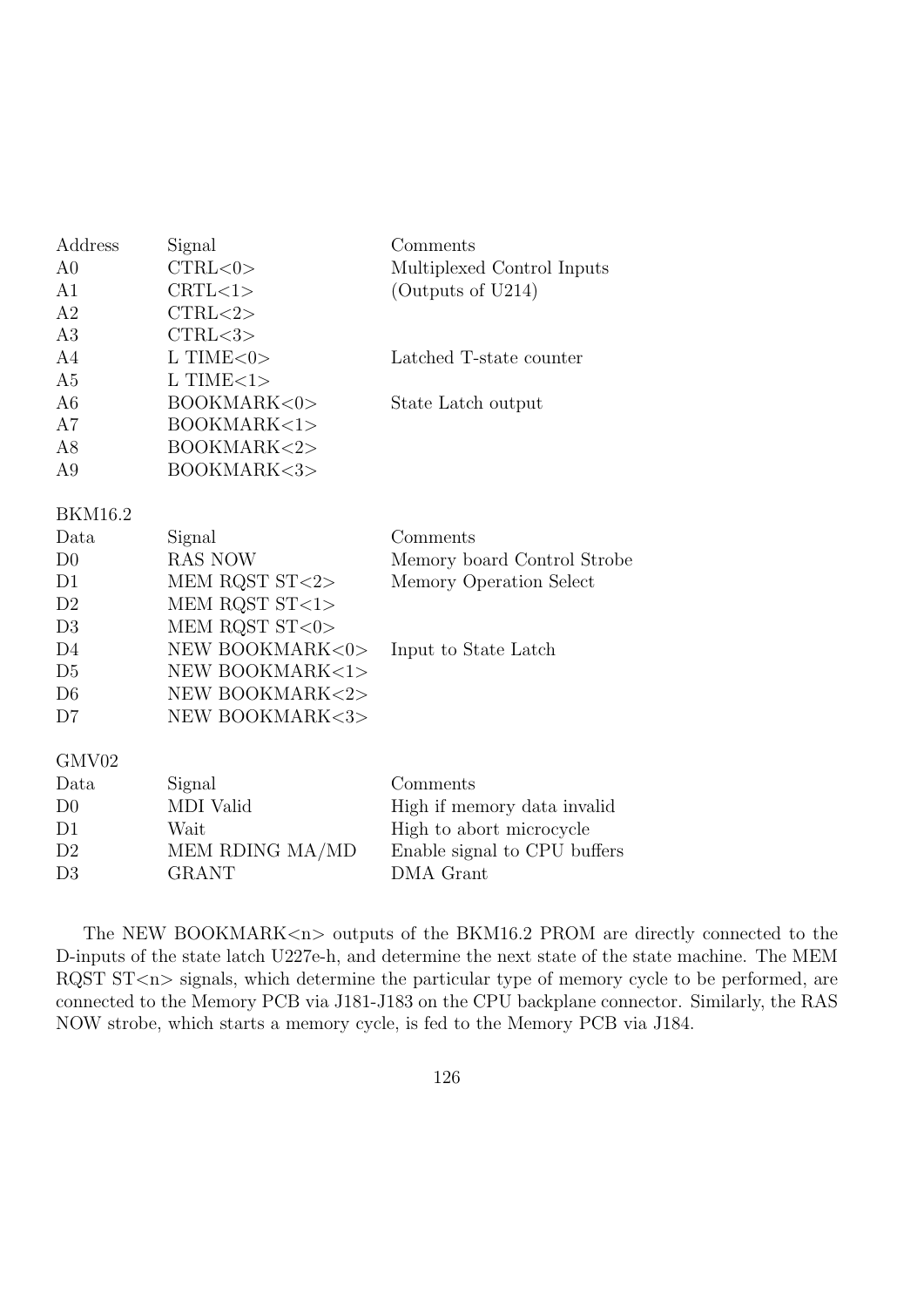| Address | Signal | Comments |
|---|---|---|
| A0 | CTRL<0> | Multiplexed Control Inputs |
| A1 | CRTL<1> | (Outputs of U214) |
| A2 | CTRL<2> | |
| A3 | CTRL<3> | |
| A4 | L TIME<0> | Latched T-state counter |
| A5 | L TIME<1> | |
| A6 | BOOKMARK<0> | State Latch output |
| A7 | BOOKMARK<1> | |
| A8 | BOOKMARK<2> | |
| A9 | BOOKMARK<3> | |

BKM16.2

| Data | Signal | Comments |
|---|---|---|
| D0 | RAS NOW | Memory board Control Strobe |
| D1 | MEM RQST ST<2> | Memory Operation Select |
| D2 | MEM RQST ST<1> | |
| D3 | MEM RQST ST<0> | |
| D4 | NEW BOOKMARK<0> | Input to State Latch |
| D5 | NEW BOOKMARK<1> | |
| D6 | NEW BOOKMARK<2> | |
| D7 | NEW BOOKMARK<3> | |

GMV02

| Data | Signal | Comments |
|---|---|---|
| D0 | MDI Valid | High if memory data invalid |
| D1 | Wait | High to abort microcycle |
| D2 | MEM RDING MA/MD | Enable signal to CPU buffers |
| D3 | GRANT | DMA Grant |

The NEW BOOKMARK<n> outputs of the BKM16.2 PROM are directly connected to the D-inputs of the state latch U227e-h, and determine the next state of the state machine. The MEM RQST ST<n> signals, which determine the particular type of memory cycle to be performed, are connected to the Memory PCB via J181-J183 on the CPU backplane connector. Similarly, the RAS NOW strobe, which starts a memory cycle, is fed to the Memory PCB via J184.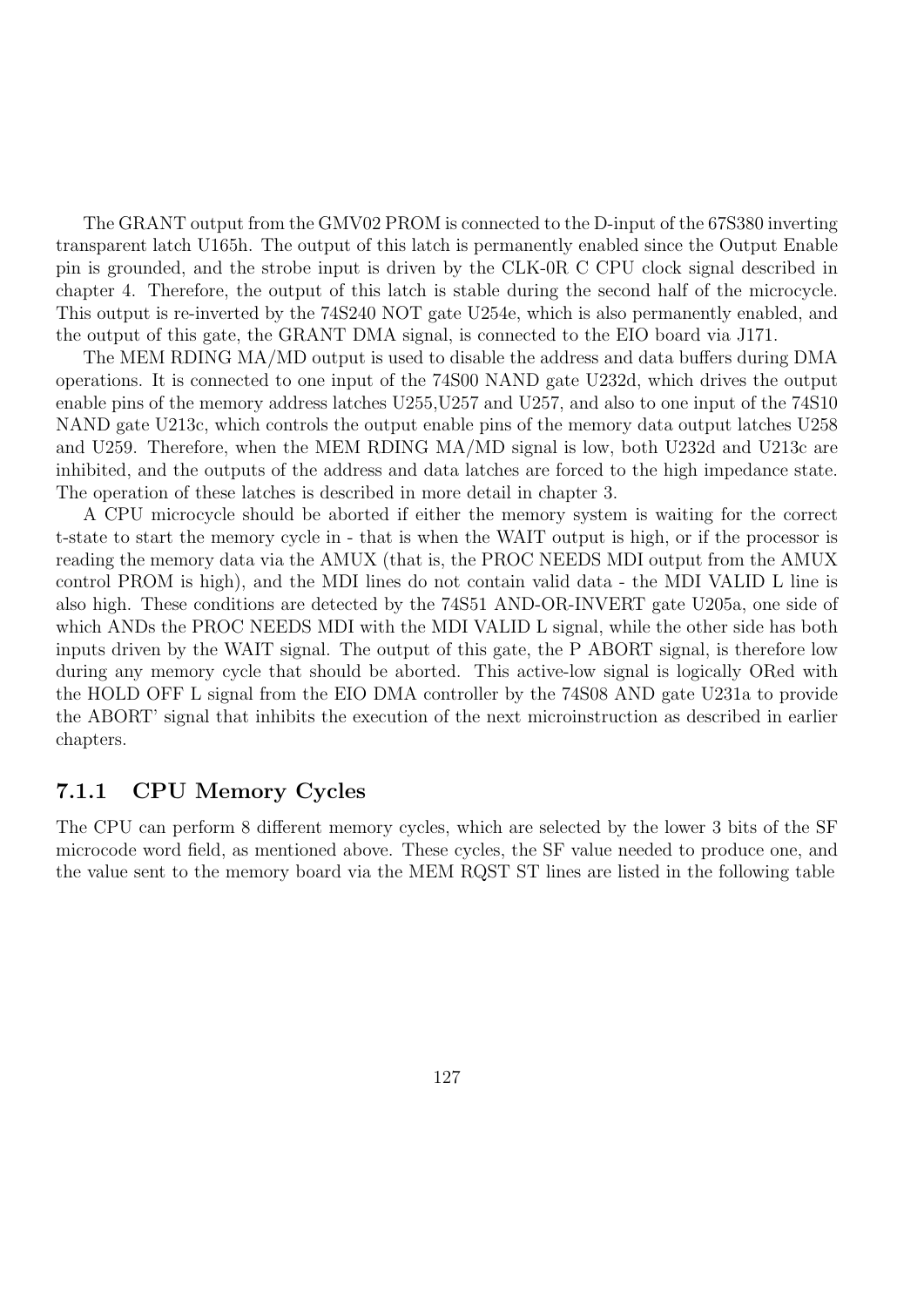The GRANT output from the GMV02 PROM is connected to the D-input of the 67S380 inverting transparent latch U165h. The output of this latch is permanently enabled since the Output Enable pin is grounded, and the strobe input is driven by the CLK-0R C CPU clock signal described in chapter 4. Therefore, the output of this latch is stable during the second half of the microcycle. This output is re-inverted by the 74S240 NOT gate U254e, which is also permanently enabled, and the output of this gate, the GRANT DMA signal, is connected to the EIO board via J171.

The MEM RDING MA/MD output is used to disable the address and data buffers during DMA operations. It is connected to one input of the 74S00 NAND gate U232d, which drives the output enable pins of the memory address latches U255,U257 and U257, and also to one input of the 74S10 NAND gate U213c, which controls the output enable pins of the memory data output latches U258 and U259. Therefore, when the MEM RDING MA/MD signal is low, both U232d and U213c are inhibited, and the outputs of the address and data latches are forced to the high impedance state. The operation of these latches is described in more detail in chapter 3.

A CPU microcycle should be aborted if either the memory system is waiting for the correct t-state to start the memory cycle in - that is when the WAIT output is high, or if the processor is reading the memory data via the AMUX (that is, the PROC NEEDS MDI output from the AMUX control PROM is high), and the MDI lines do not contain valid data - the MDI VALID L line is also high. These conditions are detected by the 74S51 AND-OR-INVERT gate U205a, one side of which ANDs the PROC NEEDS MDI with the MDI VALID L signal, while the other side has both inputs driven by the WAIT signal. The output of this gate, the P ABORT signal, is therefore low during any memory cycle that should be aborted. This active-low signal is logically ORed with the HOLD OFF L signal from the EIO DMA controller by the 74S08 AND gate U231a to provide the ABORT' signal that inhibits the execution of the next microinstruction as described in earlier chapters.

### 7.1.1 CPU Memory Cycles

The CPU can perform 8 different memory cycles, which are selected by the lower 3 bits of the SF microcode word field, as mentioned above. These cycles, the SF value needed to produce one, and the value sent to the memory board via the MEM RQST ST lines are listed in the following table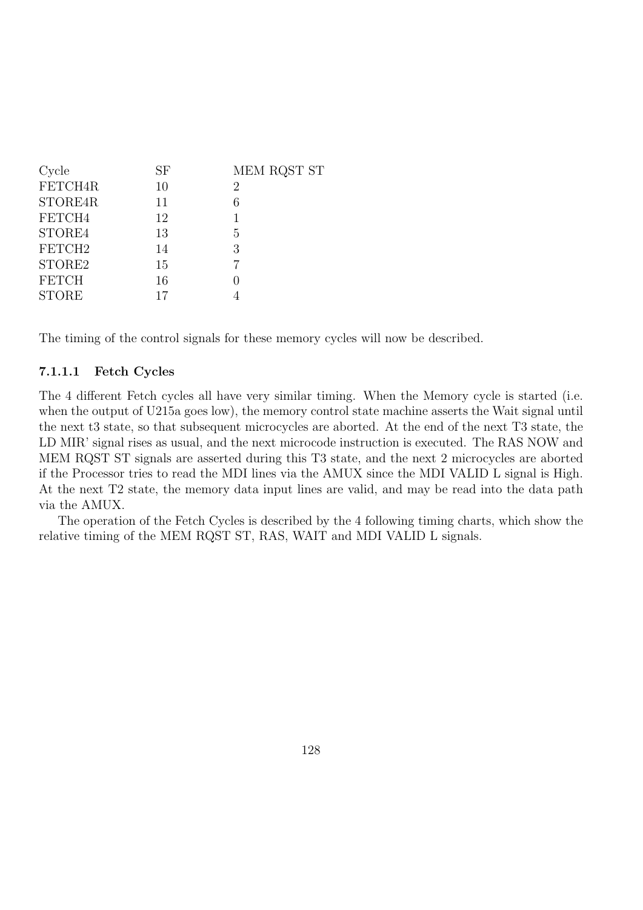| Cycle | SF | MEM RQST ST |
|---|---|---|
| FETCH4R | 10 | 2 |
| STORE4R | 11 | 6 |
| FETCH4 | 12 | 1 |
| STORE4 | 13 | 5 |
| FETCH2 | 14 | 3 |
| STORE2 | 15 | 7 |
| FETCH | 16 | 0 |
| STORE | 17 | 4 |

The timing of the control signals for these memory cycles will now be described.

#### 7.1.1.1 Fetch Cycles

The 4 different Fetch cycles all have very similar timing. When the Memory cycle is started (i.e. when the output of U215a goes low), the memory control state machine asserts the Wait signal until the next t3 state, so that subsequent microcycles are aborted. At the end of the next T3 state, the LD MIR' signal rises as usual, and the next microcode instruction is executed. The RAS NOW and MEM RQST ST signals are asserted during this T3 state, and the next 2 microcycles are aborted if the Processor tries to read the MDI lines via the AMUX since the MDI VALID L signal is High. At the next T2 state, the memory data input lines are valid, and may be read into the data path via the AMUX.

The operation of the Fetch Cycles is described by the 4 following timing charts, which show the relative timing of the MEM RQST ST, RAS, WAIT and MDI VALID L signals.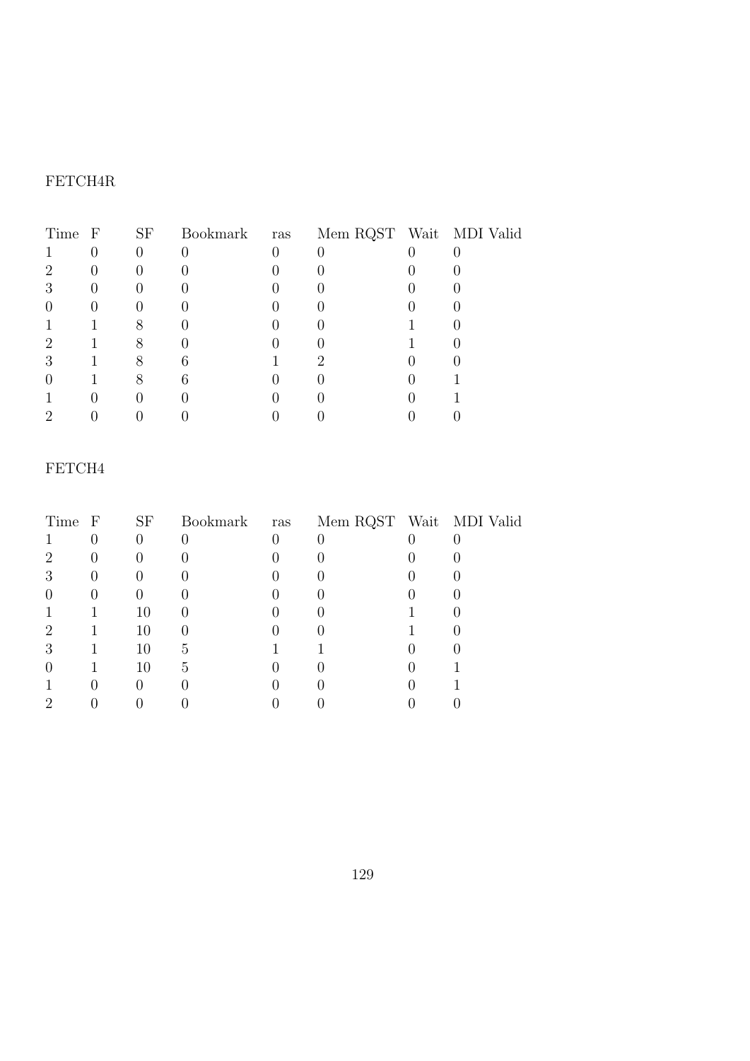FETCH4R

| Time | F | SF | Bookmark | ras | Mem RQST | Wait | MDI Valid |
|---|---|---|---|---|---|---|---|
| 1 | 0 | 0 | 0 | 0 | 0 | 0 | 0 |
| 2 | 0 | 0 | 0 | 0 | 0 | 0 | 0 |
| 3 | 0 | 0 | 0 | 0 | 0 | 0 | 0 |
| 0 | 0 | 0 | 0 | 0 | 0 | 0 | 0 |
| 1 | 1 | 8 | 0 | 0 | 0 | 1 | 0 |
| 2 | 1 | 8 | 0 | 0 | 0 | 1 | 0 |
| 3 | 1 | 8 | 6 | 1 | 2 | 0 | 0 |
| 0 | 1 | 8 | 6 | 0 | 0 | 0 | 1 |
| 1 | 0 | 0 | 0 | 0 | 0 | 0 | 1 |
| 2 | 0 | 0 | 0 | 0 | 0 | 0 | 0 |

FETCH4

| Time | F | SF | Bookmark | ras | Mem RQST | Wait | MDI Valid |
|---|---|---|---|---|---|---|---|
| 1 | 0 | 0 | 0 | 0 | 0 | 0 | 0 |
| 2 | 0 | 0 | 0 | 0 | 0 | 0 | 0 |
| 3 | 0 | 0 | 0 | 0 | 0 | 0 | 0 |
| 0 | 0 | 0 | 0 | 0 | 0 | 0 | 0 |
| 1 | 1 | 10 | 0 | 0 | 0 | 1 | 0 |
| 2 | 1 | 10 | 0 | 0 | 0 | 1 | 0 |
| 3 | 1 | 10 | 5 | 1 | 1 | 0 | 0 |
| 0 | 1 | 10 | 5 | 0 | 0 | 0 | 1 |
| 1 | 0 | 0 | 0 | 0 | 0 | 0 | 1 |
| 2 | 0 | 0 | 0 | 0 | 0 | 0 | 0 |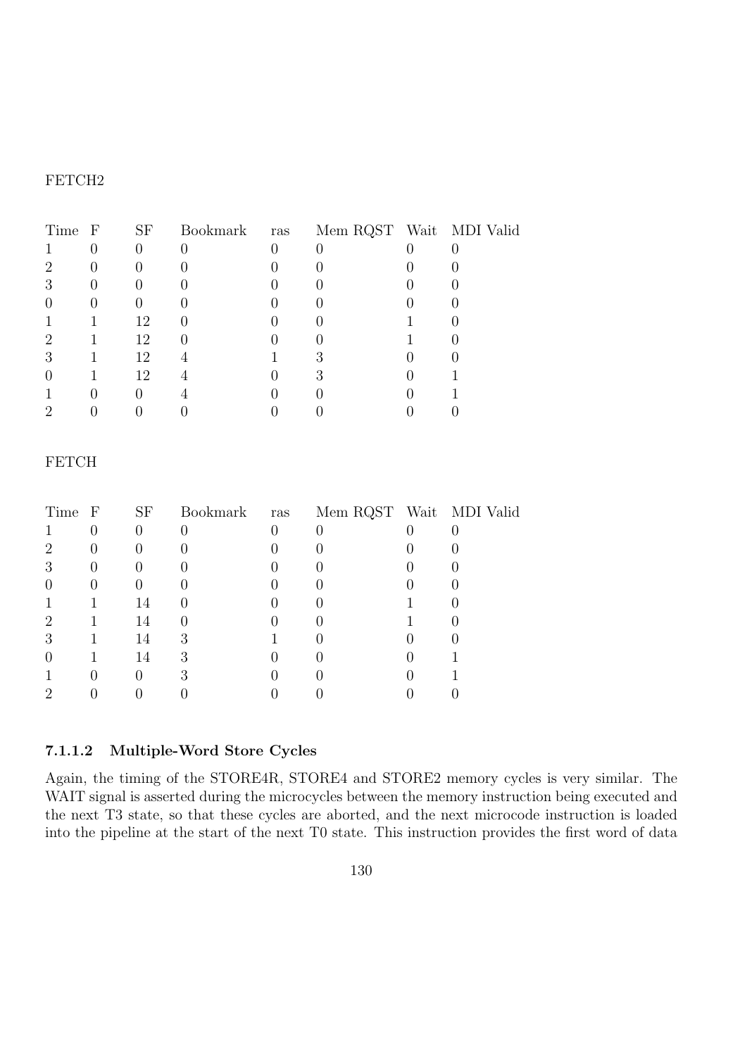FETCH2

| Time | F | SF | Bookmark | ras | Mem RQST | Wait | MDI Valid |
|---|---|---|---|---|---|---|---|
| 1 | 0 | 0 | 0 | 0 | 0 | 0 | 0 |
| 2 | 0 | 0 | 0 | 0 | 0 | 0 | 0 |
| 3 | 0 | 0 | 0 | 0 | 0 | 0 | 0 |
| 0 | 0 | 0 | 0 | 0 | 0 | 0 | 0 |
| 1 | 1 | 12 | 0 | 0 | 0 | 1 | 0 |
| 2 | 1 | 12 | 0 | 0 | 0 | 1 | 0 |
| 3 | 1 | 12 | 4 | 1 | 3 | 0 | 0 |
| 0 | 1 | 12 | 4 | 0 | 3 | 0 | 1 |
| 1 | 0 | 0 | 4 | 0 | 0 | 0 | 1 |
| 2 | 0 | 0 | 0 | 0 | 0 | 0 | 0 |

FETCH

| Time | F | SF | Bookmark | ras | Mem RQST | Wait | MDI Valid |
|---|---|---|---|---|---|---|---|
| 1 | 0 | 0 | 0 | 0 | 0 | 0 | 0 |
| 2 | 0 | 0 | 0 | 0 | 0 | 0 | 0 |
| 3 | 0 | 0 | 0 | 0 | 0 | 0 | 0 |
| 0 | 0 | 0 | 0 | 0 | 0 | 0 | 0 |
| 1 | 1 | 14 | 0 | 0 | 0 | 1 | 0 |
| 2 | 1 | 14 | 0 | 0 | 0 | 1 | 0 |
| 3 | 1 | 14 | 3 | 1 | 0 | 0 | 0 |
| 0 | 1 | 14 | 3 | 0 | 0 | 0 | 1 |
| 1 | 0 | 0 | 3 | 0 | 0 | 0 | 1 |
| 2 | 0 | 0 | 0 | 0 | 0 | 0 | 0 |

#### 7.1.1.2 Multiple-Word Store Cycles

Again, the timing of the STORE4R, STORE4 and STORE2 memory cycles is very similar. The WAIT signal is asserted during the microcycles between the memory instruction being executed and the next T3 state, so that these cycles are aborted, and the next microcode instruction is loaded into the pipeline at the start of the next T0 state. This instruction provides the first word of data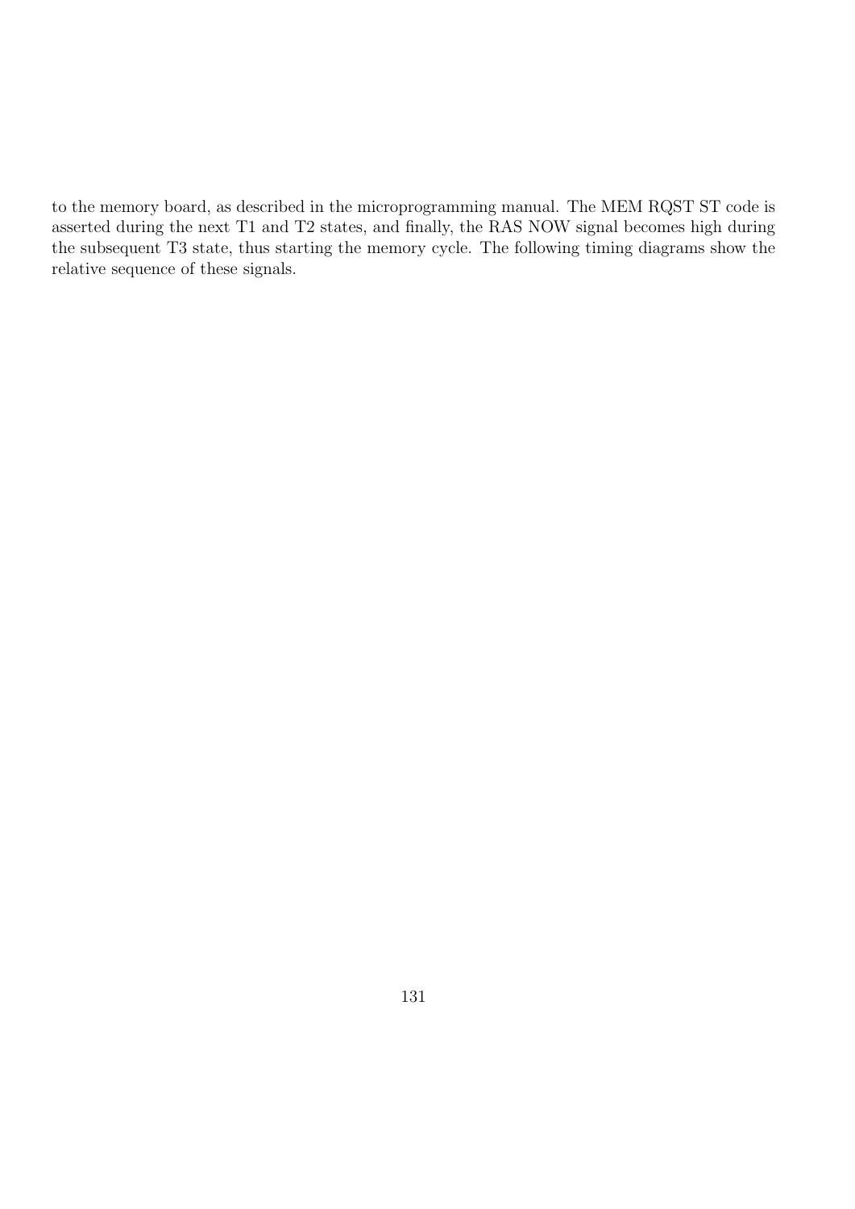to the memory board, as described in the microprogramming manual. The MEM RQST ST code is asserted during the next T1 and T2 states, and finally, the RAS NOW signal becomes high during the subsequent T3 state, thus starting the memory cycle. The following timing diagrams show the relative sequence of these signals.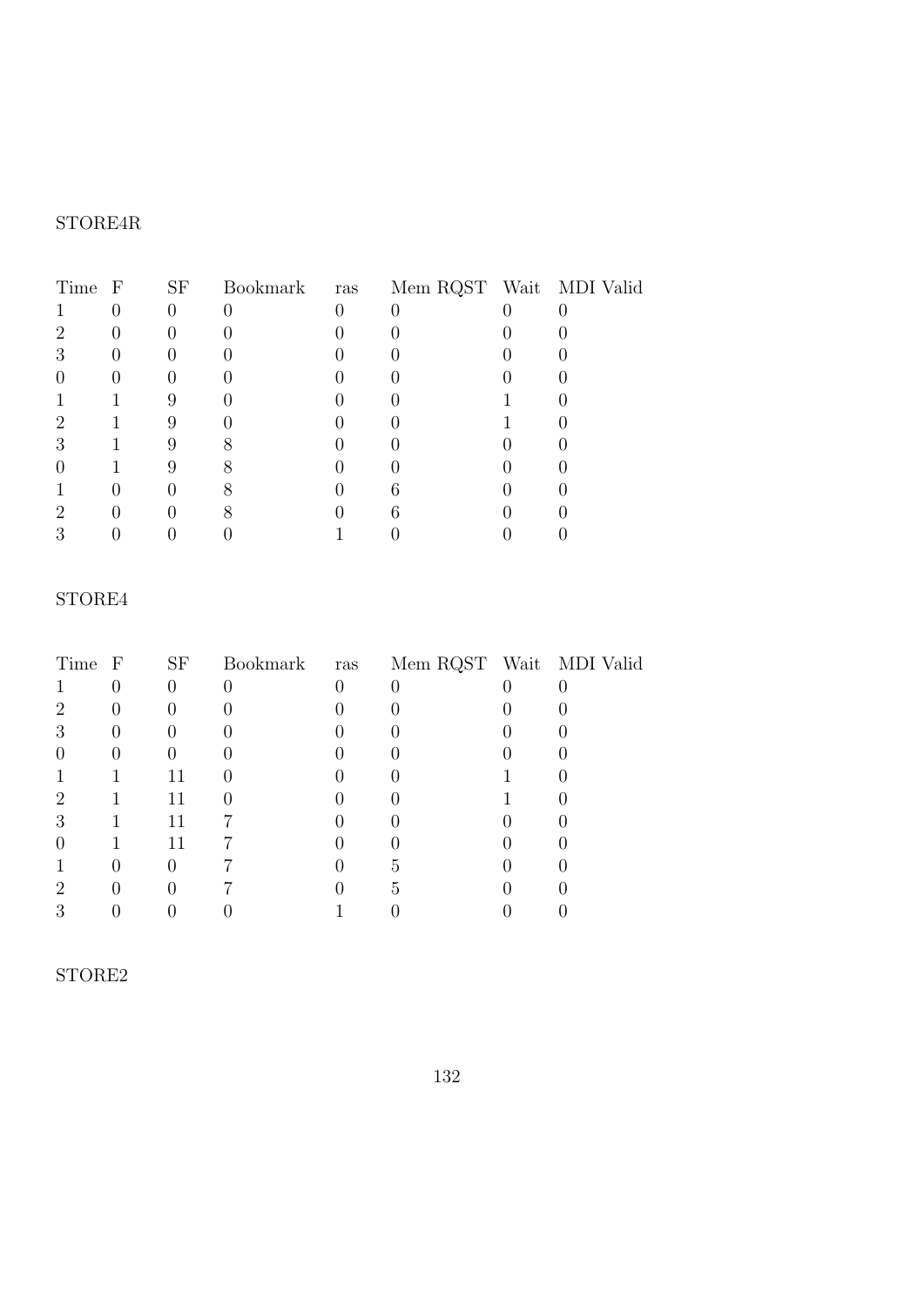STORE4R

| Time | F | SF | Bookmark | ras | Mem RQST | Wait | MDI Valid |
|---|---|---|---|---|---|---|---|
| 1 | 0 | 0 | 0 | 0 | 0 | 0 | 0 |
| 2 | 0 | 0 | 0 | 0 | 0 | 0 | 0 |
| 3 | 0 | 0 | 0 | 0 | 0 | 0 | 0 |
| 0 | 0 | 0 | 0 | 0 | 0 | 0 | 0 |
| 1 | 1 | 9 | 0 | 0 | 0 | 1 | 0 |
| 2 | 1 | 9 | 0 | 0 | 0 | 1 | 0 |
| 3 | 1 | 9 | 8 | 0 | 0 | 0 | 0 |
| 0 | 1 | 9 | 8 | 0 | 0 | 0 | 0 |
| 1 | 0 | 0 | 8 | 0 | 6 | 0 | 0 |
| 2 | 0 | 0 | 8 | 0 | 6 | 0 | 0 |
| 3 | 0 | 0 | 0 | 1 | 0 | 0 | 0 |

STORE4

| Time | F | SF | Bookmark | ras | Mem RQST | Wait | MDI Valid |
|---|---|---|---|---|---|---|---|
| 1 | 0 | 0 | 0 | 0 | 0 | 0 | 0 |
| 2 | 0 | 0 | 0 | 0 | 0 | 0 | 0 |
| 3 | 0 | 0 | 0 | 0 | 0 | 0 | 0 |
| 0 | 0 | 0 | 0 | 0 | 0 | 0 | 0 |
| 1 | 1 | 11 | 0 | 0 | 0 | 1 | 0 |
| 2 | 1 | 11 | 0 | 0 | 0 | 1 | 0 |
| 3 | 1 | 11 | 7 | 0 | 0 | 0 | 0 |
| 0 | 1 | 11 | 7 | 0 | 0 | 0 | 0 |
| 1 | 0 | 0 | 7 | 0 | 5 | 0 | 0 |
| 2 | 0 | 0 | 7 | 0 | 5 | 0 | 0 |
| 3 | 0 | 0 | 0 | 1 | 0 | 0 | 0 |

STORE2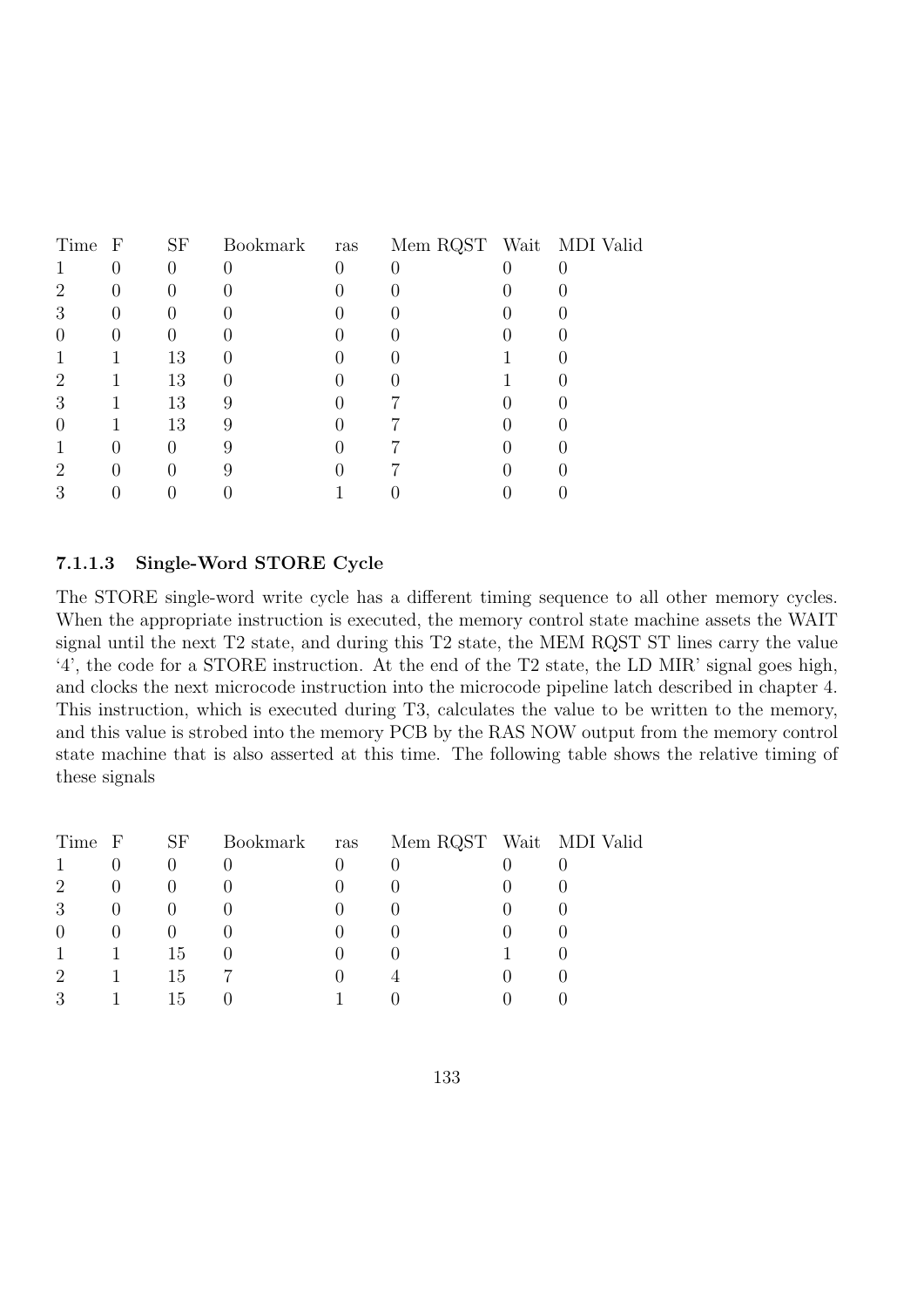| Time | F | SF | Bookmark | ras | Mem RQST | Wait | MDI Valid |
|---|---|---|---|---|---|---|---|
| 1 | 0 | 0 | 0 | 0 | 0 | 0 | 0 |
| 2 | 0 | 0 | 0 | 0 | 0 | 0 | 0 |
| 3 | 0 | 0 | 0 | 0 | 0 | 0 | 0 |
| 0 | 0 | 0 | 0 | 0 | 0 | 0 | 0 |
| 1 | 1 | 13 | 0 | 0 | 0 | 1 | 0 |
| 2 | 1 | 13 | 0 | 0 | 0 | 1 | 0 |
| 3 | 1 | 13 | 9 | 0 | 7 | 0 | 0 |
| 0 | 1 | 13 | 9 | 0 | 7 | 0 | 0 |
| 1 | 0 | 0 | 9 | 0 | 7 | 0 | 0 |
| 2 | 0 | 0 | 9 | 0 | 7 | 0 | 0 |
| 3 | 0 | 0 | 0 | 1 | 0 | 0 | 0 |

#### 7.1.1.3 Single-Word STORE Cycle

The STORE single-word write cycle has a different timing sequence to all other memory cycles. When the appropriate instruction is executed, the memory control state machine assets the WAIT signal until the next T2 state, and during this T2 state, the MEM RQST ST lines carry the value '4', the code for a STORE instruction. At the end of the T2 state, the LD MIR' signal goes high, and clocks the next microcode instruction into the microcode pipeline latch described in chapter 4. This instruction, which is executed during T3, calculates the value to be written to the memory, and this value is strobed into the memory PCB by the RAS NOW output from the memory control state machine that is also asserted at this time. The following table shows the relative timing of these signals

| Time | F | SF | Bookmark | ras | Mem RQST | Wait | MDI Valid |
|---|---|---|---|---|---|---|---|
| 1 | 0 | 0 | 0 | 0 | 0 | 0 | 0 |
| 2 | 0 | 0 | 0 | 0 | 0 | 0 | 0 |
| 3 | 0 | 0 | 0 | 0 | 0 | 0 | 0 |
| 0 | 0 | 0 | 0 | 0 | 0 | 0 | 0 |
| 1 | 1 | 15 | 0 | 0 | 0 | 1 | 0 |
| 2 | 1 | 15 | 7 | 0 | 4 | 0 | 0 |
| 3 | 1 | 15 | 0 | 1 | 0 | 0 | 0 |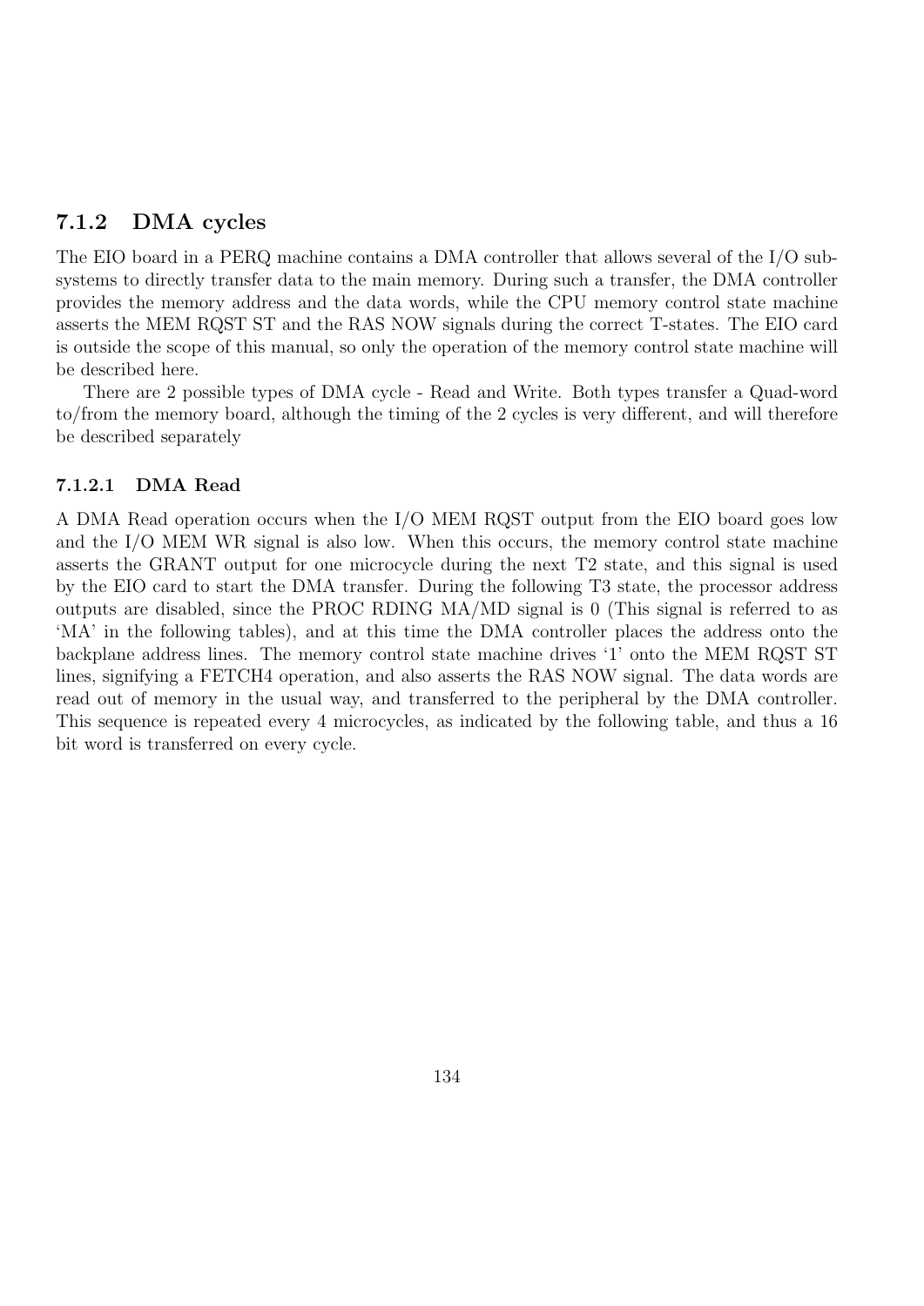### 7.1.2 DMA cycles

The EIO board in a PERQ machine contains a DMA controller that allows several of the I/O subsystems to directly transfer data to the main memory. During such a transfer, the DMA controller provides the memory address and the data words, while the CPU memory control state machine asserts the MEM RQST ST and the RAS NOW signals during the correct T-states. The EIO card is outside the scope of this manual, so only the operation of the memory control state machine will be described here.

There are 2 possible types of DMA cycle - Read and Write. Both types transfer a Quad-word to/from the memory board, although the timing of the 2 cycles is very different, and will therefore be described separately

#### 7.1.2.1 DMA Read

A DMA Read operation occurs when the I/O MEM RQST output from the EIO board goes low and the I/O MEM WR signal is also low. When this occurs, the memory control state machine asserts the GRANT output for one microcycle during the next T2 state, and this signal is used by the EIO card to start the DMA transfer. During the following T3 state, the processor address outputs are disabled, since the PROC RDING MA/MD signal is 0 (This signal is referred to as 'MA' in the following tables), and at this time the DMA controller places the address onto the backplane address lines. The memory control state machine drives '1' onto the MEM RQST ST lines, signifying a FETCH4 operation, and also asserts the RAS NOW signal. The data words are read out of memory in the usual way, and transferred to the peripheral by the DMA controller. This sequence is repeated every 4 microcycles, as indicated by the following table, and thus a 16 bit word is transferred on every cycle.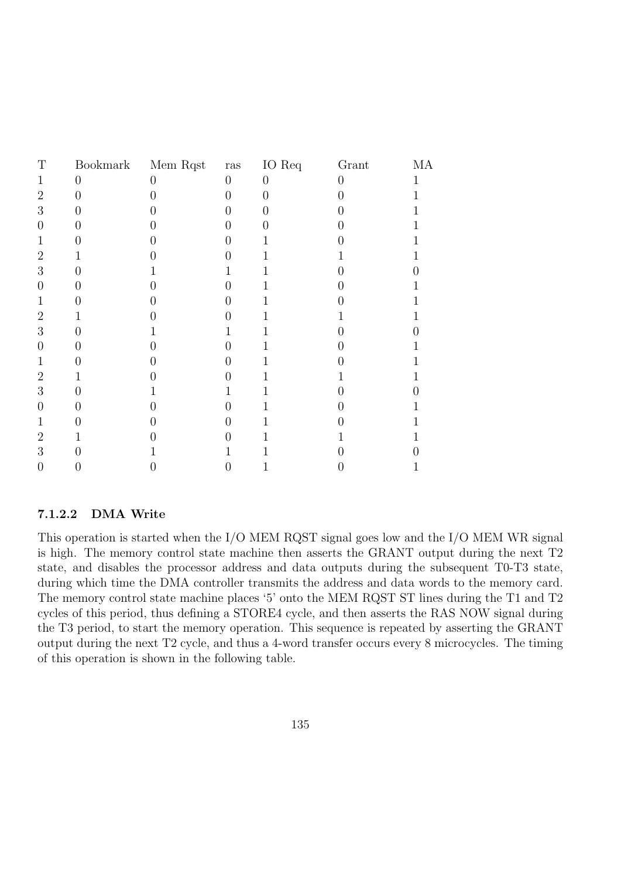| T | Bookmark | Mem Rqst | ras | IO Req | Grant | MA |
|---|---|---|---|---|---|---|
| 1 | 0 | 0 | 0 | 0 | 0 | 1 |
| 2 | 0 | 0 | 0 | 0 | 0 | 1 |
| 3 | 0 | 0 | 0 | 0 | 0 | 1 |
| 0 | 0 | 0 | 0 | 0 | 0 | 1 |
| 1 | 0 | 0 | 0 | 1 | 0 | 1 |
| 2 | 1 | 0 | 0 | 1 | 1 | 1 |
| 3 | 0 | 1 | 1 | 1 | 0 | 0 |
| 0 | 0 | 0 | 0 | 1 | 0 | 1 |
| 1 | 0 | 0 | 0 | 1 | 0 | 1 |
| 2 | 1 | 0 | 0 | 1 | 1 | 1 |
| 3 | 0 | 1 | 1 | 1 | 0 | 0 |
| 0 | 0 | 0 | 0 | 1 | 0 | 1 |
| 1 | 0 | 0 | 0 | 1 | 0 | 1 |
| 2 | 1 | 0 | 0 | 1 | 1 | 1 |
| 3 | 0 | 1 | 1 | 1 | 0 | 0 |
| 0 | 0 | 0 | 0 | 1 | 0 | 1 |
| 1 | 0 | 0 | 0 | 1 | 0 | 1 |
| 2 | 1 | 0 | 0 | 1 | 1 | 1 |
| 3 | 0 | 1 | 1 | 1 | 0 | 0 |
| 0 | 0 | 0 | 0 | 1 | 0 | 1 |

#### 7.1.2.2 DMA Write

This operation is started when the I/O MEM RQST signal goes low and the I/O MEM WR signal is high. The memory control state machine then asserts the GRANT output during the next T2 state, and disables the processor address and data outputs during the subsequent T0-T3 state, during which time the DMA controller transmits the address and data words to the memory card. The memory control state machine places '5' onto the MEM RQST ST lines during the T1 and T2 cycles of this period, thus defining a STORE4 cycle, and then asserts the RAS NOW signal during the T3 period, to start the memory operation. This sequence is repeated by asserting the GRANT output during the next T2 cycle, and thus a 4-word transfer occurs every 8 microcycles. The timing of this operation is shown in the following table.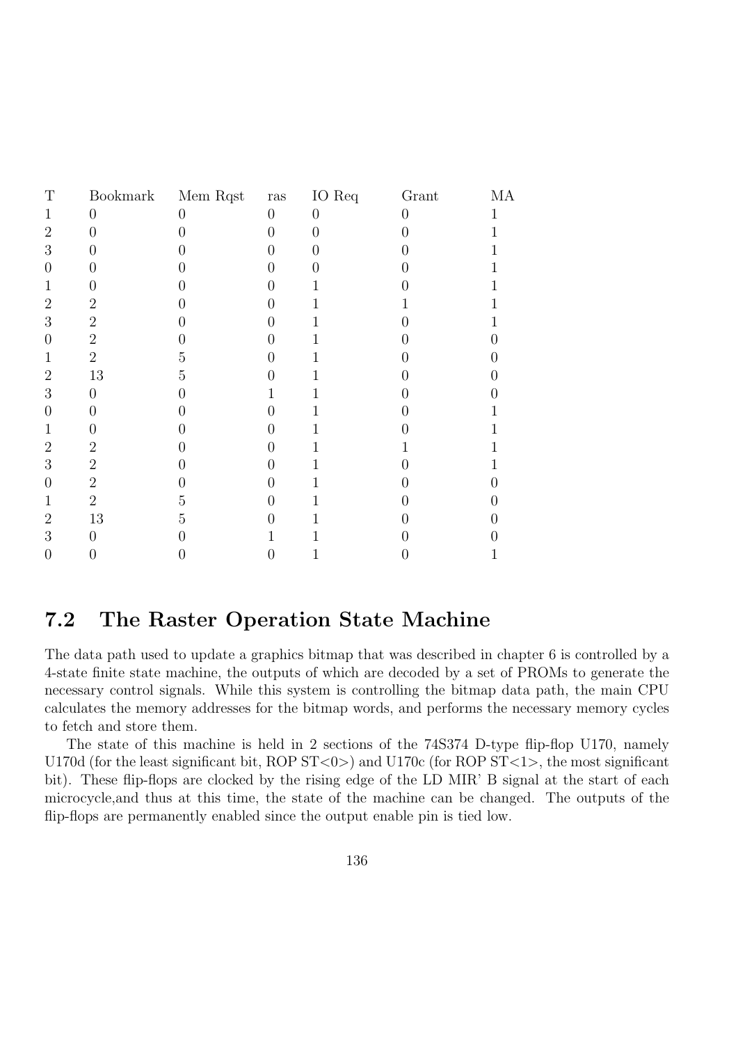| T | Bookmark | Mem Rqst | ras | IO Req | Grant | MA |
|---|---|---|---|---|---|---|
| 1 | 0 | 0 | 0 | 0 | 0 | 1 |
| 2 | 0 | 0 | 0 | 0 | 0 | 1 |
| 3 | 0 | 0 | 0 | 0 | 0 | 1 |
| 0 | 0 | 0 | 0 | 0 | 0 | 1 |
| 1 | 0 | 0 | 0 | 1 | 0 | 1 |
| 2 | 2 | 0 | 0 | 1 | 1 | 1 |
| 3 | 2 | 0 | 0 | 1 | 0 | 1 |
| 0 | 2 | 0 | 0 | 1 | 0 | 0 |
| 1 | 2 | 5 | 0 | 1 | 0 | 0 |
| 2 | 13 | 5 | 0 | 1 | 0 | 0 |
| 3 | 0 | 0 | 1 | 1 | 0 | 0 |
| 0 | 0 | 0 | 0 | 1 | 0 | 1 |
| 1 | 0 | 0 | 0 | 1 | 0 | 1 |
| 2 | 2 | 0 | 0 | 1 | 1 | 1 |
| 3 | 2 | 0 | 0 | 1 | 0 | 1 |
| 0 | 2 | 0 | 0 | 1 | 0 | 0 |
| 1 | 2 | 5 | 0 | 1 | 0 | 0 |
| 2 | 13 | 5 | 0 | 1 | 0 | 0 |
| 3 | 0 | 0 | 1 | 1 | 0 | 0 |
| 0 | 0 | 0 | 0 | 1 | 0 | 1 |

## 7.2 The Raster Operation State Machine

The data path used to update a graphics bitmap that was described in chapter 6 is controlled by a 4-state finite state machine, the outputs of which are decoded by a set of PROMs to generate the necessary control signals. While this system is controlling the bitmap data path, the main CPU calculates the memory addresses for the bitmap words, and performs the necessary memory cycles to fetch and store them.

The state of this machine is held in 2 sections of the 74S374 D-type flip-flop U170, namely U170d (for the least significant bit, ROP ST<0>) and U170c (for ROP ST<1>, the most significant bit). These flip-flops are clocked by the rising edge of the LD MIR' B signal at the start of each microcycle,and thus at this time, the state of the machine can be changed. The outputs of the flip-flops are permanently enabled since the output enable pin is tied low.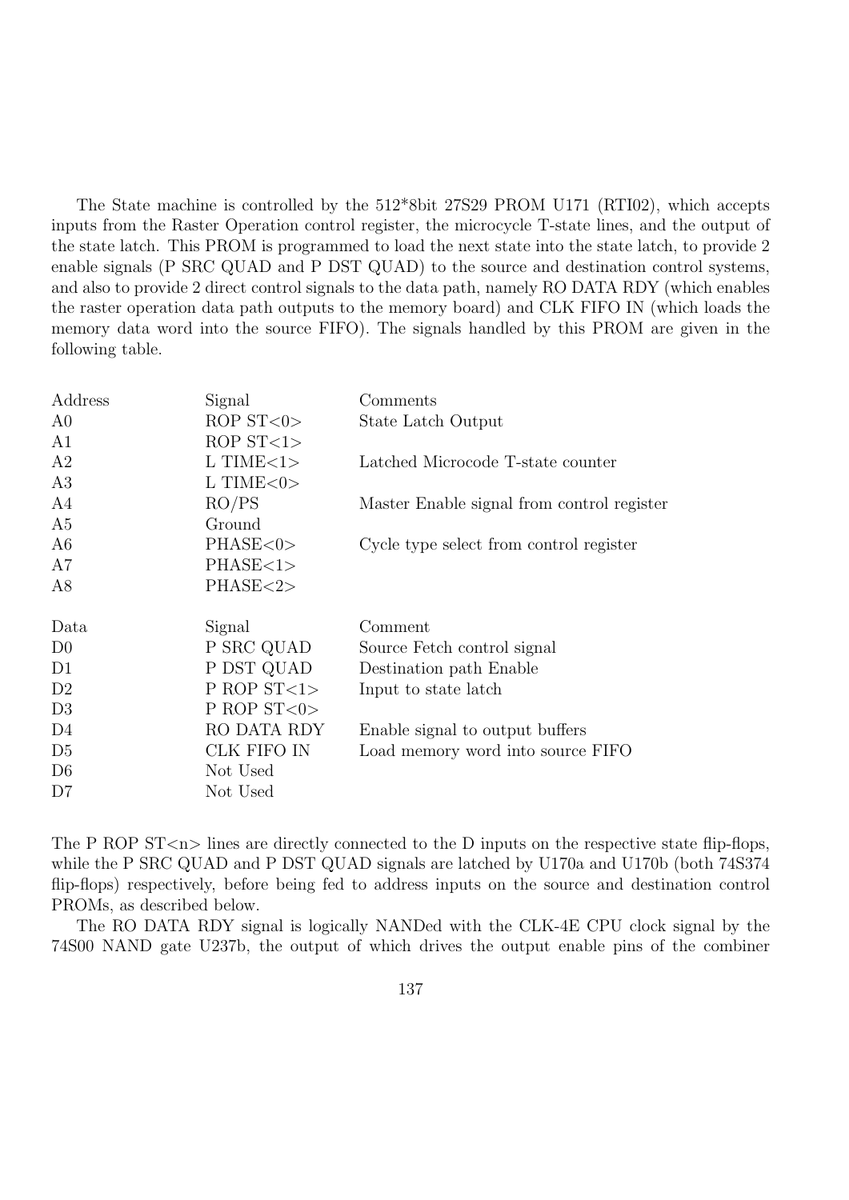The State machine is controlled by the 512*8bit 27S29 PROM U171 (RTI02), which accepts inputs from the Raster Operation control register, the microcycle T-state lines, and the output of the state latch. This PROM is programmed to load the next state into the state latch, to provide 2 enable signals (P SRC QUAD and P DST QUAD) to the source and destination control systems, and also to provide 2 direct control signals to the data path, namely RO DATA RDY (which enables the raster operation data path outputs to the memory board) and CLK FIFO IN (which loads the memory data word into the source FIFO). The signals handled by this PROM are given in the following table.

| Address | Signal | Comments |
|---|---|---|
| A0 | ROP ST<0> | State Latch Output |
| A1 | ROP ST<1> | |
| A2 | L TIME<1> | Latched Microcode T-state counter |
| A3 | L TIME<0> | |
| A4 | RO/PS | Master Enable signal from control register |
| A5 | Ground | |
| A6 | PHASE<0> | Cycle type select from control register |
| A7 | PHASE<1> | |
| A8 | PHASE<2> | |

| Data | Signal | Comment |
|---|---|---|
| D0 | P SRC QUAD | Source Fetch control signal |
| D1 | P DST QUAD | Destination path Enable |
| D2 | P ROP ST<1> | Input to state latch |
| D3 | P ROP ST<0> | |
| D4 | RO DATA RDY | Enable signal to output buffers |
| D5 | CLK FIFO IN | Load memory word into source FIFO |
| D6 | Not Used | |
| D7 | Not Used | |

The P ROP ST<n> lines are directly connected to the D inputs on the respective state flip-flops, while the P SRC QUAD and P DST QUAD signals are latched by U170a and U170b (both 74S374 flip-flops) respectively, before being fed to address inputs on the source and destination control PROMs, as described below.

The RO DATA RDY signal is logically NANDed with the CLK-4E CPU clock signal by the 74S00 NAND gate U237b, the output of which drives the output enable pins of the combiner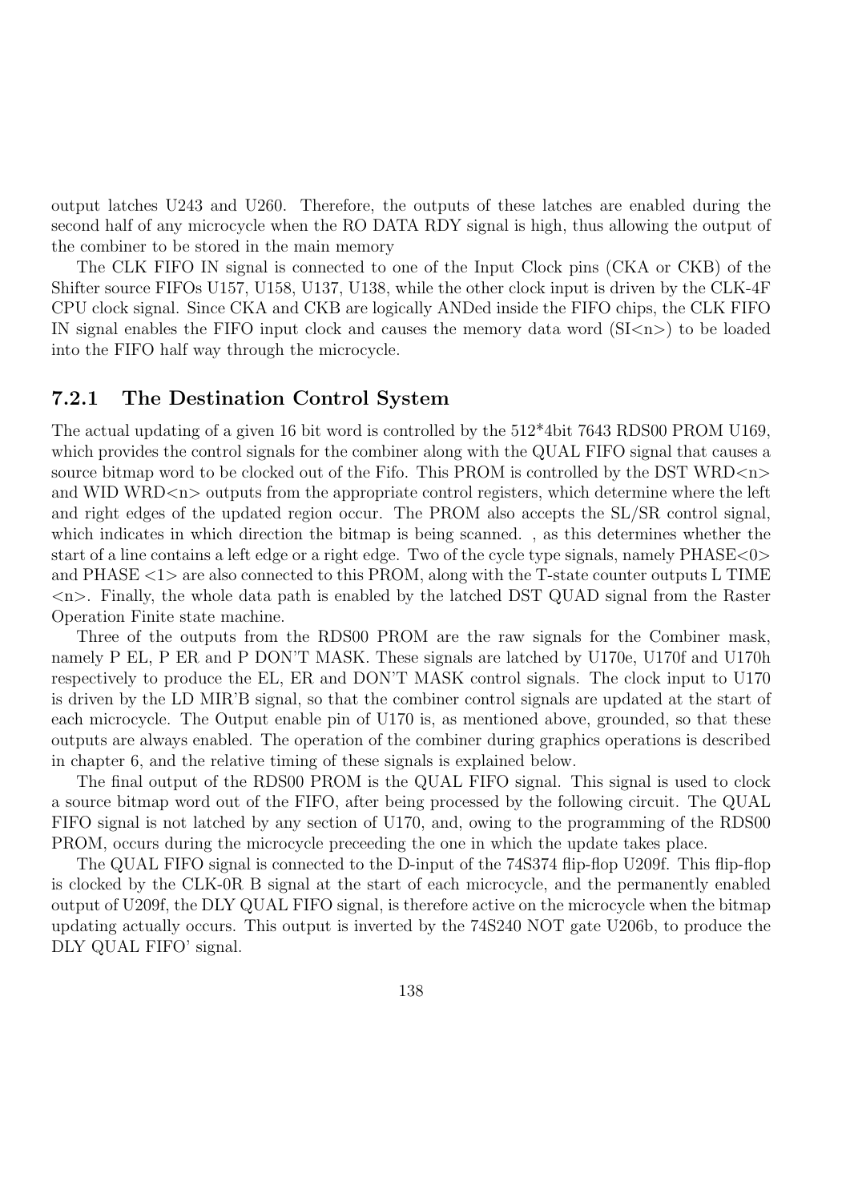output latches U243 and U260. Therefore, the outputs of these latches are enabled during the second half of any microcycle when the RO DATA RDY signal is high, thus allowing the output of the combiner to be stored in the main memory

The CLK FIFO IN signal is connected to one of the Input Clock pins (CKA or CKB) of the Shifter source FIFOs U157, U158, U137, U138, while the other clock input is driven by the CLK-4F CPU clock signal. Since CKA and CKB are logically ANDed inside the FIFO chips, the CLK FIFO IN signal enables the FIFO input clock and causes the memory data word (SI<n>) to be loaded into the FIFO half way through the microcycle.

### 7.2.1 The Destination Control System

The actual updating of a given 16 bit word is controlled by the 512*4bit 7643 RDS00 PROM U169, which provides the control signals for the combiner along with the QUAL FIFO signal that causes a source bitmap word to be clocked out of the Fifo. This PROM is controlled by the DST WRD<n> and WID WRD<n> outputs from the appropriate control registers, which determine where the left and right edges of the updated region occur. The PROM also accepts the SL/SR control signal, which indicates in which direction the bitmap is being scanned. , as this determines whether the start of a line contains a left edge or a right edge. Two of the cycle type signals, namely PHASE<0> and PHASE <1> are also connected to this PROM, along with the T-state counter outputs L TIME <n>. Finally, the whole data path is enabled by the latched DST QUAD signal from the Raster Operation Finite state machine.

Three of the outputs from the RDS00 PROM are the raw signals for the Combiner mask, namely P EL, P ER and P DON'T MASK. These signals are latched by U170e, U170f and U170h respectively to produce the EL, ER and DON'T MASK control signals. The clock input to U170 is driven by the LD MIR'B signal, so that the combiner control signals are updated at the start of each microcycle. The Output enable pin of U170 is, as mentioned above, grounded, so that these outputs are always enabled. The operation of the combiner during graphics operations is described in chapter 6, and the relative timing of these signals is explained below.

The final output of the RDS00 PROM is the QUAL FIFO signal. This signal is used to clock a source bitmap word out of the FIFO, after being processed by the following circuit. The QUAL FIFO signal is not latched by any section of U170, and, owing to the programming of the RDS00 PROM, occurs during the microcycle preceeding the one in which the update takes place.

The QUAL FIFO signal is connected to the D-input of the 74S374 flip-flop U209f. This flip-flop is clocked by the CLK-0R B signal at the start of each microcycle, and the permanently enabled output of U209f, the DLY QUAL FIFO signal, is therefore active on the microcycle when the bitmap updating actually occurs. This output is inverted by the 74S240 NOT gate U206b, to produce the DLY QUAL FIFO' signal.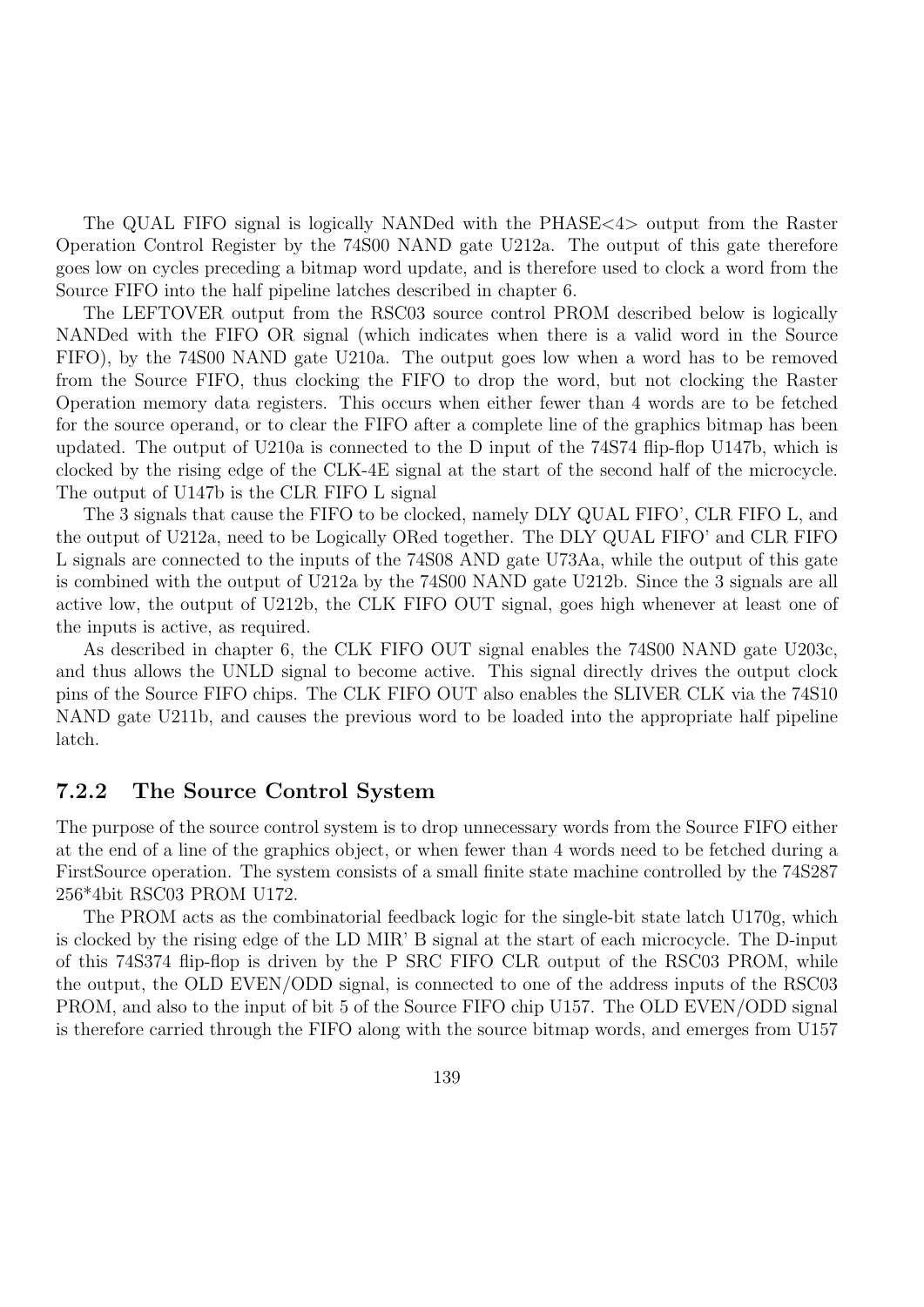The QUAL FIFO signal is logically NANDed with the PHASE<4> output from the Raster Operation Control Register by the 74S00 NAND gate U212a. The output of this gate therefore goes low on cycles preceding a bitmap word update, and is therefore used to clock a word from the Source FIFO into the half pipeline latches described in chapter 6.

The LEFTOVER output from the RSC03 source control PROM described below is logically NANDed with the FIFO OR signal (which indicates when there is a valid word in the Source FIFO), by the 74S00 NAND gate U210a. The output goes low when a word has to be removed from the Source FIFO, thus clocking the FIFO to drop the word, but not clocking the Raster Operation memory data registers. This occurs when either fewer than 4 words are to be fetched for the source operand, or to clear the FIFO after a complete line of the graphics bitmap has been updated. The output of U210a is connected to the D input of the 74S74 flip-flop U147b, which is clocked by the rising edge of the CLK-4E signal at the start of the second half of the microcycle. The output of U147b is the CLR FIFO L signal

The 3 signals that cause the FIFO to be clocked, namely DLY QUAL FIFO', CLR FIFO L, and the output of U212a, need to be Logically ORed together. The DLY QUAL FIFO' and CLR FIFO L signals are connected to the inputs of the 74S08 AND gate U73Aa, while the output of this gate is combined with the output of U212a by the 74S00 NAND gate U212b. Since the 3 signals are all active low, the output of U212b, the CLK FIFO OUT signal, goes high whenever at least one of the inputs is active, as required.

As described in chapter 6, the CLK FIFO OUT signal enables the 74S00 NAND gate U203c, and thus allows the UNLD signal to become active. This signal directly drives the output clock pins of the Source FIFO chips. The CLK FIFO OUT also enables the SLIVER CLK via the 74S10 NAND gate U211b, and causes the previous word to be loaded into the appropriate half pipeline latch.

### 7.2.2 The Source Control System

The purpose of the source control system is to drop unnecessary words from the Source FIFO either at the end of a line of the graphics object, or when fewer than 4 words need to be fetched during a FirstSource operation. The system consists of a small finite state machine controlled by the 74S287 256*4bit RSC03 PROM U172.

The PROM acts as the combinatorial feedback logic for the single-bit state latch U170g, which is clocked by the rising edge of the LD MIR' B signal at the start of each microcycle. The D-input of this 74S374 flip-flop is driven by the P SRC FIFO CLR output of the RSC03 PROM, while the output, the OLD EVEN/ODD signal, is connected to one of the address inputs of the RSC03 PROM, and also to the input of bit 5 of the Source FIFO chip U157. The OLD EVEN/ODD signal is therefore carried through the FIFO along with the source bitmap words, and emerges from U157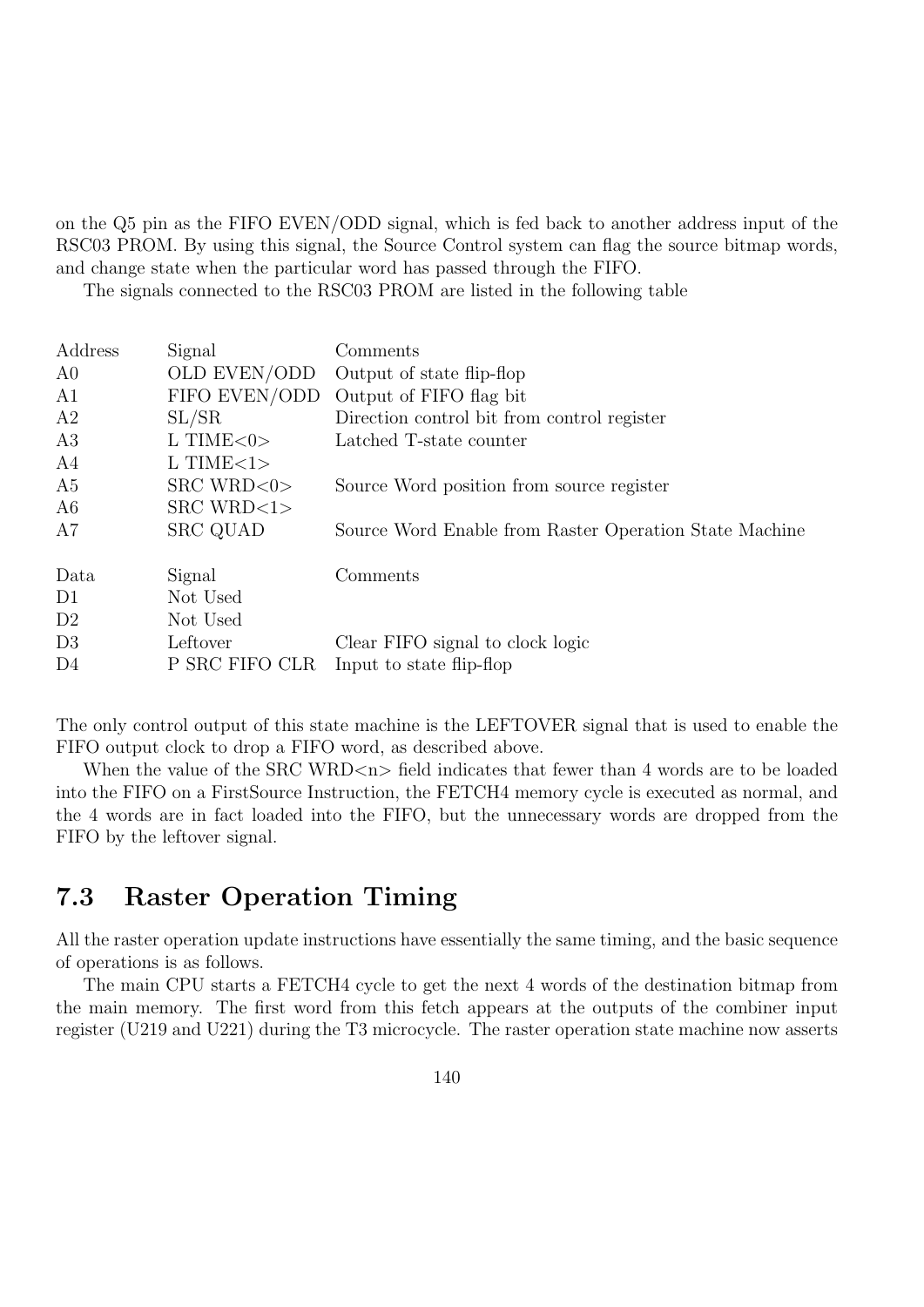on the Q5 pin as the FIFO EVEN/ODD signal, which is fed back to another address input of the RSC03 PROM. By using this signal, the Source Control system can flag the source bitmap words, and change state when the particular word has passed through the FIFO.

The signals connected to the RSC03 PROM are listed in the following table

| Address | Signal | Comments |
|---|---|---|
| A0 | OLD EVEN/ODD | Output of state flip-flop |
| A1 | FIFO EVEN/ODD | Output of FIFO flag bit |
| A2 | SL/SR | Direction control bit from control register |
| A3 | L TIME<0> | Latched T-state counter |
| A4 | L TIME<1> | |
| A5 | SRC WRD<0> | Source Word position from source register |
| A6 | SRC WRD<1> | |
| A7 | SRC QUAD | Source Word Enable from Raster Operation State Machine |

| Data | Signal | Comments |
|---|---|---|
| D1 | Not Used | |
| D2 | Not Used | |
| D3 | Leftover | Clear FIFO signal to clock logic |
| D4 | P SRC FIFO CLR | Input to state flip-flop |

The only control output of this state machine is the LEFTOVER signal that is used to enable the FIFO output clock to drop a FIFO word, as described above.

When the value of the SRC WRD<n> field indicates that fewer than 4 words are to be loaded into the FIFO on a FirstSource Instruction, the FETCH4 memory cycle is executed as normal, and the 4 words are in fact loaded into the FIFO, but the unnecessary words are dropped from the FIFO by the leftover signal.

## 7.3 Raster Operation Timing

All the raster operation update instructions have essentially the same timing, and the basic sequence of operations is as follows.

The main CPU starts a FETCH4 cycle to get the next 4 words of the destination bitmap from the main memory. The first word from this fetch appears at the outputs of the combiner input register (U219 and U221) during the T3 microcycle. The raster operation state machine now asserts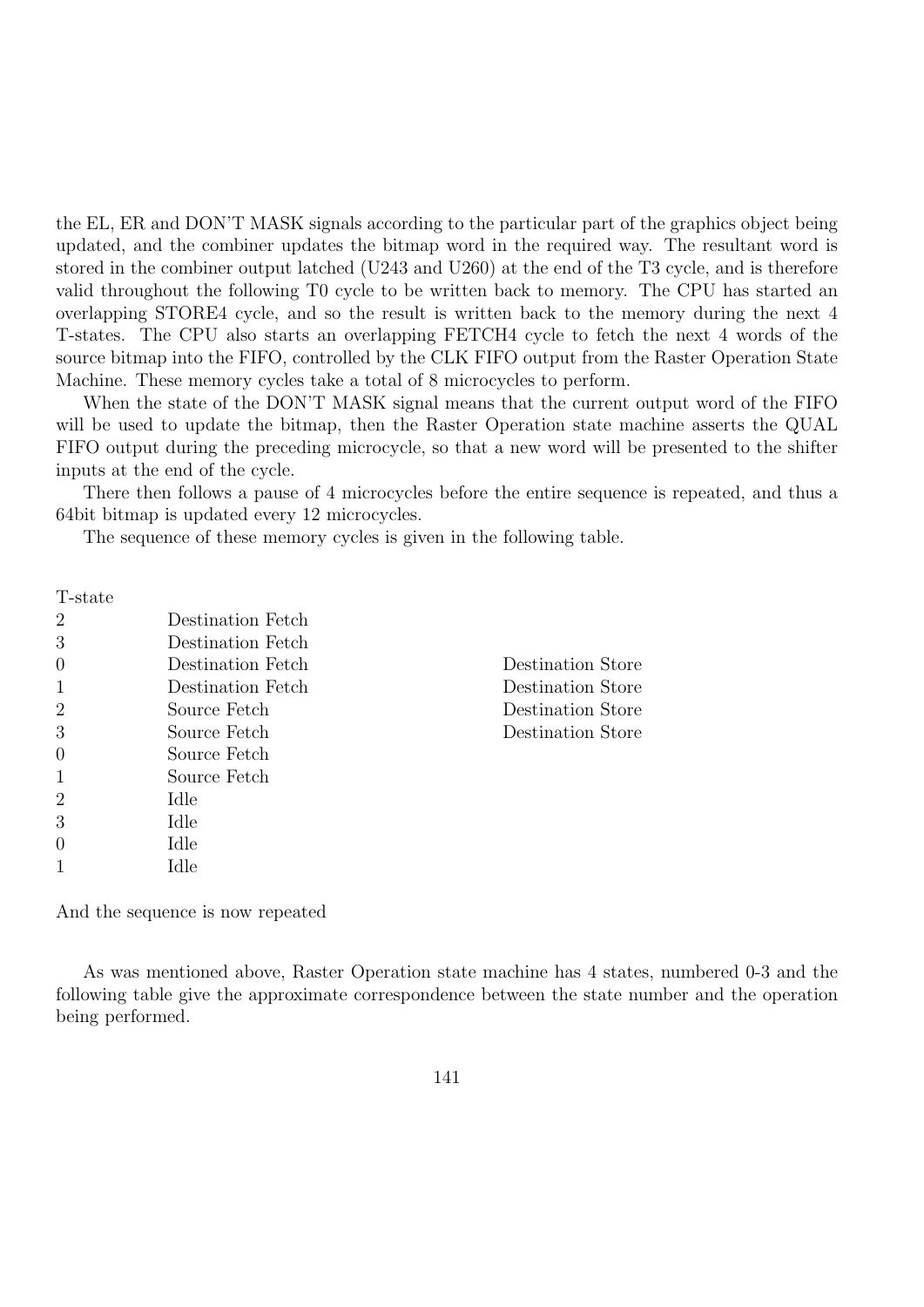the EL, ER and DON'T MASK signals according to the particular part of the graphics object being updated, and the combiner updates the bitmap word in the required way. The resultant word is stored in the combiner output latched (U243 and U260) at the end of the T3 cycle, and is therefore valid throughout the following T0 cycle to be written back to memory. The CPU has started an overlapping STORE4 cycle, and so the result is written back to the memory during the next 4 T-states. The CPU also starts an overlapping FETCH4 cycle to fetch the next 4 words of the source bitmap into the FIFO, controlled by the CLK FIFO output from the Raster Operation State Machine. These memory cycles take a total of 8 microcycles to perform.

When the state of the DON'T MASK signal means that the current output word of the FIFO will be used to update the bitmap, then the Raster Operation state machine asserts the QUAL FIFO output during the preceding microcycle, so that a new word will be presented to the shifter inputs at the end of the cycle.

There then follows a pause of 4 microcycles before the entire sequence is repeated, and thus a 64bit bitmap is updated every 12 microcycles.

The sequence of these memory cycles is given in the following table.

| T-state | | |
|---|---|---|
| 2 | Destination Fetch | |
| 3 | Destination Fetch | |
| 0 | Destination Fetch | Destination Store |
| 1 | Destination Fetch | Destination Store |
| 2 | Source Fetch | Destination Store |
| 3 | Source Fetch | Destination Store |
| 0 | Source Fetch | |
| 1 | Source Fetch | |
| 2 | Idle | |
| 3 | Idle | |
| 0 | Idle | |
| 1 | Idle | |

And the sequence is now repeated

As was mentioned above, Raster Operation state machine has 4 states, numbered 0-3 and the following table give the approximate correspondence between the state number and the operation being performed.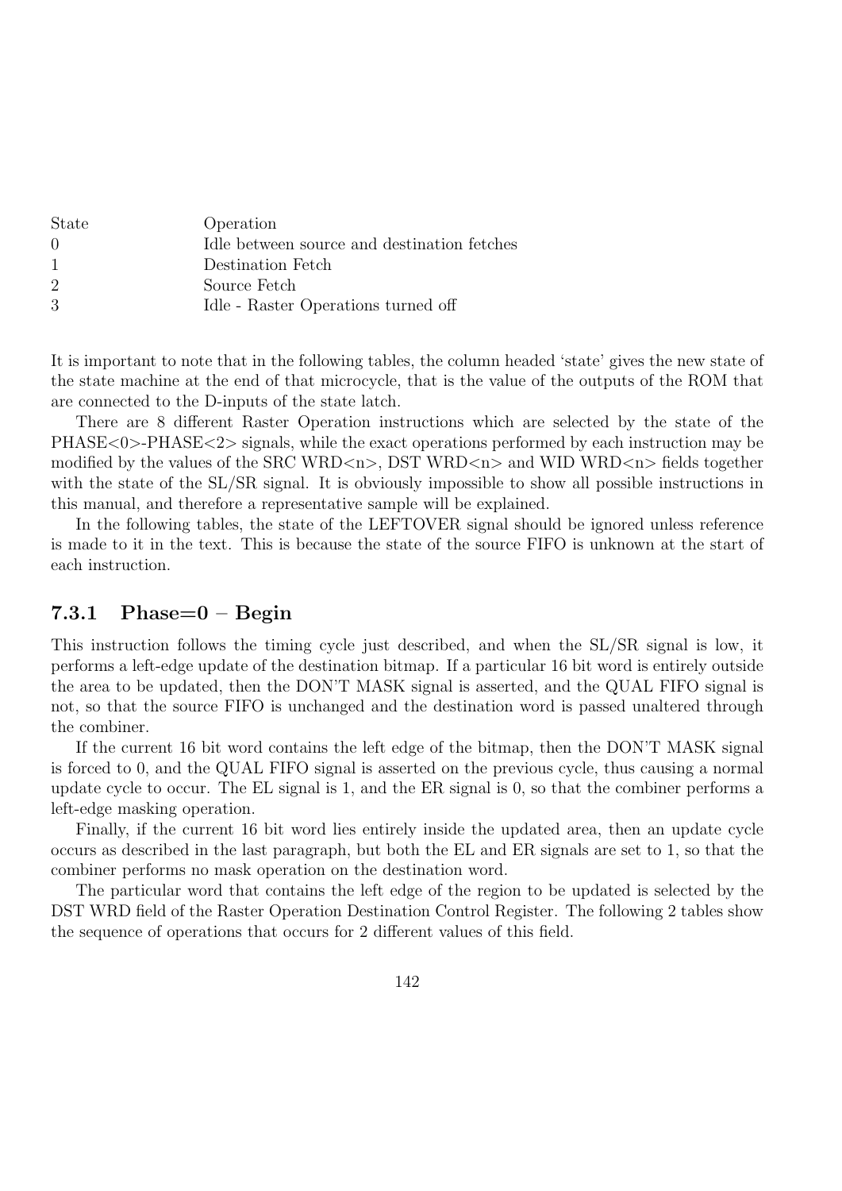| State | Operation |
| --- | --- |
| 0 | Idle between source and destination fetches |
| 1 | Destination Fetch |
| 2 | Source Fetch |
| 3 | Idle - Raster Operations turned off |

It is important to note that in the following tables, the column headed 'state' gives the new state of the state machine at the end of that microcycle, that is the value of the outputs of the ROM that are connected to the D-inputs of the state latch.

There are 8 different Raster Operation instructions which are selected by the state of the PHASE<0>-PHASE<2> signals, while the exact operations performed by each instruction may be modified by the values of the SRC WRD<n>, DST WRD<n> and WID WRD<n> fields together with the state of the SL/SR signal. It is obviously impossible to show all possible instructions in this manual, and therefore a representative sample will be explained.

In the following tables, the state of the LEFTOVER signal should be ignored unless reference is made to it in the text. This is because the state of the source FIFO is unknown at the start of each instruction.

### 7.3.1 Phase=0 – Begin

This instruction follows the timing cycle just described, and when the SL/SR signal is low, it performs a left-edge update of the destination bitmap. If a particular 16 bit word is entirely outside the area to be updated, then the DON'T MASK signal is asserted, and the QUAL FIFO signal is not, so that the source FIFO is unchanged and the destination word is passed unaltered through the combiner.

If the current 16 bit word contains the left edge of the bitmap, then the DON'T MASK signal is forced to 0, and the QUAL FIFO signal is asserted on the previous cycle, thus causing a normal update cycle to occur. The EL signal is 1, and the ER signal is 0, so that the combiner performs a left-edge masking operation.

Finally, if the current 16 bit word lies entirely inside the updated area, then an update cycle occurs as described in the last paragraph, but both the EL and ER signals are set to 1, so that the combiner performs no mask operation on the destination word.

The particular word that contains the left edge of the region to be updated is selected by the DST WRD field of the Raster Operation Destination Control Register. The following 2 tables show the sequence of operations that occurs for 2 different values of this field.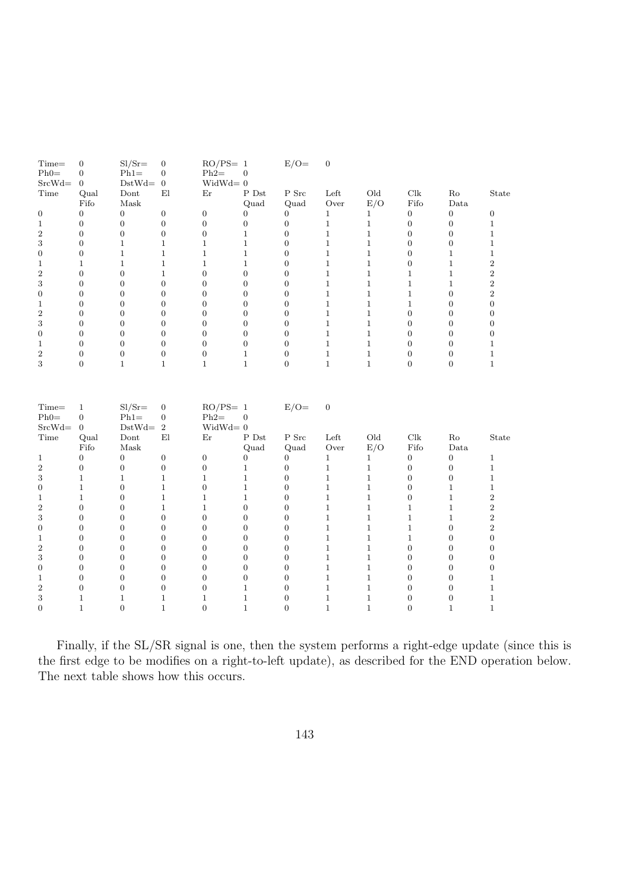| | | | | | | | | | | |
|---|---|---|---|---|---|---|---|---|---|---|
| Time= | 0 | Sl/Sr= | 0 | RO/PS= 1 | | E/O= | 0 | | | |
| Ph0= | 0 | Ph1= | 0 | Ph2= | 0 | | | | | |
| SrcWd= | 0 | DstWd= | 0 | WidWd= 0 | | | | | | |

| Time | Qual Fifo | Dont Mask | El | Er | P Dst Quad | P Src Quad | Left Over | Old E/O | Clk Fifo | Ro Data | State |
|---|---|---|---|---|---|---|---|---|---|---|---|
| 0 | 0 | 0 | 0 | 0 | 0 | 0 | 1 | 1 | 0 | 0 | 0 |
| 1 | 0 | 0 | 0 | 0 | 0 | 0 | 1 | 1 | 0 | 0 | 1 |
| 2 | 0 | 0 | 0 | 0 | 1 | 0 | 1 | 1 | 0 | 0 | 1 |
| 3 | 0 | 1 | 1 | 1 | 1 | 0 | 1 | 1 | 0 | 0 | 1 |
| 0 | 0 | 1 | 1 | 1 | 1 | 0 | 1 | 1 | 0 | 1 | 1 |
| 1 | 1 | 1 | 1 | 1 | 1 | 0 | 1 | 1 | 0 | 1 | 2 |
| 2 | 0 | 0 | 1 | 0 | 0 | 0 | 1 | 1 | 1 | 1 | 2 |
| 3 | 0 | 0 | 0 | 0 | 0 | 0 | 1 | 1 | 1 | 1 | 2 |
| 0 | 0 | 0 | 0 | 0 | 0 | 0 | 1 | 1 | 1 | 0 | 2 |
| 1 | 0 | 0 | 0 | 0 | 0 | 0 | 1 | 1 | 1 | 0 | 0 |
| 2 | 0 | 0 | 0 | 0 | 0 | 0 | 1 | 1 | 0 | 0 | 0 |
| 3 | 0 | 0 | 0 | 0 | 0 | 0 | 1 | 1 | 0 | 0 | 0 |
| 0 | 0 | 0 | 0 | 0 | 0 | 0 | 1 | 1 | 0 | 0 | 0 |
| 1 | 0 | 0 | 0 | 0 | 0 | 0 | 1 | 1 | 0 | 0 | 1 |
| 2 | 0 | 0 | 0 | 0 | 1 | 0 | 1 | 1 | 0 | 0 | 1 |
| 3 | 0 | 1 | 1 | 1 | 1 | 0 | 1 | 1 | 0 | 0 | 1 |

| | | | | | | | | | | |
|---|---|---|---|---|---|---|---|---|---|---|
| Time= | 1 | Sl/Sr= | 0 | RO/PS= 1 | | E/O= | 0 | | | |
| Ph0= | 0 | Ph1= | 0 | Ph2= | 0 | | | | | |
| SrcWd= | 0 | DstWd= | 2 | WidWd= 0 | | | | | | |

| Time | Qual Fifo | Dont Mask | El | Er | P Dst Quad | P Src Quad | Left Over | Old E/O | Clk Fifo | Ro Data | State |
|---|---|---|---|---|---|---|---|---|---|---|---|
| 1 | 0 | 0 | 0 | 0 | 0 | 0 | 1 | 1 | 0 | 0 | 1 |
| 2 | 0 | 0 | 0 | 0 | 1 | 0 | 1 | 1 | 0 | 0 | 1 |
| 3 | 1 | 1 | 1 | 1 | 1 | 0 | 1 | 1 | 0 | 0 | 1 |
| 0 | 1 | 0 | 1 | 0 | 1 | 0 | 1 | 1 | 0 | 1 | 1 |
| 1 | 1 | 0 | 1 | 1 | 1 | 0 | 1 | 1 | 0 | 1 | 2 |
| 2 | 0 | 0 | 1 | 1 | 0 | 0 | 1 | 1 | 1 | 1 | 2 |
| 3 | 0 | 0 | 0 | 0 | 0 | 0 | 1 | 1 | 1 | 1 | 2 |
| 0 | 0 | 0 | 0 | 0 | 0 | 0 | 1 | 1 | 1 | 0 | 2 |
| 1 | 0 | 0 | 0 | 0 | 0 | 0 | 1 | 1 | 1 | 0 | 0 |
| 2 | 0 | 0 | 0 | 0 | 0 | 0 | 1 | 1 | 0 | 0 | 0 |
| 3 | 0 | 0 | 0 | 0 | 0 | 0 | 1 | 1 | 0 | 0 | 0 |
| 0 | 0 | 0 | 0 | 0 | 0 | 0 | 1 | 1 | 0 | 0 | 0 |
| 1 | 0 | 0 | 0 | 0 | 0 | 0 | 1 | 1 | 0 | 0 | 1 |
| 2 | 0 | 0 | 0 | 0 | 1 | 0 | 1 | 1 | 0 | 0 | 1 |
| 3 | 1 | 1 | 1 | 1 | 1 | 0 | 1 | 1 | 0 | 0 | 1 |
| 0 | 1 | 0 | 1 | 0 | 1 | 0 | 1 | 1 | 0 | 1 | 1 |

Finally, if the SL/SR signal is one, then the system performs a right-edge update (since this is the first edge to be modifies on a right-to-left update), as described for the END operation below. The next table shows how this occurs.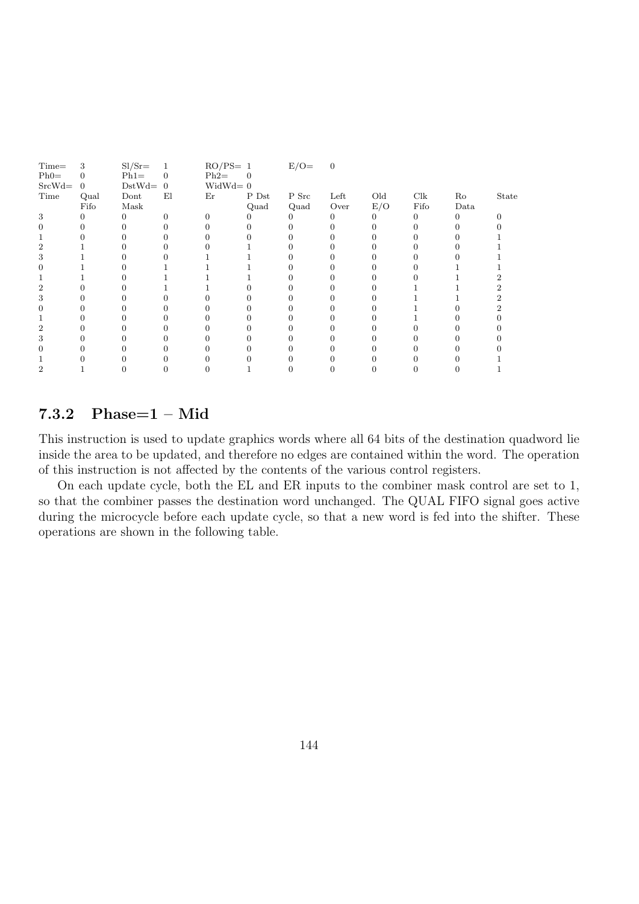| | | | | | | | | | | |
|---|---|---|---|---|---|---|---|---|---|---|
| Time= | 3 | Sl/Sr= | 1 | RO/PS= | 1 | E/O= | 0 | | | |
| Ph0= | 0 | Ph1= | 0 | Ph2= | 0 | | | | | |
| SrcWd= | 0 | DstWd= | 0 | WidWd= | 0 | | | | | |

| Time | Qual Fifo | Dont Mask | El | Er | P Dst Quad | P Src Quad | Left Over | Old E/O | Clk Fifo | Ro Data | State |
|---|---|---|---|---|---|---|---|---|---|---|---|
| 3 | 0 | 0 | 0 | 0 | 0 | 0 | 0 | 0 | 0 | 0 | 0 |
| 0 | 0 | 0 | 0 | 0 | 0 | 0 | 0 | 0 | 0 | 0 | 0 |
| 1 | 0 | 0 | 0 | 0 | 0 | 0 | 0 | 0 | 0 | 0 | 1 |
| 2 | 1 | 0 | 0 | 0 | 1 | 0 | 0 | 0 | 0 | 0 | 1 |
| 3 | 1 | 0 | 0 | 1 | 1 | 0 | 0 | 0 | 0 | 0 | 1 |
| 0 | 1 | 0 | 1 | 1 | 1 | 0 | 0 | 0 | 0 | 1 | 1 |
| 1 | 1 | 0 | 1 | 1 | 1 | 0 | 0 | 0 | 0 | 1 | 2 |
| 2 | 0 | 0 | 1 | 1 | 0 | 0 | 0 | 0 | 1 | 1 | 2 |
| 3 | 0 | 0 | 0 | 0 | 0 | 0 | 0 | 0 | 1 | 1 | 2 |
| 0 | 0 | 0 | 0 | 0 | 0 | 0 | 0 | 0 | 1 | 0 | 2 |
| 1 | 0 | 0 | 0 | 0 | 0 | 0 | 0 | 0 | 1 | 0 | 0 |
| 2 | 0 | 0 | 0 | 0 | 0 | 0 | 0 | 0 | 0 | 0 | 0 |
| 3 | 0 | 0 | 0 | 0 | 0 | 0 | 0 | 0 | 0 | 0 | 0 |
| 0 | 0 | 0 | 0 | 0 | 0 | 0 | 0 | 0 | 0 | 0 | 0 |
| 1 | 0 | 0 | 0 | 0 | 0 | 0 | 0 | 0 | 0 | 0 | 1 |
| 2 | 1 | 0 | 0 | 0 | 1 | 0 | 0 | 0 | 0 | 0 | 1 |

### 7.3.2 Phase=1 – Mid

This instruction is used to update graphics words where all 64 bits of the destination quadword lie inside the area to be updated, and therefore no edges are contained within the word. The operation of this instruction is not affected by the contents of the various control registers.

On each update cycle, both the EL and ER inputs to the combiner mask control are set to 1, so that the combiner passes the destination word unchanged. The QUAL FIFO signal goes active during the microcycle before each update cycle, so that a new word is fed into the shifter. These operations are shown in the following table.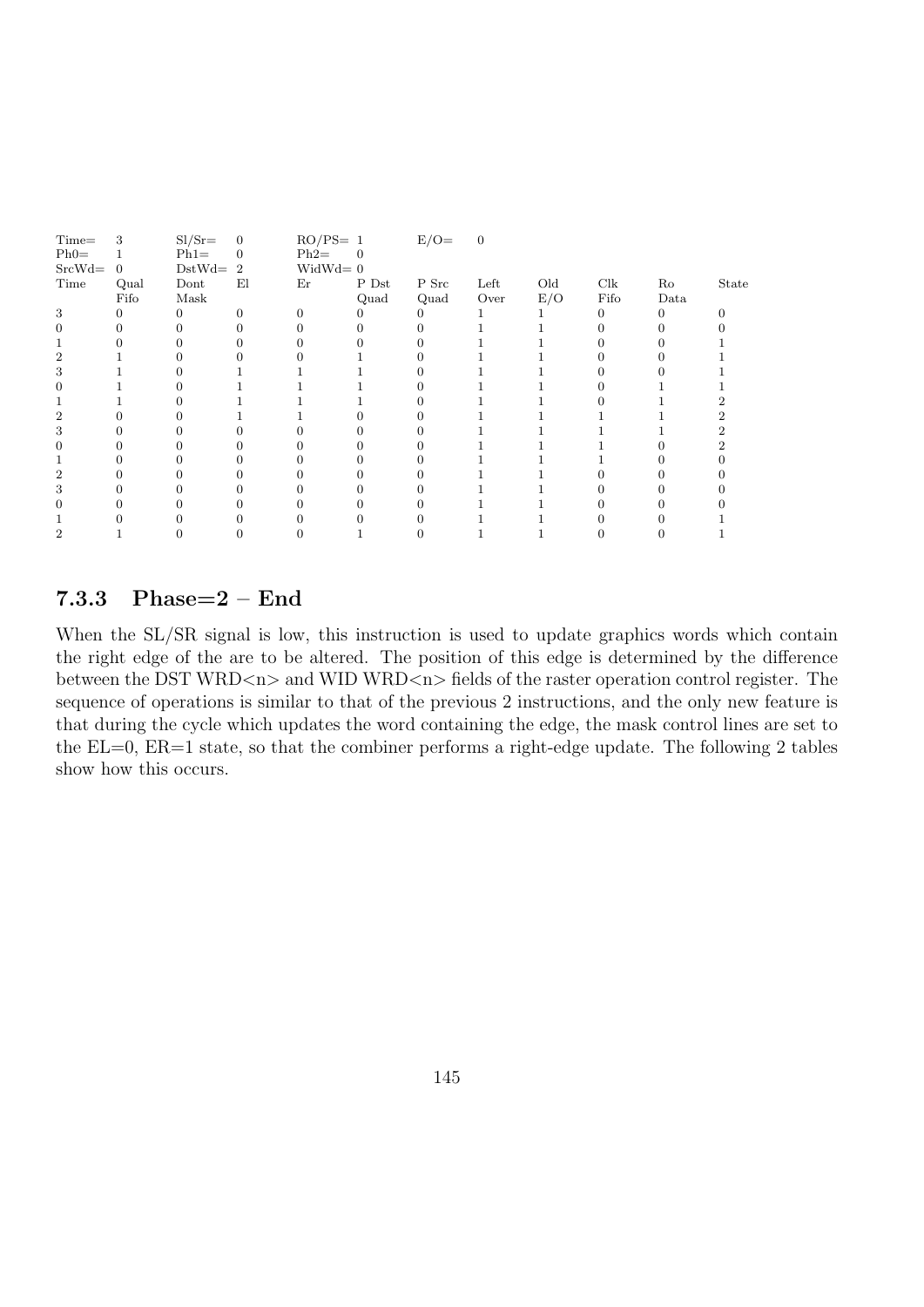| | | | | | | | | | | |
|---|---|---|---|---|---|---|---|---|---|---|
| Time= | 3 | Sl/Sr= | 0 | RO/PS= 1 | | E/O= | 0 | | | |
| Ph0= | 1 | Ph1= | 0 | Ph2= | 0 | | | | | |
| SrcWd= | 0 | DstWd= | 2 | WidWd= 0 | | | | | | |
| Time | Qual Fifo | Dont Mask | El | Er | P Dst Quad | P Src Quad | Left Over | Old E/O | Clk Fifo | Ro Data | State |
| 3 | 0 | 0 | 0 | 0 | 0 | 0 | 1 | 1 | 0 | 0 | 0 |
| 0 | 0 | 0 | 0 | 0 | 0 | 0 | 1 | 1 | 0 | 0 | 0 |
| 1 | 0 | 0 | 0 | 0 | 0 | 0 | 1 | 1 | 0 | 0 | 1 |
| 2 | 1 | 0 | 0 | 0 | 1 | 0 | 1 | 1 | 0 | 0 | 1 |
| 3 | 1 | 0 | 1 | 1 | 1 | 0 | 1 | 1 | 0 | 0 | 1 |
| 0 | 1 | 0 | 1 | 1 | 1 | 0 | 1 | 1 | 0 | 1 | 1 |
| 1 | 1 | 0 | 1 | 1 | 1 | 0 | 1 | 1 | 0 | 1 | 2 |
| 2 | 0 | 0 | 1 | 1 | 0 | 0 | 1 | 1 | 1 | 1 | 2 |
| 3 | 0 | 0 | 0 | 0 | 0 | 0 | 1 | 1 | 1 | 1 | 2 |
| 0 | 0 | 0 | 0 | 0 | 0 | 0 | 1 | 1 | 1 | 0 | 2 |
| 1 | 0 | 0 | 0 | 0 | 0 | 0 | 1 | 1 | 1 | 0 | 0 |
| 2 | 0 | 0 | 0 | 0 | 0 | 0 | 1 | 1 | 0 | 0 | 0 |
| 3 | 0 | 0 | 0 | 0 | 0 | 0 | 1 | 1 | 0 | 0 | 0 |
| 0 | 0 | 0 | 0 | 0 | 0 | 0 | 1 | 1 | 0 | 0 | 0 |
| 1 | 0 | 0 | 0 | 0 | 0 | 0 | 1 | 1 | 0 | 0 | 1 |
| 2 | 1 | 0 | 0 | 0 | 1 | 0 | 1 | 1 | 0 | 0 | 1 |

### 7.3.3 Phase=2 – End

When the SL/SR signal is low, this instruction is used to update graphics words which contain the right edge of the are to be altered. The position of this edge is determined by the difference between the DST WRD<n> and WID WRD<n> fields of the raster operation control register. The sequence of operations is similar to that of the previous 2 instructions, and the only new feature is that during the cycle which updates the word containing the edge, the mask control lines are set to the EL=0, ER=1 state, so that the combiner performs a right-edge update. The following 2 tables show how this occurs.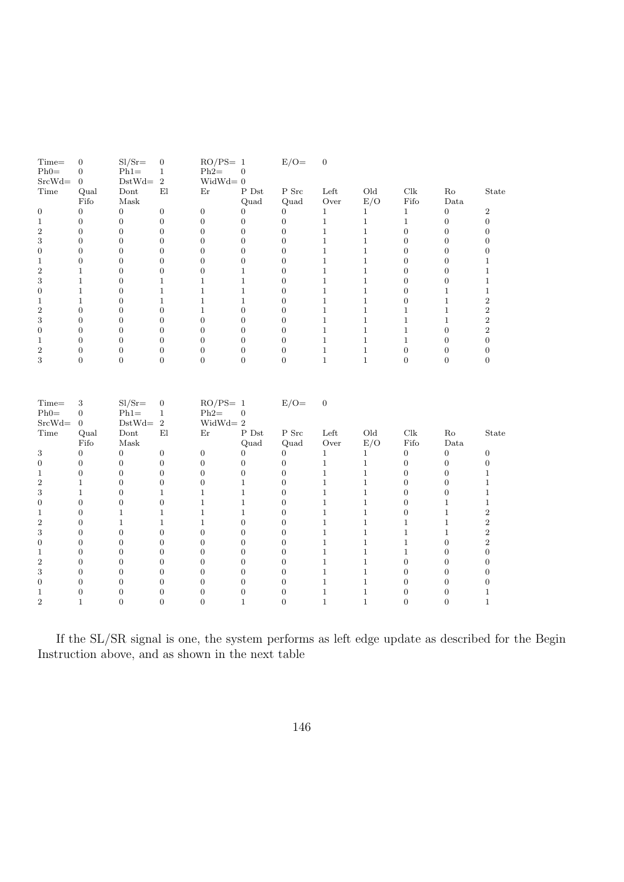| Time= | 0 | Sl/Sr= | 0 | RO/PS= 1 | | E/O= | 0 | | | | |
|---|---|---|---|---|---|---|---|---|---|---|---|
| Ph0= | 0 | Ph1= | 1 | Ph2= | 0 | | | | | | |
| SrcWd= | 0 | DstWd= | 2 | WidWd= 0 | | | | | | | |
| Time | Qual Fifo | Dont Mask | El | Er | P Dst Quad | P Src Quad | Left Over | Old E/O | Clk Fifo | Ro Data | State |
| 0 | 0 | 0 | 0 | 0 | 0 | 0 | 1 | 1 | 1 | 0 | 2 |
| 1 | 0 | 0 | 0 | 0 | 0 | 0 | 1 | 1 | 1 | 0 | 0 |
| 2 | 0 | 0 | 0 | 0 | 0 | 0 | 1 | 1 | 0 | 0 | 0 |
| 3 | 0 | 0 | 0 | 0 | 0 | 0 | 1 | 1 | 0 | 0 | 0 |
| 0 | 0 | 0 | 0 | 0 | 0 | 0 | 1 | 1 | 0 | 0 | 0 |
| 1 | 0 | 0 | 0 | 0 | 0 | 0 | 1 | 1 | 0 | 0 | 1 |
| 2 | 1 | 0 | 0 | 0 | 1 | 0 | 1 | 1 | 0 | 0 | 1 |
| 3 | 1 | 0 | 1 | 1 | 1 | 0 | 1 | 1 | 0 | 0 | 1 |
| 0 | 1 | 0 | 1 | 1 | 1 | 0 | 1 | 1 | 0 | 1 | 1 |
| 1 | 1 | 0 | 1 | 1 | 1 | 0 | 1 | 1 | 0 | 1 | 2 |
| 2 | 0 | 0 | 0 | 1 | 0 | 0 | 1 | 1 | 1 | 1 | 2 |
| 3 | 0 | 0 | 0 | 0 | 0 | 0 | 1 | 1 | 1 | 1 | 2 |
| 0 | 0 | 0 | 0 | 0 | 0 | 0 | 1 | 1 | 1 | 0 | 2 |
| 1 | 0 | 0 | 0 | 0 | 0 | 0 | 1 | 1 | 1 | 0 | 0 |
| 2 | 0 | 0 | 0 | 0 | 0 | 0 | 1 | 1 | 0 | 0 | 0 |
| 3 | 0 | 0 | 0 | 0 | 0 | 0 | 1 | 1 | 0 | 0 | 0 |

| Time= | 3 | Sl/Sr= | 0 | RO/PS= 1 | | E/O= | 0 | | | | |
|---|---|---|---|---|---|---|---|---|---|---|---|
| Ph0= | 0 | Ph1= | 1 | Ph2= | 0 | | | | | | |
| SrcWd= | 0 | DstWd= | 2 | WidWd= 2 | | | | | | | |
| Time | Qual Fifo | Dont Mask | El | Er | P Dst Quad | P Src Quad | Left Over | Old E/O | Clk Fifo | Ro Data | State |
| 3 | 0 | 0 | 0 | 0 | 0 | 0 | 1 | 1 | 0 | 0 | 0 |
| 0 | 0 | 0 | 0 | 0 | 0 | 0 | 1 | 1 | 0 | 0 | 0 |
| 1 | 0 | 0 | 0 | 0 | 0 | 0 | 1 | 1 | 0 | 0 | 1 |
| 2 | 1 | 0 | 0 | 0 | 1 | 0 | 1 | 1 | 0 | 0 | 1 |
| 3 | 1 | 0 | 1 | 1 | 1 | 0 | 1 | 1 | 0 | 0 | 1 |
| 0 | 0 | 0 | 0 | 1 | 1 | 0 | 1 | 1 | 0 | 1 | 1 |
| 1 | 0 | 1 | 1 | 1 | 1 | 0 | 1 | 1 | 0 | 1 | 2 |
| 2 | 0 | 1 | 1 | 1 | 0 | 0 | 1 | 1 | 1 | 1 | 2 |
| 3 | 0 | 0 | 0 | 0 | 0 | 0 | 1 | 1 | 1 | 1 | 2 |
| 0 | 0 | 0 | 0 | 0 | 0 | 0 | 1 | 1 | 1 | 0 | 2 |
| 1 | 0 | 0 | 0 | 0 | 0 | 0 | 1 | 1 | 1 | 0 | 0 |
| 2 | 0 | 0 | 0 | 0 | 0 | 0 | 1 | 1 | 0 | 0 | 0 |
| 3 | 0 | 0 | 0 | 0 | 0 | 0 | 1 | 1 | 0 | 0 | 0 |
| 0 | 0 | 0 | 0 | 0 | 0 | 0 | 1 | 1 | 0 | 0 | 0 |
| 1 | 0 | 0 | 0 | 0 | 0 | 0 | 1 | 1 | 0 | 0 | 1 |
| 2 | 1 | 0 | 0 | 0 | 1 | 0 | 1 | 1 | 0 | 0 | 1 |

If the SL/SR signal is one, the system performs as left edge update as described for the Begin Instruction above, and as shown in the next table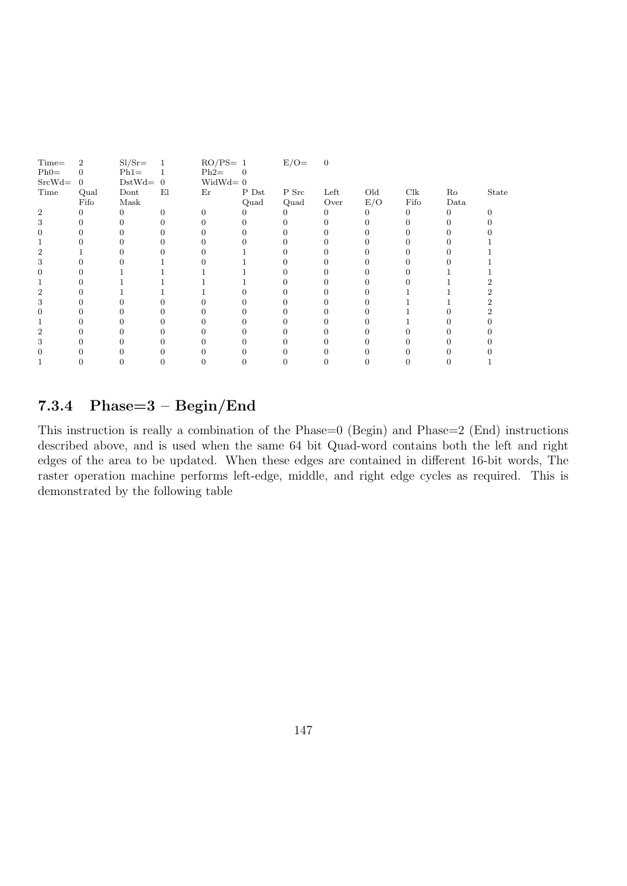| | | | | | | | | | | | |
|---|---|---|---|---|---|---|---|---|---|---|---|
| Time= | 2 | Sl/Sr= | 1 | RO/PS= | 1 | E/O= | 0 | | | | |
| Ph0= | 0 | Ph1= | 1 | Ph2= | 0 | | | | | | |
| SrcWd= | 0 | DstWd= | 0 | WidWd= | 0 | | | | | | |
| Time | Qual Fifo | Dont Mask | El | Er | P Dst Quad | P Src Quad | Left Over | Old E/O | Clk Fifo | Ro Data | State |
| 2 | 0 | 0 | 0 | 0 | 0 | 0 | 0 | 0 | 0 | 0 | 0 |
| 3 | 0 | 0 | 0 | 0 | 0 | 0 | 0 | 0 | 0 | 0 | 0 |
| 0 | 0 | 0 | 0 | 0 | 0 | 0 | 0 | 0 | 0 | 0 | 0 |
| 1 | 0 | 0 | 0 | 0 | 0 | 0 | 0 | 0 | 0 | 0 | 1 |
| 2 | 1 | 0 | 0 | 0 | 1 | 0 | 0 | 0 | 0 | 0 | 1 |
| 3 | 0 | 0 | 1 | 0 | 1 | 0 | 0 | 0 | 0 | 0 | 1 |
| 0 | 0 | 1 | 1 | 1 | 1 | 0 | 0 | 0 | 0 | 1 | 1 |
| 1 | 0 | 1 | 1 | 1 | 1 | 0 | 0 | 0 | 0 | 1 | 2 |
| 2 | 0 | 1 | 1 | 1 | 0 | 0 | 0 | 0 | 1 | 1 | 2 |
| 3 | 0 | 0 | 0 | 0 | 0 | 0 | 0 | 0 | 1 | 1 | 2 |
| 0 | 0 | 0 | 0 | 0 | 0 | 0 | 0 | 0 | 1 | 0 | 2 |
| 1 | 0 | 0 | 0 | 0 | 0 | 0 | 0 | 0 | 1 | 0 | 0 |
| 2 | 0 | 0 | 0 | 0 | 0 | 0 | 0 | 0 | 0 | 0 | 0 |
| 3 | 0 | 0 | 0 | 0 | 0 | 0 | 0 | 0 | 0 | 0 | 0 |
| 0 | 0 | 0 | 0 | 0 | 0 | 0 | 0 | 0 | 0 | 0 | 0 |
| 1 | 0 | 0 | 0 | 0 | 0 | 0 | 0 | 0 | 0 | 0 | 1 |

### 7.3.4 Phase=3 – Begin/End

This instruction is really a combination of the Phase=0 (Begin) and Phase=2 (End) instructions described above, and is used when the same 64 bit Quad-word contains both the left and right edges of the area to be updated. When these edges are contained in different 16-bit words, The raster operation machine performs left-edge, middle, and right edge cycles as required. This is demonstrated by the following table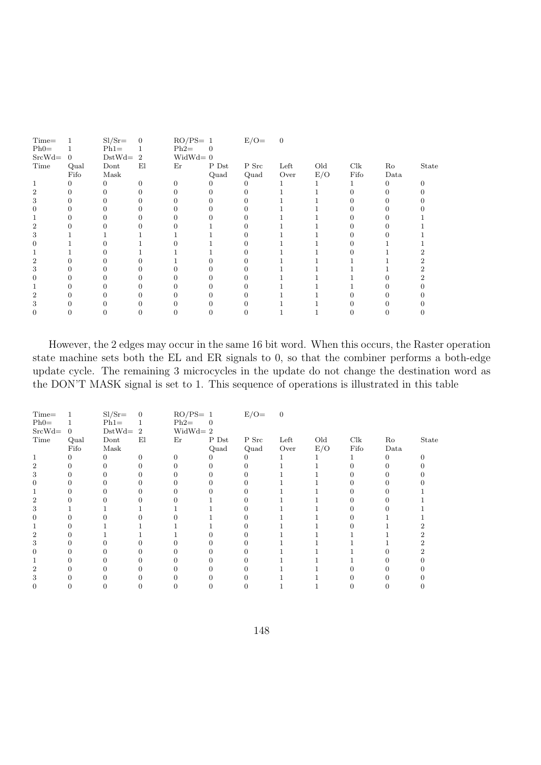Time= 1  Sl/Sr= 0  RO/PS= 1  E/O= 0
Ph0= 1  Ph1= 1  Ph2= 0
SrcWd= 0  DstWd= 2  WidWd= 0

| Time | Qual Fifo | Dont Mask | El | Er | P Dst Quad | P Src Quad | Left Over | Old E/O | Clk Fifo | Ro Data | State |
|---|---|---|---|---|---|---|---|---|---|---|---|
| 1 | 0 | 0 | 0 | 0 | 0 | 0 | 1 | 1 | 1 | 0 | 0 |
| 2 | 0 | 0 | 0 | 0 | 0 | 0 | 1 | 1 | 0 | 0 | 0 |
| 3 | 0 | 0 | 0 | 0 | 0 | 0 | 1 | 1 | 0 | 0 | 0 |
| 0 | 0 | 0 | 0 | 0 | 0 | 0 | 1 | 1 | 0 | 0 | 0 |
| 1 | 0 | 0 | 0 | 0 | 0 | 0 | 1 | 1 | 0 | 0 | 1 |
| 2 | 0 | 0 | 0 | 0 | 1 | 0 | 1 | 1 | 0 | 0 | 1 |
| 3 | 1 | 1 | 1 | 1 | 1 | 0 | 1 | 1 | 0 | 0 | 1 |
| 0 | 1 | 0 | 1 | 0 | 1 | 0 | 1 | 1 | 0 | 1 | 1 |
| 1 | 1 | 0 | 1 | 1 | 1 | 0 | 1 | 1 | 0 | 1 | 2 |
| 2 | 0 | 0 | 0 | 1 | 0 | 0 | 1 | 1 | 1 | 1 | 2 |
| 3 | 0 | 0 | 0 | 0 | 0 | 0 | 1 | 1 | 1 | 1 | 2 |
| 0 | 0 | 0 | 0 | 0 | 0 | 0 | 1 | 1 | 1 | 0 | 2 |
| 1 | 0 | 0 | 0 | 0 | 0 | 0 | 1 | 1 | 1 | 0 | 0 |
| 2 | 0 | 0 | 0 | 0 | 0 | 0 | 1 | 1 | 0 | 0 | 0 |
| 3 | 0 | 0 | 0 | 0 | 0 | 0 | 1 | 1 | 0 | 0 | 0 |
| 0 | 0 | 0 | 0 | 0 | 0 | 0 | 1 | 1 | 0 | 0 | 0 |

However, the 2 edges may occur in the same 16 bit word. When this occurs, the Raster operation state machine sets both the EL and ER signals to 0, so that the combiner performs a both-edge update cycle. The remaining 3 microcycles in the update do not change the destination word as the DON'T MASK signal is set to 1. This sequence of operations is illustrated in this table

Time= 1  Sl/Sr= 0  RO/PS= 1  E/O= 0
Ph0= 1  Ph1= 1  Ph2= 0
SrcWd= 0  DstWd= 2  WidWd= 2

| Time | Qual Fifo | Dont Mask | El | Er | P Dst Quad | P Src Quad | Left Over | Old E/O | Clk Fifo | Ro Data | State |
|---|---|---|---|---|---|---|---|---|---|---|---|
| 1 | 0 | 0 | 0 | 0 | 0 | 0 | 1 | 1 | 1 | 0 | 0 |
| 2 | 0 | 0 | 0 | 0 | 0 | 0 | 1 | 1 | 0 | 0 | 0 |
| 3 | 0 | 0 | 0 | 0 | 0 | 0 | 1 | 1 | 0 | 0 | 0 |
| 0 | 0 | 0 | 0 | 0 | 0 | 0 | 1 | 1 | 0 | 0 | 0 |
| 1 | 0 | 0 | 0 | 0 | 0 | 0 | 1 | 1 | 0 | 0 | 1 |
| 2 | 0 | 0 | 0 | 0 | 1 | 0 | 1 | 1 | 0 | 0 | 1 |
| 3 | 1 | 1 | 1 | 1 | 1 | 0 | 1 | 1 | 0 | 0 | 1 |
| 0 | 0 | 0 | 0 | 0 | 1 | 0 | 1 | 1 | 0 | 1 | 1 |
| 1 | 0 | 1 | 1 | 1 | 1 | 0 | 1 | 1 | 0 | 1 | 2 |
| 2 | 0 | 1 | 1 | 1 | 0 | 0 | 1 | 1 | 1 | 1 | 2 |
| 3 | 0 | 0 | 0 | 0 | 0 | 0 | 1 | 1 | 1 | 1 | 2 |
| 0 | 0 | 0 | 0 | 0 | 0 | 0 | 1 | 1 | 1 | 0 | 2 |
| 1 | 0 | 0 | 0 | 0 | 0 | 0 | 1 | 1 | 1 | 0 | 0 |
| 2 | 0 | 0 | 0 | 0 | 0 | 0 | 1 | 1 | 0 | 0 | 0 |
| 3 | 0 | 0 | 0 | 0 | 0 | 0 | 1 | 1 | 0 | 0 | 0 |
| 0 | 0 | 0 | 0 | 0 | 0 | 0 | 1 | 1 | 0 | 0 | 0 |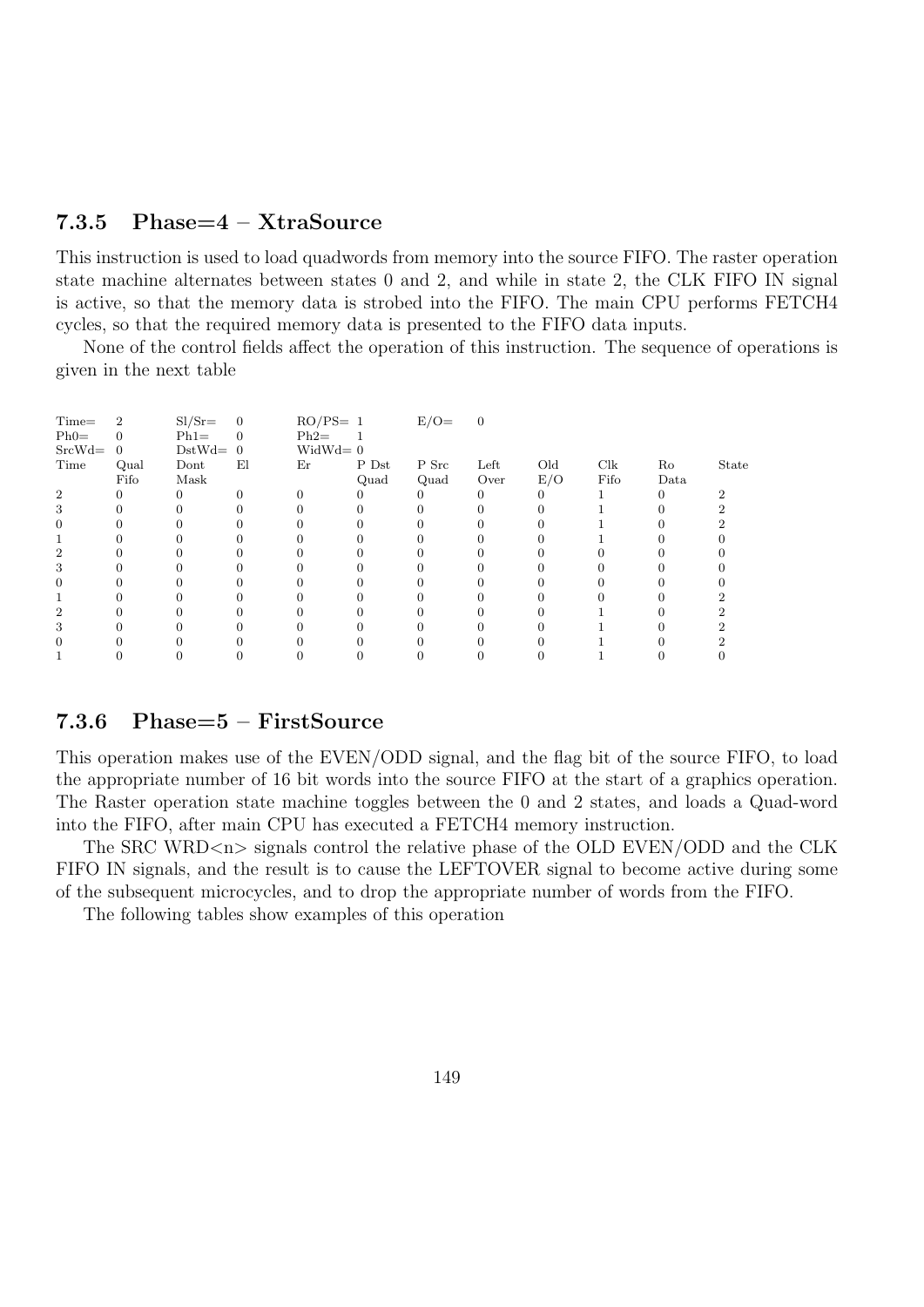### 7.3.5 Phase=4 – XtraSource

This instruction is used to load quadwords from memory into the source FIFO. The raster operation state machine alternates between states 0 and 2, and while in state 2, the CLK FIFO IN signal is active, so that the memory data is strobed into the FIFO. The main CPU performs FETCH4 cycles, so that the required memory data is presented to the FIFO data inputs.

None of the control fields affect the operation of this instruction. The sequence of operations is given in the next table

| | | | | | | | | | | | | |
|---|---|---|---|---|---|---|---|---|---|---|---|---|
| Time= | 2 | Sl/Sr= | 0 | RO/PS= | 1 | E/O= | 0 | | | | | |
| Ph0= | 0 | Ph1= | 0 | Ph2= | 1 | | | | | | | |
| SrcWd= | 0 | DstWd= | 0 | WidWd= | 0 | | | | | | | |
| Time | Qual Fifo | Dont Mask | El | Er | P Dst Quad | P Src Quad | Left Over | Old E/O | Clk Fifo | Ro Data | State | |
| 2 | 0 | 0 | 0 | 0 | 0 | 0 | 0 | 0 | 1 | 0 | 2 | |
| 3 | 0 | 0 | 0 | 0 | 0 | 0 | 0 | 0 | 1 | 0 | 2 | |
| 0 | 0 | 0 | 0 | 0 | 0 | 0 | 0 | 0 | 1 | 0 | 2 | |
| 1 | 0 | 0 | 0 | 0 | 0 | 0 | 0 | 0 | 1 | 0 | 0 | |
| 2 | 0 | 0 | 0 | 0 | 0 | 0 | 0 | 0 | 0 | 0 | 0 | |
| 3 | 0 | 0 | 0 | 0 | 0 | 0 | 0 | 0 | 0 | 0 | 0 | |
| 0 | 0 | 0 | 0 | 0 | 0 | 0 | 0 | 0 | 0 | 0 | 0 | |
| 1 | 0 | 0 | 0 | 0 | 0 | 0 | 0 | 0 | 0 | 0 | 2 | |
| 2 | 0 | 0 | 0 | 0 | 0 | 0 | 0 | 0 | 1 | 0 | 2 | |
| 3 | 0 | 0 | 0 | 0 | 0 | 0 | 0 | 0 | 1 | 0 | 2 | |
| 0 | 0 | 0 | 0 | 0 | 0 | 0 | 0 | 0 | 1 | 0 | 2 | |
| 1 | 0 | 0 | 0 | 0 | 0 | 0 | 0 | 0 | 1 | 0 | 0 | |

### 7.3.6 Phase=5 – FirstSource

This operation makes use of the EVEN/ODD signal, and the flag bit of the source FIFO, to load the appropriate number of 16 bit words into the source FIFO at the start of a graphics operation. The Raster operation state machine toggles between the 0 and 2 states, and loads a Quad-word into the FIFO, after main CPU has executed a FETCH4 memory instruction.

The SRC WRD<n> signals control the relative phase of the OLD EVEN/ODD and the CLK FIFO IN signals, and the result is to cause the LEFTOVER signal to become active during some of the subsequent microcycles, and to drop the appropriate number of words from the FIFO.

The following tables show examples of this operation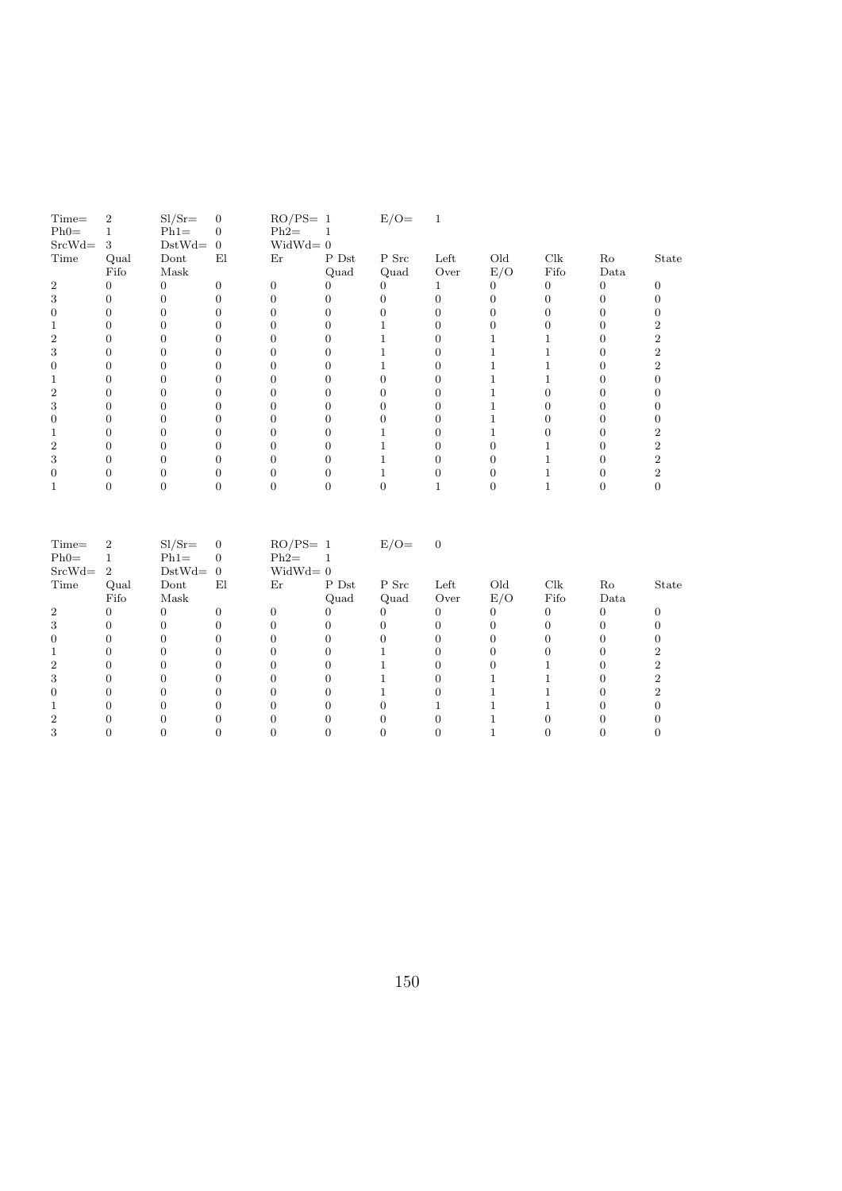Time= 2 Sl/Sr= 0 RO/PS= 1 E/O= 1
Ph0= 1 Ph1= 0 Ph2= 1
SrcWd= 3 DstWd= 0 WidWd= 0

| Time | Qual Fifo | Dont Mask | El | Er | P Dst Quad | P Src Quad | Left Over | Old E/O | Clk Fifo | Ro Data | State |
|---|---|---|---|---|---|---|---|---|---|---|---|
| 2 | 0 | 0 | 0 | 0 | 0 | 0 | 1 | 0 | 0 | 0 | 0 |
| 3 | 0 | 0 | 0 | 0 | 0 | 0 | 0 | 0 | 0 | 0 | 0 |
| 0 | 0 | 0 | 0 | 0 | 0 | 0 | 0 | 0 | 0 | 0 | 0 |
| 1 | 0 | 0 | 0 | 0 | 0 | 1 | 0 | 0 | 0 | 0 | 2 |
| 2 | 0 | 0 | 0 | 0 | 0 | 1 | 0 | 1 | 1 | 0 | 2 |
| 3 | 0 | 0 | 0 | 0 | 0 | 1 | 0 | 1 | 1 | 0 | 2 |
| 0 | 0 | 0 | 0 | 0 | 0 | 1 | 0 | 1 | 1 | 0 | 2 |
| 1 | 0 | 0 | 0 | 0 | 0 | 0 | 0 | 1 | 1 | 0 | 0 |
| 2 | 0 | 0 | 0 | 0 | 0 | 0 | 0 | 1 | 0 | 0 | 0 |
| 3 | 0 | 0 | 0 | 0 | 0 | 0 | 0 | 1 | 0 | 0 | 0 |
| 0 | 0 | 0 | 0 | 0 | 0 | 0 | 0 | 1 | 0 | 0 | 0 |
| 1 | 0 | 0 | 0 | 0 | 0 | 1 | 0 | 1 | 0 | 0 | 2 |
| 2 | 0 | 0 | 0 | 0 | 0 | 1 | 0 | 0 | 1 | 0 | 2 |
| 3 | 0 | 0 | 0 | 0 | 0 | 1 | 0 | 0 | 1 | 0 | 2 |
| 0 | 0 | 0 | 0 | 0 | 0 | 1 | 0 | 0 | 1 | 0 | 2 |
| 1 | 0 | 0 | 0 | 0 | 0 | 0 | 1 | 0 | 1 | 0 | 0 |

Time= 2 Sl/Sr= 0 RO/PS= 1 E/O= 0
Ph0= 1 Ph1= 0 Ph2= 1
SrcWd= 2 DstWd= 0 WidWd= 0

| Time | Qual Fifo | Dont Mask | El | Er | P Dst Quad | P Src Quad | Left Over | Old E/O | Clk Fifo | Ro Data | State |
|---|---|---|---|---|---|---|---|---|---|---|---|
| 2 | 0 | 0 | 0 | 0 | 0 | 0 | 0 | 0 | 0 | 0 | 0 |
| 3 | 0 | 0 | 0 | 0 | 0 | 0 | 0 | 0 | 0 | 0 | 0 |
| 0 | 0 | 0 | 0 | 0 | 0 | 0 | 0 | 0 | 0 | 0 | 0 |
| 1 | 0 | 0 | 0 | 0 | 0 | 1 | 0 | 0 | 0 | 0 | 2 |
| 2 | 0 | 0 | 0 | 0 | 0 | 1 | 0 | 0 | 1 | 0 | 2 |
| 3 | 0 | 0 | 0 | 0 | 0 | 1 | 0 | 1 | 1 | 0 | 2 |
| 0 | 0 | 0 | 0 | 0 | 0 | 1 | 0 | 1 | 1 | 0 | 2 |
| 1 | 0 | 0 | 0 | 0 | 0 | 0 | 1 | 1 | 1 | 0 | 0 |
| 2 | 0 | 0 | 0 | 0 | 0 | 0 | 0 | 1 | 0 | 0 | 0 |
| 3 | 0 | 0 | 0 | 0 | 0 | 0 | 0 | 1 | 0 | 0 | 0 |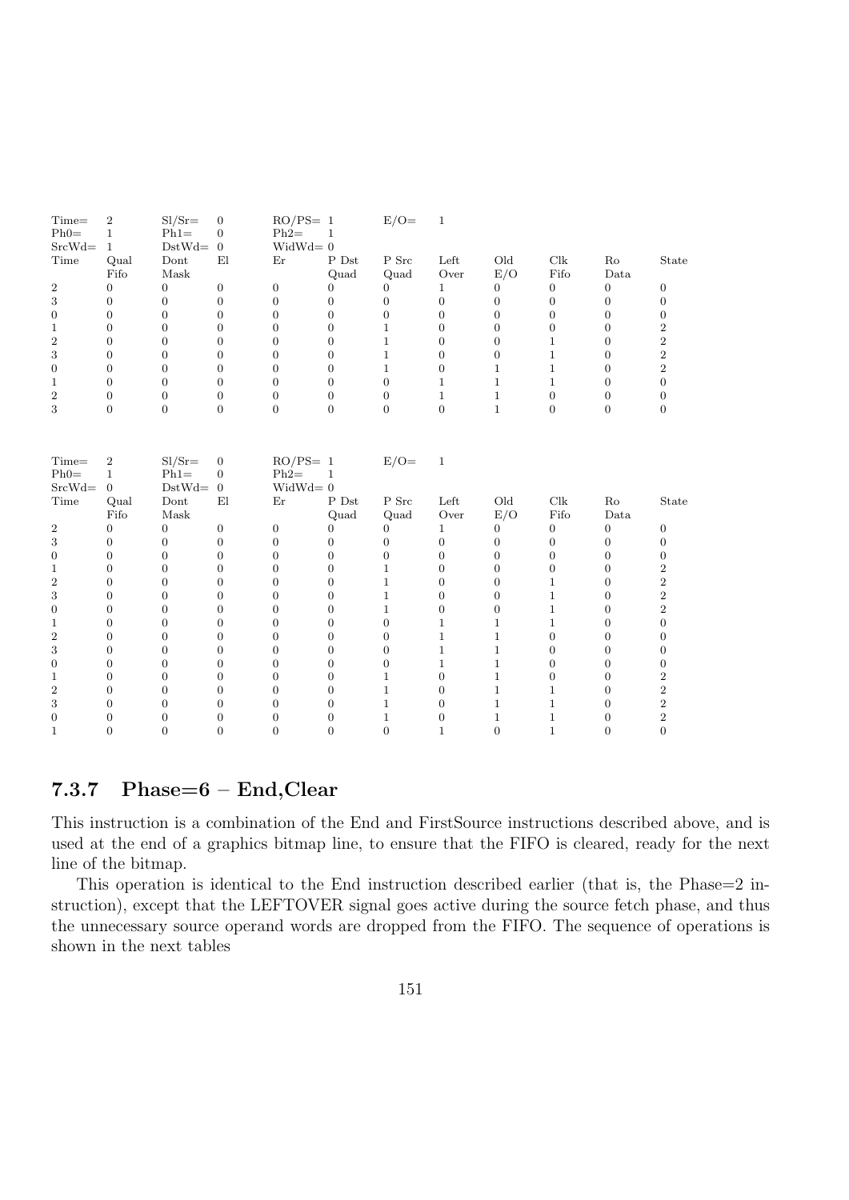| Time= | 2 | Sl/Sr= | 0 | RO/PS= | 1 | E/O= | 1 | | | |
|---|---|---|---|---|---|---|---|---|---|---|
| Ph0= | 1 | Ph1= | 0 | Ph2= | 1 | | | | | |
| SrcWd= | 1 | DstWd= | 0 | WidWd= | 0 | | | | | |
| Time | Qual Fifo | Dont Mask | El | Er | P Dst Quad | P Src Quad | Left Over | Old E/O | Clk Fifo | Ro Data | State |
| 2 | 0 | 0 | 0 | 0 | 0 | 0 | 1 | 0 | 0 | 0 | 0 |
| 3 | 0 | 0 | 0 | 0 | 0 | 0 | 0 | 0 | 0 | 0 | 0 |
| 0 | 0 | 0 | 0 | 0 | 0 | 0 | 0 | 0 | 0 | 0 | 0 |
| 1 | 0 | 0 | 0 | 0 | 0 | 1 | 0 | 0 | 0 | 0 | 2 |
| 2 | 0 | 0 | 0 | 0 | 0 | 1 | 0 | 0 | 1 | 0 | 2 |
| 3 | 0 | 0 | 0 | 0 | 0 | 1 | 0 | 0 | 1 | 0 | 2 |
| 0 | 0 | 0 | 0 | 0 | 0 | 1 | 0 | 1 | 1 | 0 | 2 |
| 1 | 0 | 0 | 0 | 0 | 0 | 0 | 1 | 1 | 1 | 0 | 0 |
| 2 | 0 | 0 | 0 | 0 | 0 | 0 | 1 | 1 | 0 | 0 | 0 |
| 3 | 0 | 0 | 0 | 0 | 0 | 0 | 0 | 1 | 0 | 0 | 0 |

| Time= | 2 | Sl/Sr= | 0 | RO/PS= | 1 | E/O= | 1 | | | | |
|---|---|---|---|---|---|---|---|---|---|---|---|
| Ph0= | 1 | Ph1= | 0 | Ph2= | 1 | | | | | | |
| SrcWd= | 0 | DstWd= | 0 | WidWd= | 0 | | | | | | |
| Time | Qual Fifo | Dont Mask | El | Er | P Dst Quad | P Src Quad | Left Over | Old E/O | Clk Fifo | Ro Data | State |
| 2 | 0 | 0 | 0 | 0 | 0 | 0 | 1 | 0 | 0 | 0 | 0 |
| 3 | 0 | 0 | 0 | 0 | 0 | 0 | 0 | 0 | 0 | 0 | 0 |
| 0 | 0 | 0 | 0 | 0 | 0 | 0 | 0 | 0 | 0 | 0 | 0 |
| 1 | 0 | 0 | 0 | 0 | 0 | 1 | 0 | 0 | 0 | 0 | 2 |
| 2 | 0 | 0 | 0 | 0 | 0 | 1 | 0 | 0 | 1 | 0 | 2 |
| 3 | 0 | 0 | 0 | 0 | 0 | 1 | 0 | 0 | 1 | 0 | 2 |
| 0 | 0 | 0 | 0 | 0 | 0 | 1 | 0 | 0 | 1 | 0 | 2 |
| 1 | 0 | 0 | 0 | 0 | 0 | 0 | 1 | 1 | 1 | 0 | 0 |
| 2 | 0 | 0 | 0 | 0 | 0 | 0 | 1 | 1 | 0 | 0 | 0 |
| 3 | 0 | 0 | 0 | 0 | 0 | 0 | 1 | 1 | 0 | 0 | 0 |
| 0 | 0 | 0 | 0 | 0 | 0 | 0 | 1 | 1 | 0 | 0 | 0 |
| 1 | 0 | 0 | 0 | 0 | 0 | 1 | 0 | 1 | 0 | 0 | 2 |
| 2 | 0 | 0 | 0 | 0 | 0 | 1 | 0 | 1 | 1 | 0 | 2 |
| 3 | 0 | 0 | 0 | 0 | 0 | 1 | 0 | 1 | 1 | 0 | 2 |
| 0 | 0 | 0 | 0 | 0 | 0 | 1 | 0 | 1 | 1 | 0 | 2 |
| 1 | 0 | 0 | 0 | 0 | 0 | 0 | 1 | 0 | 1 | 0 | 0 |

### 7.3.7 Phase=6 – End,Clear

This instruction is a combination of the End and FirstSource instructions described above, and is used at the end of a graphics bitmap line, to ensure that the FIFO is cleared, ready for the next line of the bitmap.

This operation is identical to the End instruction described earlier (that is, the Phase=2 instruction), except that the LEFTOVER signal goes active during the source fetch phase, and thus the unnecessary source operand words are dropped from the FIFO. The sequence of operations is shown in the next tables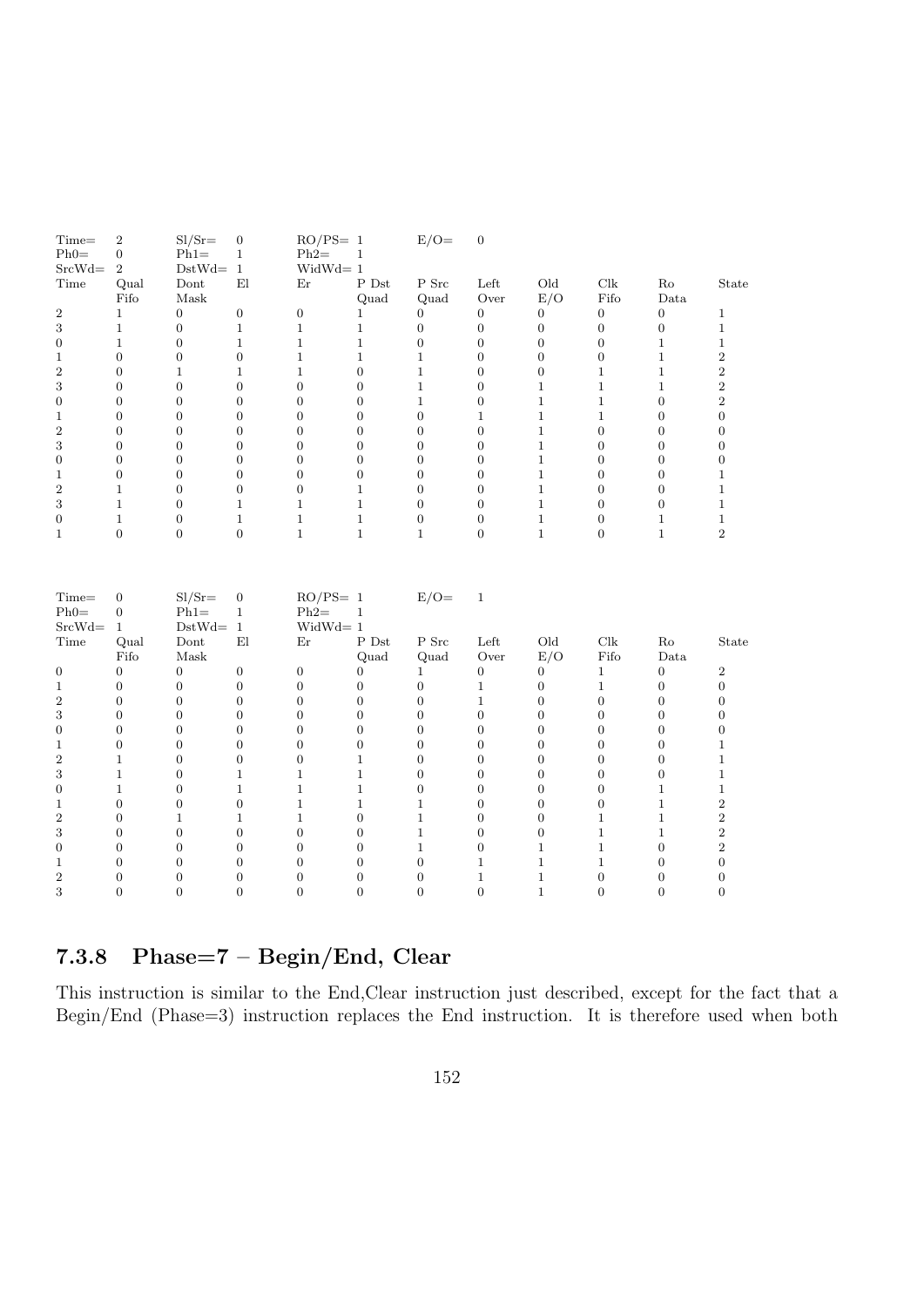| | | | | | | | | | | | | |
|---|---|---|---|---|---|---|---|---|---|---|---|---|
| Time= | 2 | Sl/Sr= | 0 | RO/PS= | 1 | E/O= | 0 | | | | | |
| Ph0= | 0 | Ph1= | 1 | Ph2= | 1 | | | | | | | |
| SrcWd= | 2 | DstWd= | 1 | WidWd= | 1 | | | | | | | |

| Time | Qual Fifo | Dont Mask | El | Er | P Dst Quad | P Src Quad | Left Over | Old E/O | Clk Fifo | Ro Data | State |
|---|---|---|---|---|---|---|---|---|---|---|---|
| 2 | 1 | 0 | 0 | 0 | 1 | 0 | 0 | 0 | 0 | 0 | 1 |
| 3 | 1 | 0 | 1 | 1 | 1 | 0 | 0 | 0 | 0 | 0 | 1 |
| 0 | 1 | 0 | 1 | 1 | 1 | 0 | 0 | 0 | 0 | 1 | 1 |
| 1 | 0 | 0 | 0 | 1 | 1 | 1 | 0 | 0 | 0 | 1 | 2 |
| 2 | 0 | 1 | 1 | 1 | 0 | 1 | 0 | 0 | 1 | 1 | 2 |
| 3 | 0 | 0 | 0 | 0 | 0 | 1 | 0 | 1 | 1 | 1 | 2 |
| 0 | 0 | 0 | 0 | 0 | 0 | 1 | 0 | 1 | 1 | 0 | 2 |
| 1 | 0 | 0 | 0 | 0 | 0 | 0 | 1 | 1 | 1 | 0 | 0 |
| 2 | 0 | 0 | 0 | 0 | 0 | 0 | 0 | 1 | 0 | 0 | 0 |
| 3 | 0 | 0 | 0 | 0 | 0 | 0 | 0 | 1 | 0 | 0 | 0 |
| 0 | 0 | 0 | 0 | 0 | 0 | 0 | 0 | 1 | 0 | 0 | 0 |
| 1 | 0 | 0 | 0 | 0 | 0 | 0 | 0 | 1 | 0 | 0 | 1 |
| 2 | 1 | 0 | 0 | 0 | 1 | 0 | 0 | 1 | 0 | 0 | 1 |
| 3 | 1 | 0 | 1 | 1 | 1 | 0 | 0 | 1 | 0 | 0 | 1 |
| 0 | 1 | 0 | 1 | 1 | 1 | 0 | 0 | 1 | 0 | 1 | 1 |
| 1 | 0 | 0 | 0 | 1 | 1 | 1 | 0 | 1 | 0 | 1 | 2 |

| | | | | | | | | | | | | |
|---|---|---|---|---|---|---|---|---|---|---|---|---|
| Time= | 0 | Sl/Sr= | 0 | RO/PS= | 1 | E/O= | 1 | | | | | |
| Ph0= | 0 | Ph1= | 1 | Ph2= | 1 | | | | | | | |
| SrcWd= | 1 | DstWd= | 1 | WidWd= | 1 | | | | | | | |

| Time | Qual Fifo | Dont Mask | El | Er | P Dst Quad | P Src Quad | Left Over | Old E/O | Clk Fifo | Ro Data | State |
|---|---|---|---|---|---|---|---|---|---|---|---|
| 0 | 0 | 0 | 0 | 0 | 0 | 1 | 0 | 0 | 1 | 0 | 2 |
| 1 | 0 | 0 | 0 | 0 | 0 | 0 | 1 | 0 | 1 | 0 | 0 |
| 2 | 0 | 0 | 0 | 0 | 0 | 0 | 1 | 0 | 0 | 0 | 0 |
| 3 | 0 | 0 | 0 | 0 | 0 | 0 | 0 | 0 | 0 | 0 | 0 |
| 0 | 0 | 0 | 0 | 0 | 0 | 0 | 0 | 0 | 0 | 0 | 0 |
| 1 | 0 | 0 | 0 | 0 | 0 | 0 | 0 | 0 | 0 | 0 | 1 |
| 2 | 1 | 0 | 0 | 0 | 1 | 0 | 0 | 0 | 0 | 0 | 1 |
| 3 | 1 | 0 | 1 | 1 | 1 | 0 | 0 | 0 | 0 | 0 | 1 |
| 0 | 1 | 0 | 1 | 1 | 1 | 0 | 0 | 0 | 0 | 1 | 1 |
| 1 | 0 | 0 | 0 | 1 | 1 | 1 | 0 | 0 | 0 | 1 | 2 |
| 2 | 0 | 1 | 1 | 1 | 0 | 1 | 0 | 0 | 1 | 1 | 2 |
| 3 | 0 | 0 | 0 | 0 | 0 | 1 | 0 | 0 | 1 | 1 | 2 |
| 0 | 0 | 0 | 0 | 0 | 0 | 1 | 0 | 1 | 1 | 0 | 2 |
| 1 | 0 | 0 | 0 | 0 | 0 | 0 | 1 | 1 | 1 | 0 | 0 |
| 2 | 0 | 0 | 0 | 0 | 0 | 0 | 1 | 1 | 0 | 0 | 0 |
| 3 | 0 | 0 | 0 | 0 | 0 | 0 | 0 | 1 | 0 | 0 | 0 |

### 7.3.8 Phase=7 – Begin/End, Clear

This instruction is similar to the End,Clear instruction just described, except for the fact that a Begin/End (Phase=3) instruction replaces the End instruction. It is therefore used when both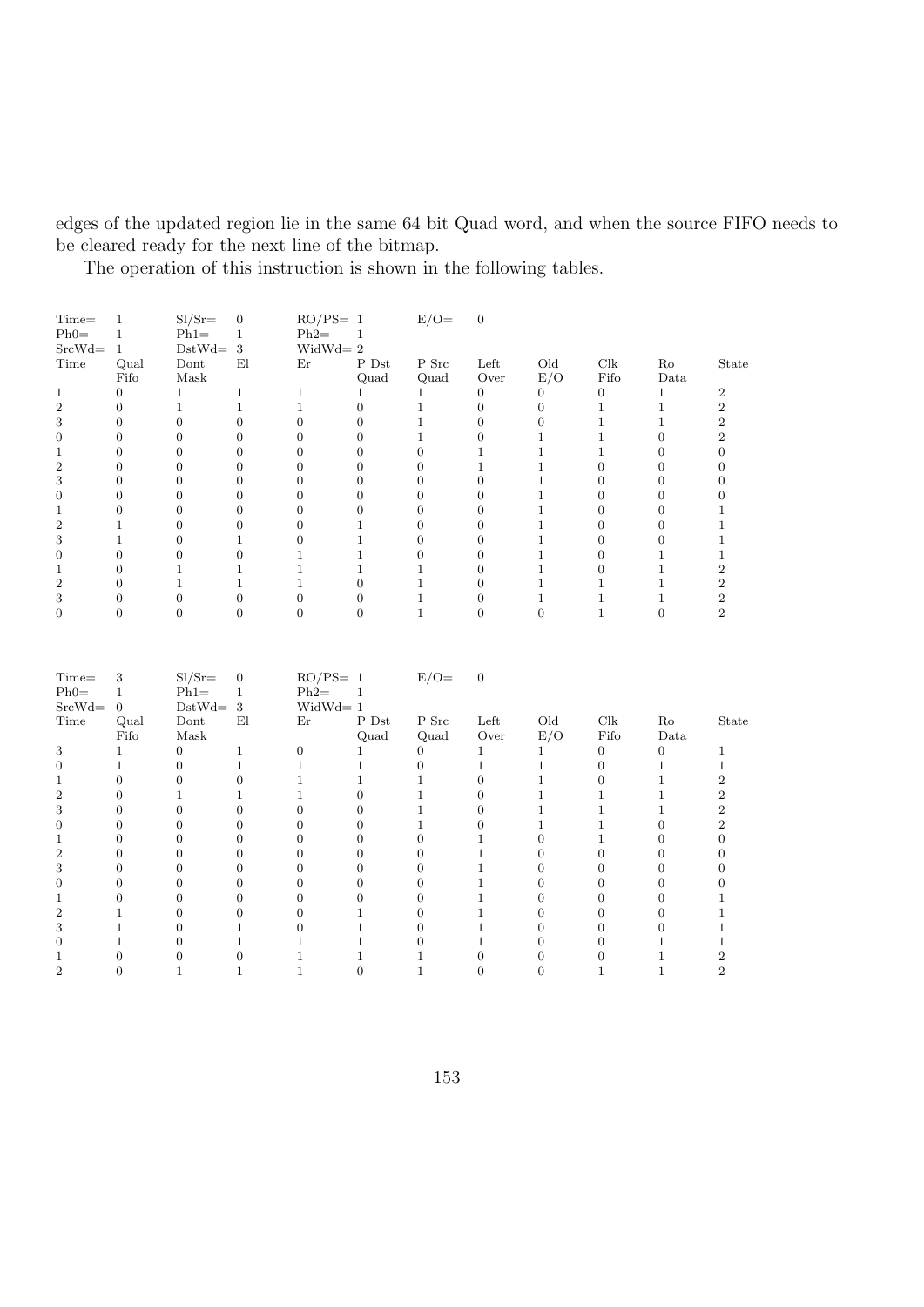edges of the updated region lie in the same 64 bit Quad word, and when the source FIFO needs to be cleared ready for the next line of the bitmap.

The operation of this instruction is shown in the following tables.

Time= 1 &nbsp;&nbsp; Sl/Sr= 0 &nbsp;&nbsp; RO/PS= 1 &nbsp;&nbsp; E/O= 0
Ph0= 1 &nbsp;&nbsp; Ph1= 1 &nbsp;&nbsp; Ph2= 1
SrcWd= 1 &nbsp;&nbsp; DstWd= 3 &nbsp;&nbsp; WidWd= 2

| Time | Qual Fifo | Dont Mask | El | Er | P Dst Quad | P Src Quad | Left Over | Old E/O | Clk Fifo | Ro Data | State |
|---|---|---|---|---|---|---|---|---|---|---|---|
| 1 | 0 | 1 | 1 | 1 | 1 | 1 | 0 | 0 | 0 | 1 | 2 |
| 2 | 0 | 1 | 1 | 1 | 0 | 1 | 0 | 0 | 1 | 1 | 2 |
| 3 | 0 | 0 | 0 | 0 | 0 | 1 | 0 | 0 | 1 | 1 | 2 |
| 0 | 0 | 0 | 0 | 0 | 0 | 1 | 0 | 1 | 1 | 0 | 2 |
| 1 | 0 | 0 | 0 | 0 | 0 | 0 | 1 | 1 | 1 | 0 | 0 |
| 2 | 0 | 0 | 0 | 0 | 0 | 0 | 1 | 1 | 0 | 0 | 0 |
| 3 | 0 | 0 | 0 | 0 | 0 | 0 | 0 | 1 | 0 | 0 | 0 |
| 0 | 0 | 0 | 0 | 0 | 0 | 0 | 0 | 1 | 0 | 0 | 0 |
| 1 | 0 | 0 | 0 | 0 | 0 | 0 | 0 | 1 | 0 | 0 | 1 |
| 2 | 1 | 0 | 0 | 0 | 1 | 0 | 0 | 1 | 0 | 0 | 1 |
| 3 | 1 | 0 | 1 | 0 | 1 | 0 | 0 | 1 | 0 | 0 | 1 |
| 0 | 0 | 0 | 0 | 1 | 1 | 0 | 0 | 1 | 0 | 1 | 1 |
| 1 | 0 | 1 | 1 | 1 | 1 | 1 | 0 | 1 | 0 | 1 | 2 |
| 2 | 0 | 1 | 1 | 1 | 0 | 1 | 0 | 1 | 1 | 1 | 2 |
| 3 | 0 | 0 | 0 | 0 | 0 | 1 | 0 | 1 | 1 | 1 | 2 |
| 0 | 0 | 0 | 0 | 0 | 0 | 1 | 0 | 0 | 1 | 0 | 2 |

Time= 3 &nbsp;&nbsp; Sl/Sr= 0 &nbsp;&nbsp; RO/PS= 1 &nbsp;&nbsp; E/O= 0
Ph0= 1 &nbsp;&nbsp; Ph1= 1 &nbsp;&nbsp; Ph2= 1
SrcWd= 0 &nbsp;&nbsp; DstWd= 3 &nbsp;&nbsp; WidWd= 1

| Time | Qual Fifo | Dont Mask | El | Er | P Dst Quad | P Src Quad | Left Over | Old E/O | Clk Fifo | Ro Data | State |
|---|---|---|---|---|---|---|---|---|---|---|---|
| 3 | 1 | 0 | 1 | 0 | 1 | 0 | 1 | 1 | 0 | 0 | 1 |
| 0 | 1 | 0 | 1 | 1 | 1 | 0 | 1 | 1 | 0 | 1 | 1 |
| 1 | 0 | 0 | 0 | 1 | 1 | 1 | 0 | 1 | 0 | 1 | 2 |
| 2 | 0 | 1 | 1 | 1 | 0 | 1 | 0 | 1 | 1 | 1 | 2 |
| 3 | 0 | 0 | 0 | 0 | 0 | 1 | 0 | 1 | 1 | 1 | 2 |
| 0 | 0 | 0 | 0 | 0 | 0 | 1 | 0 | 1 | 1 | 0 | 2 |
| 1 | 0 | 0 | 0 | 0 | 0 | 0 | 1 | 0 | 1 | 0 | 0 |
| 2 | 0 | 0 | 0 | 0 | 0 | 0 | 1 | 0 | 0 | 0 | 0 |
| 3 | 0 | 0 | 0 | 0 | 0 | 0 | 1 | 0 | 0 | 0 | 0 |
| 0 | 0 | 0 | 0 | 0 | 0 | 0 | 1 | 0 | 0 | 0 | 0 |
| 1 | 0 | 0 | 0 | 0 | 0 | 0 | 1 | 0 | 0 | 0 | 1 |
| 2 | 1 | 0 | 0 | 0 | 1 | 0 | 1 | 0 | 0 | 0 | 1 |
| 3 | 1 | 0 | 1 | 0 | 1 | 0 | 1 | 0 | 0 | 0 | 1 |
| 0 | 1 | 0 | 1 | 1 | 1 | 0 | 1 | 0 | 0 | 1 | 1 |
| 1 | 0 | 0 | 0 | 1 | 1 | 1 | 0 | 0 | 0 | 1 | 2 |
| 2 | 0 | 1 | 1 | 1 | 0 | 1 | 0 | 0 | 1 | 1 | 2 |